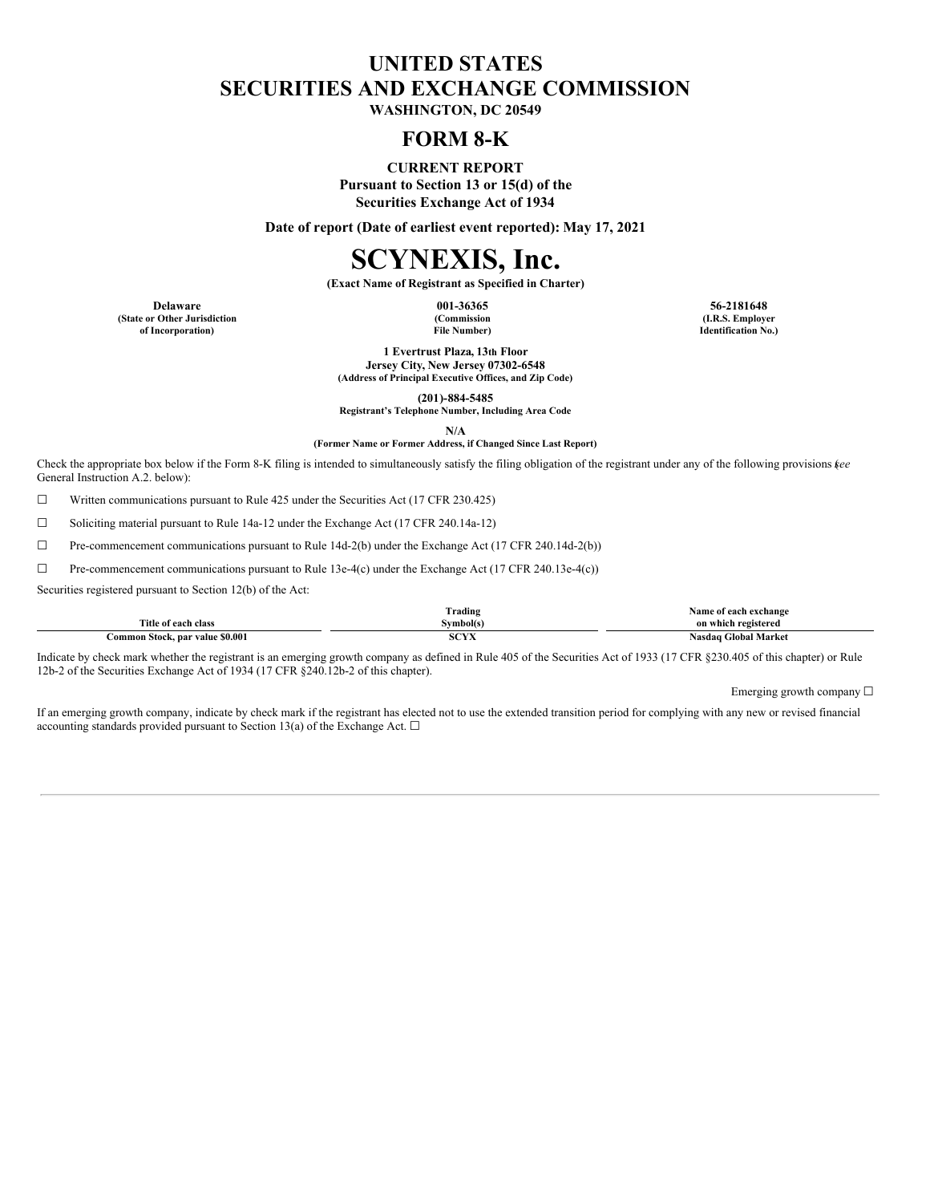# UNITED STATES
# SECURITIES AND EXCHANGE COMMISSION

**WASHINGTON, DC 20549**

## FORM 8-K

**CURRENT REPORT**
**Pursuant to Section 13 or 15(d) of the**
**Securities Exchange Act of 1934**

**Date of report (Date of earliest event reported): May 17, 2021**

# SCYNEXIS, Inc.

**(Exact Name of Registrant as Specified in Charter)**

| Delaware | 001-36365 | 56-2181648 |
|---|---|---|
| (State or Other Jurisdiction of Incorporation) | (Commission File Number) | (I.R.S. Employer Identification No.) |

**1 Evertrust Plaza, 13th Floor**
**Jersey City, New Jersey 07302-6548**
**(Address of Principal Executive Offices, and Zip Code)**

**(201)-884-5485**
**Registrant's Telephone Number, Including Area Code**

**N/A**
**(Former Name or Former Address, if Changed Since Last Report)**

Check the appropriate box below if the Form 8-K filing is intended to simultaneously satisfy the filing obligation of the registrant under any of the following provisions (*see* General Instruction A.2. below):

☐ Written communications pursuant to Rule 425 under the Securities Act (17 CFR 230.425)

☐ Soliciting material pursuant to Rule 14a-12 under the Exchange Act (17 CFR 240.14a-12)

☐ Pre-commencement communications pursuant to Rule 14d-2(b) under the Exchange Act (17 CFR 240.14d-2(b))

☐ Pre-commencement communications pursuant to Rule 13e-4(c) under the Exchange Act (17 CFR 240.13e-4(c))

Securities registered pursuant to Section 12(b) of the Act:

| Title of each class | Trading Symbol(s) | Name of each exchange on which registered |
|---|---|---|
| Common Stock, par value $0.001 | SCYX | Nasdaq Global Market |

Indicate by check mark whether the registrant is an emerging growth company as defined in Rule 405 of the Securities Act of 1933 (17 CFR §230.405 of this chapter) or Rule 12b-2 of the Securities Exchange Act of 1934 (17 CFR §240.12b-2 of this chapter).

Emerging growth company ☐

If an emerging growth company, indicate by check mark if the registrant has elected not to use the extended transition period for complying with any new or revised financial accounting standards provided pursuant to Section 13(a) of the Exchange Act. ☐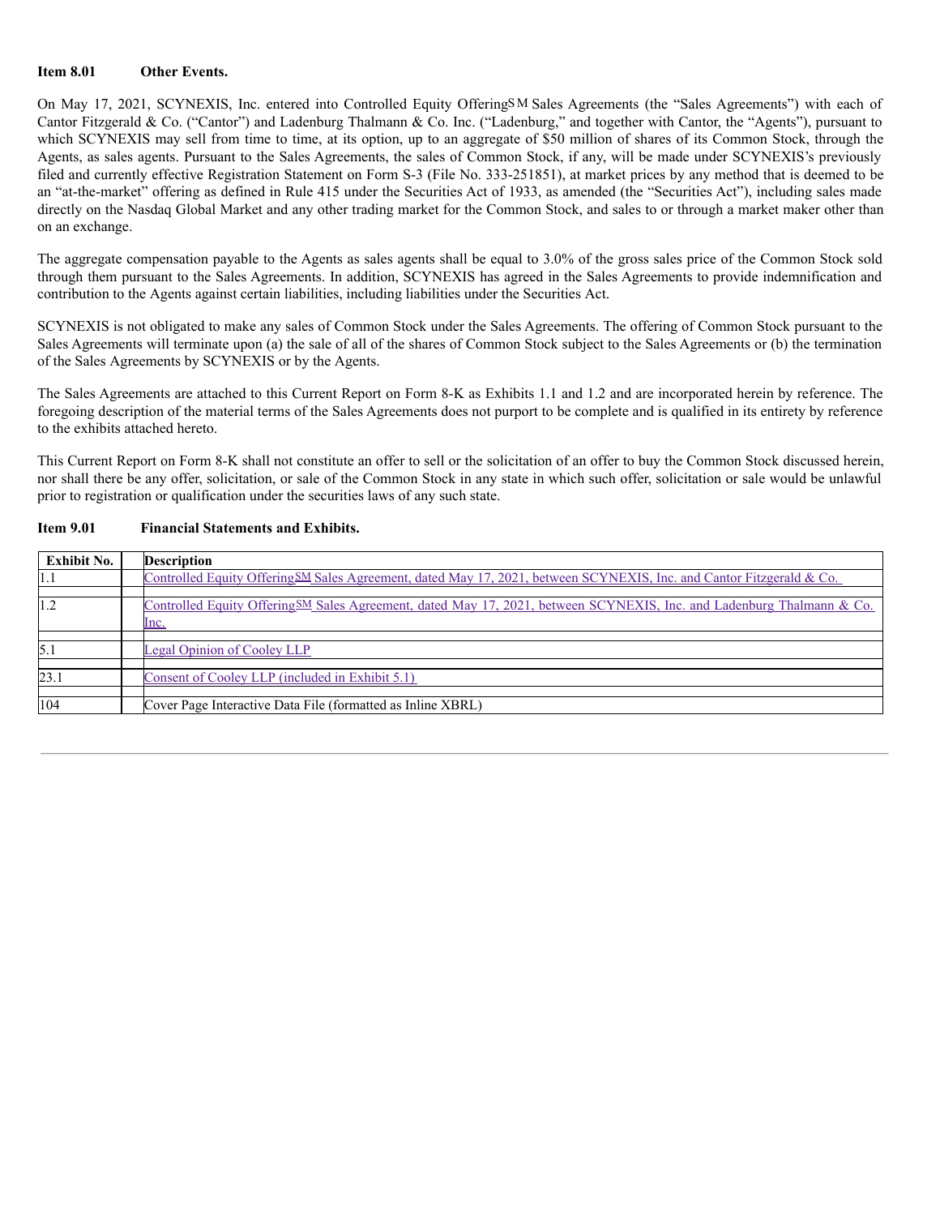**Item 8.01 Other Events.**

On May 17, 2021, SCYNEXIS, Inc. entered into Controlled Equity Offering[SM] Sales Agreements (the "Sales Agreements") with each of Cantor Fitzgerald & Co. ("Cantor") and Ladenburg Thalmann & Co. Inc. ("Ladenburg," and together with Cantor, the "Agents"), pursuant to which SCYNEXIS may sell from time to time, at its option, up to an aggregate of $50 million of shares of its Common Stock, through the Agents, as sales agents. Pursuant to the Sales Agreements, the sales of Common Stock, if any, will be made under SCYNEXIS's previously filed and currently effective Registration Statement on Form S-3 (File No. 333-251851), at market prices by any method that is deemed to be an "at-the-market" offering as defined in Rule 415 under the Securities Act of 1933, as amended (the "Securities Act"), including sales made directly on the Nasdaq Global Market and any other trading market for the Common Stock, and sales to or through a market maker other than on an exchange.

The aggregate compensation payable to the Agents as sales agents shall be equal to 3.0% of the gross sales price of the Common Stock sold through them pursuant to the Sales Agreements. In addition, SCYNEXIS has agreed in the Sales Agreements to provide indemnification and contribution to the Agents against certain liabilities, including liabilities under the Securities Act.

SCYNEXIS is not obligated to make any sales of Common Stock under the Sales Agreements. The offering of Common Stock pursuant to the Sales Agreements will terminate upon (a) the sale of all of the shares of Common Stock subject to the Sales Agreements or (b) the termination of the Sales Agreements by SCYNEXIS or by the Agents.

The Sales Agreements are attached to this Current Report on Form 8-K as Exhibits 1.1 and 1.2 and are incorporated herein by reference. The foregoing description of the material terms of the Sales Agreements does not purport to be complete and is qualified in its entirety by reference to the exhibits attached hereto.

This Current Report on Form 8-K shall not constitute an offer to sell or the solicitation of an offer to buy the Common Stock discussed herein, nor shall there be any offer, solicitation, or sale of the Common Stock in any state in which such offer, solicitation or sale would be unlawful prior to registration or qualification under the securities laws of any such state.

**Item 9.01 Financial Statements and Exhibits.**

| Exhibit No. | Description |
|---|---|
| 1.1 | Controlled Equity Offering[SM] Sales Agreement, dated May 17, 2021, between SCYNEXIS, Inc. and Cantor Fitzgerald & Co. |
| 1.2 | Controlled Equity Offering[SM] Sales Agreement, dated May 17, 2021, between SCYNEXIS, Inc. and Ladenburg Thalmann & Co. Inc. |
| 5.1 | Legal Opinion of Cooley LLP |
| 23.1 | Consent of Cooley LLP (included in Exhibit 5.1) |
| 104 | Cover Page Interactive Data File (formatted as Inline XBRL) |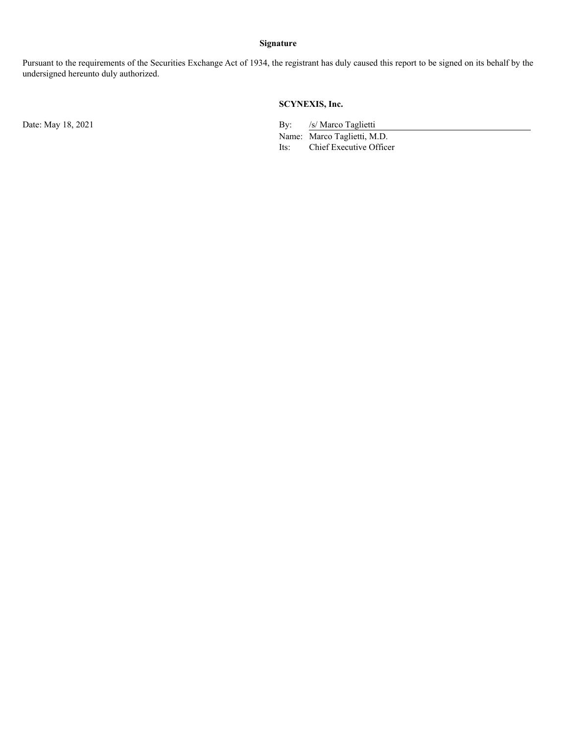**Signature**

Pursuant to the requirements of the Securities Exchange Act of 1934, the registrant has duly caused this report to be signed on its behalf by the undersigned hereunto duly authorized.

| | |
|---|---|
| | **SCYNEXIS, Inc.** |
| Date: May 18, 2021 | By: /s/ Marco Taglietti |
| | Name: Marco Taglietti, M.D. |
| | Its: Chief Executive Officer |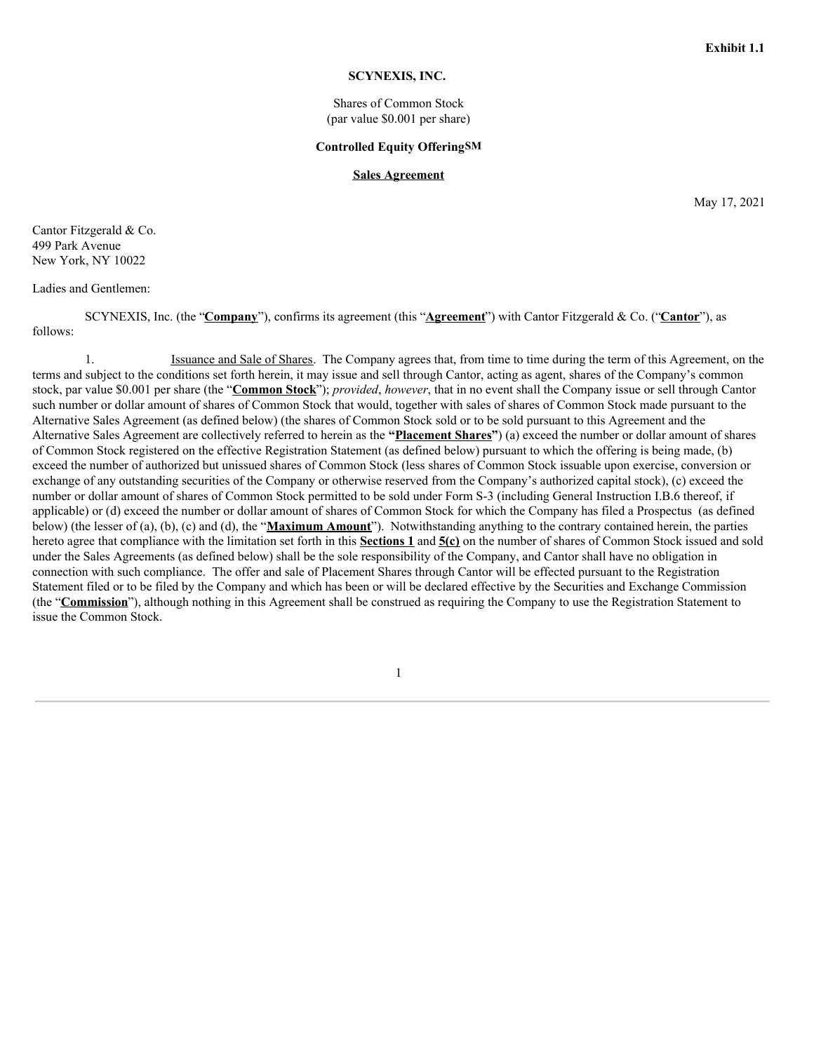**Exhibit 1.1**

**SCYNEXIS, INC.**

Shares of Common Stock
(par value $0.001 per share)

**Controlled Equity Offering<sup>SM</sup>**

**Sales Agreement**

May 17, 2021

Cantor Fitzgerald & Co.
499 Park Avenue
New York, NY 10022

Ladies and Gentlemen:

SCYNEXIS, Inc. (the "**Company**"), confirms its agreement (this "**Agreement**") with Cantor Fitzgerald & Co. ("**Cantor**"), as follows:

1. Issuance and Sale of Shares. The Company agrees that, from time to time during the term of this Agreement, on the terms and subject to the conditions set forth herein, it may issue and sell through Cantor, acting as agent, shares of the Company's common stock, par value $0.001 per share (the "**Common Stock**"); *provided*, *however*, that in no event shall the Company issue or sell through Cantor such number or dollar amount of shares of Common Stock that would, together with sales of shares of Common Stock made pursuant to the Alternative Sales Agreement (as defined below) (the shares of Common Stock sold or to be sold pursuant to this Agreement and the Alternative Sales Agreement are collectively referred to herein as the **"Placement Shares"**) (a) exceed the number or dollar amount of shares of Common Stock registered on the effective Registration Statement (as defined below) pursuant to which the offering is being made, (b) exceed the number of authorized but unissued shares of Common Stock (less shares of Common Stock issuable upon exercise, conversion or exchange of any outstanding securities of the Company or otherwise reserved from the Company's authorized capital stock), (c) exceed the number or dollar amount of shares of Common Stock permitted to be sold under Form S-3 (including General Instruction I.B.6 thereof, if applicable) or (d) exceed the number or dollar amount of shares of Common Stock for which the Company has filed a Prospectus (as defined below) (the lesser of (a), (b), (c) and (d), the "**Maximum Amount**"). Notwithstanding anything to the contrary contained herein, the parties hereto agree that compliance with the limitation set forth in this **Sections 1** and **5(c)** on the number of shares of Common Stock issued and sold under the Sales Agreements (as defined below) shall be the sole responsibility of the Company, and Cantor shall have no obligation in connection with such compliance. The offer and sale of Placement Shares through Cantor will be effected pursuant to the Registration Statement filed or to be filed by the Company and which has been or will be declared effective by the Securities and Exchange Commission (the "**Commission**"), although nothing in this Agreement shall be construed as requiring the Company to use the Registration Statement to issue the Common Stock.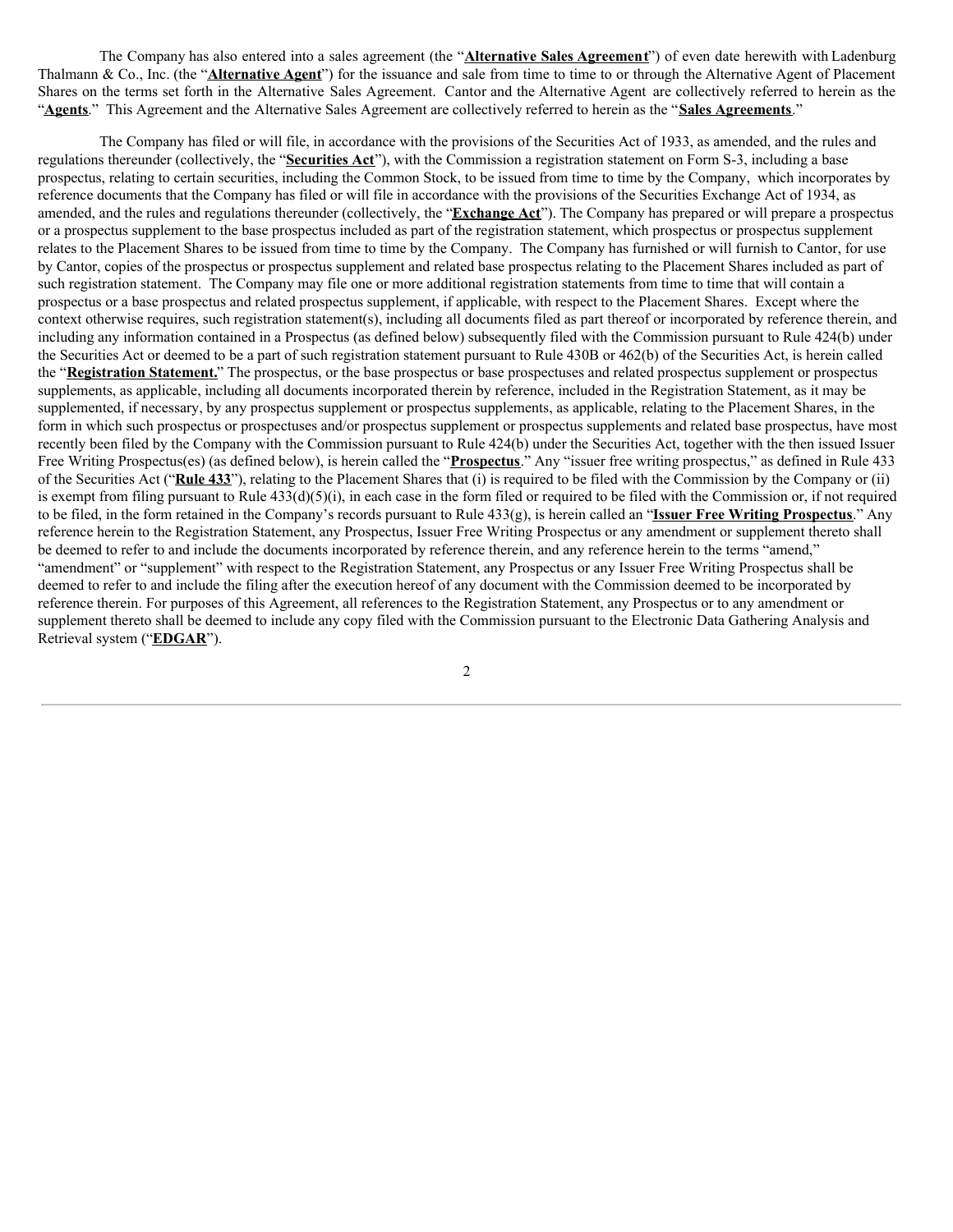The Company has also entered into a sales agreement (the "**Alternative Sales Agreement**") of even date herewith with Ladenburg Thalmann & Co., Inc. (the "**Alternative Agent**") for the issuance and sale from time to time to or through the Alternative Agent of Placement Shares on the terms set forth in the Alternative Sales Agreement. Cantor and the Alternative Agent are collectively referred to herein as the "**Agents**." This Agreement and the Alternative Sales Agreement are collectively referred to herein as the "**Sales Agreements**."

The Company has filed or will file, in accordance with the provisions of the Securities Act of 1933, as amended, and the rules and regulations thereunder (collectively, the "**Securities Act**"), with the Commission a registration statement on Form S-3, including a base prospectus, relating to certain securities, including the Common Stock, to be issued from time to time by the Company, which incorporates by reference documents that the Company has filed or will file in accordance with the provisions of the Securities Exchange Act of 1934, as amended, and the rules and regulations thereunder (collectively, the "**Exchange Act**"). The Company has prepared or will prepare a prospectus or a prospectus supplement to the base prospectus included as part of the registration statement, which prospectus or prospectus supplement relates to the Placement Shares to be issued from time to time by the Company. The Company has furnished or will furnish to Cantor, for use by Cantor, copies of the prospectus or prospectus supplement and related base prospectus relating to the Placement Shares included as part of such registration statement. The Company may file one or more additional registration statements from time to time that will contain a prospectus or a base prospectus and related prospectus supplement, if applicable, with respect to the Placement Shares. Except where the context otherwise requires, such registration statement(s), including all documents filed as part thereof or incorporated by reference therein, and including any information contained in a Prospectus (as defined below) subsequently filed with the Commission pursuant to Rule 424(b) under the Securities Act or deemed to be a part of such registration statement pursuant to Rule 430B or 462(b) of the Securities Act, is herein called the "**Registration Statement.**" The prospectus, or the base prospectus or base prospectuses and related prospectus supplement or prospectus supplements, as applicable, including all documents incorporated therein by reference, included in the Registration Statement, as it may be supplemented, if necessary, by any prospectus supplement or prospectus supplements, as applicable, relating to the Placement Shares, in the form in which such prospectus or prospectuses and/or prospectus supplement or prospectus supplements and related base prospectus, have most recently been filed by the Company with the Commission pursuant to Rule 424(b) under the Securities Act, together with the then issued Issuer Free Writing Prospectus(es) (as defined below), is herein called the "**Prospectus**." Any "issuer free writing prospectus," as defined in Rule 433 of the Securities Act ("**Rule 433**"), relating to the Placement Shares that (i) is required to be filed with the Commission by the Company or (ii) is exempt from filing pursuant to Rule 433(d)(5)(i), in each case in the form filed or required to be filed with the Commission or, if not required to be filed, in the form retained in the Company's records pursuant to Rule 433(g), is herein called an "**Issuer Free Writing Prospectus**." Any reference herein to the Registration Statement, any Prospectus, Issuer Free Writing Prospectus or any amendment or supplement thereto shall be deemed to refer to and include the documents incorporated by reference therein, and any reference herein to the terms "amend," "amendment" or "supplement" with respect to the Registration Statement, any Prospectus or any Issuer Free Writing Prospectus shall be deemed to refer to and include the filing after the execution hereof of any document with the Commission deemed to be incorporated by reference therein. For purposes of this Agreement, all references to the Registration Statement, any Prospectus or to any amendment or supplement thereto shall be deemed to include any copy filed with the Commission pursuant to the Electronic Data Gathering Analysis and Retrieval system ("**EDGAR**").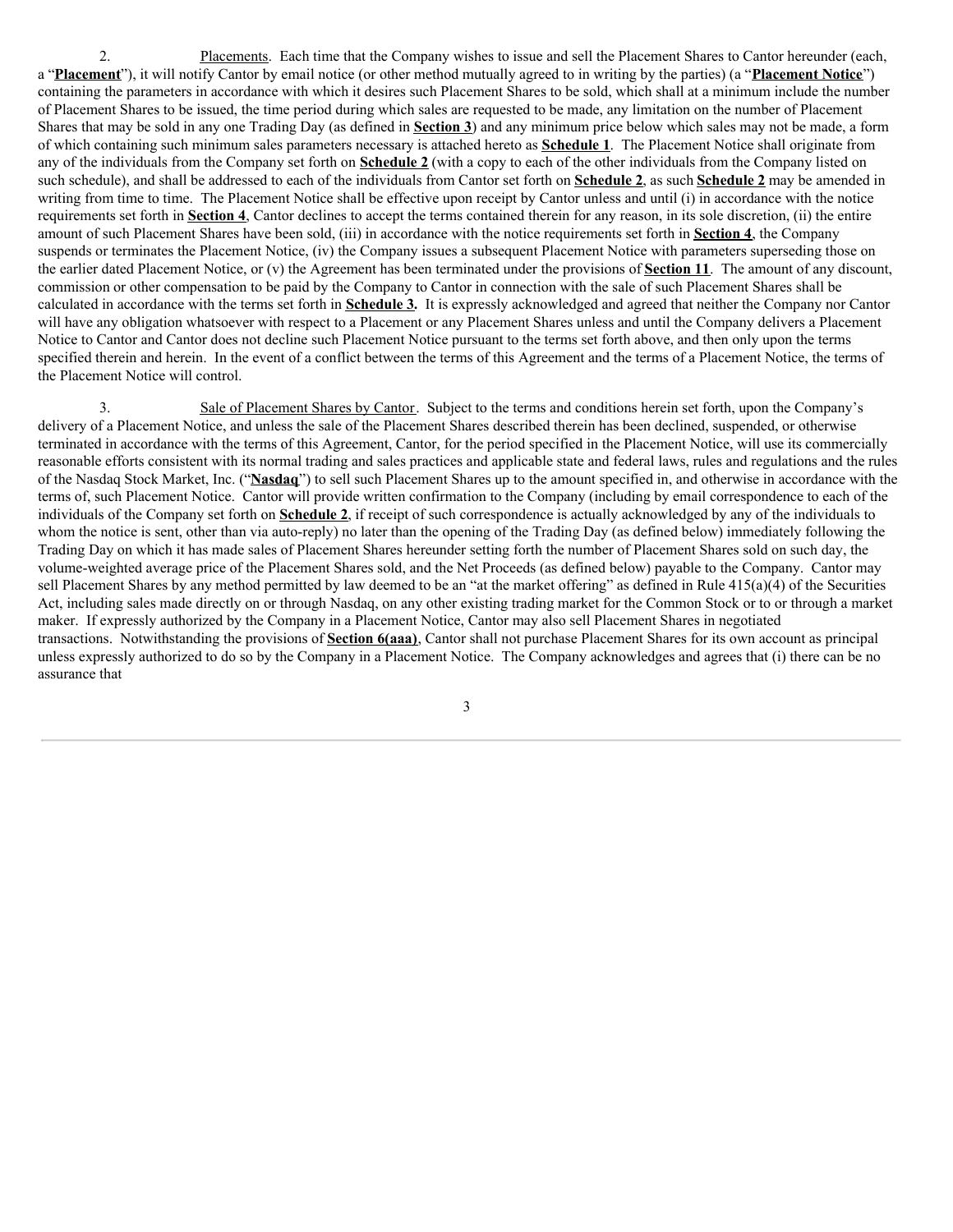2. Placements. Each time that the Company wishes to issue and sell the Placement Shares to Cantor hereunder (each, a "**Placement**"), it will notify Cantor by email notice (or other method mutually agreed to in writing by the parties) (a "**Placement Notice**") containing the parameters in accordance with which it desires such Placement Shares to be sold, which shall at a minimum include the number of Placement Shares to be issued, the time period during which sales are requested to be made, any limitation on the number of Placement Shares that may be sold in any one Trading Day (as defined in **Section 3**) and any minimum price below which sales may not be made, a form of which containing such minimum sales parameters necessary is attached hereto as **Schedule 1**. The Placement Notice shall originate from any of the individuals from the Company set forth on **Schedule 2** (with a copy to each of the other individuals from the Company listed on such schedule), and shall be addressed to each of the individuals from Cantor set forth on **Schedule 2**, as such **Schedule 2** may be amended in writing from time to time. The Placement Notice shall be effective upon receipt by Cantor unless and until (i) in accordance with the notice requirements set forth in **Section 4**, Cantor declines to accept the terms contained therein for any reason, in its sole discretion, (ii) the entire amount of such Placement Shares have been sold, (iii) in accordance with the notice requirements set forth in **Section 4**, the Company suspends or terminates the Placement Notice, (iv) the Company issues a subsequent Placement Notice with parameters superseding those on the earlier dated Placement Notice, or (v) the Agreement has been terminated under the provisions of **Section 11**. The amount of any discount, commission or other compensation to be paid by the Company to Cantor in connection with the sale of such Placement Shares shall be calculated in accordance with the terms set forth in **Schedule 3.** It is expressly acknowledged and agreed that neither the Company nor Cantor will have any obligation whatsoever with respect to a Placement or any Placement Shares unless and until the Company delivers a Placement Notice to Cantor and Cantor does not decline such Placement Notice pursuant to the terms set forth above, and then only upon the terms specified therein and herein. In the event of a conflict between the terms of this Agreement and the terms of a Placement Notice, the terms of the Placement Notice will control.

3. Sale of Placement Shares by Cantor. Subject to the terms and conditions herein set forth, upon the Company's delivery of a Placement Notice, and unless the sale of the Placement Shares described therein has been declined, suspended, or otherwise terminated in accordance with the terms of this Agreement, Cantor, for the period specified in the Placement Notice, will use its commercially reasonable efforts consistent with its normal trading and sales practices and applicable state and federal laws, rules and regulations and the rules of the Nasdaq Stock Market, Inc. ("**Nasdaq**") to sell such Placement Shares up to the amount specified in, and otherwise in accordance with the terms of, such Placement Notice. Cantor will provide written confirmation to the Company (including by email correspondence to each of the individuals of the Company set forth on **Schedule 2**, if receipt of such correspondence is actually acknowledged by any of the individuals to whom the notice is sent, other than via auto-reply) no later than the opening of the Trading Day (as defined below) immediately following the Trading Day on which it has made sales of Placement Shares hereunder setting forth the number of Placement Shares sold on such day, the volume-weighted average price of the Placement Shares sold, and the Net Proceeds (as defined below) payable to the Company. Cantor may sell Placement Shares by any method permitted by law deemed to be an "at the market offering" as defined in Rule 415(a)(4) of the Securities Act, including sales made directly on or through Nasdaq, on any other existing trading market for the Common Stock or to or through a market maker. If expressly authorized by the Company in a Placement Notice, Cantor may also sell Placement Shares in negotiated transactions. Notwithstanding the provisions of **Section 6(aaa)**, Cantor shall not purchase Placement Shares for its own account as principal unless expressly authorized to do so by the Company in a Placement Notice. The Company acknowledges and agrees that (i) there can be no assurance that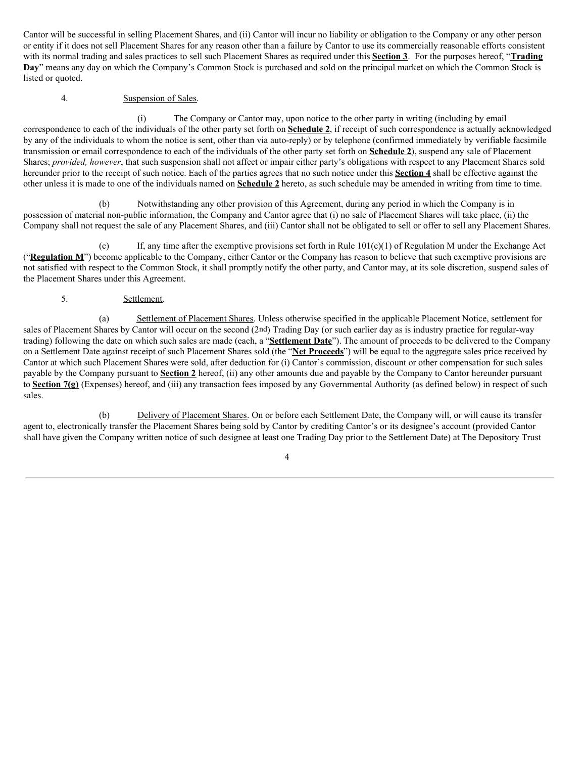Cantor will be successful in selling Placement Shares, and (ii) Cantor will incur no liability or obligation to the Company or any other person or entity if it does not sell Placement Shares for any reason other than a failure by Cantor to use its commercially reasonable efforts consistent with its normal trading and sales practices to sell such Placement Shares as required under this **Section 3**. For the purposes hereof, "**Trading Day**" means any day on which the Company's Common Stock is purchased and sold on the principal market on which the Common Stock is listed or quoted.

4. Suspension of Sales.

(i) The Company or Cantor may, upon notice to the other party in writing (including by email correspondence to each of the individuals of the other party set forth on **Schedule 2**, if receipt of such correspondence is actually acknowledged by any of the individuals to whom the notice is sent, other than via auto-reply) or by telephone (confirmed immediately by verifiable facsimile transmission or email correspondence to each of the individuals of the other party set forth on **Schedule 2**), suspend any sale of Placement Shares; *provided, however*, that such suspension shall not affect or impair either party's obligations with respect to any Placement Shares sold hereunder prior to the receipt of such notice. Each of the parties agrees that no such notice under this **Section 4** shall be effective against the other unless it is made to one of the individuals named on **Schedule 2** hereto, as such schedule may be amended in writing from time to time.

(b) Notwithstanding any other provision of this Agreement, during any period in which the Company is in possession of material non-public information, the Company and Cantor agree that (i) no sale of Placement Shares will take place, (ii) the Company shall not request the sale of any Placement Shares, and (iii) Cantor shall not be obligated to sell or offer to sell any Placement Shares.

(c) If, any time after the exemptive provisions set forth in Rule 101(c)(1) of Regulation M under the Exchange Act ("**Regulation M**") become applicable to the Company, either Cantor or the Company has reason to believe that such exemptive provisions are not satisfied with respect to the Common Stock, it shall promptly notify the other party, and Cantor may, at its sole discretion, suspend sales of the Placement Shares under this Agreement.

5. Settlement.

(a) Settlement of Placement Shares. Unless otherwise specified in the applicable Placement Notice, settlement for sales of Placement Shares by Cantor will occur on the second (2nd) Trading Day (or such earlier day as is industry practice for regular-way trading) following the date on which such sales are made (each, a "**Settlement Date**"). The amount of proceeds to be delivered to the Company on a Settlement Date against receipt of such Placement Shares sold (the "**Net Proceeds**") will be equal to the aggregate sales price received by Cantor at which such Placement Shares were sold, after deduction for (i) Cantor's commission, discount or other compensation for such sales payable by the Company pursuant to **Section 2** hereof, (ii) any other amounts due and payable by the Company to Cantor hereunder pursuant to **Section 7(g)** (Expenses) hereof, and (iii) any transaction fees imposed by any Governmental Authority (as defined below) in respect of such sales.

(b) Delivery of Placement Shares. On or before each Settlement Date, the Company will, or will cause its transfer agent to, electronically transfer the Placement Shares being sold by Cantor by crediting Cantor's or its designee's account (provided Cantor shall have given the Company written notice of such designee at least one Trading Day prior to the Settlement Date) at The Depository Trust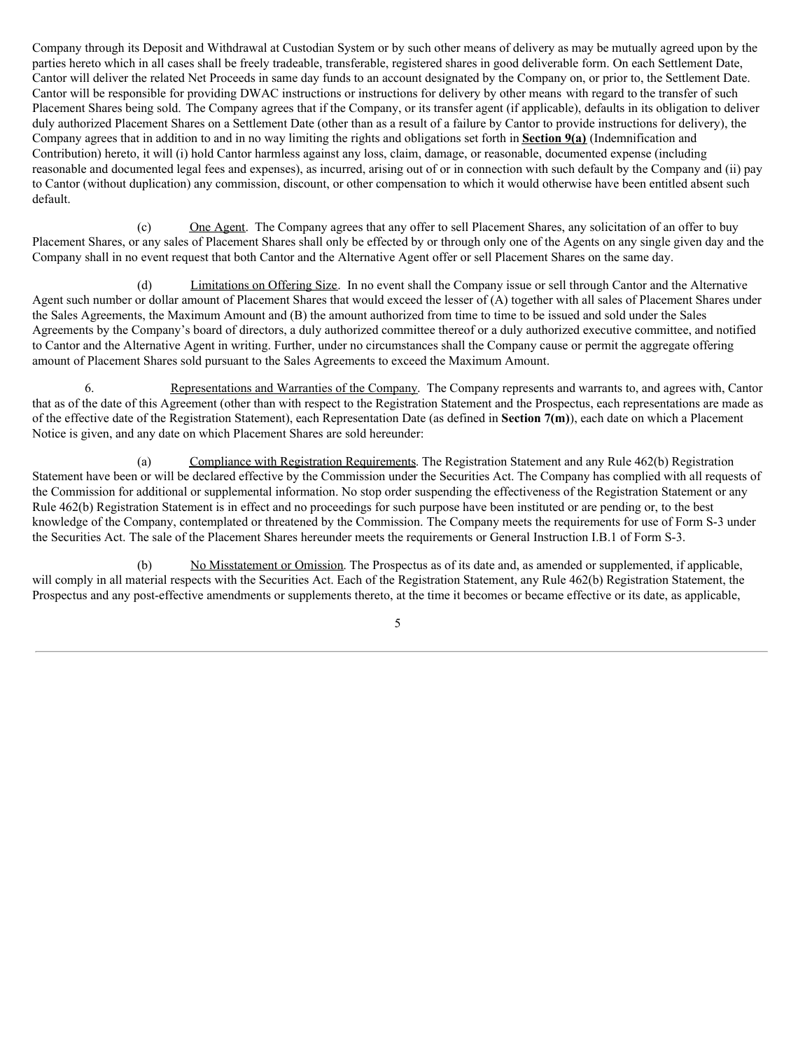Company through its Deposit and Withdrawal at Custodian System or by such other means of delivery as may be mutually agreed upon by the parties hereto which in all cases shall be freely tradeable, transferable, registered shares in good deliverable form. On each Settlement Date, Cantor will deliver the related Net Proceeds in same day funds to an account designated by the Company on, or prior to, the Settlement Date. Cantor will be responsible for providing DWAC instructions or instructions for delivery by other means with regard to the transfer of such Placement Shares being sold. The Company agrees that if the Company, or its transfer agent (if applicable), defaults in its obligation to deliver duly authorized Placement Shares on a Settlement Date (other than as a result of a failure by Cantor to provide instructions for delivery), the Company agrees that in addition to and in no way limiting the rights and obligations set forth in **Section 9(a)** (Indemnification and Contribution) hereto, it will (i) hold Cantor harmless against any loss, claim, damage, or reasonable, documented expense (including reasonable and documented legal fees and expenses), as incurred, arising out of or in connection with such default by the Company and (ii) pay to Cantor (without duplication) any commission, discount, or other compensation to which it would otherwise have been entitled absent such default.

(c) One Agent. The Company agrees that any offer to sell Placement Shares, any solicitation of an offer to buy Placement Shares, or any sales of Placement Shares shall only be effected by or through only one of the Agents on any single given day and the Company shall in no event request that both Cantor and the Alternative Agent offer or sell Placement Shares on the same day.

(d) Limitations on Offering Size. In no event shall the Company issue or sell through Cantor and the Alternative Agent such number or dollar amount of Placement Shares that would exceed the lesser of (A) together with all sales of Placement Shares under the Sales Agreements, the Maximum Amount and (B) the amount authorized from time to time to be issued and sold under the Sales Agreements by the Company's board of directors, a duly authorized committee thereof or a duly authorized executive committee, and notified to Cantor and the Alternative Agent in writing. Further, under no circumstances shall the Company cause or permit the aggregate offering amount of Placement Shares sold pursuant to the Sales Agreements to exceed the Maximum Amount.

6. Representations and Warranties of the Company. The Company represents and warrants to, and agrees with, Cantor that as of the date of this Agreement (other than with respect to the Registration Statement and the Prospectus, each representations are made as of the effective date of the Registration Statement), each Representation Date (as defined in **Section 7(m)**), each date on which a Placement Notice is given, and any date on which Placement Shares are sold hereunder:

(a) Compliance with Registration Requirements. The Registration Statement and any Rule 462(b) Registration Statement have been or will be declared effective by the Commission under the Securities Act. The Company has complied with all requests of the Commission for additional or supplemental information. No stop order suspending the effectiveness of the Registration Statement or any Rule 462(b) Registration Statement is in effect and no proceedings for such purpose have been instituted or are pending or, to the best knowledge of the Company, contemplated or threatened by the Commission. The Company meets the requirements for use of Form S-3 under the Securities Act. The sale of the Placement Shares hereunder meets the requirements or General Instruction I.B.1 of Form S-3.

(b) No Misstatement or Omission. The Prospectus as of its date and, as amended or supplemented, if applicable, will comply in all material respects with the Securities Act. Each of the Registration Statement, any Rule 462(b) Registration Statement, the Prospectus and any post-effective amendments or supplements thereto, at the time it becomes or became effective or its date, as applicable,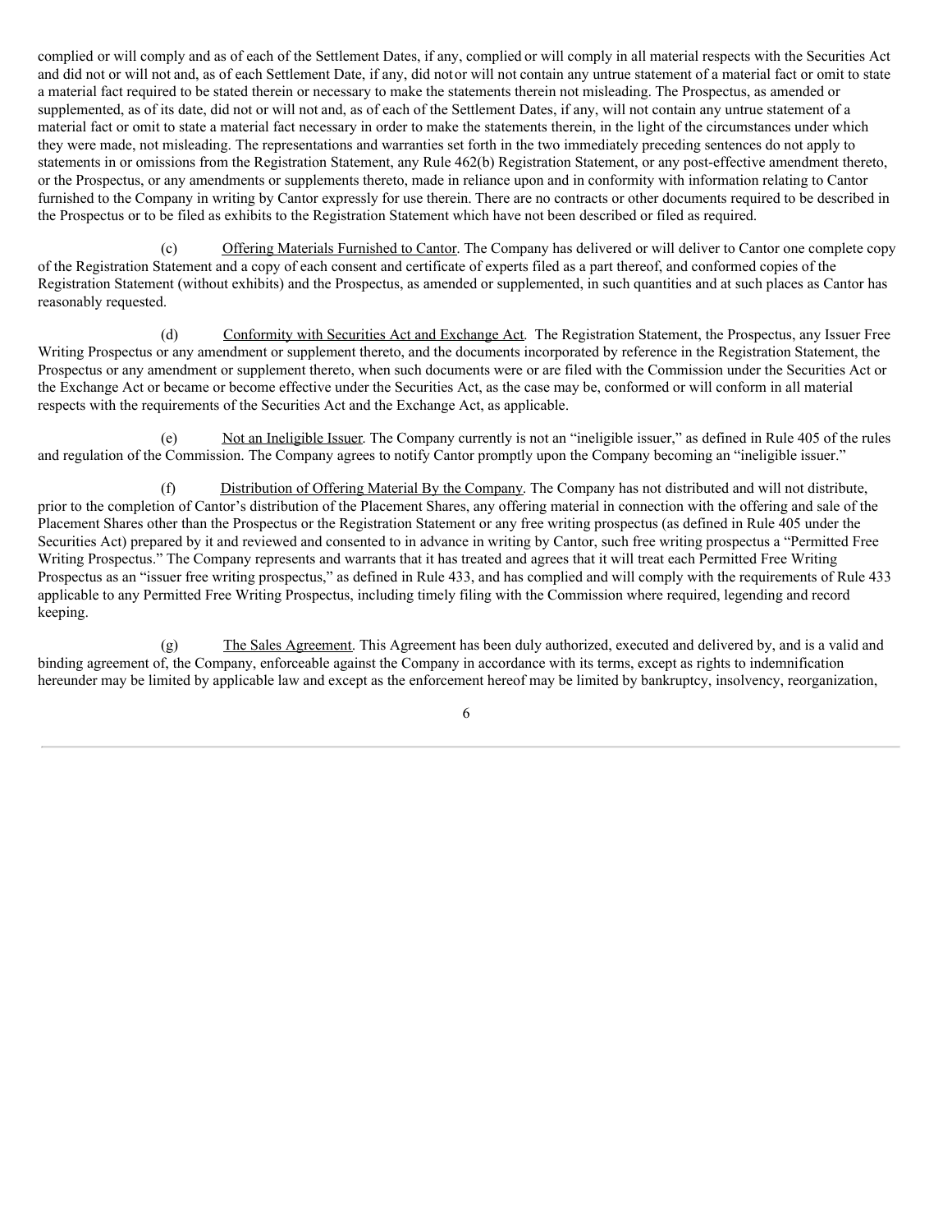complied or will comply and as of each of the Settlement Dates, if any, complied or will comply in all material respects with the Securities Act and did not or will not and, as of each Settlement Date, if any, did not or will not contain any untrue statement of a material fact or omit to state a material fact required to be stated therein or necessary to make the statements therein not misleading. The Prospectus, as amended or supplemented, as of its date, did not or will not and, as of each of the Settlement Dates, if any, will not contain any untrue statement of a material fact or omit to state a material fact necessary in order to make the statements therein, in the light of the circumstances under which they were made, not misleading. The representations and warranties set forth in the two immediately preceding sentences do not apply to statements in or omissions from the Registration Statement, any Rule 462(b) Registration Statement, or any post-effective amendment thereto, or the Prospectus, or any amendments or supplements thereto, made in reliance upon and in conformity with information relating to Cantor furnished to the Company in writing by Cantor expressly for use therein. There are no contracts or other documents required to be described in the Prospectus or to be filed as exhibits to the Registration Statement which have not been described or filed as required.

(c) Offering Materials Furnished to Cantor. The Company has delivered or will deliver to Cantor one complete copy of the Registration Statement and a copy of each consent and certificate of experts filed as a part thereof, and conformed copies of the Registration Statement (without exhibits) and the Prospectus, as amended or supplemented, in such quantities and at such places as Cantor has reasonably requested.

(d) Conformity with Securities Act and Exchange Act. The Registration Statement, the Prospectus, any Issuer Free Writing Prospectus or any amendment or supplement thereto, and the documents incorporated by reference in the Registration Statement, the Prospectus or any amendment or supplement thereto, when such documents were or are filed with the Commission under the Securities Act or the Exchange Act or became or become effective under the Securities Act, as the case may be, conformed or will conform in all material respects with the requirements of the Securities Act and the Exchange Act, as applicable.

(e) Not an Ineligible Issuer. The Company currently is not an "ineligible issuer," as defined in Rule 405 of the rules and regulation of the Commission. The Company agrees to notify Cantor promptly upon the Company becoming an "ineligible issuer."

(f) Distribution of Offering Material By the Company. The Company has not distributed and will not distribute, prior to the completion of Cantor's distribution of the Placement Shares, any offering material in connection with the offering and sale of the Placement Shares other than the Prospectus or the Registration Statement or any free writing prospectus (as defined in Rule 405 under the Securities Act) prepared by it and reviewed and consented to in advance in writing by Cantor, such free writing prospectus a "Permitted Free Writing Prospectus." The Company represents and warrants that it has treated and agrees that it will treat each Permitted Free Writing Prospectus as an "issuer free writing prospectus," as defined in Rule 433, and has complied and will comply with the requirements of Rule 433 applicable to any Permitted Free Writing Prospectus, including timely filing with the Commission where required, legending and record keeping.

(g) The Sales Agreement. This Agreement has been duly authorized, executed and delivered by, and is a valid and binding agreement of, the Company, enforceable against the Company in accordance with its terms, except as rights to indemnification hereunder may be limited by applicable law and except as the enforcement hereof may be limited by bankruptcy, insolvency, reorganization,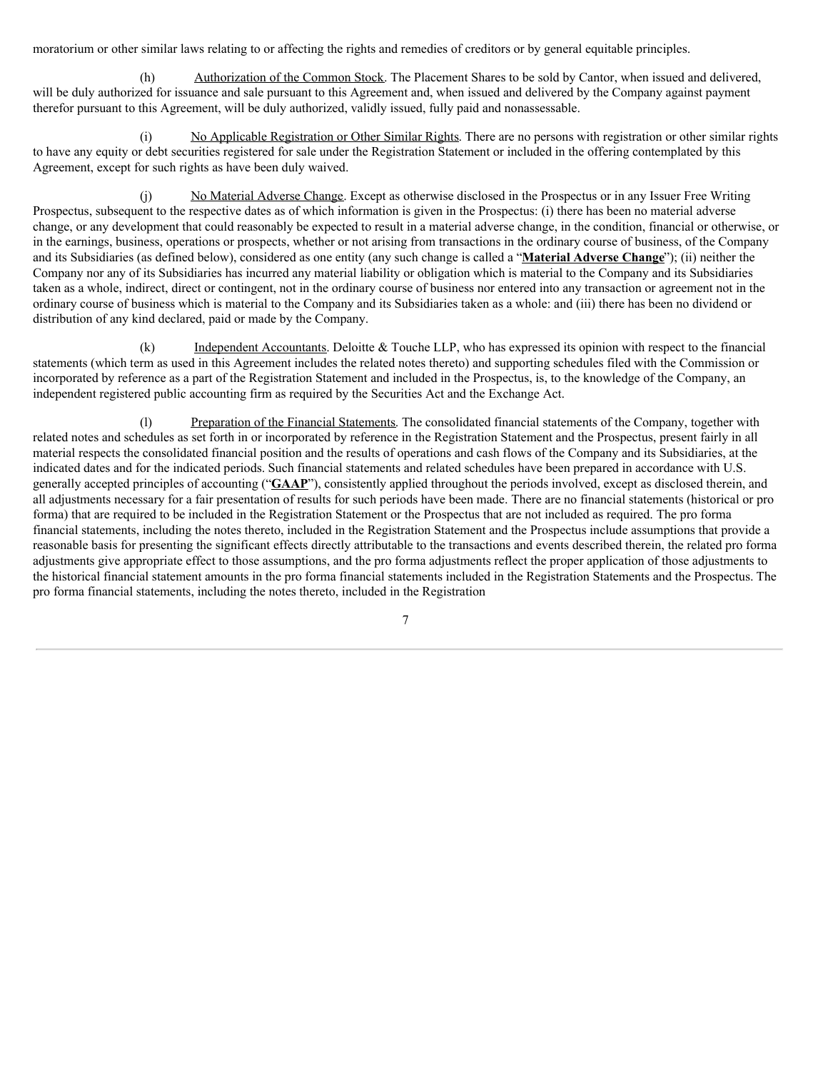moratorium or other similar laws relating to or affecting the rights and remedies of creditors or by general equitable principles.

(h) Authorization of the Common Stock. The Placement Shares to be sold by Cantor, when issued and delivered, will be duly authorized for issuance and sale pursuant to this Agreement and, when issued and delivered by the Company against payment therefor pursuant to this Agreement, will be duly authorized, validly issued, fully paid and nonassessable.

(i) No Applicable Registration or Other Similar Rights. There are no persons with registration or other similar rights to have any equity or debt securities registered for sale under the Registration Statement or included in the offering contemplated by this Agreement, except for such rights as have been duly waived.

(j) No Material Adverse Change. Except as otherwise disclosed in the Prospectus or in any Issuer Free Writing Prospectus, subsequent to the respective dates as of which information is given in the Prospectus: (i) there has been no material adverse change, or any development that could reasonably be expected to result in a material adverse change, in the condition, financial or otherwise, or in the earnings, business, operations or prospects, whether or not arising from transactions in the ordinary course of business, of the Company and its Subsidiaries (as defined below), considered as one entity (any such change is called a "**Material Adverse Change**"); (ii) neither the Company nor any of its Subsidiaries has incurred any material liability or obligation which is material to the Company and its Subsidiaries taken as a whole, indirect, direct or contingent, not in the ordinary course of business nor entered into any transaction or agreement not in the ordinary course of business which is material to the Company and its Subsidiaries taken as a whole: and (iii) there has been no dividend or distribution of any kind declared, paid or made by the Company.

(k) Independent Accountants. Deloitte & Touche LLP, who has expressed its opinion with respect to the financial statements (which term as used in this Agreement includes the related notes thereto) and supporting schedules filed with the Commission or incorporated by reference as a part of the Registration Statement and included in the Prospectus, is, to the knowledge of the Company, an independent registered public accounting firm as required by the Securities Act and the Exchange Act.

(l) Preparation of the Financial Statements. The consolidated financial statements of the Company, together with related notes and schedules as set forth in or incorporated by reference in the Registration Statement and the Prospectus, present fairly in all material respects the consolidated financial position and the results of operations and cash flows of the Company and its Subsidiaries, at the indicated dates and for the indicated periods. Such financial statements and related schedules have been prepared in accordance with U.S. generally accepted principles of accounting ("**GAAP**"), consistently applied throughout the periods involved, except as disclosed therein, and all adjustments necessary for a fair presentation of results for such periods have been made. There are no financial statements (historical or pro forma) that are required to be included in the Registration Statement or the Prospectus that are not included as required. The pro forma financial statements, including the notes thereto, included in the Registration Statement and the Prospectus include assumptions that provide a reasonable basis for presenting the significant effects directly attributable to the transactions and events described therein, the related pro forma adjustments give appropriate effect to those assumptions, and the pro forma adjustments reflect the proper application of those adjustments to the historical financial statement amounts in the pro forma financial statements included in the Registration Statements and the Prospectus. The pro forma financial statements, including the notes thereto, included in the Registration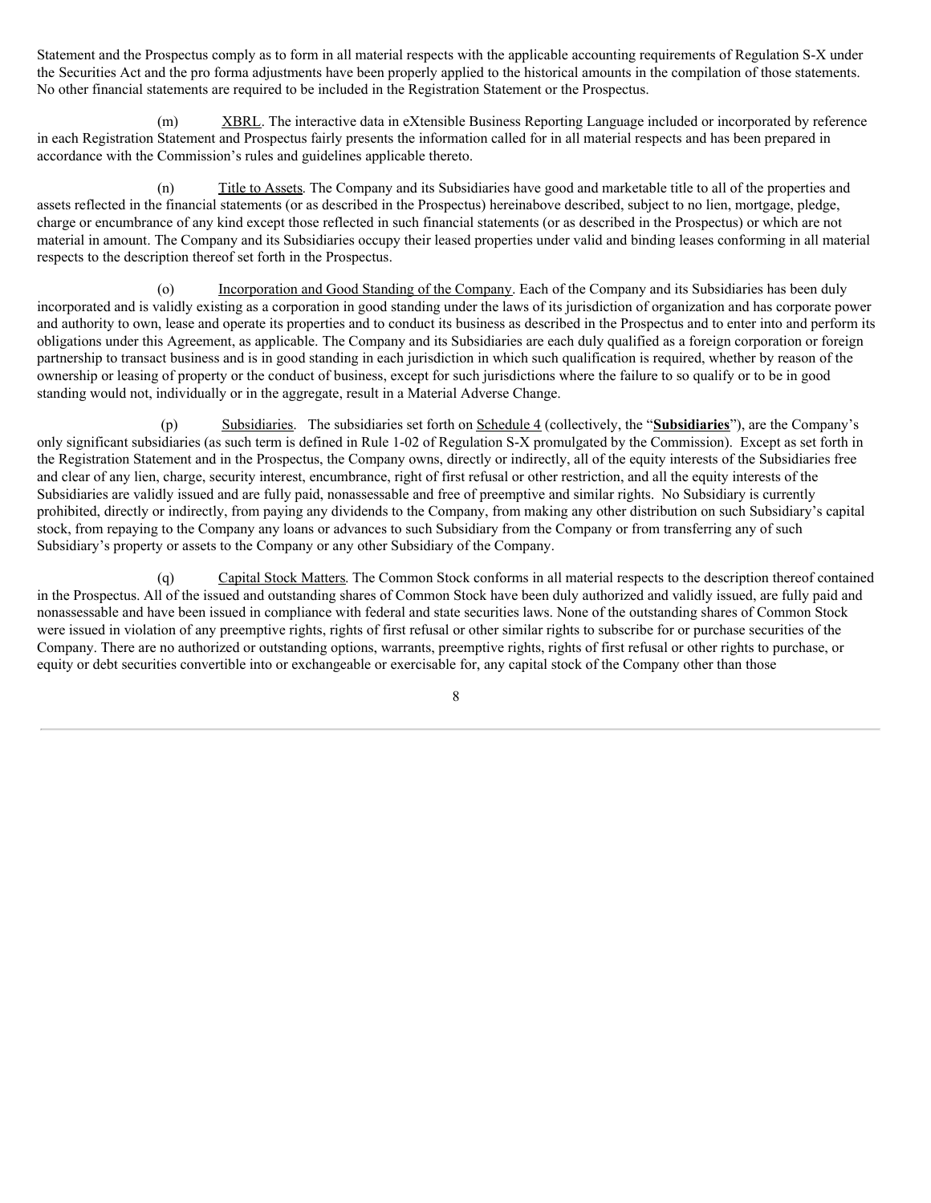Statement and the Prospectus comply as to form in all material respects with the applicable accounting requirements of Regulation S-X under the Securities Act and the pro forma adjustments have been properly applied to the historical amounts in the compilation of those statements. No other financial statements are required to be included in the Registration Statement or the Prospectus.

(m) XBRL. The interactive data in eXtensible Business Reporting Language included or incorporated by reference in each Registration Statement and Prospectus fairly presents the information called for in all material respects and has been prepared in accordance with the Commission's rules and guidelines applicable thereto.

(n) Title to Assets. The Company and its Subsidiaries have good and marketable title to all of the properties and assets reflected in the financial statements (or as described in the Prospectus) hereinabove described, subject to no lien, mortgage, pledge, charge or encumbrance of any kind except those reflected in such financial statements (or as described in the Prospectus) or which are not material in amount. The Company and its Subsidiaries occupy their leased properties under valid and binding leases conforming in all material respects to the description thereof set forth in the Prospectus.

(o) Incorporation and Good Standing of the Company. Each of the Company and its Subsidiaries has been duly incorporated and is validly existing as a corporation in good standing under the laws of its jurisdiction of organization and has corporate power and authority to own, lease and operate its properties and to conduct its business as described in the Prospectus and to enter into and perform its obligations under this Agreement, as applicable. The Company and its Subsidiaries are each duly qualified as a foreign corporation or foreign partnership to transact business and is in good standing in each jurisdiction in which such qualification is required, whether by reason of the ownership or leasing of property or the conduct of business, except for such jurisdictions where the failure to so qualify or to be in good standing would not, individually or in the aggregate, result in a Material Adverse Change.

(p) Subsidiaries. The subsidiaries set forth on Schedule 4 (collectively, the "**Subsidiaries**"), are the Company's only significant subsidiaries (as such term is defined in Rule 1-02 of Regulation S-X promulgated by the Commission). Except as set forth in the Registration Statement and in the Prospectus, the Company owns, directly or indirectly, all of the equity interests of the Subsidiaries free and clear of any lien, charge, security interest, encumbrance, right of first refusal or other restriction, and all the equity interests of the Subsidiaries are validly issued and are fully paid, nonassessable and free of preemptive and similar rights. No Subsidiary is currently prohibited, directly or indirectly, from paying any dividends to the Company, from making any other distribution on such Subsidiary's capital stock, from repaying to the Company any loans or advances to such Subsidiary from the Company or from transferring any of such Subsidiary's property or assets to the Company or any other Subsidiary of the Company.

(q) Capital Stock Matters. The Common Stock conforms in all material respects to the description thereof contained in the Prospectus. All of the issued and outstanding shares of Common Stock have been duly authorized and validly issued, are fully paid and nonassessable and have been issued in compliance with federal and state securities laws. None of the outstanding shares of Common Stock were issued in violation of any preemptive rights, rights of first refusal or other similar rights to subscribe for or purchase securities of the Company. There are no authorized or outstanding options, warrants, preemptive rights, rights of first refusal or other rights to purchase, or equity or debt securities convertible into or exchangeable or exercisable for, any capital stock of the Company other than those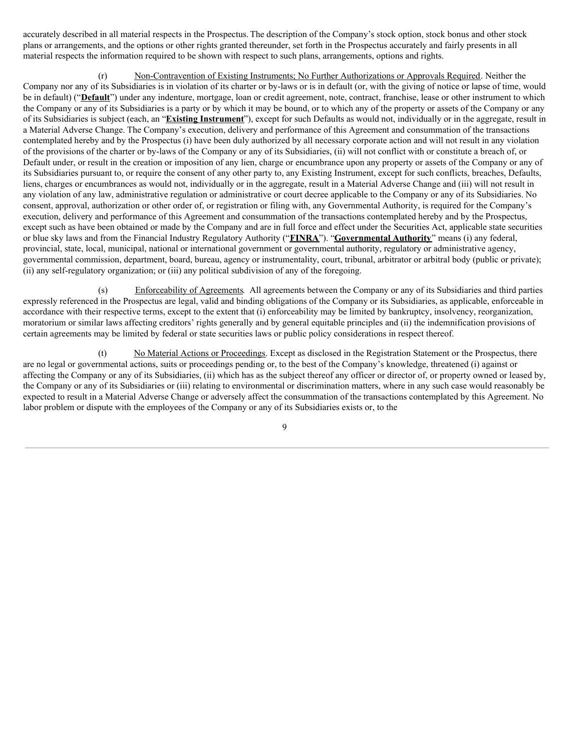accurately described in all material respects in the Prospectus. The description of the Company's stock option, stock bonus and other stock plans or arrangements, and the options or other rights granted thereunder, set forth in the Prospectus accurately and fairly presents in all material respects the information required to be shown with respect to such plans, arrangements, options and rights.

(r) Non-Contravention of Existing Instruments; No Further Authorizations or Approvals Required. Neither the Company nor any of its Subsidiaries is in violation of its charter or by-laws or is in default (or, with the giving of notice or lapse of time, would be in default) ("**Default**") under any indenture, mortgage, loan or credit agreement, note, contract, franchise, lease or other instrument to which the Company or any of its Subsidiaries is a party or by which it may be bound, or to which any of the property or assets of the Company or any of its Subsidiaries is subject (each, an "**Existing Instrument**"), except for such Defaults as would not, individually or in the aggregate, result in a Material Adverse Change. The Company's execution, delivery and performance of this Agreement and consummation of the transactions contemplated hereby and by the Prospectus (i) have been duly authorized by all necessary corporate action and will not result in any violation of the provisions of the charter or by-laws of the Company or any of its Subsidiaries, (ii) will not conflict with or constitute a breach of, or Default under, or result in the creation or imposition of any lien, charge or encumbrance upon any property or assets of the Company or any of its Subsidiaries pursuant to, or require the consent of any other party to, any Existing Instrument, except for such conflicts, breaches, Defaults, liens, charges or encumbrances as would not, individually or in the aggregate, result in a Material Adverse Change and (iii) will not result in any violation of any law, administrative regulation or administrative or court decree applicable to the Company or any of its Subsidiaries. No consent, approval, authorization or other order of, or registration or filing with, any Governmental Authority, is required for the Company's execution, delivery and performance of this Agreement and consummation of the transactions contemplated hereby and by the Prospectus, except such as have been obtained or made by the Company and are in full force and effect under the Securities Act, applicable state securities or blue sky laws and from the Financial Industry Regulatory Authority ("**FINRA**"). "**Governmental Authority**" means (i) any federal, provincial, state, local, municipal, national or international government or governmental authority, regulatory or administrative agency, governmental commission, department, board, bureau, agency or instrumentality, court, tribunal, arbitrator or arbitral body (public or private); (ii) any self-regulatory organization; or (iii) any political subdivision of any of the foregoing.

(s) Enforceability of Agreements. All agreements between the Company or any of its Subsidiaries and third parties expressly referenced in the Prospectus are legal, valid and binding obligations of the Company or its Subsidiaries, as applicable, enforceable in accordance with their respective terms, except to the extent that (i) enforceability may be limited by bankruptcy, insolvency, reorganization, moratorium or similar laws affecting creditors' rights generally and by general equitable principles and (ii) the indemnification provisions of certain agreements may be limited by federal or state securities laws or public policy considerations in respect thereof.

(t) No Material Actions or Proceedings. Except as disclosed in the Registration Statement or the Prospectus, there are no legal or governmental actions, suits or proceedings pending or, to the best of the Company's knowledge, threatened (i) against or affecting the Company or any of its Subsidiaries, (ii) which has as the subject thereof any officer or director of, or property owned or leased by, the Company or any of its Subsidiaries or (iii) relating to environmental or discrimination matters, where in any such case would reasonably be expected to result in a Material Adverse Change or adversely affect the consummation of the transactions contemplated by this Agreement. No labor problem or dispute with the employees of the Company or any of its Subsidiaries exists or, to the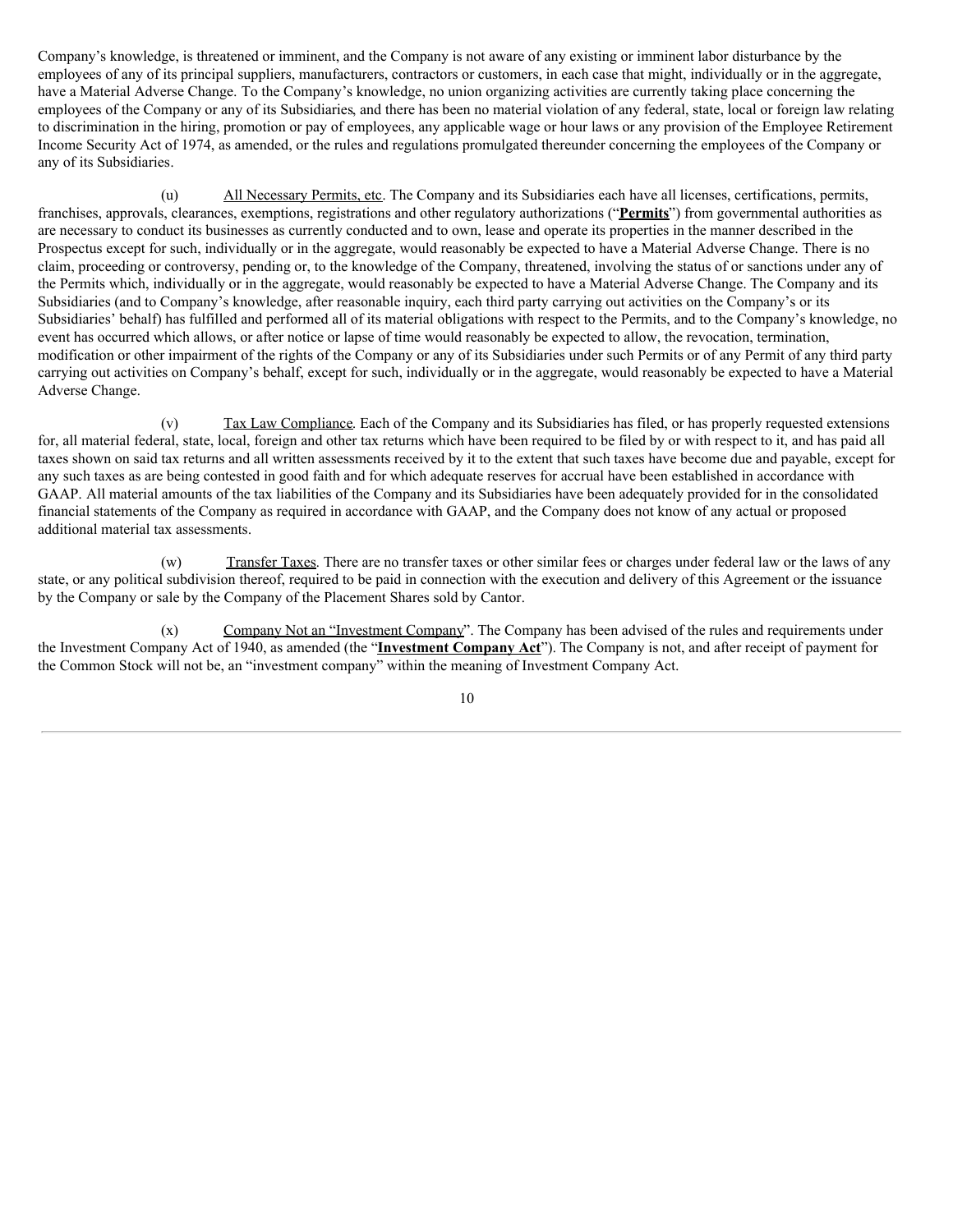Company's knowledge, is threatened or imminent, and the Company is not aware of any existing or imminent labor disturbance by the employees of any of its principal suppliers, manufacturers, contractors or customers, in each case that might, individually or in the aggregate, have a Material Adverse Change. To the Company's knowledge, no union organizing activities are currently taking place concerning the employees of the Company or any of its Subsidiaries, and there has been no material violation of any federal, state, local or foreign law relating to discrimination in the hiring, promotion or pay of employees, any applicable wage or hour laws or any provision of the Employee Retirement Income Security Act of 1974, as amended, or the rules and regulations promulgated thereunder concerning the employees of the Company or any of its Subsidiaries.

(u) All Necessary Permits, etc. The Company and its Subsidiaries each have all licenses, certifications, permits, franchises, approvals, clearances, exemptions, registrations and other regulatory authorizations ("**Permits**") from governmental authorities as are necessary to conduct its businesses as currently conducted and to own, lease and operate its properties in the manner described in the Prospectus except for such, individually or in the aggregate, would reasonably be expected to have a Material Adverse Change. There is no claim, proceeding or controversy, pending or, to the knowledge of the Company, threatened, involving the status of or sanctions under any of the Permits which, individually or in the aggregate, would reasonably be expected to have a Material Adverse Change. The Company and its Subsidiaries (and to Company's knowledge, after reasonable inquiry, each third party carrying out activities on the Company's or its Subsidiaries' behalf) has fulfilled and performed all of its material obligations with respect to the Permits, and to the Company's knowledge, no event has occurred which allows, or after notice or lapse of time would reasonably be expected to allow, the revocation, termination, modification or other impairment of the rights of the Company or any of its Subsidiaries under such Permits or of any Permit of any third party carrying out activities on Company's behalf, except for such, individually or in the aggregate, would reasonably be expected to have a Material Adverse Change.

(v) Tax Law Compliance. Each of the Company and its Subsidiaries has filed, or has properly requested extensions for, all material federal, state, local, foreign and other tax returns which have been required to be filed by or with respect to it, and has paid all taxes shown on said tax returns and all written assessments received by it to the extent that such taxes have become due and payable, except for any such taxes as are being contested in good faith and for which adequate reserves for accrual have been established in accordance with GAAP. All material amounts of the tax liabilities of the Company and its Subsidiaries have been adequately provided for in the consolidated financial statements of the Company as required in accordance with GAAP, and the Company does not know of any actual or proposed additional material tax assessments.

(w) Transfer Taxes. There are no transfer taxes or other similar fees or charges under federal law or the laws of any state, or any political subdivision thereof, required to be paid in connection with the execution and delivery of this Agreement or the issuance by the Company or sale by the Company of the Placement Shares sold by Cantor.

(x) Company Not an "Investment Company". The Company has been advised of the rules and requirements under the Investment Company Act of 1940, as amended (the "**Investment Company Act**"). The Company is not, and after receipt of payment for the Common Stock will not be, an "investment company" within the meaning of Investment Company Act.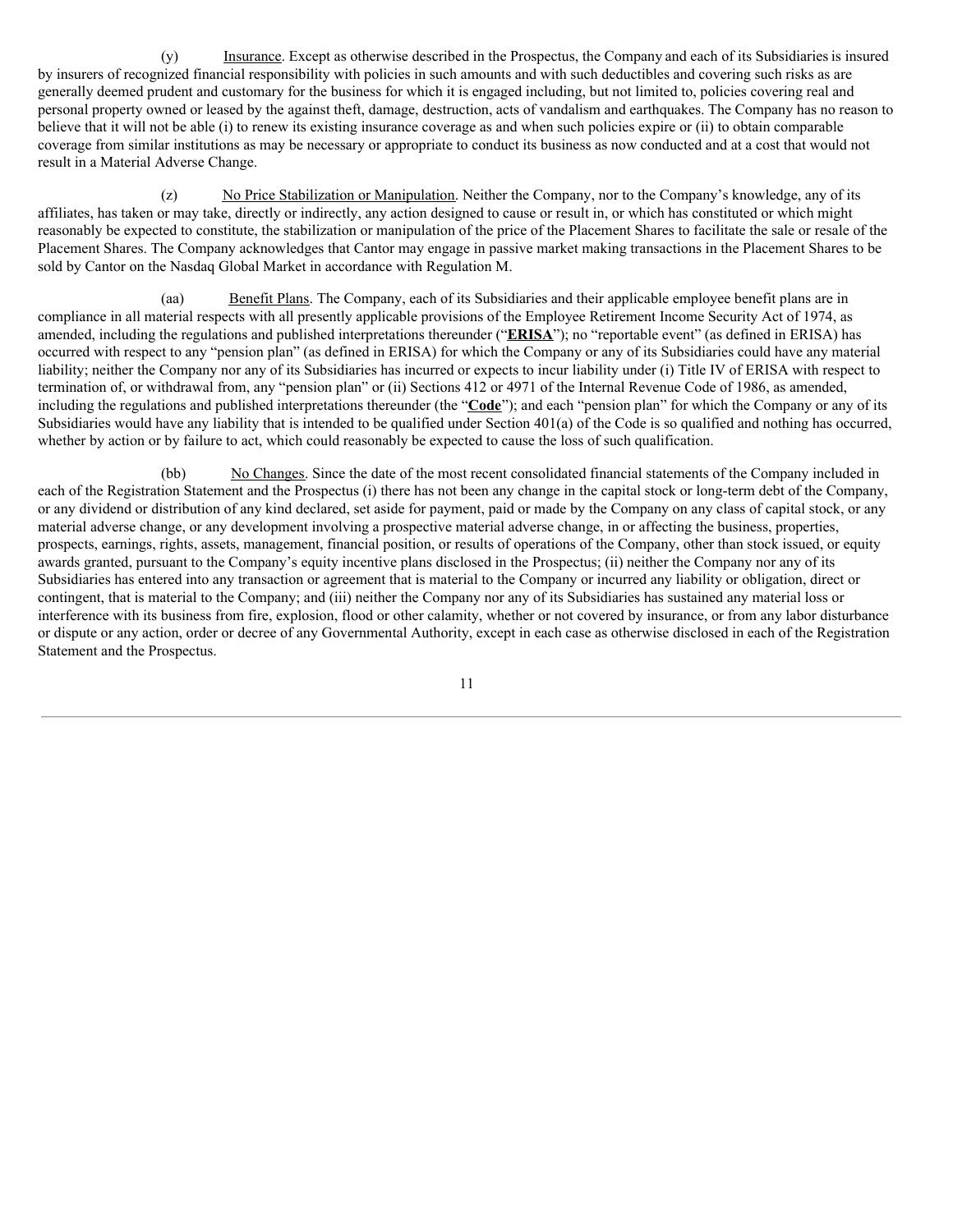(y) Insurance. Except as otherwise described in the Prospectus, the Company and each of its Subsidiaries is insured by insurers of recognized financial responsibility with policies in such amounts and with such deductibles and covering such risks as are generally deemed prudent and customary for the business for which it is engaged including, but not limited to, policies covering real and personal property owned or leased by the against theft, damage, destruction, acts of vandalism and earthquakes. The Company has no reason to believe that it will not be able (i) to renew its existing insurance coverage as and when such policies expire or (ii) to obtain comparable coverage from similar institutions as may be necessary or appropriate to conduct its business as now conducted and at a cost that would not result in a Material Adverse Change.

(z) No Price Stabilization or Manipulation. Neither the Company, nor to the Company's knowledge, any of its affiliates, has taken or may take, directly or indirectly, any action designed to cause or result in, or which has constituted or which might reasonably be expected to constitute, the stabilization or manipulation of the price of the Placement Shares to facilitate the sale or resale of the Placement Shares. The Company acknowledges that Cantor may engage in passive market making transactions in the Placement Shares to be sold by Cantor on the Nasdaq Global Market in accordance with Regulation M.

(aa) Benefit Plans. The Company, each of its Subsidiaries and their applicable employee benefit plans are in compliance in all material respects with all presently applicable provisions of the Employee Retirement Income Security Act of 1974, as amended, including the regulations and published interpretations thereunder ("**ERISA**"); no "reportable event" (as defined in ERISA) has occurred with respect to any "pension plan" (as defined in ERISA) for which the Company or any of its Subsidiaries could have any material liability; neither the Company nor any of its Subsidiaries has incurred or expects to incur liability under (i) Title IV of ERISA with respect to termination of, or withdrawal from, any "pension plan" or (ii) Sections 412 or 4971 of the Internal Revenue Code of 1986, as amended, including the regulations and published interpretations thereunder (the "**Code**"); and each "pension plan" for which the Company or any of its Subsidiaries would have any liability that is intended to be qualified under Section 401(a) of the Code is so qualified and nothing has occurred, whether by action or by failure to act, which could reasonably be expected to cause the loss of such qualification.

(bb) No Changes. Since the date of the most recent consolidated financial statements of the Company included in each of the Registration Statement and the Prospectus (i) there has not been any change in the capital stock or long-term debt of the Company, or any dividend or distribution of any kind declared, set aside for payment, paid or made by the Company on any class of capital stock, or any material adverse change, or any development involving a prospective material adverse change, in or affecting the business, properties, prospects, earnings, rights, assets, management, financial position, or results of operations of the Company, other than stock issued, or equity awards granted, pursuant to the Company's equity incentive plans disclosed in the Prospectus; (ii) neither the Company nor any of its Subsidiaries has entered into any transaction or agreement that is material to the Company or incurred any liability or obligation, direct or contingent, that is material to the Company; and (iii) neither the Company nor any of its Subsidiaries has sustained any material loss or interference with its business from fire, explosion, flood or other calamity, whether or not covered by insurance, or from any labor disturbance or dispute or any action, order or decree of any Governmental Authority, except in each case as otherwise disclosed in each of the Registration Statement and the Prospectus.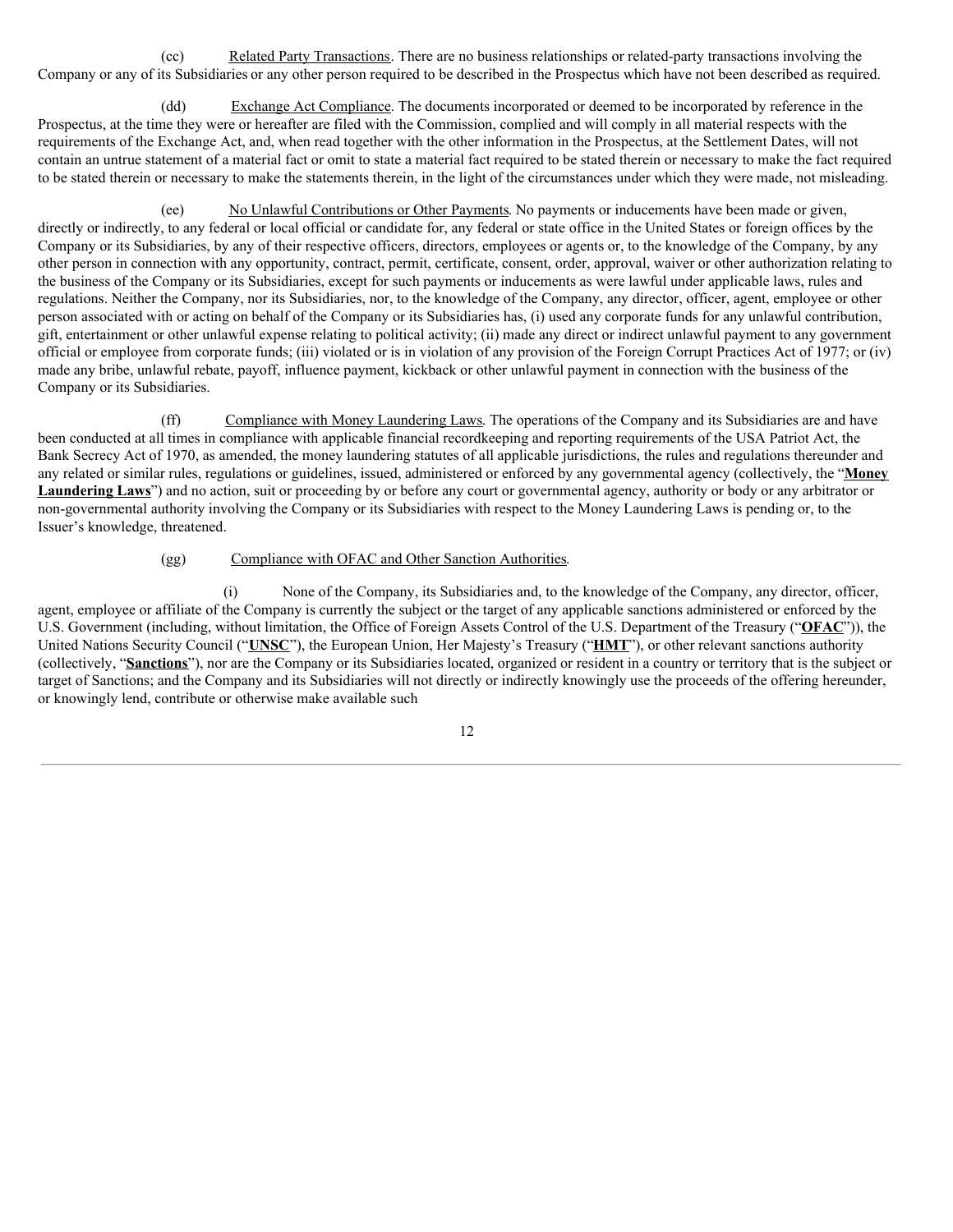(cc) Related Party Transactions. There are no business relationships or related-party transactions involving the Company or any of its Subsidiaries or any other person required to be described in the Prospectus which have not been described as required.

(dd) Exchange Act Compliance. The documents incorporated or deemed to be incorporated by reference in the Prospectus, at the time they were or hereafter are filed with the Commission, complied and will comply in all material respects with the requirements of the Exchange Act, and, when read together with the other information in the Prospectus, at the Settlement Dates, will not contain an untrue statement of a material fact or omit to state a material fact required to be stated therein or necessary to make the fact required to be stated therein or necessary to make the statements therein, in the light of the circumstances under which they were made, not misleading.

(ee) No Unlawful Contributions or Other Payments. No payments or inducements have been made or given, directly or indirectly, to any federal or local official or candidate for, any federal or state office in the United States or foreign offices by the Company or its Subsidiaries, by any of their respective officers, directors, employees or agents or, to the knowledge of the Company, by any other person in connection with any opportunity, contract, permit, certificate, consent, order, approval, waiver or other authorization relating to the business of the Company or its Subsidiaries, except for such payments or inducements as were lawful under applicable laws, rules and regulations. Neither the Company, nor its Subsidiaries, nor, to the knowledge of the Company, any director, officer, agent, employee or other person associated with or acting on behalf of the Company or its Subsidiaries has, (i) used any corporate funds for any unlawful contribution, gift, entertainment or other unlawful expense relating to political activity; (ii) made any direct or indirect unlawful payment to any government official or employee from corporate funds; (iii) violated or is in violation of any provision of the Foreign Corrupt Practices Act of 1977; or (iv) made any bribe, unlawful rebate, payoff, influence payment, kickback or other unlawful payment in connection with the business of the Company or its Subsidiaries.

(ff) Compliance with Money Laundering Laws. The operations of the Company and its Subsidiaries are and have been conducted at all times in compliance with applicable financial recordkeeping and reporting requirements of the USA Patriot Act, the Bank Secrecy Act of 1970, as amended, the money laundering statutes of all applicable jurisdictions, the rules and regulations thereunder and any related or similar rules, regulations or guidelines, issued, administered or enforced by any governmental agency (collectively, the "**Money Laundering Laws**") and no action, suit or proceeding by or before any court or governmental agency, authority or body or any arbitrator or non-governmental authority involving the Company or its Subsidiaries with respect to the Money Laundering Laws is pending or, to the Issuer's knowledge, threatened.

(gg) Compliance with OFAC and Other Sanction Authorities.

(i) None of the Company, its Subsidiaries and, to the knowledge of the Company, any director, officer, agent, employee or affiliate of the Company is currently the subject or the target of any applicable sanctions administered or enforced by the U.S. Government (including, without limitation, the Office of Foreign Assets Control of the U.S. Department of the Treasury ("**OFAC**")), the United Nations Security Council ("**UNSC**"), the European Union, Her Majesty's Treasury ("**HMT**"), or other relevant sanctions authority (collectively, "**Sanctions**"), nor are the Company or its Subsidiaries located, organized or resident in a country or territory that is the subject or target of Sanctions; and the Company and its Subsidiaries will not directly or indirectly knowingly use the proceeds of the offering hereunder, or knowingly lend, contribute or otherwise make available such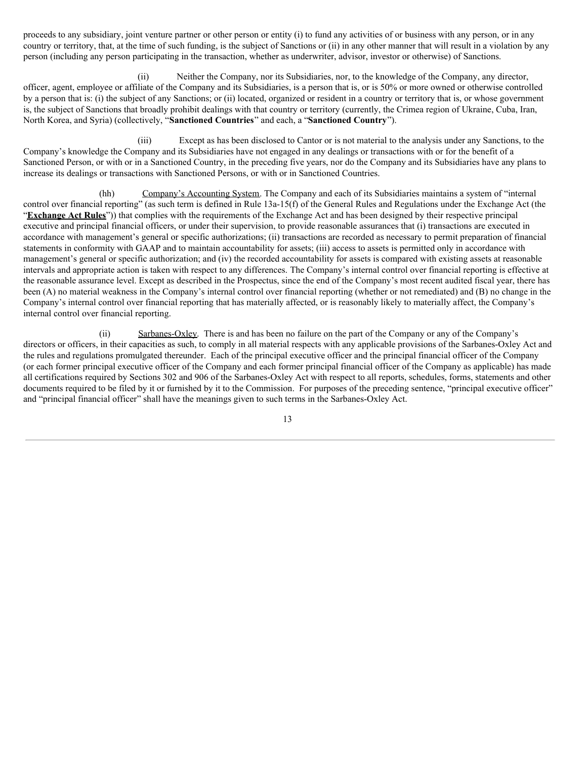proceeds to any subsidiary, joint venture partner or other person or entity (i) to fund any activities of or business with any person, or in any country or territory, that, at the time of such funding, is the subject of Sanctions or (ii) in any other manner that will result in a violation by any person (including any person participating in the transaction, whether as underwriter, advisor, investor or otherwise) of Sanctions.

(ii) Neither the Company, nor its Subsidiaries, nor, to the knowledge of the Company, any director, officer, agent, employee or affiliate of the Company and its Subsidiaries, is a person that is, or is 50% or more owned or otherwise controlled by a person that is: (i) the subject of any Sanctions; or (ii) located, organized or resident in a country or territory that is, or whose government is, the subject of Sanctions that broadly prohibit dealings with that country or territory (currently, the Crimea region of Ukraine, Cuba, Iran, North Korea, and Syria) (collectively, "**Sanctioned Countries**" and each, a "**Sanctioned Country**").

(iii) Except as has been disclosed to Cantor or is not material to the analysis under any Sanctions, to the Company's knowledge the Company and its Subsidiaries have not engaged in any dealings or transactions with or for the benefit of a Sanctioned Person, or with or in a Sanctioned Country, in the preceding five years, nor do the Company and its Subsidiaries have any plans to increase its dealings or transactions with Sanctioned Persons, or with or in Sanctioned Countries.

(hh) Company's Accounting System. The Company and each of its Subsidiaries maintains a system of "internal control over financial reporting" (as such term is defined in Rule 13a-15(f) of the General Rules and Regulations under the Exchange Act (the "**Exchange Act Rules**")) that complies with the requirements of the Exchange Act and has been designed by their respective principal executive and principal financial officers, or under their supervision, to provide reasonable assurances that (i) transactions are executed in accordance with management's general or specific authorizations; (ii) transactions are recorded as necessary to permit preparation of financial statements in conformity with GAAP and to maintain accountability for assets; (iii) access to assets is permitted only in accordance with management's general or specific authorization; and (iv) the recorded accountability for assets is compared with existing assets at reasonable intervals and appropriate action is taken with respect to any differences. The Company's internal control over financial reporting is effective at the reasonable assurance level. Except as described in the Prospectus, since the end of the Company's most recent audited fiscal year, there has been (A) no material weakness in the Company's internal control over financial reporting (whether or not remediated) and (B) no change in the Company's internal control over financial reporting that has materially affected, or is reasonably likely to materially affect, the Company's internal control over financial reporting.

(ii) Sarbanes-Oxley. There is and has been no failure on the part of the Company or any of the Company's directors or officers, in their capacities as such, to comply in all material respects with any applicable provisions of the Sarbanes-Oxley Act and the rules and regulations promulgated thereunder. Each of the principal executive officer and the principal financial officer of the Company (or each former principal executive officer of the Company and each former principal financial officer of the Company as applicable) has made all certifications required by Sections 302 and 906 of the Sarbanes-Oxley Act with respect to all reports, schedules, forms, statements and other documents required to be filed by it or furnished by it to the Commission. For purposes of the preceding sentence, "principal executive officer" and "principal financial officer" shall have the meanings given to such terms in the Sarbanes-Oxley Act.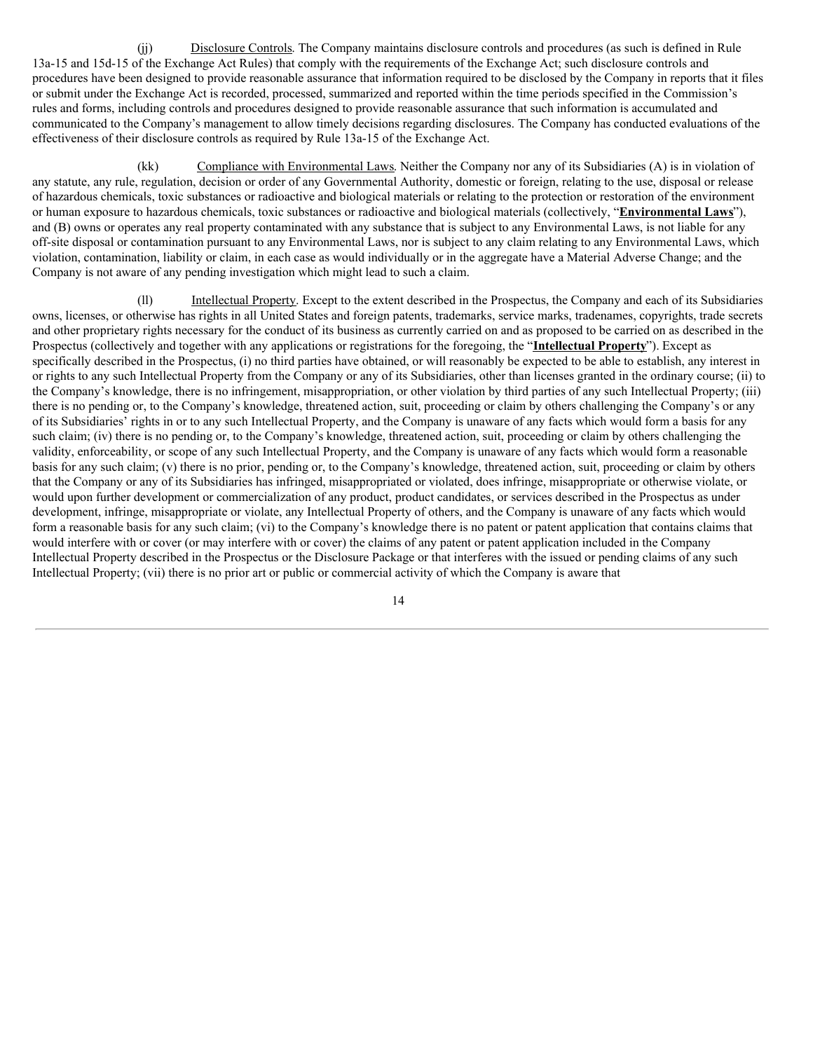(jj) Disclosure Controls. The Company maintains disclosure controls and procedures (as such is defined in Rule 13a-15 and 15d-15 of the Exchange Act Rules) that comply with the requirements of the Exchange Act; such disclosure controls and procedures have been designed to provide reasonable assurance that information required to be disclosed by the Company in reports that it files or submit under the Exchange Act is recorded, processed, summarized and reported within the time periods specified in the Commission's rules and forms, including controls and procedures designed to provide reasonable assurance that such information is accumulated and communicated to the Company's management to allow timely decisions regarding disclosures. The Company has conducted evaluations of the effectiveness of their disclosure controls as required by Rule 13a-15 of the Exchange Act.

(kk) Compliance with Environmental Laws. Neither the Company nor any of its Subsidiaries (A) is in violation of any statute, any rule, regulation, decision or order of any Governmental Authority, domestic or foreign, relating to the use, disposal or release of hazardous chemicals, toxic substances or radioactive and biological materials or relating to the protection or restoration of the environment or human exposure to hazardous chemicals, toxic substances or radioactive and biological materials (collectively, "**Environmental Laws**"), and (B) owns or operates any real property contaminated with any substance that is subject to any Environmental Laws, is not liable for any off-site disposal or contamination pursuant to any Environmental Laws, nor is subject to any claim relating to any Environmental Laws, which violation, contamination, liability or claim, in each case as would individually or in the aggregate have a Material Adverse Change; and the Company is not aware of any pending investigation which might lead to such a claim.

(ll) Intellectual Property. Except to the extent described in the Prospectus, the Company and each of its Subsidiaries owns, licenses, or otherwise has rights in all United States and foreign patents, trademarks, service marks, tradenames, copyrights, trade secrets and other proprietary rights necessary for the conduct of its business as currently carried on and as proposed to be carried on as described in the Prospectus (collectively and together with any applications or registrations for the foregoing, the "**Intellectual Property**"). Except as specifically described in the Prospectus, (i) no third parties have obtained, or will reasonably be expected to be able to establish, any interest in or rights to any such Intellectual Property from the Company or any of its Subsidiaries, other than licenses granted in the ordinary course; (ii) to the Company's knowledge, there is no infringement, misappropriation, or other violation by third parties of any such Intellectual Property; (iii) there is no pending or, to the Company's knowledge, threatened action, suit, proceeding or claim by others challenging the Company's or any of its Subsidiaries' rights in or to any such Intellectual Property, and the Company is unaware of any facts which would form a basis for any such claim; (iv) there is no pending or, to the Company's knowledge, threatened action, suit, proceeding or claim by others challenging the validity, enforceability, or scope of any such Intellectual Property, and the Company is unaware of any facts which would form a reasonable basis for any such claim; (v) there is no prior, pending or, to the Company's knowledge, threatened action, suit, proceeding or claim by others that the Company or any of its Subsidiaries has infringed, misappropriated or violated, does infringe, misappropriate or otherwise violate, or would upon further development or commercialization of any product, product candidates, or services described in the Prospectus as under development, infringe, misappropriate or violate, any Intellectual Property of others, and the Company is unaware of any facts which would form a reasonable basis for any such claim; (vi) to the Company's knowledge there is no patent or patent application that contains claims that would interfere with or cover (or may interfere with or cover) the claims of any patent or patent application included in the Company Intellectual Property described in the Prospectus or the Disclosure Package or that interferes with the issued or pending claims of any such Intellectual Property; (vii) there is no prior art or public or commercial activity of which the Company is aware that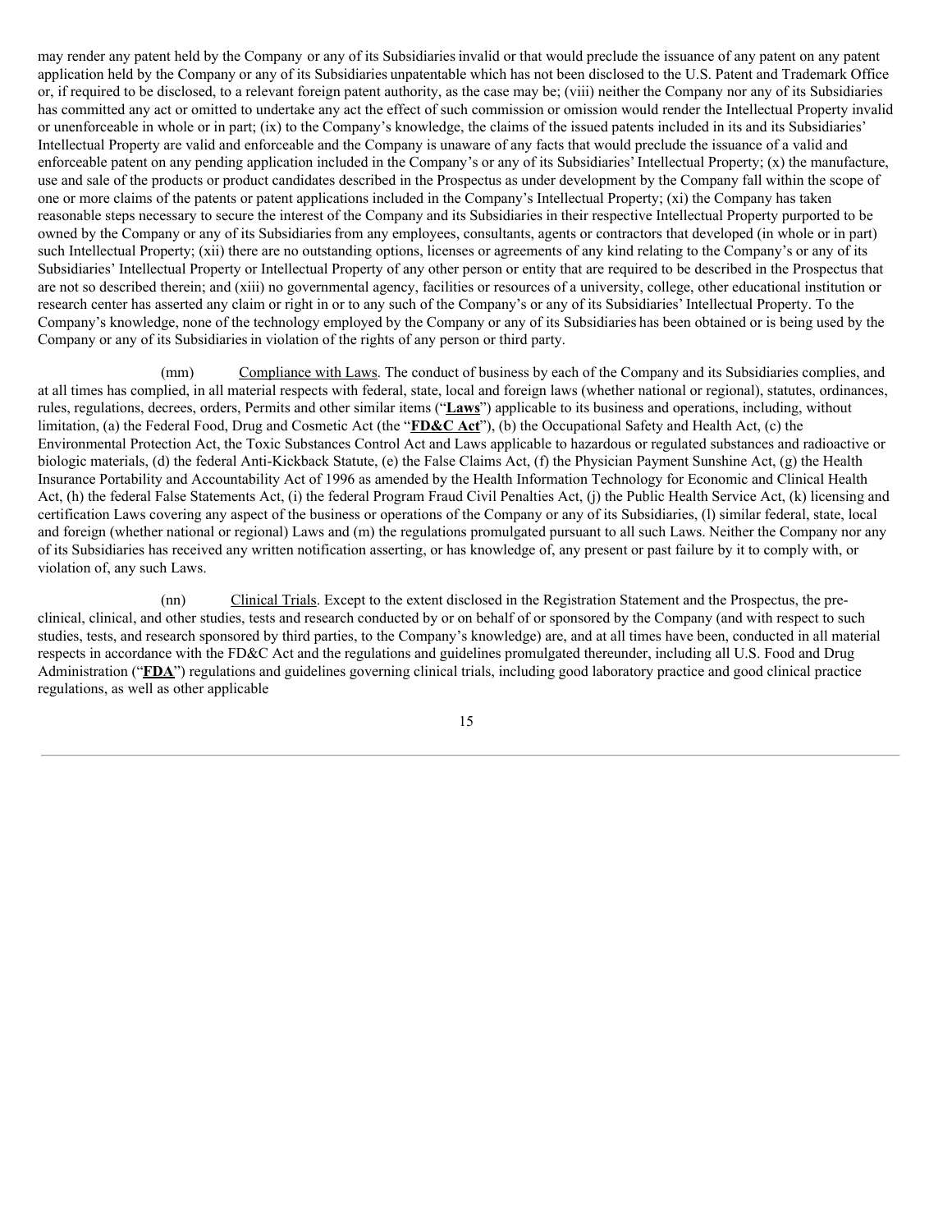may render any patent held by the Company or any of its Subsidiaries invalid or that would preclude the issuance of any patent on any patent application held by the Company or any of its Subsidiaries unpatentable which has not been disclosed to the U.S. Patent and Trademark Office or, if required to be disclosed, to a relevant foreign patent authority, as the case may be; (viii) neither the Company nor any of its Subsidiaries has committed any act or omitted to undertake any act the effect of such commission or omission would render the Intellectual Property invalid or unenforceable in whole or in part; (ix) to the Company's knowledge, the claims of the issued patents included in its and its Subsidiaries' Intellectual Property are valid and enforceable and the Company is unaware of any facts that would preclude the issuance of a valid and enforceable patent on any pending application included in the Company's or any of its Subsidiaries' Intellectual Property; (x) the manufacture, use and sale of the products or product candidates described in the Prospectus as under development by the Company fall within the scope of one or more claims of the patents or patent applications included in the Company's Intellectual Property; (xi) the Company has taken reasonable steps necessary to secure the interest of the Company and its Subsidiaries in their respective Intellectual Property purported to be owned by the Company or any of its Subsidiaries from any employees, consultants, agents or contractors that developed (in whole or in part) such Intellectual Property; (xii) there are no outstanding options, licenses or agreements of any kind relating to the Company's or any of its Subsidiaries' Intellectual Property or Intellectual Property of any other person or entity that are required to be described in the Prospectus that are not so described therein; and (xiii) no governmental agency, facilities or resources of a university, college, other educational institution or research center has asserted any claim or right in or to any such of the Company's or any of its Subsidiaries' Intellectual Property. To the Company's knowledge, none of the technology employed by the Company or any of its Subsidiaries has been obtained or is being used by the Company or any of its Subsidiaries in violation of the rights of any person or third party.

(mm) Compliance with Laws. The conduct of business by each of the Company and its Subsidiaries complies, and at all times has complied, in all material respects with federal, state, local and foreign laws (whether national or regional), statutes, ordinances, rules, regulations, decrees, orders, Permits and other similar items ("**Laws**") applicable to its business and operations, including, without limitation, (a) the Federal Food, Drug and Cosmetic Act (the "**FD&C Act**"), (b) the Occupational Safety and Health Act, (c) the Environmental Protection Act, the Toxic Substances Control Act and Laws applicable to hazardous or regulated substances and radioactive or biologic materials, (d) the federal Anti-Kickback Statute, (e) the False Claims Act, (f) the Physician Payment Sunshine Act, (g) the Health Insurance Portability and Accountability Act of 1996 as amended by the Health Information Technology for Economic and Clinical Health Act, (h) the federal False Statements Act, (i) the federal Program Fraud Civil Penalties Act, (j) the Public Health Service Act, (k) licensing and certification Laws covering any aspect of the business or operations of the Company or any of its Subsidiaries, (l) similar federal, state, local and foreign (whether national or regional) Laws and (m) the regulations promulgated pursuant to all such Laws. Neither the Company nor any of its Subsidiaries has received any written notification asserting, or has knowledge of, any present or past failure by it to comply with, or violation of, any such Laws.

(nn) Clinical Trials. Except to the extent disclosed in the Registration Statement and the Prospectus, the pre-clinical, clinical, and other studies, tests and research conducted by or on behalf of or sponsored by the Company (and with respect to such studies, tests, and research sponsored by third parties, to the Company's knowledge) are, and at all times have been, conducted in all material respects in accordance with the FD&C Act and the regulations and guidelines promulgated thereunder, including all U.S. Food and Drug Administration ("**FDA**") regulations and guidelines governing clinical trials, including good laboratory practice and good clinical practice regulations, as well as other applicable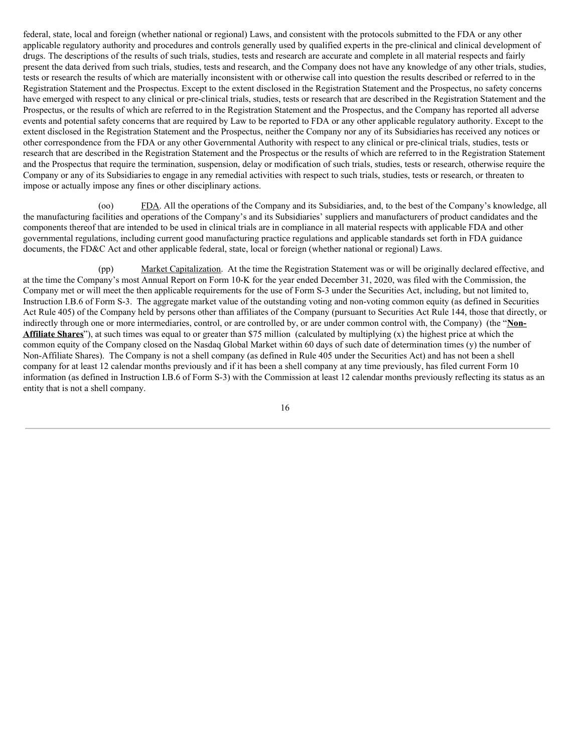federal, state, local and foreign (whether national or regional) Laws, and consistent with the protocols submitted to the FDA or any other applicable regulatory authority and procedures and controls generally used by qualified experts in the pre-clinical and clinical development of drugs. The descriptions of the results of such trials, studies, tests and research are accurate and complete in all material respects and fairly present the data derived from such trials, studies, tests and research, and the Company does not have any knowledge of any other trials, studies, tests or research the results of which are materially inconsistent with or otherwise call into question the results described or referred to in the Registration Statement and the Prospectus. Except to the extent disclosed in the Registration Statement and the Prospectus, no safety concerns have emerged with respect to any clinical or pre-clinical trials, studies, tests or research that are described in the Registration Statement and the Prospectus, or the results of which are referred to in the Registration Statement and the Prospectus, and the Company has reported all adverse events and potential safety concerns that are required by Law to be reported to FDA or any other applicable regulatory authority. Except to the extent disclosed in the Registration Statement and the Prospectus, neither the Company nor any of its Subsidiaries has received any notices or other correspondence from the FDA or any other Governmental Authority with respect to any clinical or pre-clinical trials, studies, tests or research that are described in the Registration Statement and the Prospectus or the results of which are referred to in the Registration Statement and the Prospectus that require the termination, suspension, delay or modification of such trials, studies, tests or research, otherwise require the Company or any of its Subsidiaries to engage in any remedial activities with respect to such trials, studies, tests or research, or threaten to impose or actually impose any fines or other disciplinary actions.

(oo) FDA. All the operations of the Company and its Subsidiaries, and, to the best of the Company's knowledge, all the manufacturing facilities and operations of the Company's and its Subsidiaries' suppliers and manufacturers of product candidates and the components thereof that are intended to be used in clinical trials are in compliance in all material respects with applicable FDA and other governmental regulations, including current good manufacturing practice regulations and applicable standards set forth in FDA guidance documents, the FD&C Act and other applicable federal, state, local or foreign (whether national or regional) Laws.

(pp) Market Capitalization. At the time the Registration Statement was or will be originally declared effective, and at the time the Company's most Annual Report on Form 10-K for the year ended December 31, 2020, was filed with the Commission, the Company met or will meet the then applicable requirements for the use of Form S-3 under the Securities Act, including, but not limited to, Instruction I.B.6 of Form S-3. The aggregate market value of the outstanding voting and non-voting common equity (as defined in Securities Act Rule 405) of the Company held by persons other than affiliates of the Company (pursuant to Securities Act Rule 144, those that directly, or indirectly through one or more intermediaries, control, or are controlled by, or are under common control with, the Company) (the "**Non-Affiliate Shares**"), at such times was equal to or greater than $75 million (calculated by multiplying (x) the highest price at which the common equity of the Company closed on the Nasdaq Global Market within 60 days of such date of determination times (y) the number of Non-Affiliate Shares). The Company is not a shell company (as defined in Rule 405 under the Securities Act) and has not been a shell company for at least 12 calendar months previously and if it has been a shell company at any time previously, has filed current Form 10 information (as defined in Instruction I.B.6 of Form S-3) with the Commission at least 12 calendar months previously reflecting its status as an entity that is not a shell company.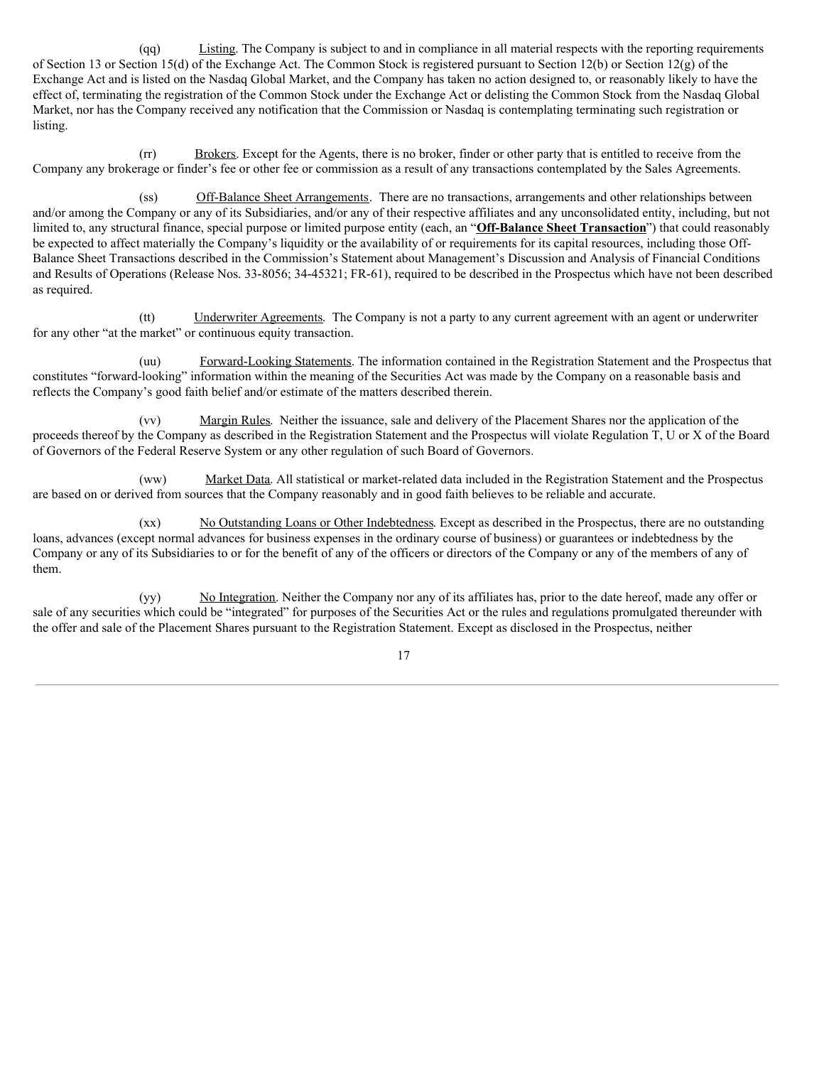(qq) Listing. The Company is subject to and in compliance in all material respects with the reporting requirements of Section 13 or Section 15(d) of the Exchange Act. The Common Stock is registered pursuant to Section 12(b) or Section 12(g) of the Exchange Act and is listed on the Nasdaq Global Market, and the Company has taken no action designed to, or reasonably likely to have the effect of, terminating the registration of the Common Stock under the Exchange Act or delisting the Common Stock from the Nasdaq Global Market, nor has the Company received any notification that the Commission or Nasdaq is contemplating terminating such registration or listing.

(rr) Brokers. Except for the Agents, there is no broker, finder or other party that is entitled to receive from the Company any brokerage or finder's fee or other fee or commission as a result of any transactions contemplated by the Sales Agreements.

(ss) Off-Balance Sheet Arrangements. There are no transactions, arrangements and other relationships between and/or among the Company or any of its Subsidiaries, and/or any of their respective affiliates and any unconsolidated entity, including, but not limited to, any structural finance, special purpose or limited purpose entity (each, an "**Off-Balance Sheet Transaction**") that could reasonably be expected to affect materially the Company's liquidity or the availability of or requirements for its capital resources, including those Off-Balance Sheet Transactions described in the Commission's Statement about Management's Discussion and Analysis of Financial Conditions and Results of Operations (Release Nos. 33-8056; 34-45321; FR-61), required to be described in the Prospectus which have not been described as required.

(tt) Underwriter Agreements. The Company is not a party to any current agreement with an agent or underwriter for any other "at the market" or continuous equity transaction.

(uu) Forward-Looking Statements. The information contained in the Registration Statement and the Prospectus that constitutes "forward-looking" information within the meaning of the Securities Act was made by the Company on a reasonable basis and reflects the Company's good faith belief and/or estimate of the matters described therein.

(vv) Margin Rules. Neither the issuance, sale and delivery of the Placement Shares nor the application of the proceeds thereof by the Company as described in the Registration Statement and the Prospectus will violate Regulation T, U or X of the Board of Governors of the Federal Reserve System or any other regulation of such Board of Governors.

(ww) Market Data. All statistical or market-related data included in the Registration Statement and the Prospectus are based on or derived from sources that the Company reasonably and in good faith believes to be reliable and accurate.

(xx) No Outstanding Loans or Other Indebtedness. Except as described in the Prospectus, there are no outstanding loans, advances (except normal advances for business expenses in the ordinary course of business) or guarantees or indebtedness by the Company or any of its Subsidiaries to or for the benefit of any of the officers or directors of the Company or any of the members of any of them.

(yy) No Integration. Neither the Company nor any of its affiliates has, prior to the date hereof, made any offer or sale of any securities which could be "integrated" for purposes of the Securities Act or the rules and regulations promulgated thereunder with the offer and sale of the Placement Shares pursuant to the Registration Statement. Except as disclosed in the Prospectus, neither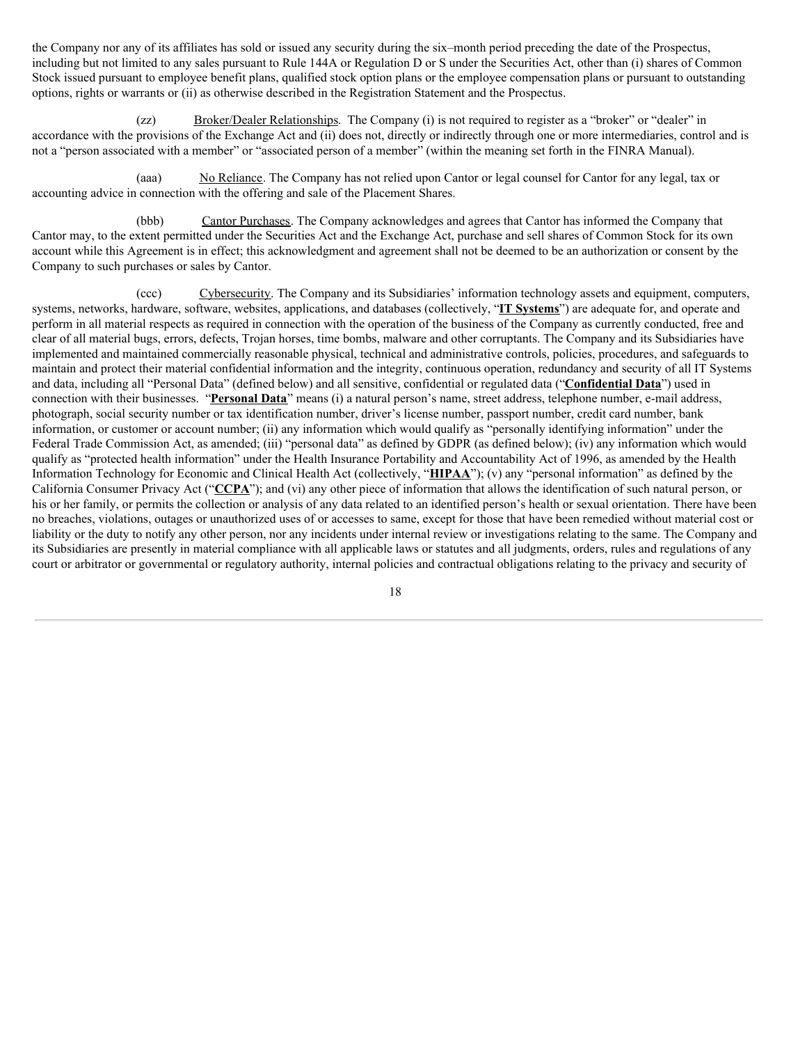the Company nor any of its affiliates has sold or issued any security during the six–month period preceding the date of the Prospectus, including but not limited to any sales pursuant to Rule 144A or Regulation D or S under the Securities Act, other than (i) shares of Common Stock issued pursuant to employee benefit plans, qualified stock option plans or the employee compensation plans or pursuant to outstanding options, rights or warrants or (ii) as otherwise described in the Registration Statement and the Prospectus.

(zz) Broker/Dealer Relationships. The Company (i) is not required to register as a "broker" or "dealer" in accordance with the provisions of the Exchange Act and (ii) does not, directly or indirectly through one or more intermediaries, control and is not a "person associated with a member" or "associated person of a member" (within the meaning set forth in the FINRA Manual).

(aaa) No Reliance. The Company has not relied upon Cantor or legal counsel for Cantor for any legal, tax or accounting advice in connection with the offering and sale of the Placement Shares.

(bbb) Cantor Purchases. The Company acknowledges and agrees that Cantor has informed the Company that Cantor may, to the extent permitted under the Securities Act and the Exchange Act, purchase and sell shares of Common Stock for its own account while this Agreement is in effect; this acknowledgment and agreement shall not be deemed to be an authorization or consent by the Company to such purchases or sales by Cantor.

(ccc) Cybersecurity. The Company and its Subsidiaries' information technology assets and equipment, computers, systems, networks, hardware, software, websites, applications, and databases (collectively, "**IT Systems**") are adequate for, and operate and perform in all material respects as required in connection with the operation of the business of the Company as currently conducted, free and clear of all material bugs, errors, defects, Trojan horses, time bombs, malware and other corruptants. The Company and its Subsidiaries have implemented and maintained commercially reasonable physical, technical and administrative controls, policies, procedures, and safeguards to maintain and protect their material confidential information and the integrity, continuous operation, redundancy and security of all IT Systems and data, including all "Personal Data" (defined below) and all sensitive, confidential or regulated data ("**Confidential Data**") used in connection with their businesses. "**Personal Data**" means (i) a natural person's name, street address, telephone number, e-mail address, photograph, social security number or tax identification number, driver's license number, passport number, credit card number, bank information, or customer or account number; (ii) any information which would qualify as "personally identifying information" under the Federal Trade Commission Act, as amended; (iii) "personal data" as defined by GDPR (as defined below); (iv) any information which would qualify as "protected health information" under the Health Insurance Portability and Accountability Act of 1996, as amended by the Health Information Technology for Economic and Clinical Health Act (collectively, "**HIPAA**"); (v) any "personal information" as defined by the California Consumer Privacy Act ("**CCPA**"); and (vi) any other piece of information that allows the identification of such natural person, or his or her family, or permits the collection or analysis of any data related to an identified person's health or sexual orientation. There have been no breaches, violations, outages or unauthorized uses of or accesses to same, except for those that have been remedied without material cost or liability or the duty to notify any other person, nor any incidents under internal review or investigations relating to the same. The Company and its Subsidiaries are presently in material compliance with all applicable laws or statutes and all judgments, orders, rules and regulations of any court or arbitrator or governmental or regulatory authority, internal policies and contractual obligations relating to the privacy and security of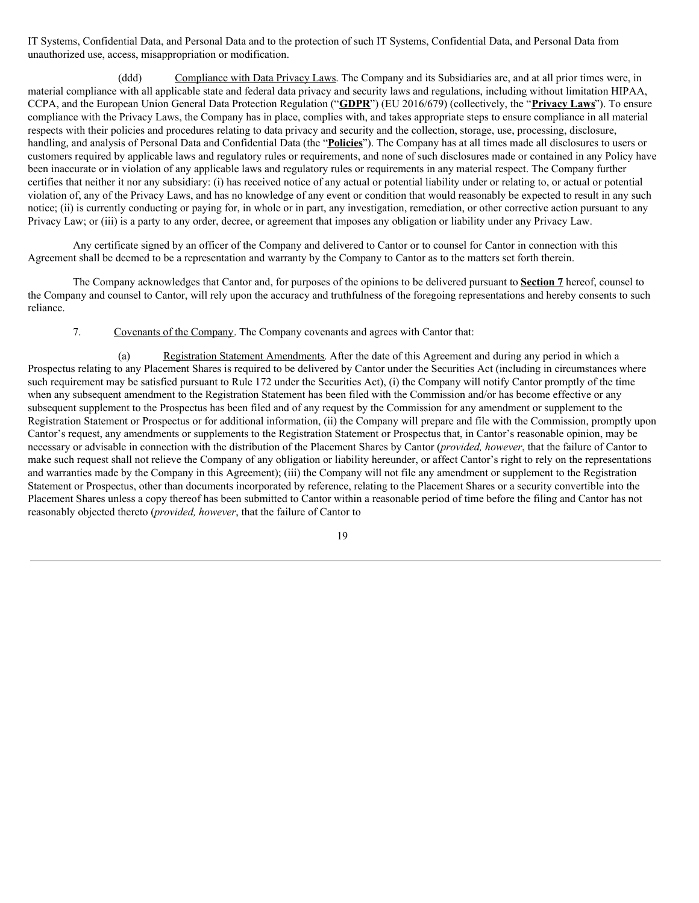IT Systems, Confidential Data, and Personal Data and to the protection of such IT Systems, Confidential Data, and Personal Data from unauthorized use, access, misappropriation or modification.

(ddd) Compliance with Data Privacy Laws. The Company and its Subsidiaries are, and at all prior times were, in material compliance with all applicable state and federal data privacy and security laws and regulations, including without limitation HIPAA, CCPA, and the European Union General Data Protection Regulation ("**GDPR**") (EU 2016/679) (collectively, the "**Privacy Laws**"). To ensure compliance with the Privacy Laws, the Company has in place, complies with, and takes appropriate steps to ensure compliance in all material respects with their policies and procedures relating to data privacy and security and the collection, storage, use, processing, disclosure, handling, and analysis of Personal Data and Confidential Data (the "**Policies**"). The Company has at all times made all disclosures to users or customers required by applicable laws and regulatory rules or requirements, and none of such disclosures made or contained in any Policy have been inaccurate or in violation of any applicable laws and regulatory rules or requirements in any material respect. The Company further certifies that neither it nor any subsidiary: (i) has received notice of any actual or potential liability under or relating to, or actual or potential violation of, any of the Privacy Laws, and has no knowledge of any event or condition that would reasonably be expected to result in any such notice; (ii) is currently conducting or paying for, in whole or in part, any investigation, remediation, or other corrective action pursuant to any Privacy Law; or (iii) is a party to any order, decree, or agreement that imposes any obligation or liability under any Privacy Law.

Any certificate signed by an officer of the Company and delivered to Cantor or to counsel for Cantor in connection with this Agreement shall be deemed to be a representation and warranty by the Company to Cantor as to the matters set forth therein.

The Company acknowledges that Cantor and, for purposes of the opinions to be delivered pursuant to **Section 7** hereof, counsel to the Company and counsel to Cantor, will rely upon the accuracy and truthfulness of the foregoing representations and hereby consents to such reliance.

7. Covenants of the Company. The Company covenants and agrees with Cantor that:

(a) Registration Statement Amendments. After the date of this Agreement and during any period in which a Prospectus relating to any Placement Shares is required to be delivered by Cantor under the Securities Act (including in circumstances where such requirement may be satisfied pursuant to Rule 172 under the Securities Act), (i) the Company will notify Cantor promptly of the time when any subsequent amendment to the Registration Statement has been filed with the Commission and/or has become effective or any subsequent supplement to the Prospectus has been filed and of any request by the Commission for any amendment or supplement to the Registration Statement or Prospectus or for additional information, (ii) the Company will prepare and file with the Commission, promptly upon Cantor's request, any amendments or supplements to the Registration Statement or Prospectus that, in Cantor's reasonable opinion, may be necessary or advisable in connection with the distribution of the Placement Shares by Cantor (*provided, however*, that the failure of Cantor to make such request shall not relieve the Company of any obligation or liability hereunder, or affect Cantor's right to rely on the representations and warranties made by the Company in this Agreement); (iii) the Company will not file any amendment or supplement to the Registration Statement or Prospectus, other than documents incorporated by reference, relating to the Placement Shares or a security convertible into the Placement Shares unless a copy thereof has been submitted to Cantor within a reasonable period of time before the filing and Cantor has not reasonably objected thereto (*provided, however*, that the failure of Cantor to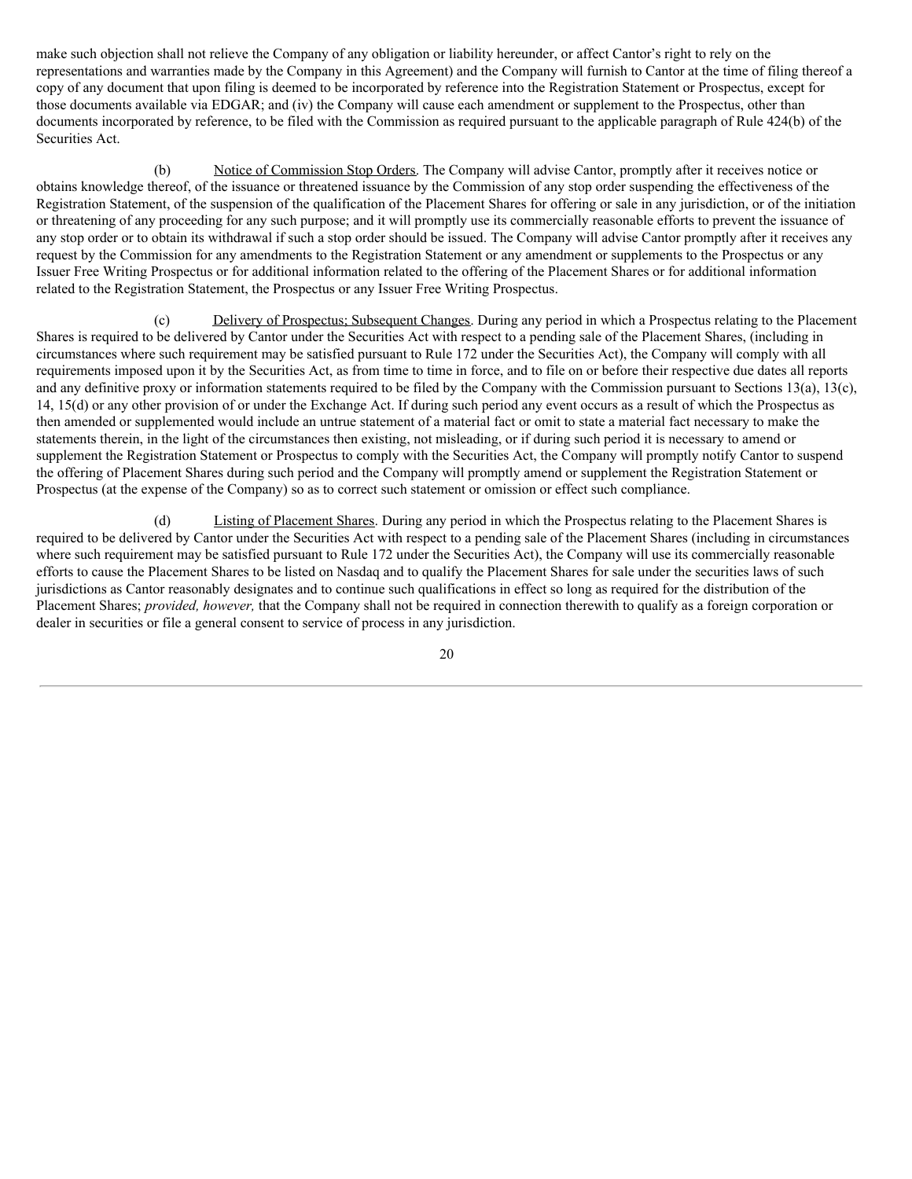make such objection shall not relieve the Company of any obligation or liability hereunder, or affect Cantor's right to rely on the representations and warranties made by the Company in this Agreement) and the Company will furnish to Cantor at the time of filing thereof a copy of any document that upon filing is deemed to be incorporated by reference into the Registration Statement or Prospectus, except for those documents available via EDGAR; and (iv) the Company will cause each amendment or supplement to the Prospectus, other than documents incorporated by reference, to be filed with the Commission as required pursuant to the applicable paragraph of Rule 424(b) of the Securities Act.

(b) Notice of Commission Stop Orders. The Company will advise Cantor, promptly after it receives notice or obtains knowledge thereof, of the issuance or threatened issuance by the Commission of any stop order suspending the effectiveness of the Registration Statement, of the suspension of the qualification of the Placement Shares for offering or sale in any jurisdiction, or of the initiation or threatening of any proceeding for any such purpose; and it will promptly use its commercially reasonable efforts to prevent the issuance of any stop order or to obtain its withdrawal if such a stop order should be issued. The Company will advise Cantor promptly after it receives any request by the Commission for any amendments to the Registration Statement or any amendment or supplements to the Prospectus or any Issuer Free Writing Prospectus or for additional information related to the offering of the Placement Shares or for additional information related to the Registration Statement, the Prospectus or any Issuer Free Writing Prospectus.

(c) Delivery of Prospectus; Subsequent Changes. During any period in which a Prospectus relating to the Placement Shares is required to be delivered by Cantor under the Securities Act with respect to a pending sale of the Placement Shares, (including in circumstances where such requirement may be satisfied pursuant to Rule 172 under the Securities Act), the Company will comply with all requirements imposed upon it by the Securities Act, as from time to time in force, and to file on or before their respective due dates all reports and any definitive proxy or information statements required to be filed by the Company with the Commission pursuant to Sections 13(a), 13(c), 14, 15(d) or any other provision of or under the Exchange Act. If during such period any event occurs as a result of which the Prospectus as then amended or supplemented would include an untrue statement of a material fact or omit to state a material fact necessary to make the statements therein, in the light of the circumstances then existing, not misleading, or if during such period it is necessary to amend or supplement the Registration Statement or Prospectus to comply with the Securities Act, the Company will promptly notify Cantor to suspend the offering of Placement Shares during such period and the Company will promptly amend or supplement the Registration Statement or Prospectus (at the expense of the Company) so as to correct such statement or omission or effect such compliance.

(d) Listing of Placement Shares. During any period in which the Prospectus relating to the Placement Shares is required to be delivered by Cantor under the Securities Act with respect to a pending sale of the Placement Shares (including in circumstances where such requirement may be satisfied pursuant to Rule 172 under the Securities Act), the Company will use its commercially reasonable efforts to cause the Placement Shares to be listed on Nasdaq and to qualify the Placement Shares for sale under the securities laws of such jurisdictions as Cantor reasonably designates and to continue such qualifications in effect so long as required for the distribution of the Placement Shares; *provided, however,* that the Company shall not be required in connection therewith to qualify as a foreign corporation or dealer in securities or file a general consent to service of process in any jurisdiction.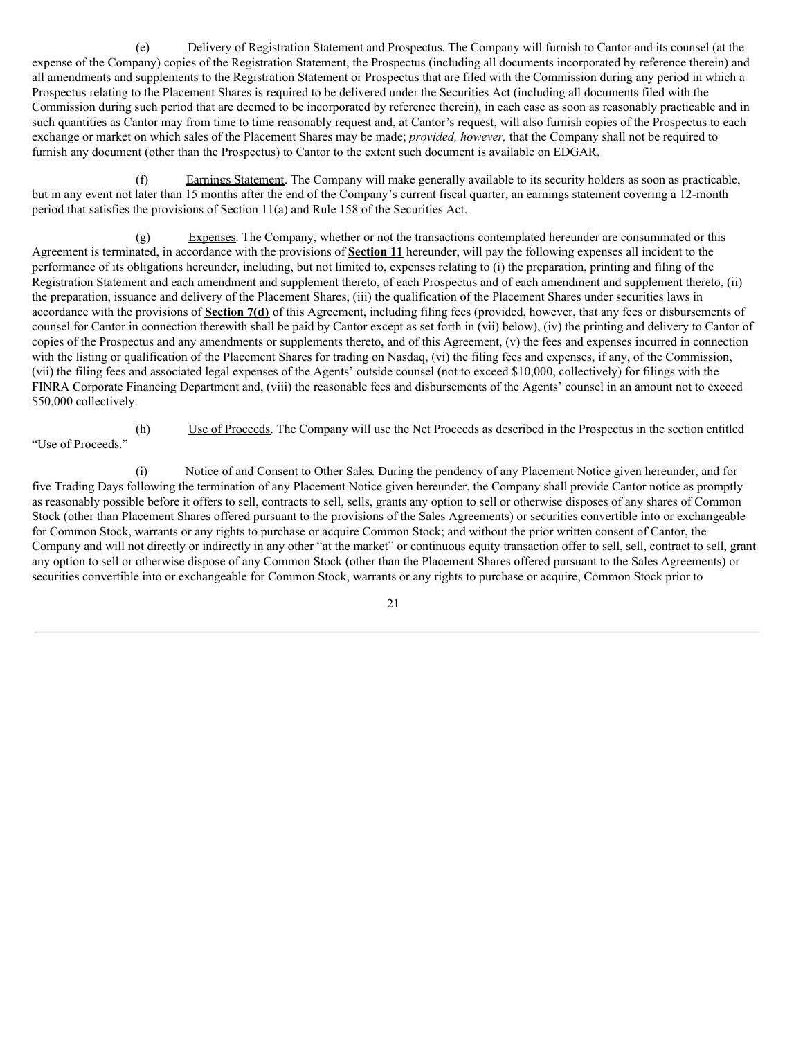(e) Delivery of Registration Statement and Prospectus. The Company will furnish to Cantor and its counsel (at the expense of the Company) copies of the Registration Statement, the Prospectus (including all documents incorporated by reference therein) and all amendments and supplements to the Registration Statement or Prospectus that are filed with the Commission during any period in which a Prospectus relating to the Placement Shares is required to be delivered under the Securities Act (including all documents filed with the Commission during such period that are deemed to be incorporated by reference therein), in each case as soon as reasonably practicable and in such quantities as Cantor may from time to time reasonably request and, at Cantor's request, will also furnish copies of the Prospectus to each exchange or market on which sales of the Placement Shares may be made; *provided, however,* that the Company shall not be required to furnish any document (other than the Prospectus) to Cantor to the extent such document is available on EDGAR.

(f) Earnings Statement. The Company will make generally available to its security holders as soon as practicable, but in any event not later than 15 months after the end of the Company's current fiscal quarter, an earnings statement covering a 12-month period that satisfies the provisions of Section 11(a) and Rule 158 of the Securities Act.

(g) Expenses. The Company, whether or not the transactions contemplated hereunder are consummated or this Agreement is terminated, in accordance with the provisions of **Section 11** hereunder, will pay the following expenses all incident to the performance of its obligations hereunder, including, but not limited to, expenses relating to (i) the preparation, printing and filing of the Registration Statement and each amendment and supplement thereto, of each Prospectus and of each amendment and supplement thereto, (ii) the preparation, issuance and delivery of the Placement Shares, (iii) the qualification of the Placement Shares under securities laws in accordance with the provisions of **Section 7(d)** of this Agreement, including filing fees (provided, however, that any fees or disbursements of counsel for Cantor in connection therewith shall be paid by Cantor except as set forth in (vii) below), (iv) the printing and delivery to Cantor of copies of the Prospectus and any amendments or supplements thereto, and of this Agreement, (v) the fees and expenses incurred in connection with the listing or qualification of the Placement Shares for trading on Nasdaq, (vi) the filing fees and expenses, if any, of the Commission, (vii) the filing fees and associated legal expenses of the Agents' outside counsel (not to exceed $10,000, collectively) for filings with the FINRA Corporate Financing Department and, (viii) the reasonable fees and disbursements of the Agents' counsel in an amount not to exceed $50,000 collectively.

(h) Use of Proceeds. The Company will use the Net Proceeds as described in the Prospectus in the section entitled "Use of Proceeds."

(i) Notice of and Consent to Other Sales. During the pendency of any Placement Notice given hereunder, and for five Trading Days following the termination of any Placement Notice given hereunder, the Company shall provide Cantor notice as promptly as reasonably possible before it offers to sell, contracts to sell, sells, grants any option to sell or otherwise disposes of any shares of Common Stock (other than Placement Shares offered pursuant to the provisions of the Sales Agreements) or securities convertible into or exchangeable for Common Stock, warrants or any rights to purchase or acquire Common Stock; and without the prior written consent of Cantor, the Company and will not directly or indirectly in any other "at the market" or continuous equity transaction offer to sell, sell, contract to sell, grant any option to sell or otherwise dispose of any Common Stock (other than the Placement Shares offered pursuant to the Sales Agreements) or securities convertible into or exchangeable for Common Stock, warrants or any rights to purchase or acquire, Common Stock prior to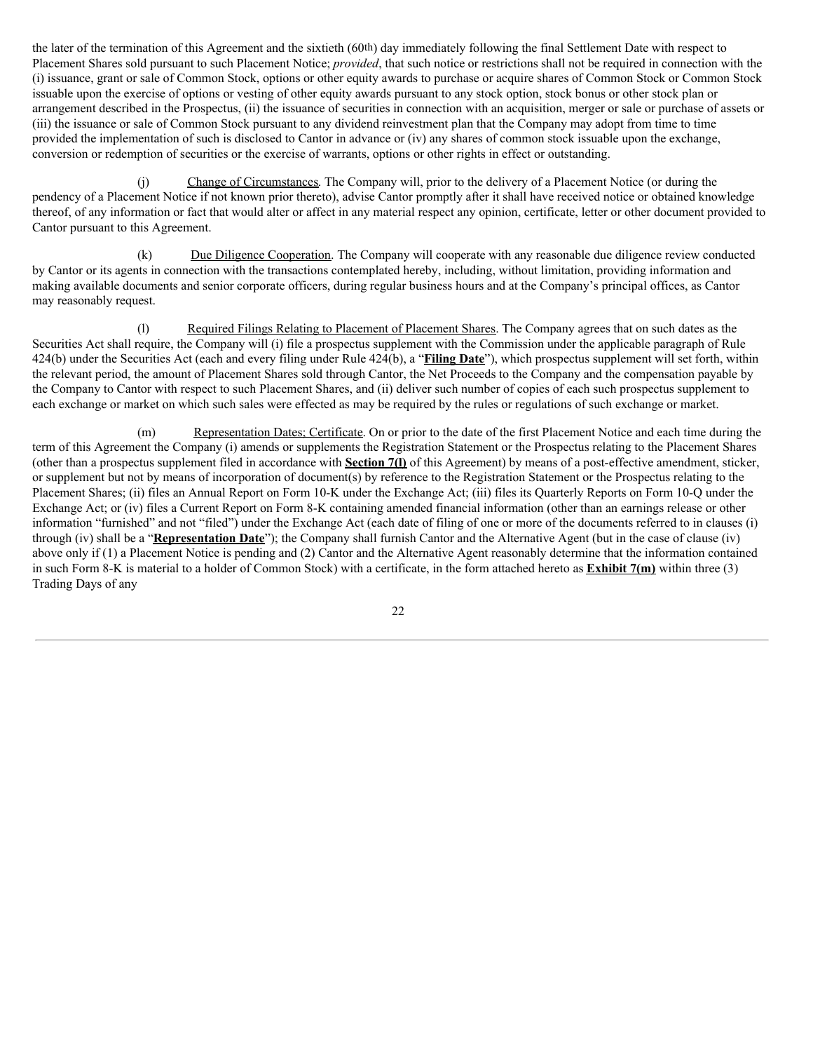the later of the termination of this Agreement and the sixtieth (60th) day immediately following the final Settlement Date with respect to Placement Shares sold pursuant to such Placement Notice; *provided*, that such notice or restrictions shall not be required in connection with the (i) issuance, grant or sale of Common Stock, options or other equity awards to purchase or acquire shares of Common Stock or Common Stock issuable upon the exercise of options or vesting of other equity awards pursuant to any stock option, stock bonus or other stock plan or arrangement described in the Prospectus, (ii) the issuance of securities in connection with an acquisition, merger or sale or purchase of assets or (iii) the issuance or sale of Common Stock pursuant to any dividend reinvestment plan that the Company may adopt from time to time provided the implementation of such is disclosed to Cantor in advance or (iv) any shares of common stock issuable upon the exchange, conversion or redemption of securities or the exercise of warrants, options or other rights in effect or outstanding.

(j) Change of Circumstances. The Company will, prior to the delivery of a Placement Notice (or during the pendency of a Placement Notice if not known prior thereto), advise Cantor promptly after it shall have received notice or obtained knowledge thereof, of any information or fact that would alter or affect in any material respect any opinion, certificate, letter or other document provided to Cantor pursuant to this Agreement.

(k) Due Diligence Cooperation. The Company will cooperate with any reasonable due diligence review conducted by Cantor or its agents in connection with the transactions contemplated hereby, including, without limitation, providing information and making available documents and senior corporate officers, during regular business hours and at the Company's principal offices, as Cantor may reasonably request.

(l) Required Filings Relating to Placement of Placement Shares. The Company agrees that on such dates as the Securities Act shall require, the Company will (i) file a prospectus supplement with the Commission under the applicable paragraph of Rule 424(b) under the Securities Act (each and every filing under Rule 424(b), a "**Filing Date**"), which prospectus supplement will set forth, within the relevant period, the amount of Placement Shares sold through Cantor, the Net Proceeds to the Company and the compensation payable by the Company to Cantor with respect to such Placement Shares, and (ii) deliver such number of copies of each such prospectus supplement to each exchange or market on which such sales were effected as may be required by the rules or regulations of such exchange or market.

(m) Representation Dates; Certificate. On or prior to the date of the first Placement Notice and each time during the term of this Agreement the Company (i) amends or supplements the Registration Statement or the Prospectus relating to the Placement Shares (other than a prospectus supplement filed in accordance with **Section 7(l)** of this Agreement) by means of a post-effective amendment, sticker, or supplement but not by means of incorporation of document(s) by reference to the Registration Statement or the Prospectus relating to the Placement Shares; (ii) files an Annual Report on Form 10-K under the Exchange Act; (iii) files its Quarterly Reports on Form 10-Q under the Exchange Act; or (iv) files a Current Report on Form 8-K containing amended financial information (other than an earnings release or other information "furnished" and not "filed") under the Exchange Act (each date of filing of one or more of the documents referred to in clauses (i) through (iv) shall be a "**Representation Date**"); the Company shall furnish Cantor and the Alternative Agent (but in the case of clause (iv) above only if (1) a Placement Notice is pending and (2) Cantor and the Alternative Agent reasonably determine that the information contained in such Form 8-K is material to a holder of Common Stock) with a certificate, in the form attached hereto as **Exhibit 7(m)** within three (3) Trading Days of any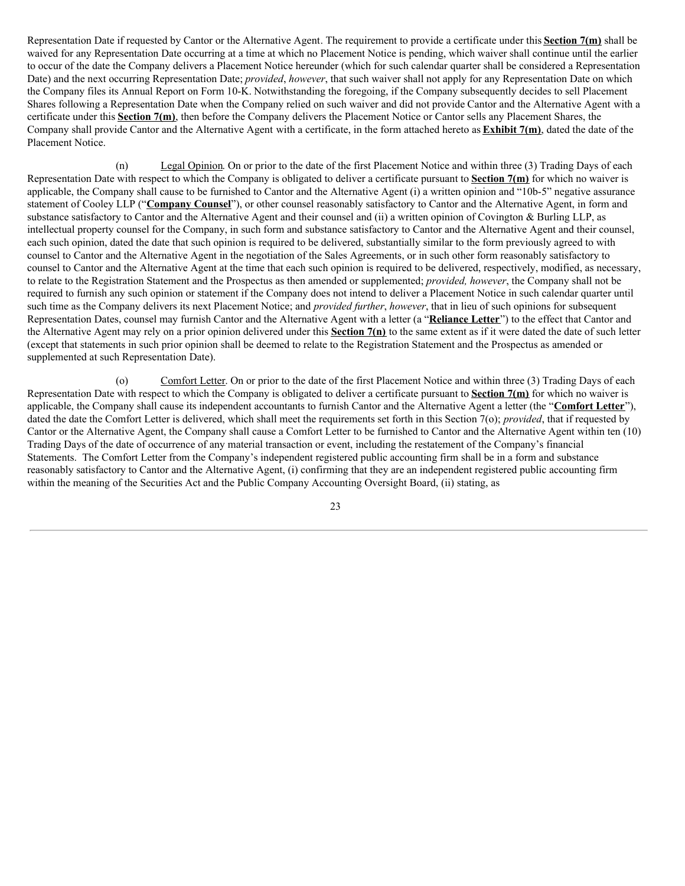Representation Date if requested by Cantor or the Alternative Agent. The requirement to provide a certificate under this **Section 7(m)** shall be waived for any Representation Date occurring at a time at which no Placement Notice is pending, which waiver shall continue until the earlier to occur of the date the Company delivers a Placement Notice hereunder (which for such calendar quarter shall be considered a Representation Date) and the next occurring Representation Date; *provided*, *however*, that such waiver shall not apply for any Representation Date on which the Company files its Annual Report on Form 10-K. Notwithstanding the foregoing, if the Company subsequently decides to sell Placement Shares following a Representation Date when the Company relied on such waiver and did not provide Cantor and the Alternative Agent with a certificate under this **Section 7(m)**, then before the Company delivers the Placement Notice or Cantor sells any Placement Shares, the Company shall provide Cantor and the Alternative Agent with a certificate, in the form attached hereto as **Exhibit 7(m)**, dated the date of the Placement Notice.

(n) Legal Opinion. On or prior to the date of the first Placement Notice and within three (3) Trading Days of each Representation Date with respect to which the Company is obligated to deliver a certificate pursuant to **Section 7(m)** for which no waiver is applicable, the Company shall cause to be furnished to Cantor and the Alternative Agent (i) a written opinion and "10b-5" negative assurance statement of Cooley LLP ("**Company Counsel**"), or other counsel reasonably satisfactory to Cantor and the Alternative Agent, in form and substance satisfactory to Cantor and the Alternative Agent and their counsel and (ii) a written opinion of Covington & Burling LLP, as intellectual property counsel for the Company, in such form and substance satisfactory to Cantor and the Alternative Agent and their counsel, each such opinion, dated the date that such opinion is required to be delivered, substantially similar to the form previously agreed to with counsel to Cantor and the Alternative Agent in the negotiation of the Sales Agreements, or in such other form reasonably satisfactory to counsel to Cantor and the Alternative Agent at the time that each such opinion is required to be delivered, respectively, modified, as necessary, to relate to the Registration Statement and the Prospectus as then amended or supplemented; *provided, however*, the Company shall not be required to furnish any such opinion or statement if the Company does not intend to deliver a Placement Notice in such calendar quarter until such time as the Company delivers its next Placement Notice; and *provided further*, *however*, that in lieu of such opinions for subsequent Representation Dates, counsel may furnish Cantor and the Alternative Agent with a letter (a "**Reliance Letter**") to the effect that Cantor and the Alternative Agent may rely on a prior opinion delivered under this **Section 7(n)** to the same extent as if it were dated the date of such letter (except that statements in such prior opinion shall be deemed to relate to the Registration Statement and the Prospectus as amended or supplemented at such Representation Date).

(o) Comfort Letter. On or prior to the date of the first Placement Notice and within three (3) Trading Days of each Representation Date with respect to which the Company is obligated to deliver a certificate pursuant to **Section 7(m)** for which no waiver is applicable, the Company shall cause its independent accountants to furnish Cantor and the Alternative Agent a letter (the "**Comfort Letter**"), dated the date the Comfort Letter is delivered, which shall meet the requirements set forth in this Section 7(o); *provided*, that if requested by Cantor or the Alternative Agent, the Company shall cause a Comfort Letter to be furnished to Cantor and the Alternative Agent within ten (10) Trading Days of the date of occurrence of any material transaction or event, including the restatement of the Company's financial Statements. The Comfort Letter from the Company's independent registered public accounting firm shall be in a form and substance reasonably satisfactory to Cantor and the Alternative Agent, (i) confirming that they are an independent registered public accounting firm within the meaning of the Securities Act and the Public Company Accounting Oversight Board, (ii) stating, as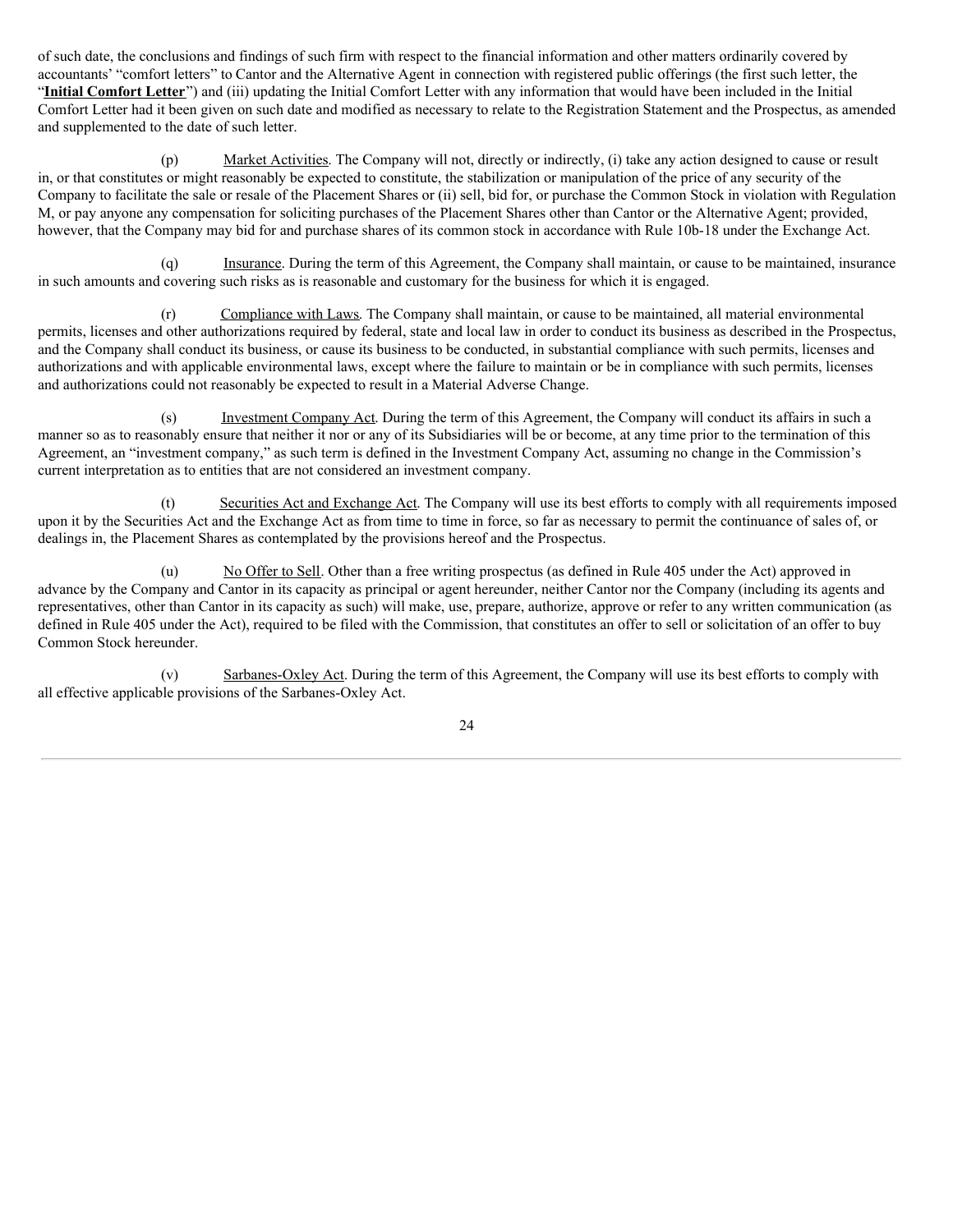of such date, the conclusions and findings of such firm with respect to the financial information and other matters ordinarily covered by accountants' "comfort letters" to Cantor and the Alternative Agent in connection with registered public offerings (the first such letter, the "**Initial Comfort Letter**") and (iii) updating the Initial Comfort Letter with any information that would have been included in the Initial Comfort Letter had it been given on such date and modified as necessary to relate to the Registration Statement and the Prospectus, as amended and supplemented to the date of such letter.

(p) Market Activities. The Company will not, directly or indirectly, (i) take any action designed to cause or result in, or that constitutes or might reasonably be expected to constitute, the stabilization or manipulation of the price of any security of the Company to facilitate the sale or resale of the Placement Shares or (ii) sell, bid for, or purchase the Common Stock in violation with Regulation M, or pay anyone any compensation for soliciting purchases of the Placement Shares other than Cantor or the Alternative Agent; provided, however, that the Company may bid for and purchase shares of its common stock in accordance with Rule 10b-18 under the Exchange Act.

(q) Insurance. During the term of this Agreement, the Company shall maintain, or cause to be maintained, insurance in such amounts and covering such risks as is reasonable and customary for the business for which it is engaged.

(r) Compliance with Laws. The Company shall maintain, or cause to be maintained, all material environmental permits, licenses and other authorizations required by federal, state and local law in order to conduct its business as described in the Prospectus, and the Company shall conduct its business, or cause its business to be conducted, in substantial compliance with such permits, licenses and authorizations and with applicable environmental laws, except where the failure to maintain or be in compliance with such permits, licenses and authorizations could not reasonably be expected to result in a Material Adverse Change.

(s) Investment Company Act. During the term of this Agreement, the Company will conduct its affairs in such a manner so as to reasonably ensure that neither it nor or any of its Subsidiaries will be or become, at any time prior to the termination of this Agreement, an "investment company," as such term is defined in the Investment Company Act, assuming no change in the Commission's current interpretation as to entities that are not considered an investment company.

(t) Securities Act and Exchange Act. The Company will use its best efforts to comply with all requirements imposed upon it by the Securities Act and the Exchange Act as from time to time in force, so far as necessary to permit the continuance of sales of, or dealings in, the Placement Shares as contemplated by the provisions hereof and the Prospectus.

(u) No Offer to Sell. Other than a free writing prospectus (as defined in Rule 405 under the Act) approved in advance by the Company and Cantor in its capacity as principal or agent hereunder, neither Cantor nor the Company (including its agents and representatives, other than Cantor in its capacity as such) will make, use, prepare, authorize, approve or refer to any written communication (as defined in Rule 405 under the Act), required to be filed with the Commission, that constitutes an offer to sell or solicitation of an offer to buy Common Stock hereunder.

(v) Sarbanes-Oxley Act. During the term of this Agreement, the Company will use its best efforts to comply with all effective applicable provisions of the Sarbanes-Oxley Act.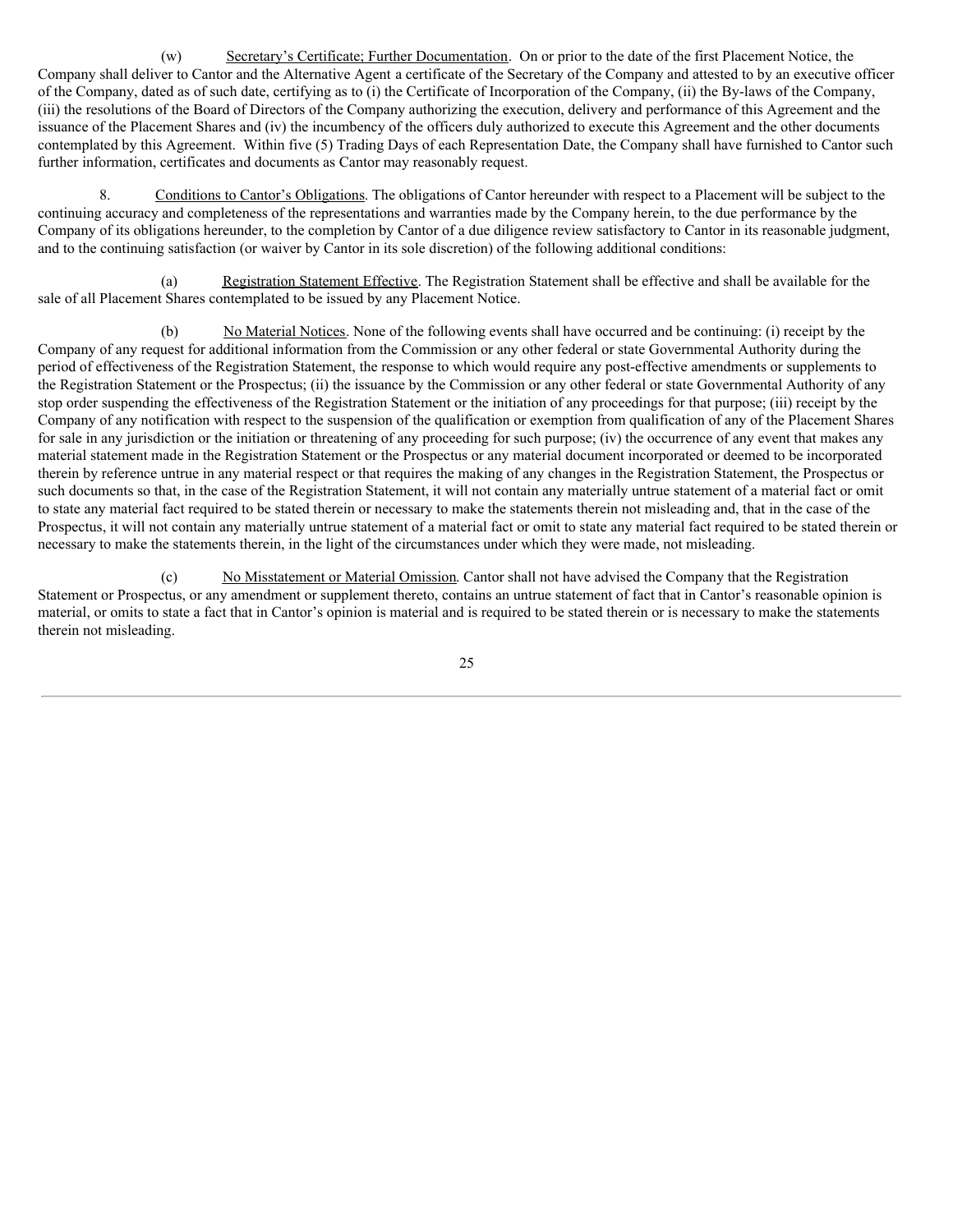(w) Secretary's Certificate; Further Documentation. On or prior to the date of the first Placement Notice, the Company shall deliver to Cantor and the Alternative Agent a certificate of the Secretary of the Company and attested to by an executive officer of the Company, dated as of such date, certifying as to (i) the Certificate of Incorporation of the Company, (ii) the By-laws of the Company, (iii) the resolutions of the Board of Directors of the Company authorizing the execution, delivery and performance of this Agreement and the issuance of the Placement Shares and (iv) the incumbency of the officers duly authorized to execute this Agreement and the other documents contemplated by this Agreement. Within five (5) Trading Days of each Representation Date, the Company shall have furnished to Cantor such further information, certificates and documents as Cantor may reasonably request.

8. Conditions to Cantor's Obligations. The obligations of Cantor hereunder with respect to a Placement will be subject to the continuing accuracy and completeness of the representations and warranties made by the Company herein, to the due performance by the Company of its obligations hereunder, to the completion by Cantor of a due diligence review satisfactory to Cantor in its reasonable judgment, and to the continuing satisfaction (or waiver by Cantor in its sole discretion) of the following additional conditions:

(a) Registration Statement Effective. The Registration Statement shall be effective and shall be available for the sale of all Placement Shares contemplated to be issued by any Placement Notice.

(b) No Material Notices. None of the following events shall have occurred and be continuing: (i) receipt by the Company of any request for additional information from the Commission or any other federal or state Governmental Authority during the period of effectiveness of the Registration Statement, the response to which would require any post-effective amendments or supplements to the Registration Statement or the Prospectus; (ii) the issuance by the Commission or any other federal or state Governmental Authority of any stop order suspending the effectiveness of the Registration Statement or the initiation of any proceedings for that purpose; (iii) receipt by the Company of any notification with respect to the suspension of the qualification or exemption from qualification of any of the Placement Shares for sale in any jurisdiction or the initiation or threatening of any proceeding for such purpose; (iv) the occurrence of any event that makes any material statement made in the Registration Statement or the Prospectus or any material document incorporated or deemed to be incorporated therein by reference untrue in any material respect or that requires the making of any changes in the Registration Statement, the Prospectus or such documents so that, in the case of the Registration Statement, it will not contain any materially untrue statement of a material fact or omit to state any material fact required to be stated therein or necessary to make the statements therein not misleading and, that in the case of the Prospectus, it will not contain any materially untrue statement of a material fact or omit to state any material fact required to be stated therein or necessary to make the statements therein, in the light of the circumstances under which they were made, not misleading.

(c) No Misstatement or Material Omission. Cantor shall not have advised the Company that the Registration Statement or Prospectus, or any amendment or supplement thereto, contains an untrue statement of fact that in Cantor's reasonable opinion is material, or omits to state a fact that in Cantor's opinion is material and is required to be stated therein or is necessary to make the statements therein not misleading.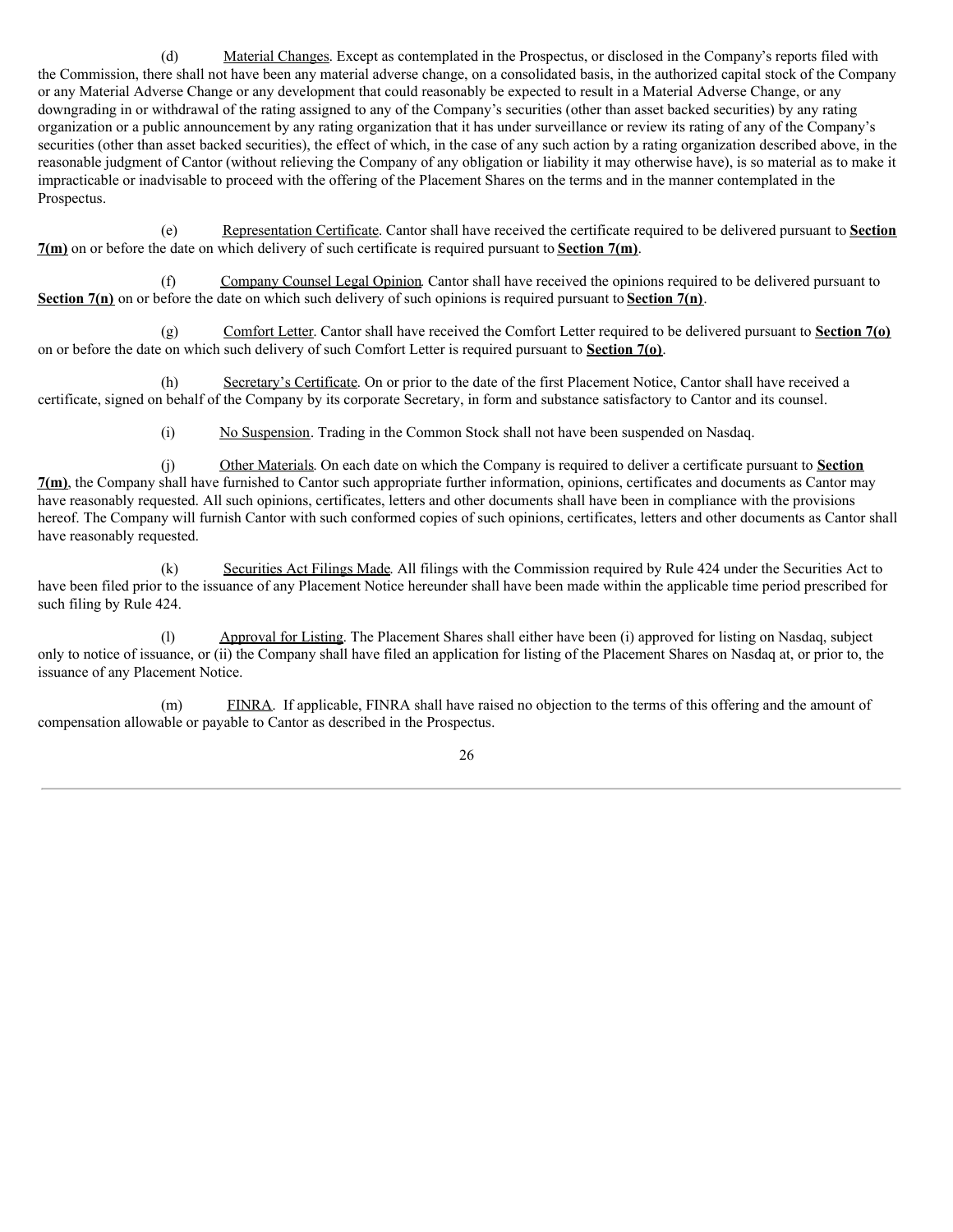(d) Material Changes. Except as contemplated in the Prospectus, or disclosed in the Company's reports filed with the Commission, there shall not have been any material adverse change, on a consolidated basis, in the authorized capital stock of the Company or any Material Adverse Change or any development that could reasonably be expected to result in a Material Adverse Change, or any downgrading in or withdrawal of the rating assigned to any of the Company's securities (other than asset backed securities) by any rating organization or a public announcement by any rating organization that it has under surveillance or review its rating of any of the Company's securities (other than asset backed securities), the effect of which, in the case of any such action by a rating organization described above, in the reasonable judgment of Cantor (without relieving the Company of any obligation or liability it may otherwise have), is so material as to make it impracticable or inadvisable to proceed with the offering of the Placement Shares on the terms and in the manner contemplated in the Prospectus.

(e) Representation Certificate. Cantor shall have received the certificate required to be delivered pursuant to **Section 7(m)** on or before the date on which delivery of such certificate is required pursuant to **Section 7(m)**.

(f) Company Counsel Legal Opinion. Cantor shall have received the opinions required to be delivered pursuant to **Section 7(n)** on or before the date on which such delivery of such opinions is required pursuant to **Section 7(n)**.

(g) Comfort Letter. Cantor shall have received the Comfort Letter required to be delivered pursuant to **Section 7(o)** on or before the date on which such delivery of such Comfort Letter is required pursuant to **Section 7(o)**.

(h) Secretary's Certificate. On or prior to the date of the first Placement Notice, Cantor shall have received a certificate, signed on behalf of the Company by its corporate Secretary, in form and substance satisfactory to Cantor and its counsel.

(i) No Suspension. Trading in the Common Stock shall not have been suspended on Nasdaq.

(j) Other Materials. On each date on which the Company is required to deliver a certificate pursuant to **Section 7(m)**, the Company shall have furnished to Cantor such appropriate further information, opinions, certificates and documents as Cantor may have reasonably requested. All such opinions, certificates, letters and other documents shall have been in compliance with the provisions hereof. The Company will furnish Cantor with such conformed copies of such opinions, certificates, letters and other documents as Cantor shall have reasonably requested.

(k) Securities Act Filings Made. All filings with the Commission required by Rule 424 under the Securities Act to have been filed prior to the issuance of any Placement Notice hereunder shall have been made within the applicable time period prescribed for such filing by Rule 424.

(l) Approval for Listing. The Placement Shares shall either have been (i) approved for listing on Nasdaq, subject only to notice of issuance, or (ii) the Company shall have filed an application for listing of the Placement Shares on Nasdaq at, or prior to, the issuance of any Placement Notice.

(m) FINRA. If applicable, FINRA shall have raised no objection to the terms of this offering and the amount of compensation allowable or payable to Cantor as described in the Prospectus.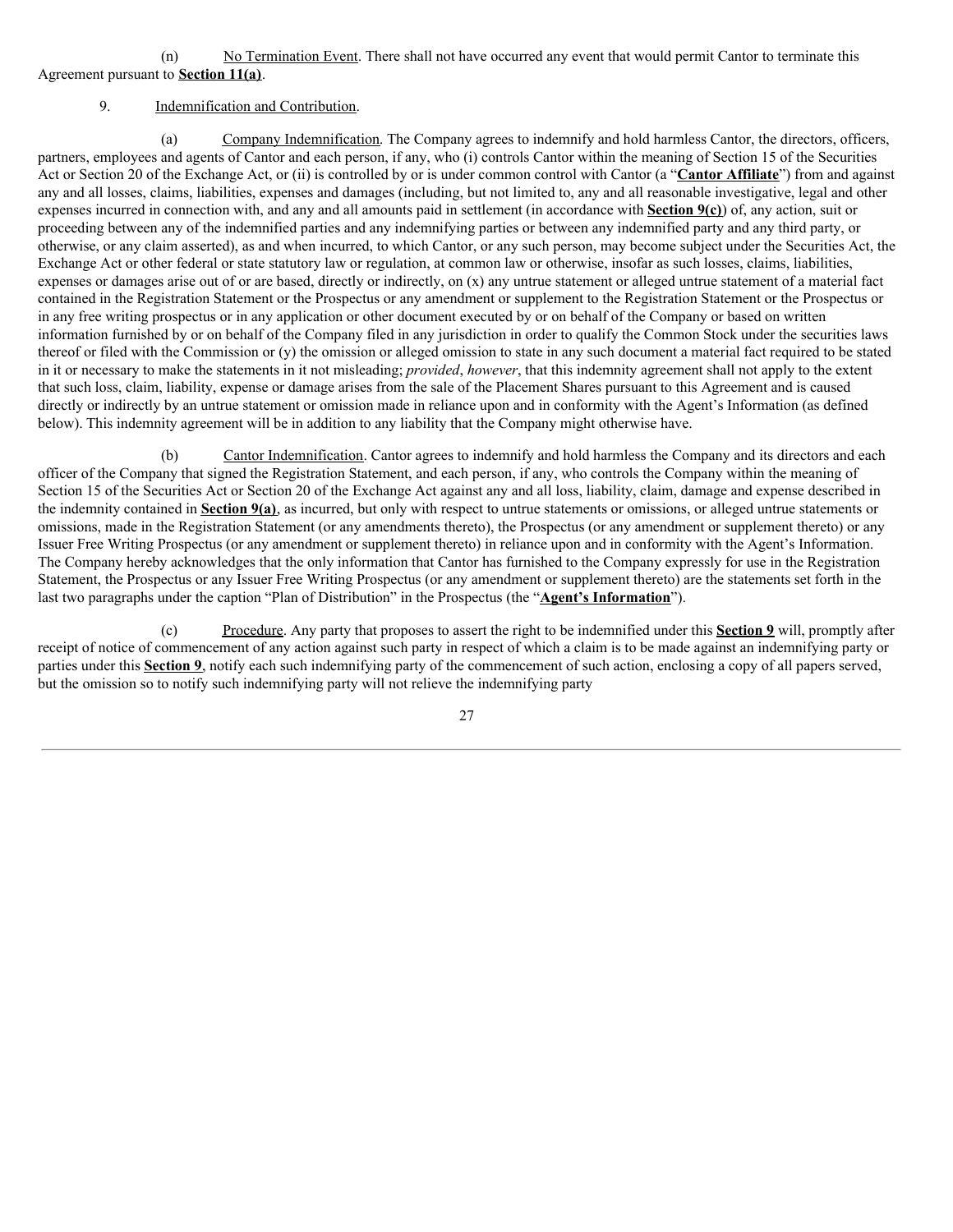(n) No Termination Event. There shall not have occurred any event that would permit Cantor to terminate this Agreement pursuant to **Section 11(a)**.

9. Indemnification and Contribution.

(a) Company Indemnification. The Company agrees to indemnify and hold harmless Cantor, the directors, officers, partners, employees and agents of Cantor and each person, if any, who (i) controls Cantor within the meaning of Section 15 of the Securities Act or Section 20 of the Exchange Act, or (ii) is controlled by or is under common control with Cantor (a "**Cantor Affiliate**") from and against any and all losses, claims, liabilities, expenses and damages (including, but not limited to, any and all reasonable investigative, legal and other expenses incurred in connection with, and any and all amounts paid in settlement (in accordance with **Section 9(c)**) of, any action, suit or proceeding between any of the indemnified parties and any indemnifying parties or between any indemnified party and any third party, or otherwise, or any claim asserted), as and when incurred, to which Cantor, or any such person, may become subject under the Securities Act, the Exchange Act or other federal or state statutory law or regulation, at common law or otherwise, insofar as such losses, claims, liabilities, expenses or damages arise out of or are based, directly or indirectly, on (x) any untrue statement or alleged untrue statement of a material fact contained in the Registration Statement or the Prospectus or any amendment or supplement to the Registration Statement or the Prospectus or in any free writing prospectus or in any application or other document executed by or on behalf of the Company or based on written information furnished by or on behalf of the Company filed in any jurisdiction in order to qualify the Common Stock under the securities laws thereof or filed with the Commission or (y) the omission or alleged omission to state in any such document a material fact required to be stated in it or necessary to make the statements in it not misleading; *provided*, *however*, that this indemnity agreement shall not apply to the extent that such loss, claim, liability, expense or damage arises from the sale of the Placement Shares pursuant to this Agreement and is caused directly or indirectly by an untrue statement or omission made in reliance upon and in conformity with the Agent's Information (as defined below). This indemnity agreement will be in addition to any liability that the Company might otherwise have.

(b) Cantor Indemnification. Cantor agrees to indemnify and hold harmless the Company and its directors and each officer of the Company that signed the Registration Statement, and each person, if any, who controls the Company within the meaning of Section 15 of the Securities Act or Section 20 of the Exchange Act against any and all loss, liability, claim, damage and expense described in the indemnity contained in **Section 9(a)**, as incurred, but only with respect to untrue statements or omissions, or alleged untrue statements or omissions, made in the Registration Statement (or any amendments thereto), the Prospectus (or any amendment or supplement thereto) or any Issuer Free Writing Prospectus (or any amendment or supplement thereto) in reliance upon and in conformity with the Agent's Information. The Company hereby acknowledges that the only information that Cantor has furnished to the Company expressly for use in the Registration Statement, the Prospectus or any Issuer Free Writing Prospectus (or any amendment or supplement thereto) are the statements set forth in the last two paragraphs under the caption "Plan of Distribution" in the Prospectus (the "**Agent's Information**").

(c) Procedure. Any party that proposes to assert the right to be indemnified under this **Section 9** will, promptly after receipt of notice of commencement of any action against such party in respect of which a claim is to be made against an indemnifying party or parties under this **Section 9**, notify each such indemnifying party of the commencement of such action, enclosing a copy of all papers served, but the omission so to notify such indemnifying party will not relieve the indemnifying party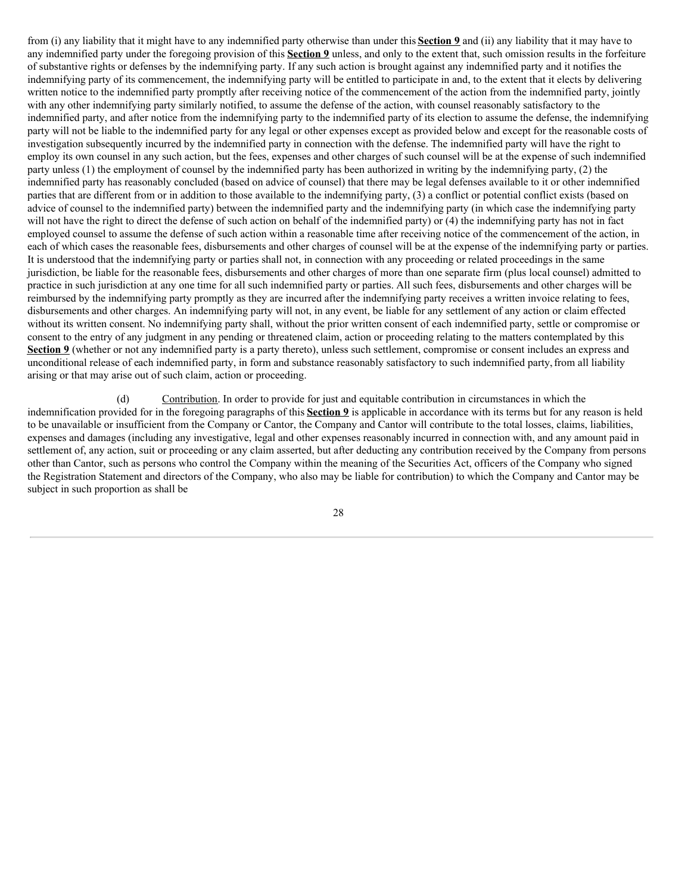from (i) any liability that it might have to any indemnified party otherwise than under this **Section 9** and (ii) any liability that it may have to any indemnified party under the foregoing provision of this **Section 9** unless, and only to the extent that, such omission results in the forfeiture of substantive rights or defenses by the indemnifying party. If any such action is brought against any indemnified party and it notifies the indemnifying party of its commencement, the indemnifying party will be entitled to participate in and, to the extent that it elects by delivering written notice to the indemnified party promptly after receiving notice of the commencement of the action from the indemnified party, jointly with any other indemnifying party similarly notified, to assume the defense of the action, with counsel reasonably satisfactory to the indemnified party, and after notice from the indemnifying party to the indemnified party of its election to assume the defense, the indemnifying party will not be liable to the indemnified party for any legal or other expenses except as provided below and except for the reasonable costs of investigation subsequently incurred by the indemnified party in connection with the defense. The indemnified party will have the right to employ its own counsel in any such action, but the fees, expenses and other charges of such counsel will be at the expense of such indemnified party unless (1) the employment of counsel by the indemnified party has been authorized in writing by the indemnifying party, (2) the indemnified party has reasonably concluded (based on advice of counsel) that there may be legal defenses available to it or other indemnified parties that are different from or in addition to those available to the indemnifying party, (3) a conflict or potential conflict exists (based on advice of counsel to the indemnified party) between the indemnified party and the indemnifying party (in which case the indemnifying party will not have the right to direct the defense of such action on behalf of the indemnified party) or (4) the indemnifying party has not in fact employed counsel to assume the defense of such action within a reasonable time after receiving notice of the commencement of the action, in each of which cases the reasonable fees, disbursements and other charges of counsel will be at the expense of the indemnifying party or parties. It is understood that the indemnifying party or parties shall not, in connection with any proceeding or related proceedings in the same jurisdiction, be liable for the reasonable fees, disbursements and other charges of more than one separate firm (plus local counsel) admitted to practice in such jurisdiction at any one time for all such indemnified party or parties. All such fees, disbursements and other charges will be reimbursed by the indemnifying party promptly as they are incurred after the indemnifying party receives a written invoice relating to fees, disbursements and other charges. An indemnifying party will not, in any event, be liable for any settlement of any action or claim effected without its written consent. No indemnifying party shall, without the prior written consent of each indemnified party, settle or compromise or consent to the entry of any judgment in any pending or threatened claim, action or proceeding relating to the matters contemplated by this **Section 9** (whether or not any indemnified party is a party thereto), unless such settlement, compromise or consent includes an express and unconditional release of each indemnified party, in form and substance reasonably satisfactory to such indemnified party, from all liability arising or that may arise out of such claim, action or proceeding.

(d) Contribution. In order to provide for just and equitable contribution in circumstances in which the indemnification provided for in the foregoing paragraphs of this **Section 9** is applicable in accordance with its terms but for any reason is held to be unavailable or insufficient from the Company or Cantor, the Company and Cantor will contribute to the total losses, claims, liabilities, expenses and damages (including any investigative, legal and other expenses reasonably incurred in connection with, and any amount paid in settlement of, any action, suit or proceeding or any claim asserted, but after deducting any contribution received by the Company from persons other than Cantor, such as persons who control the Company within the meaning of the Securities Act, officers of the Company who signed the Registration Statement and directors of the Company, who also may be liable for contribution) to which the Company and Cantor may be subject in such proportion as shall be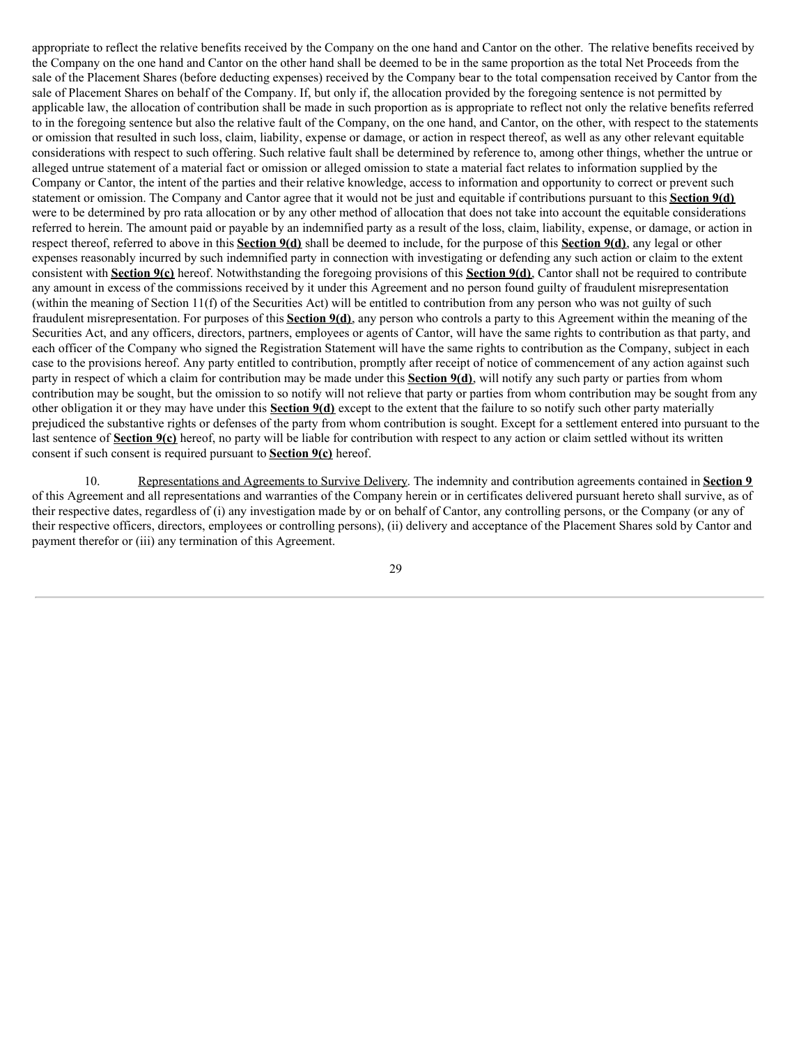appropriate to reflect the relative benefits received by the Company on the one hand and Cantor on the other. The relative benefits received by the Company on the one hand and Cantor on the other hand shall be deemed to be in the same proportion as the total Net Proceeds from the sale of the Placement Shares (before deducting expenses) received by the Company bear to the total compensation received by Cantor from the sale of Placement Shares on behalf of the Company. If, but only if, the allocation provided by the foregoing sentence is not permitted by applicable law, the allocation of contribution shall be made in such proportion as is appropriate to reflect not only the relative benefits referred to in the foregoing sentence but also the relative fault of the Company, on the one hand, and Cantor, on the other, with respect to the statements or omission that resulted in such loss, claim, liability, expense or damage, or action in respect thereof, as well as any other relevant equitable considerations with respect to such offering. Such relative fault shall be determined by reference to, among other things, whether the untrue or alleged untrue statement of a material fact or omission or alleged omission to state a material fact relates to information supplied by the Company or Cantor, the intent of the parties and their relative knowledge, access to information and opportunity to correct or prevent such statement or omission. The Company and Cantor agree that it would not be just and equitable if contributions pursuant to this **Section 9(d)** were to be determined by pro rata allocation or by any other method of allocation that does not take into account the equitable considerations referred to herein. The amount paid or payable by an indemnified party as a result of the loss, claim, liability, expense, or damage, or action in respect thereof, referred to above in this **Section 9(d)** shall be deemed to include, for the purpose of this **Section 9(d)**, any legal or other expenses reasonably incurred by such indemnified party in connection with investigating or defending any such action or claim to the extent consistent with **Section 9(c)** hereof. Notwithstanding the foregoing provisions of this **Section 9(d)**, Cantor shall not be required to contribute any amount in excess of the commissions received by it under this Agreement and no person found guilty of fraudulent misrepresentation (within the meaning of Section 11(f) of the Securities Act) will be entitled to contribution from any person who was not guilty of such fraudulent misrepresentation. For purposes of this **Section 9(d)**, any person who controls a party to this Agreement within the meaning of the Securities Act, and any officers, directors, partners, employees or agents of Cantor, will have the same rights to contribution as that party, and each officer of the Company who signed the Registration Statement will have the same rights to contribution as the Company, subject in each case to the provisions hereof. Any party entitled to contribution, promptly after receipt of notice of commencement of any action against such party in respect of which a claim for contribution may be made under this **Section 9(d)**, will notify any such party or parties from whom contribution may be sought, but the omission to so notify will not relieve that party or parties from whom contribution may be sought from any other obligation it or they may have under this **Section 9(d)** except to the extent that the failure to so notify such other party materially prejudiced the substantive rights or defenses of the party from whom contribution is sought. Except for a settlement entered into pursuant to the last sentence of **Section 9(c)** hereof, no party will be liable for contribution with respect to any action or claim settled without its written consent if such consent is required pursuant to **Section 9(c)** hereof.

10. Representations and Agreements to Survive Delivery. The indemnity and contribution agreements contained in **Section 9** of this Agreement and all representations and warranties of the Company herein or in certificates delivered pursuant hereto shall survive, as of their respective dates, regardless of (i) any investigation made by or on behalf of Cantor, any controlling persons, or the Company (or any of their respective officers, directors, employees or controlling persons), (ii) delivery and acceptance of the Placement Shares sold by Cantor and payment therefor or (iii) any termination of this Agreement.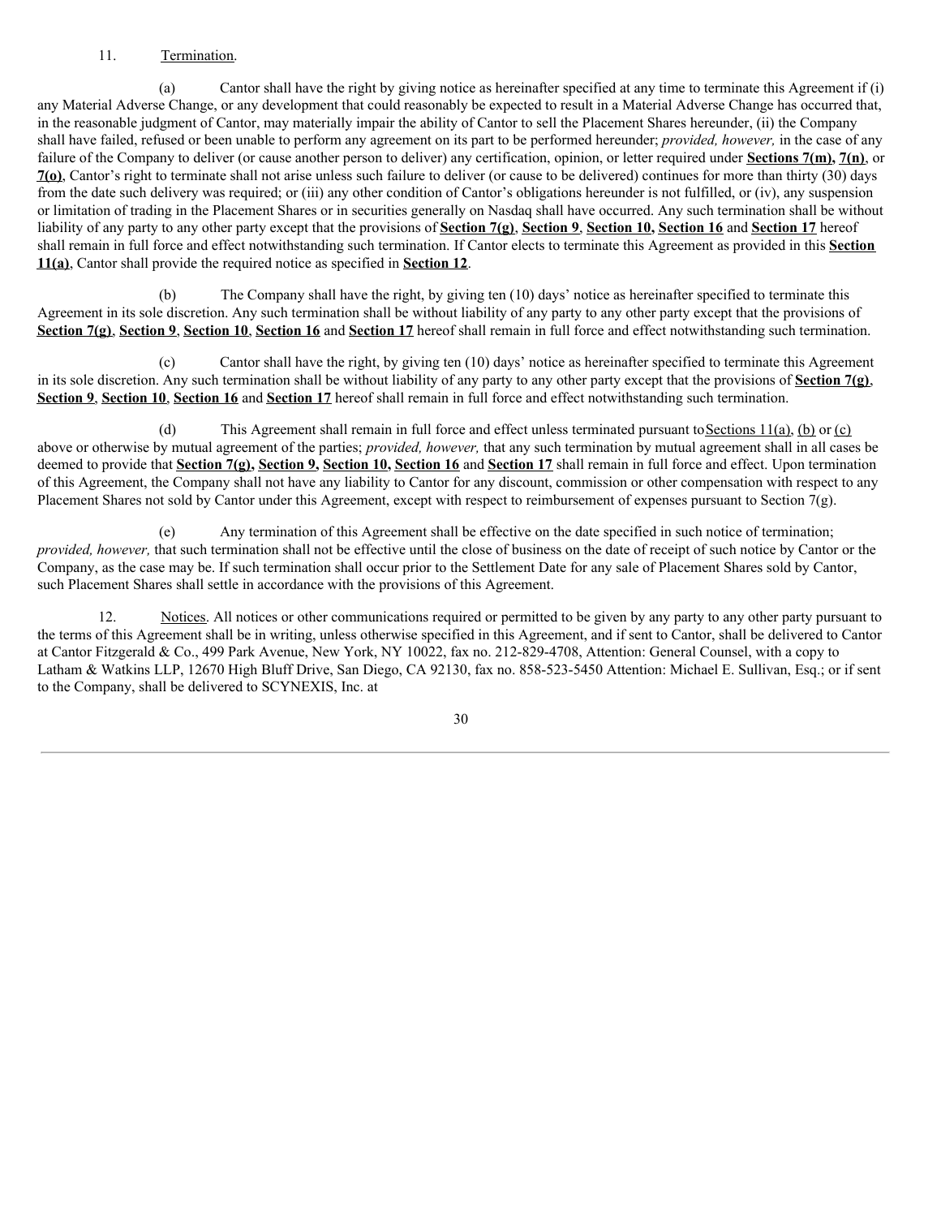11. Termination.

(a) Cantor shall have the right by giving notice as hereinafter specified at any time to terminate this Agreement if (i) any Material Adverse Change, or any development that could reasonably be expected to result in a Material Adverse Change has occurred that, in the reasonable judgment of Cantor, may materially impair the ability of Cantor to sell the Placement Shares hereunder, (ii) the Company shall have failed, refused or been unable to perform any agreement on its part to be performed hereunder; *provided, however,* in the case of any failure of the Company to deliver (or cause another person to deliver) any certification, opinion, or letter required under **Sections 7(m), 7(n)**, or **7(o)**, Cantor's right to terminate shall not arise unless such failure to deliver (or cause to be delivered) continues for more than thirty (30) days from the date such delivery was required; or (iii) any other condition of Cantor's obligations hereunder is not fulfilled, or (iv), any suspension or limitation of trading in the Placement Shares or in securities generally on Nasdaq shall have occurred. Any such termination shall be without liability of any party to any other party except that the provisions of **Section 7(g)**, **Section 9**, **Section 10, Section 16** and **Section 17** hereof shall remain in full force and effect notwithstanding such termination. If Cantor elects to terminate this Agreement as provided in this **Section 11(a)**, Cantor shall provide the required notice as specified in **Section 12**.

(b) The Company shall have the right, by giving ten (10) days' notice as hereinafter specified to terminate this Agreement in its sole discretion. Any such termination shall be without liability of any party to any other party except that the provisions of **Section 7(g)**, **Section 9**, **Section 10**, **Section 16** and **Section 17** hereof shall remain in full force and effect notwithstanding such termination.

(c) Cantor shall have the right, by giving ten (10) days' notice as hereinafter specified to terminate this Agreement in its sole discretion. Any such termination shall be without liability of any party to any other party except that the provisions of **Section 7(g)**, **Section 9**, **Section 10**, **Section 16** and **Section 17** hereof shall remain in full force and effect notwithstanding such termination.

(d) This Agreement shall remain in full force and effect unless terminated pursuant to Sections 11(a), (b) or (c) above or otherwise by mutual agreement of the parties; *provided, however,* that any such termination by mutual agreement shall in all cases be deemed to provide that **Section 7(g), Section 9, Section 10, Section 16** and **Section 17** shall remain in full force and effect. Upon termination of this Agreement, the Company shall not have any liability to Cantor for any discount, commission or other compensation with respect to any Placement Shares not sold by Cantor under this Agreement, except with respect to reimbursement of expenses pursuant to Section 7(g).

(e) Any termination of this Agreement shall be effective on the date specified in such notice of termination; *provided, however,* that such termination shall not be effective until the close of business on the date of receipt of such notice by Cantor or the Company, as the case may be. If such termination shall occur prior to the Settlement Date for any sale of Placement Shares sold by Cantor, such Placement Shares shall settle in accordance with the provisions of this Agreement.

12. Notices. All notices or other communications required or permitted to be given by any party to any other party pursuant to the terms of this Agreement shall be in writing, unless otherwise specified in this Agreement, and if sent to Cantor, shall be delivered to Cantor at Cantor Fitzgerald & Co., 499 Park Avenue, New York, NY 10022, fax no. 212-829-4708, Attention: General Counsel, with a copy to Latham & Watkins LLP, 12670 High Bluff Drive, San Diego, CA 92130, fax no. 858-523-5450 Attention: Michael E. Sullivan, Esq.; or if sent to the Company, shall be delivered to SCYNEXIS, Inc. at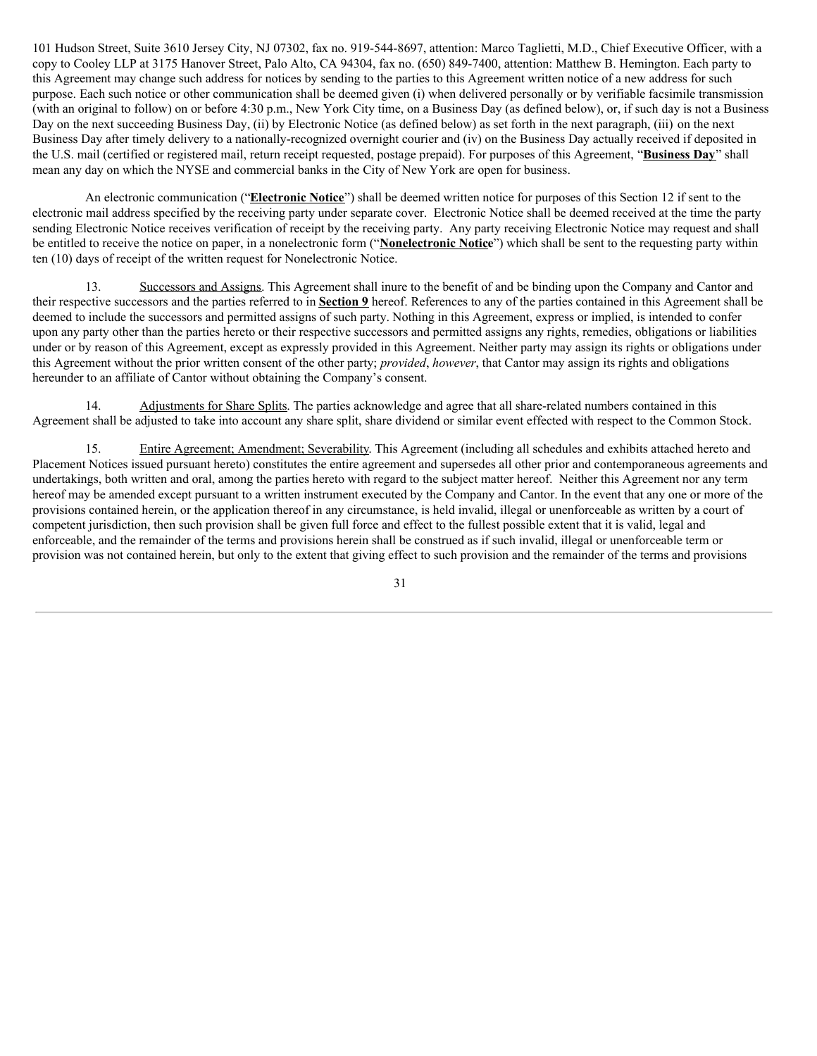101 Hudson Street, Suite 3610 Jersey City, NJ 07302, fax no. 919-544-8697, attention: Marco Taglietti, M.D., Chief Executive Officer, with a copy to Cooley LLP at 3175 Hanover Street, Palo Alto, CA 94304, fax no. (650) 849-7400, attention: Matthew B. Hemington. Each party to this Agreement may change such address for notices by sending to the parties to this Agreement written notice of a new address for such purpose. Each such notice or other communication shall be deemed given (i) when delivered personally or by verifiable facsimile transmission (with an original to follow) on or before 4:30 p.m., New York City time, on a Business Day (as defined below), or, if such day is not a Business Day on the next succeeding Business Day, (ii) by Electronic Notice (as defined below) as set forth in the next paragraph, (iii) on the next Business Day after timely delivery to a nationally-recognized overnight courier and (iv) on the Business Day actually received if deposited in the U.S. mail (certified or registered mail, return receipt requested, postage prepaid). For purposes of this Agreement, "**Business Day**" shall mean any day on which the NYSE and commercial banks in the City of New York are open for business.

An electronic communication ("**Electronic Notice**") shall be deemed written notice for purposes of this Section 12 if sent to the electronic mail address specified by the receiving party under separate cover. Electronic Notice shall be deemed received at the time the party sending Electronic Notice receives verification of receipt by the receiving party. Any party receiving Electronic Notice may request and shall be entitled to receive the notice on paper, in a nonelectronic form ("**Nonelectronic Notice**") which shall be sent to the requesting party within ten (10) days of receipt of the written request for Nonelectronic Notice.

13. Successors and Assigns. This Agreement shall inure to the benefit of and be binding upon the Company and Cantor and their respective successors and the parties referred to in **Section 9** hereof. References to any of the parties contained in this Agreement shall be deemed to include the successors and permitted assigns of such party. Nothing in this Agreement, express or implied, is intended to confer upon any party other than the parties hereto or their respective successors and permitted assigns any rights, remedies, obligations or liabilities under or by reason of this Agreement, except as expressly provided in this Agreement. Neither party may assign its rights or obligations under this Agreement without the prior written consent of the other party; *provided*, *however*, that Cantor may assign its rights and obligations hereunder to an affiliate of Cantor without obtaining the Company's consent.

14. Adjustments for Share Splits. The parties acknowledge and agree that all share-related numbers contained in this Agreement shall be adjusted to take into account any share split, share dividend or similar event effected with respect to the Common Stock.

15. Entire Agreement; Amendment; Severability. This Agreement (including all schedules and exhibits attached hereto and Placement Notices issued pursuant hereto) constitutes the entire agreement and supersedes all other prior and contemporaneous agreements and undertakings, both written and oral, among the parties hereto with regard to the subject matter hereof. Neither this Agreement nor any term hereof may be amended except pursuant to a written instrument executed by the Company and Cantor. In the event that any one or more of the provisions contained herein, or the application thereof in any circumstance, is held invalid, illegal or unenforceable as written by a court of competent jurisdiction, then such provision shall be given full force and effect to the fullest possible extent that it is valid, legal and enforceable, and the remainder of the terms and provisions herein shall be construed as if such invalid, illegal or unenforceable term or provision was not contained herein, but only to the extent that giving effect to such provision and the remainder of the terms and provisions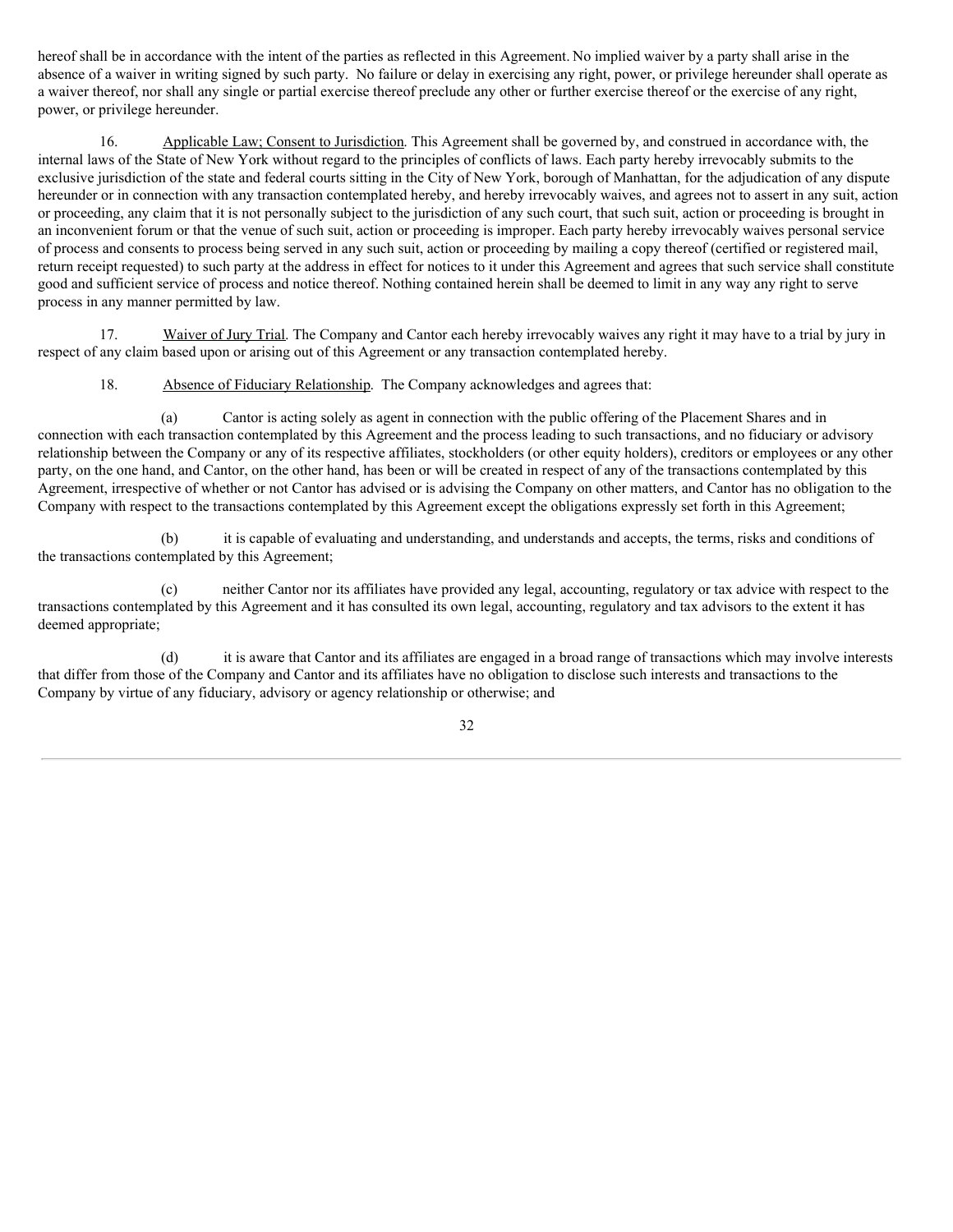hereof shall be in accordance with the intent of the parties as reflected in this Agreement. No implied waiver by a party shall arise in the absence of a waiver in writing signed by such party. No failure or delay in exercising any right, power, or privilege hereunder shall operate as a waiver thereof, nor shall any single or partial exercise thereof preclude any other or further exercise thereof or the exercise of any right, power, or privilege hereunder.

16. Applicable Law; Consent to Jurisdiction. This Agreement shall be governed by, and construed in accordance with, the internal laws of the State of New York without regard to the principles of conflicts of laws. Each party hereby irrevocably submits to the exclusive jurisdiction of the state and federal courts sitting in the City of New York, borough of Manhattan, for the adjudication of any dispute hereunder or in connection with any transaction contemplated hereby, and hereby irrevocably waives, and agrees not to assert in any suit, action or proceeding, any claim that it is not personally subject to the jurisdiction of any such court, that such suit, action or proceeding is brought in an inconvenient forum or that the venue of such suit, action or proceeding is improper. Each party hereby irrevocably waives personal service of process and consents to process being served in any such suit, action or proceeding by mailing a copy thereof (certified or registered mail, return receipt requested) to such party at the address in effect for notices to it under this Agreement and agrees that such service shall constitute good and sufficient service of process and notice thereof. Nothing contained herein shall be deemed to limit in any way any right to serve process in any manner permitted by law.

17. Waiver of Jury Trial. The Company and Cantor each hereby irrevocably waives any right it may have to a trial by jury in respect of any claim based upon or arising out of this Agreement or any transaction contemplated hereby.

18. Absence of Fiduciary Relationship. The Company acknowledges and agrees that:

(a) Cantor is acting solely as agent in connection with the public offering of the Placement Shares and in connection with each transaction contemplated by this Agreement and the process leading to such transactions, and no fiduciary or advisory relationship between the Company or any of its respective affiliates, stockholders (or other equity holders), creditors or employees or any other party, on the one hand, and Cantor, on the other hand, has been or will be created in respect of any of the transactions contemplated by this Agreement, irrespective of whether or not Cantor has advised or is advising the Company on other matters, and Cantor has no obligation to the Company with respect to the transactions contemplated by this Agreement except the obligations expressly set forth in this Agreement;

(b) it is capable of evaluating and understanding, and understands and accepts, the terms, risks and conditions of the transactions contemplated by this Agreement;

(c) neither Cantor nor its affiliates have provided any legal, accounting, regulatory or tax advice with respect to the transactions contemplated by this Agreement and it has consulted its own legal, accounting, regulatory and tax advisors to the extent it has deemed appropriate;

(d) it is aware that Cantor and its affiliates are engaged in a broad range of transactions which may involve interests that differ from those of the Company and Cantor and its affiliates have no obligation to disclose such interests and transactions to the Company by virtue of any fiduciary, advisory or agency relationship or otherwise; and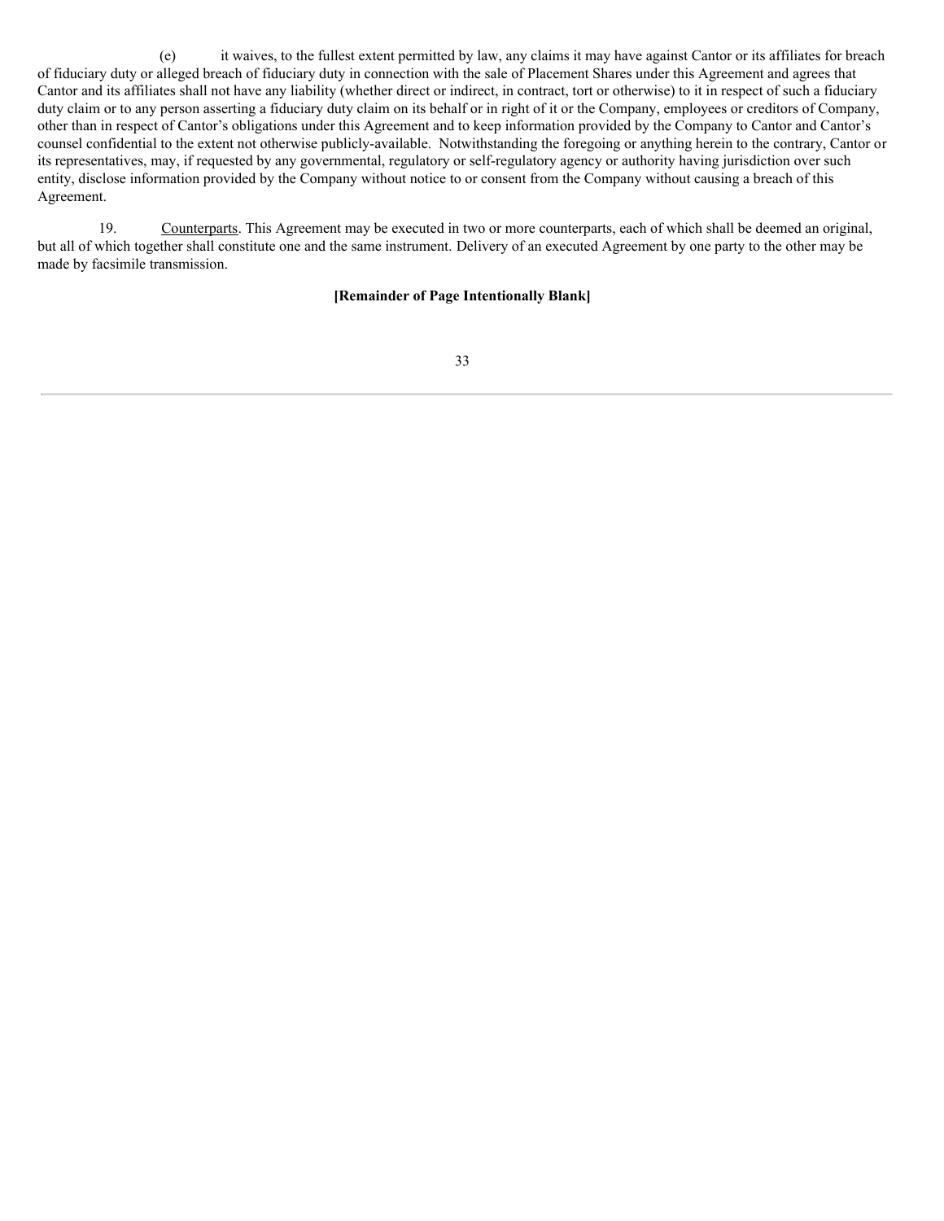(e) it waives, to the fullest extent permitted by law, any claims it may have against Cantor or its affiliates for breach of fiduciary duty or alleged breach of fiduciary duty in connection with the sale of Placement Shares under this Agreement and agrees that Cantor and its affiliates shall not have any liability (whether direct or indirect, in contract, tort or otherwise) to it in respect of such a fiduciary duty claim or to any person asserting a fiduciary duty claim on its behalf or in right of it or the Company, employees or creditors of Company, other than in respect of Cantor's obligations under this Agreement and to keep information provided by the Company to Cantor and Cantor's counsel confidential to the extent not otherwise publicly-available. Notwithstanding the foregoing or anything herein to the contrary, Cantor or its representatives, may, if requested by any governmental, regulatory or self-regulatory agency or authority having jurisdiction over such entity, disclose information provided by the Company without notice to or consent from the Company without causing a breach of this Agreement.

19. Counterparts. This Agreement may be executed in two or more counterparts, each of which shall be deemed an original, but all of which together shall constitute one and the same instrument. Delivery of an executed Agreement by one party to the other may be made by facsimile transmission.

**[Remainder of Page Intentionally Blank]**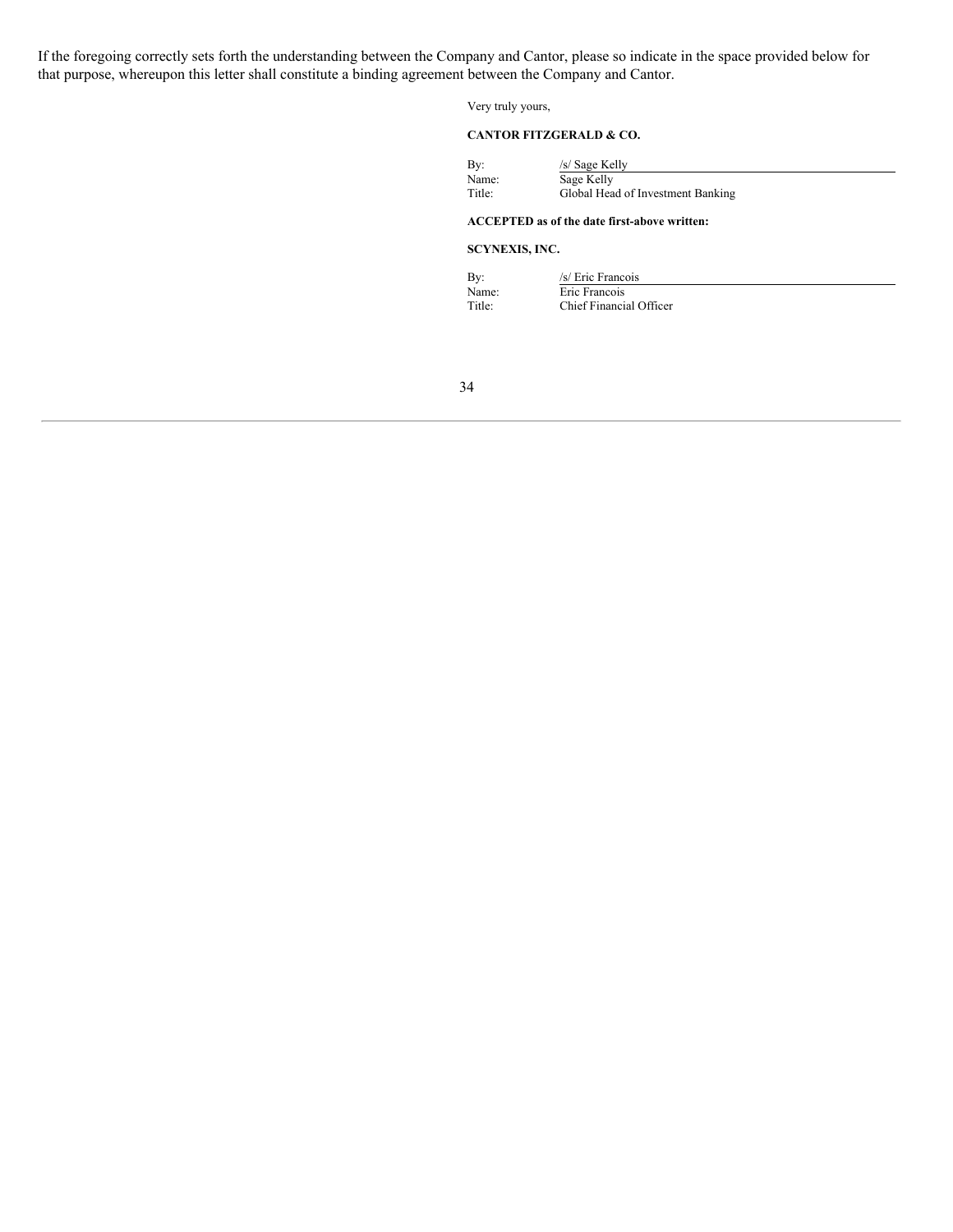If the foregoing correctly sets forth the understanding between the Company and Cantor, please so indicate in the space provided below for that purpose, whereupon this letter shall constitute a binding agreement between the Company and Cantor.

Very truly yours,

**CANTOR FITZGERALD & CO.**

By: /s/ Sage Kelly
Name: Sage Kelly
Title: Global Head of Investment Banking

**ACCEPTED as of the date first-above written:**

**SCYNEXIS, INC.**

By: /s/ Eric Francois
Name: Eric Francois
Title: Chief Financial Officer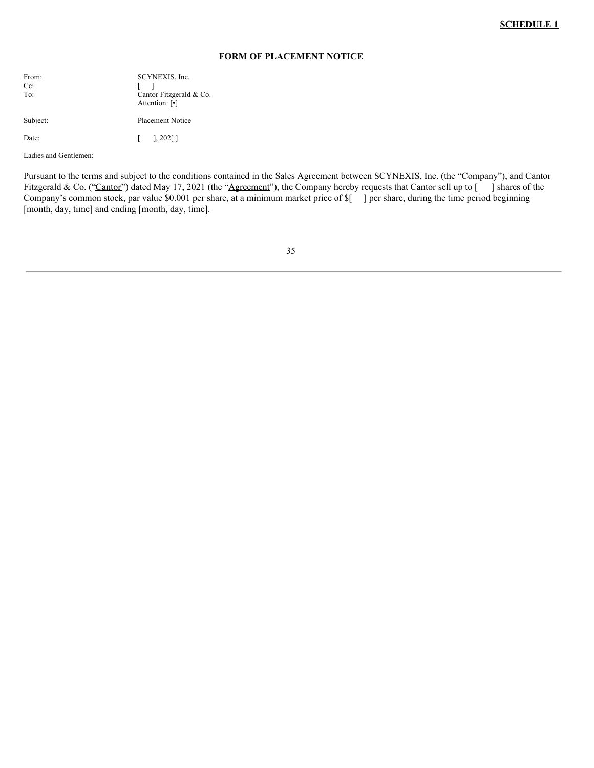**SCHEDULE 1**

**FORM OF PLACEMENT NOTICE**

| | |
|---|---|
| From: | SCYNEXIS, Inc. |
| Cc: | [ ] |
| To: | Cantor Fitzgerald & Co.<br>Attention: [•] |
| Subject: | Placement Notice |
| Date: | [ ], 202[ ] |

Ladies and Gentlemen:

Pursuant to the terms and subject to the conditions contained in the Sales Agreement between SCYNEXIS, Inc. (the "Company"), and Cantor Fitzgerald & Co. ("Cantor") dated May 17, 2021 (the "Agreement"), the Company hereby requests that Cantor sell up to [ ] shares of the Company's common stock, par value $0.001 per share, at a minimum market price of $[ ] per share, during the time period beginning [month, day, time] and ending [month, day, time].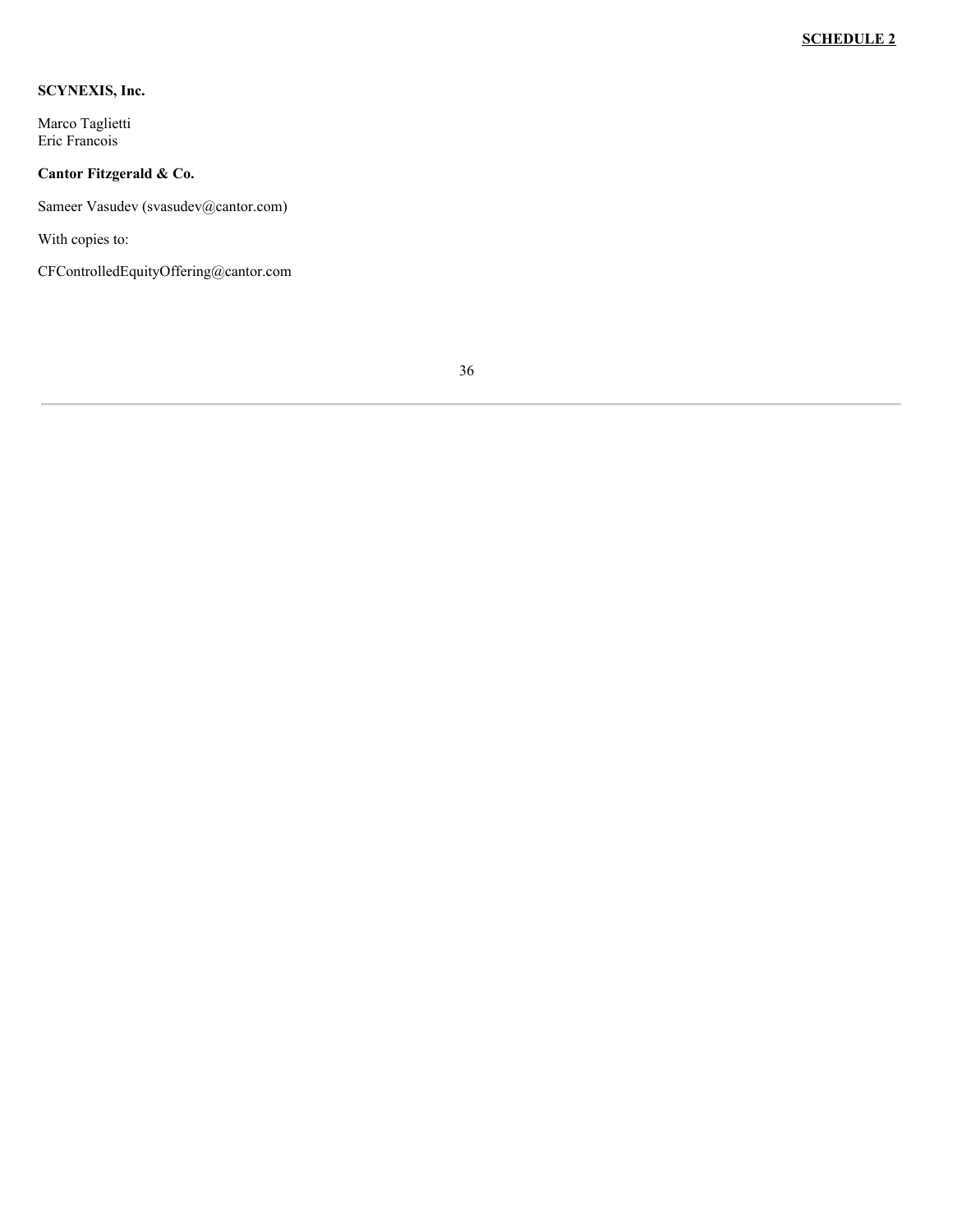**SCHEDULE 2**

**SCYNEXIS, Inc.**

Marco Taglietti
Eric Francois

**Cantor Fitzgerald & Co.**

Sameer Vasudev (svasudev@cantor.com)

With copies to:

CFControlledEquityOffering@cantor.com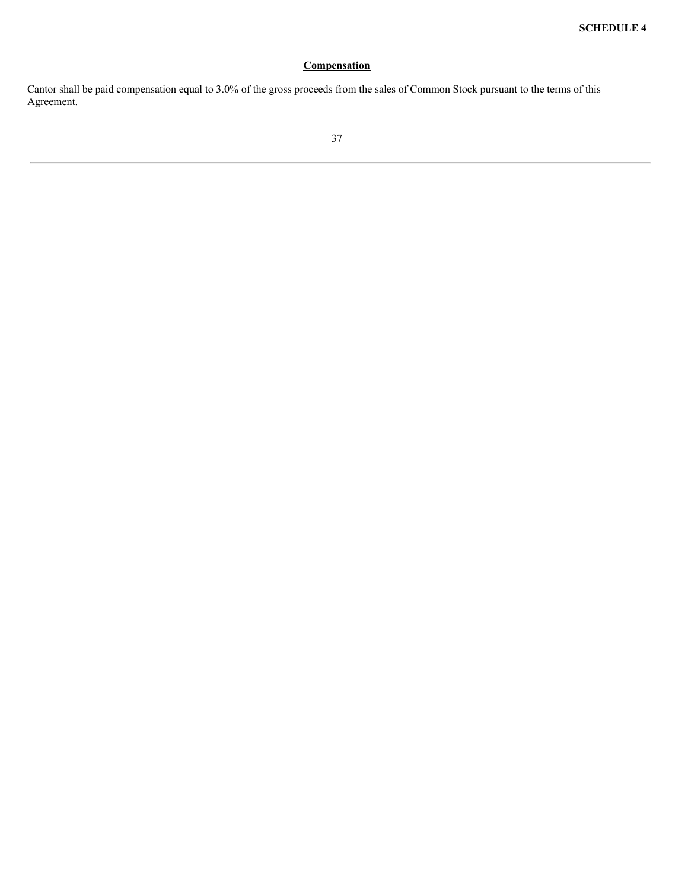**SCHEDULE 4**

**Compensation**

Cantor shall be paid compensation equal to 3.0% of the gross proceeds from the sales of Common Stock pursuant to the terms of this Agreement.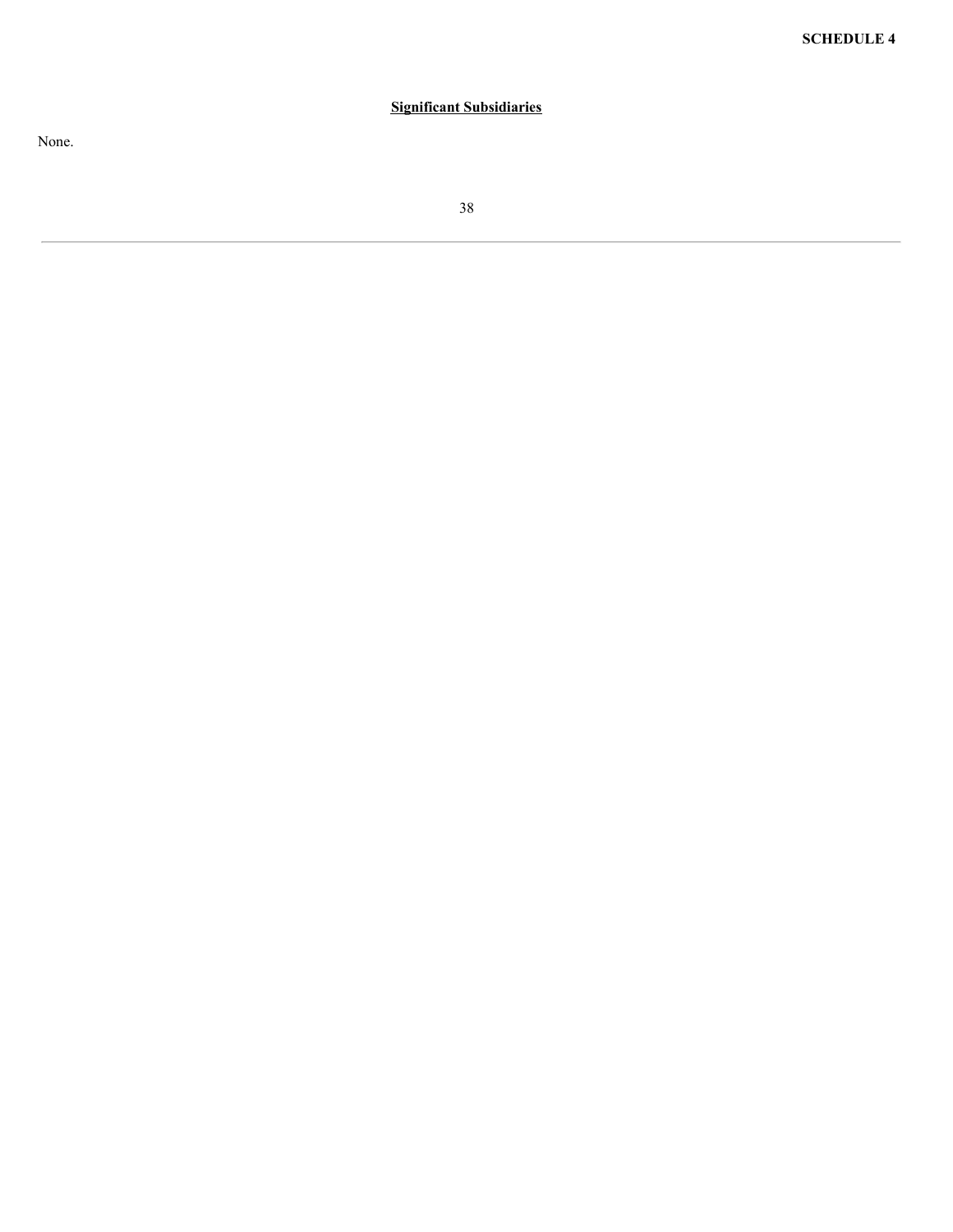**SCHEDULE 4**

**Significant Subsidiaries**

None.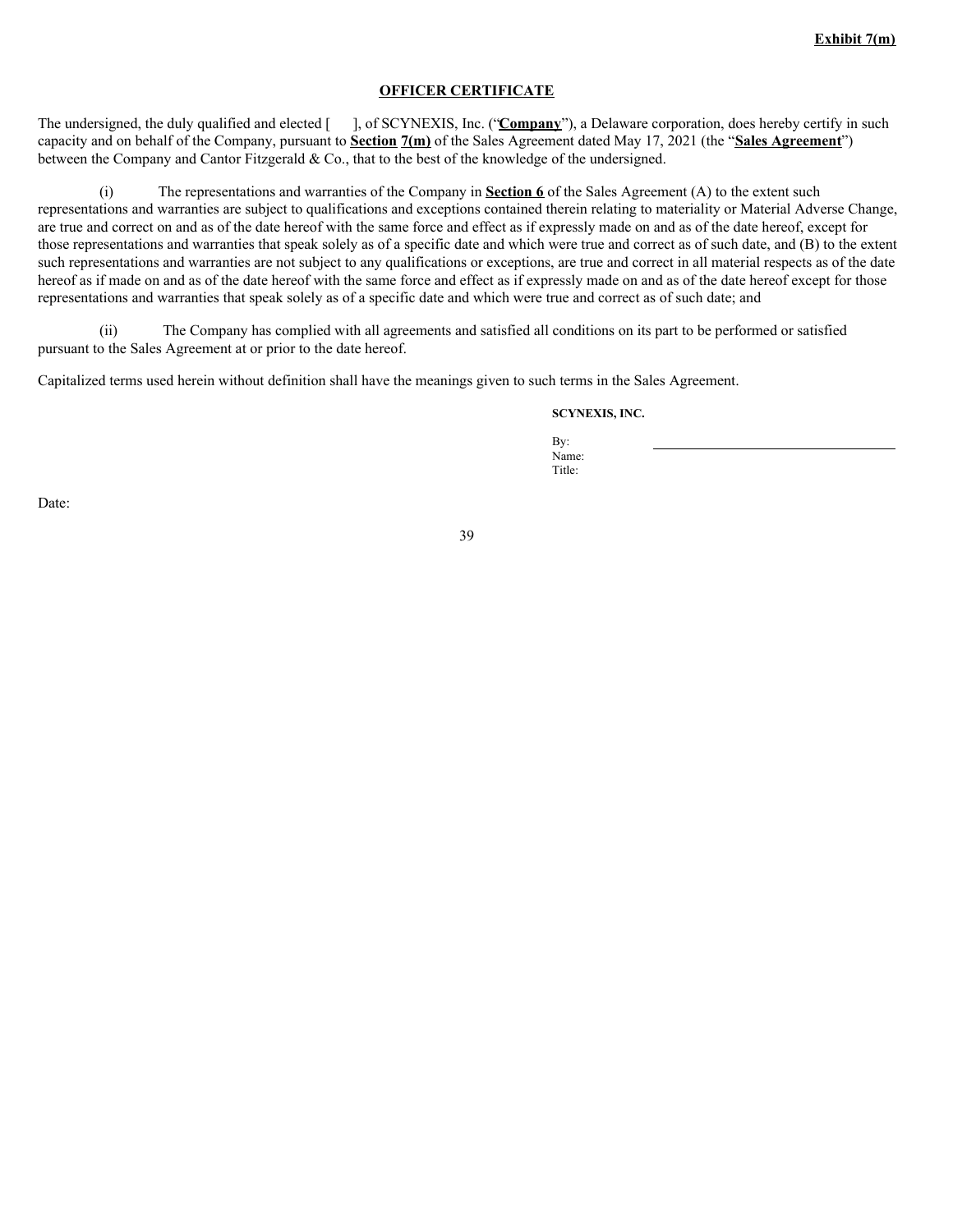**Exhibit 7(m)**

**OFFICER CERTIFICATE**

The undersigned, the duly qualified and elected [    ], of SCYNEXIS, Inc. ("**Company**"), a Delaware corporation, does hereby certify in such capacity and on behalf of the Company, pursuant to **Section 7(m)** of the Sales Agreement dated May 17, 2021 (the "**Sales Agreement**") between the Company and Cantor Fitzgerald & Co., that to the best of the knowledge of the undersigned.

(i) The representations and warranties of the Company in **Section 6** of the Sales Agreement (A) to the extent such representations and warranties are subject to qualifications and exceptions contained therein relating to materiality or Material Adverse Change, are true and correct on and as of the date hereof with the same force and effect as if expressly made on and as of the date hereof, except for those representations and warranties that speak solely as of a specific date and which were true and correct as of such date, and (B) to the extent such representations and warranties are not subject to any qualifications or exceptions, are true and correct in all material respects as of the date hereof as if made on and as of the date hereof with the same force and effect as if expressly made on and as of the date hereof except for those representations and warranties that speak solely as of a specific date and which were true and correct as of such date; and

(ii) The Company has complied with all agreements and satisfied all conditions on its part to be performed or satisfied pursuant to the Sales Agreement at or prior to the date hereof.

Capitalized terms used herein without definition shall have the meanings given to such terms in the Sales Agreement.

**SCYNEXIS, INC.**

By: \_\_\_\_\_\_\_\_\_\_\_\_\_\_\_\_\_\_\_\_\_\_\_\_\_\_\_\_\_\_\_\_
Name:
Title:

Date: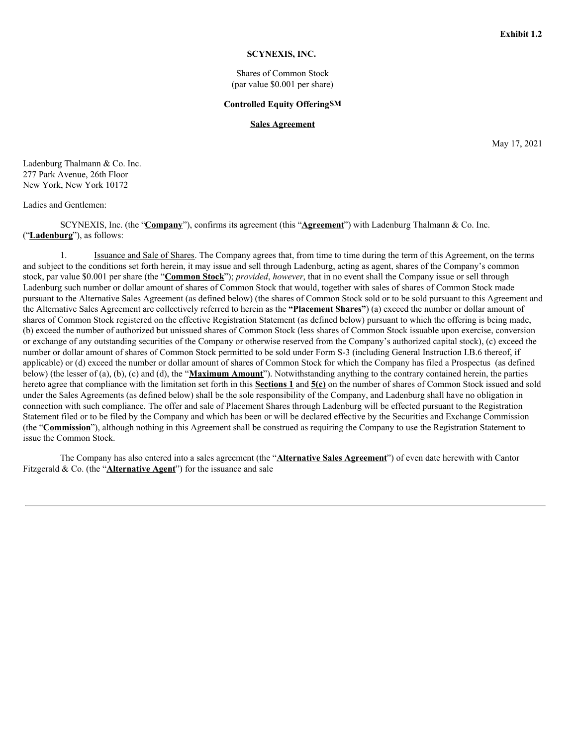**Exhibit 1.2**

**SCYNEXIS, INC.**

Shares of Common Stock
(par value $0.001 per share)

**Controlled Equity OfferingSM**

**Sales Agreement**

May 17, 2021

Ladenburg Thalmann & Co. Inc.
277 Park Avenue, 26th Floor
New York, New York 10172

Ladies and Gentlemen:

SCYNEXIS, Inc. (the "**Company**"), confirms its agreement (this "**Agreement**") with Ladenburg Thalmann & Co. Inc. ("**Ladenburg**"), as follows:

1. Issuance and Sale of Shares. The Company agrees that, from time to time during the term of this Agreement, on the terms and subject to the conditions set forth herein, it may issue and sell through Ladenburg, acting as agent, shares of the Company's common stock, par value $0.001 per share (the "**Common Stock**"); *provided*, *however*, that in no event shall the Company issue or sell through Ladenburg such number or dollar amount of shares of Common Stock that would, together with sales of shares of Common Stock made pursuant to the Alternative Sales Agreement (as defined below) (the shares of Common Stock sold or to be sold pursuant to this Agreement and the Alternative Sales Agreement are collectively referred to herein as the **"Placement Shares"**) (a) exceed the number or dollar amount of shares of Common Stock registered on the effective Registration Statement (as defined below) pursuant to which the offering is being made, (b) exceed the number of authorized but unissued shares of Common Stock (less shares of Common Stock issuable upon exercise, conversion or exchange of any outstanding securities of the Company or otherwise reserved from the Company's authorized capital stock), (c) exceed the number or dollar amount of shares of Common Stock permitted to be sold under Form S-3 (including General Instruction I.B.6 thereof, if applicable) or (d) exceed the number or dollar amount of shares of Common Stock for which the Company has filed a Prospectus (as defined below) (the lesser of (a), (b), (c) and (d), the "**Maximum Amount**"). Notwithstanding anything to the contrary contained herein, the parties hereto agree that compliance with the limitation set forth in this **Sections 1** and **5(c)** on the number of shares of Common Stock issued and sold under the Sales Agreements (as defined below) shall be the sole responsibility of the Company, and Ladenburg shall have no obligation in connection with such compliance. The offer and sale of Placement Shares through Ladenburg will be effected pursuant to the Registration Statement filed or to be filed by the Company and which has been or will be declared effective by the Securities and Exchange Commission (the "**Commission**"), although nothing in this Agreement shall be construed as requiring the Company to use the Registration Statement to issue the Common Stock.

The Company has also entered into a sales agreement (the "**Alternative Sales Agreement**") of even date herewith with Cantor Fitzgerald & Co. (the "**Alternative Agent**") for the issuance and sale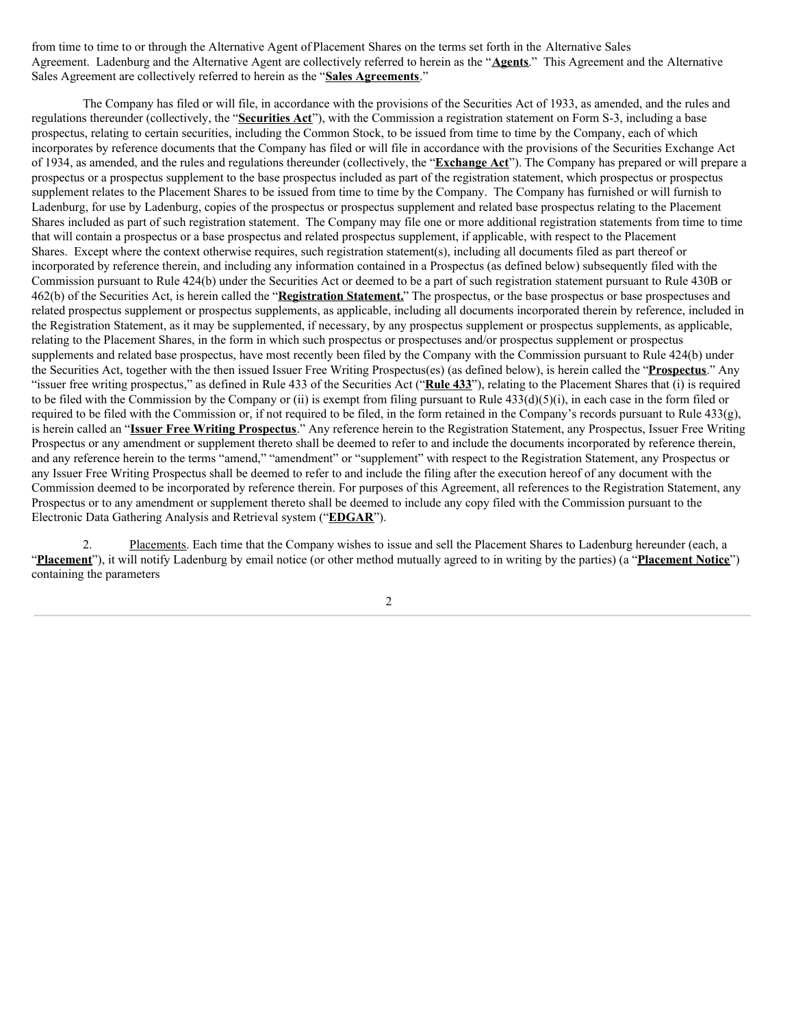from time to time to or through the Alternative Agent of Placement Shares on the terms set forth in the Alternative Sales Agreement. Ladenburg and the Alternative Agent are collectively referred to herein as the "**Agents**." This Agreement and the Alternative Sales Agreement are collectively referred to herein as the "**Sales Agreements**."

The Company has filed or will file, in accordance with the provisions of the Securities Act of 1933, as amended, and the rules and regulations thereunder (collectively, the "**Securities Act**"), with the Commission a registration statement on Form S-3, including a base prospectus, relating to certain securities, including the Common Stock, to be issued from time to time by the Company, each of which incorporates by reference documents that the Company has filed or will file in accordance with the provisions of the Securities Exchange Act of 1934, as amended, and the rules and regulations thereunder (collectively, the "**Exchange Act**"). The Company has prepared or will prepare a prospectus or a prospectus supplement to the base prospectus included as part of the registration statement, which prospectus or prospectus supplement relates to the Placement Shares to be issued from time to time by the Company. The Company has furnished or will furnish to Ladenburg, for use by Ladenburg, copies of the prospectus or prospectus supplement and related base prospectus relating to the Placement Shares included as part of such registration statement. The Company may file one or more additional registration statements from time to time that will contain a prospectus or a base prospectus and related prospectus supplement, if applicable, with respect to the Placement Shares. Except where the context otherwise requires, such registration statement(s), including all documents filed as part thereof or incorporated by reference therein, and including any information contained in a Prospectus (as defined below) subsequently filed with the Commission pursuant to Rule 424(b) under the Securities Act or deemed to be a part of such registration statement pursuant to Rule 430B or 462(b) of the Securities Act, is herein called the "**Registration Statement.**" The prospectus, or the base prospectus or base prospectuses and related prospectus supplement or prospectus supplements, as applicable, including all documents incorporated therein by reference, included in the Registration Statement, as it may be supplemented, if necessary, by any prospectus supplement or prospectus supplements, as applicable, relating to the Placement Shares, in the form in which such prospectus or prospectuses and/or prospectus supplement or prospectus supplements and related base prospectus, have most recently been filed by the Company with the Commission pursuant to Rule 424(b) under the Securities Act, together with the then issued Issuer Free Writing Prospectus(es) (as defined below), is herein called the "**Prospectus**." Any "issuer free writing prospectus," as defined in Rule 433 of the Securities Act ("**Rule 433**"), relating to the Placement Shares that (i) is required to be filed with the Commission by the Company or (ii) is exempt from filing pursuant to Rule 433(d)(5)(i), in each case in the form filed or required to be filed with the Commission or, if not required to be filed, in the form retained in the Company's records pursuant to Rule 433(g), is herein called an "**Issuer Free Writing Prospectus**." Any reference herein to the Registration Statement, any Prospectus, Issuer Free Writing Prospectus or any amendment or supplement thereto shall be deemed to refer to and include the documents incorporated by reference therein, and any reference herein to the terms "amend," "amendment" or "supplement" with respect to the Registration Statement, any Prospectus or any Issuer Free Writing Prospectus shall be deemed to refer to and include the filing after the execution hereof of any document with the Commission deemed to be incorporated by reference therein. For purposes of this Agreement, all references to the Registration Statement, any Prospectus or to any amendment or supplement thereto shall be deemed to include any copy filed with the Commission pursuant to the Electronic Data Gathering Analysis and Retrieval system ("**EDGAR**").

2. Placements. Each time that the Company wishes to issue and sell the Placement Shares to Ladenburg hereunder (each, a "**Placement**"), it will notify Ladenburg by email notice (or other method mutually agreed to in writing by the parties) (a "**Placement Notice**") containing the parameters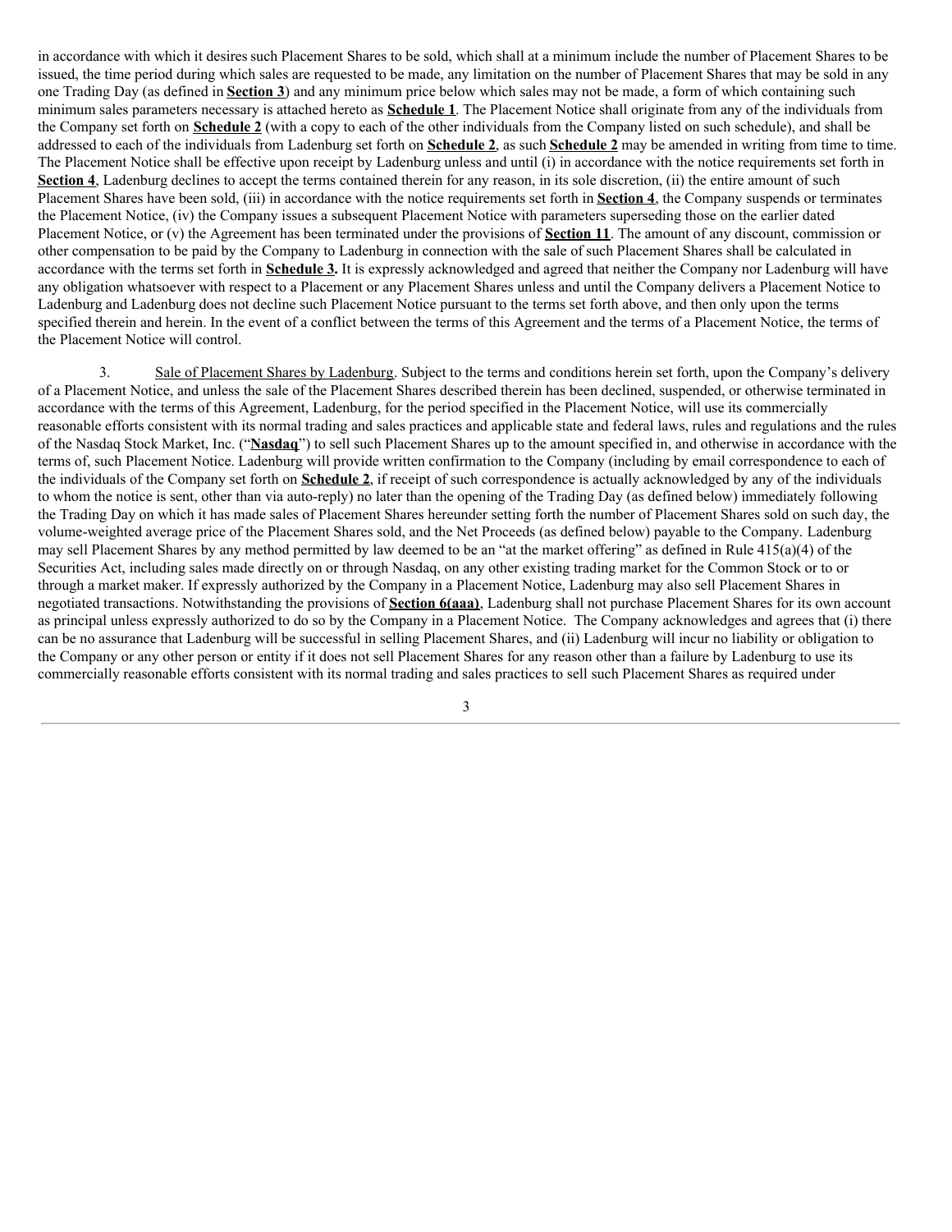in accordance with which it desires such Placement Shares to be sold, which shall at a minimum include the number of Placement Shares to be issued, the time period during which sales are requested to be made, any limitation on the number of Placement Shares that may be sold in any one Trading Day (as defined in **Section 3**) and any minimum price below which sales may not be made, a form of which containing such minimum sales parameters necessary is attached hereto as **Schedule 1**. The Placement Notice shall originate from any of the individuals from the Company set forth on **Schedule 2** (with a copy to each of the other individuals from the Company listed on such schedule), and shall be addressed to each of the individuals from Ladenburg set forth on **Schedule 2**, as such **Schedule 2** may be amended in writing from time to time. The Placement Notice shall be effective upon receipt by Ladenburg unless and until (i) in accordance with the notice requirements set forth in **Section 4**, Ladenburg declines to accept the terms contained therein for any reason, in its sole discretion, (ii) the entire amount of such Placement Shares have been sold, (iii) in accordance with the notice requirements set forth in **Section 4**, the Company suspends or terminates the Placement Notice, (iv) the Company issues a subsequent Placement Notice with parameters superseding those on the earlier dated Placement Notice, or (v) the Agreement has been terminated under the provisions of **Section 11**. The amount of any discount, commission or other compensation to be paid by the Company to Ladenburg in connection with the sale of such Placement Shares shall be calculated in accordance with the terms set forth in **Schedule 3.** It is expressly acknowledged and agreed that neither the Company nor Ladenburg will have any obligation whatsoever with respect to a Placement or any Placement Shares unless and until the Company delivers a Placement Notice to Ladenburg and Ladenburg does not decline such Placement Notice pursuant to the terms set forth above, and then only upon the terms specified therein and herein. In the event of a conflict between the terms of this Agreement and the terms of a Placement Notice, the terms of the Placement Notice will control.

3. Sale of Placement Shares by Ladenburg. Subject to the terms and conditions herein set forth, upon the Company's delivery of a Placement Notice, and unless the sale of the Placement Shares described therein has been declined, suspended, or otherwise terminated in accordance with the terms of this Agreement, Ladenburg, for the period specified in the Placement Notice, will use its commercially reasonable efforts consistent with its normal trading and sales practices and applicable state and federal laws, rules and regulations and the rules of the Nasdaq Stock Market, Inc. ("**Nasdaq**") to sell such Placement Shares up to the amount specified in, and otherwise in accordance with the terms of, such Placement Notice. Ladenburg will provide written confirmation to the Company (including by email correspondence to each of the individuals of the Company set forth on **Schedule 2**, if receipt of such correspondence is actually acknowledged by any of the individuals to whom the notice is sent, other than via auto-reply) no later than the opening of the Trading Day (as defined below) immediately following the Trading Day on which it has made sales of Placement Shares hereunder setting forth the number of Placement Shares sold on such day, the volume-weighted average price of the Placement Shares sold, and the Net Proceeds (as defined below) payable to the Company. Ladenburg may sell Placement Shares by any method permitted by law deemed to be an "at the market offering" as defined in Rule 415(a)(4) of the Securities Act, including sales made directly on or through Nasdaq, on any other existing trading market for the Common Stock or to or through a market maker. If expressly authorized by the Company in a Placement Notice, Ladenburg may also sell Placement Shares in negotiated transactions. Notwithstanding the provisions of **Section 6(aaa)**, Ladenburg shall not purchase Placement Shares for its own account as principal unless expressly authorized to do so by the Company in a Placement Notice. The Company acknowledges and agrees that (i) there can be no assurance that Ladenburg will be successful in selling Placement Shares, and (ii) Ladenburg will incur no liability or obligation to the Company or any other person or entity if it does not sell Placement Shares for any reason other than a failure by Ladenburg to use its commercially reasonable efforts consistent with its normal trading and sales practices to sell such Placement Shares as required under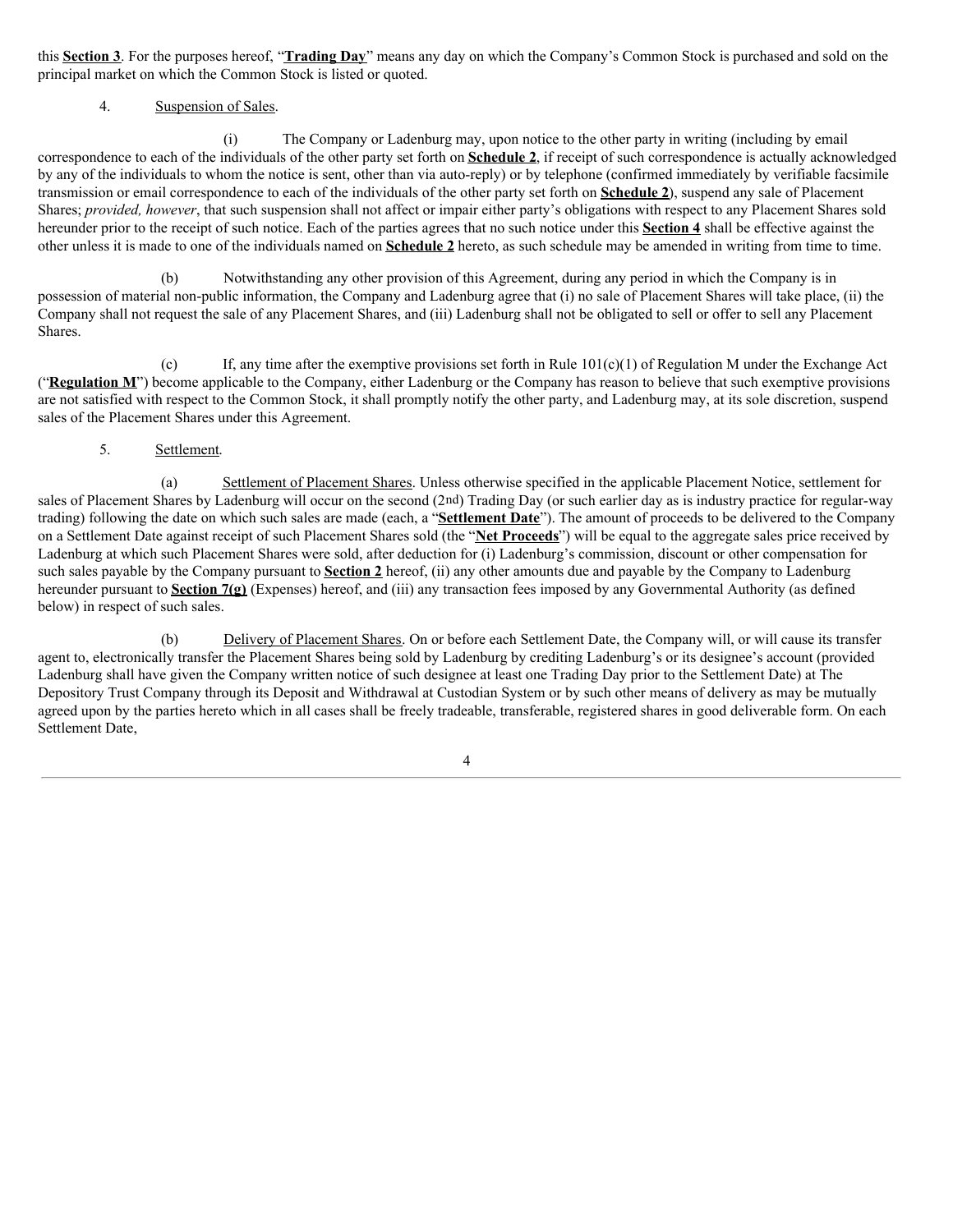this **Section 3**. For the purposes hereof, "**Trading Day**" means any day on which the Company's Common Stock is purchased and sold on the principal market on which the Common Stock is listed or quoted.

4. Suspension of Sales.

(i) The Company or Ladenburg may, upon notice to the other party in writing (including by email correspondence to each of the individuals of the other party set forth on **Schedule 2**, if receipt of such correspondence is actually acknowledged by any of the individuals to whom the notice is sent, other than via auto-reply) or by telephone (confirmed immediately by verifiable facsimile transmission or email correspondence to each of the individuals of the other party set forth on **Schedule 2**), suspend any sale of Placement Shares; *provided, however*, that such suspension shall not affect or impair either party's obligations with respect to any Placement Shares sold hereunder prior to the receipt of such notice. Each of the parties agrees that no such notice under this **Section 4** shall be effective against the other unless it is made to one of the individuals named on **Schedule 2** hereto, as such schedule may be amended in writing from time to time.

(b) Notwithstanding any other provision of this Agreement, during any period in which the Company is in possession of material non-public information, the Company and Ladenburg agree that (i) no sale of Placement Shares will take place, (ii) the Company shall not request the sale of any Placement Shares, and (iii) Ladenburg shall not be obligated to sell or offer to sell any Placement Shares.

(c) If, any time after the exemptive provisions set forth in Rule 101(c)(1) of Regulation M under the Exchange Act ("**Regulation M**") become applicable to the Company, either Ladenburg or the Company has reason to believe that such exemptive provisions are not satisfied with respect to the Common Stock, it shall promptly notify the other party, and Ladenburg may, at its sole discretion, suspend sales of the Placement Shares under this Agreement.

5. Settlement.

(a) Settlement of Placement Shares. Unless otherwise specified in the applicable Placement Notice, settlement for sales of Placement Shares by Ladenburg will occur on the second (2nd) Trading Day (or such earlier day as is industry practice for regular-way trading) following the date on which such sales are made (each, a "**Settlement Date**"). The amount of proceeds to be delivered to the Company on a Settlement Date against receipt of such Placement Shares sold (the "**Net Proceeds**") will be equal to the aggregate sales price received by Ladenburg at which such Placement Shares were sold, after deduction for (i) Ladenburg's commission, discount or other compensation for such sales payable by the Company pursuant to **Section 2** hereof, (ii) any other amounts due and payable by the Company to Ladenburg hereunder pursuant to **Section 7(g)** (Expenses) hereof, and (iii) any transaction fees imposed by any Governmental Authority (as defined below) in respect of such sales.

(b) Delivery of Placement Shares. On or before each Settlement Date, the Company will, or will cause its transfer agent to, electronically transfer the Placement Shares being sold by Ladenburg by crediting Ladenburg's or its designee's account (provided Ladenburg shall have given the Company written notice of such designee at least one Trading Day prior to the Settlement Date) at The Depository Trust Company through its Deposit and Withdrawal at Custodian System or by such other means of delivery as may be mutually agreed upon by the parties hereto which in all cases shall be freely tradeable, transferable, registered shares in good deliverable form. On each Settlement Date,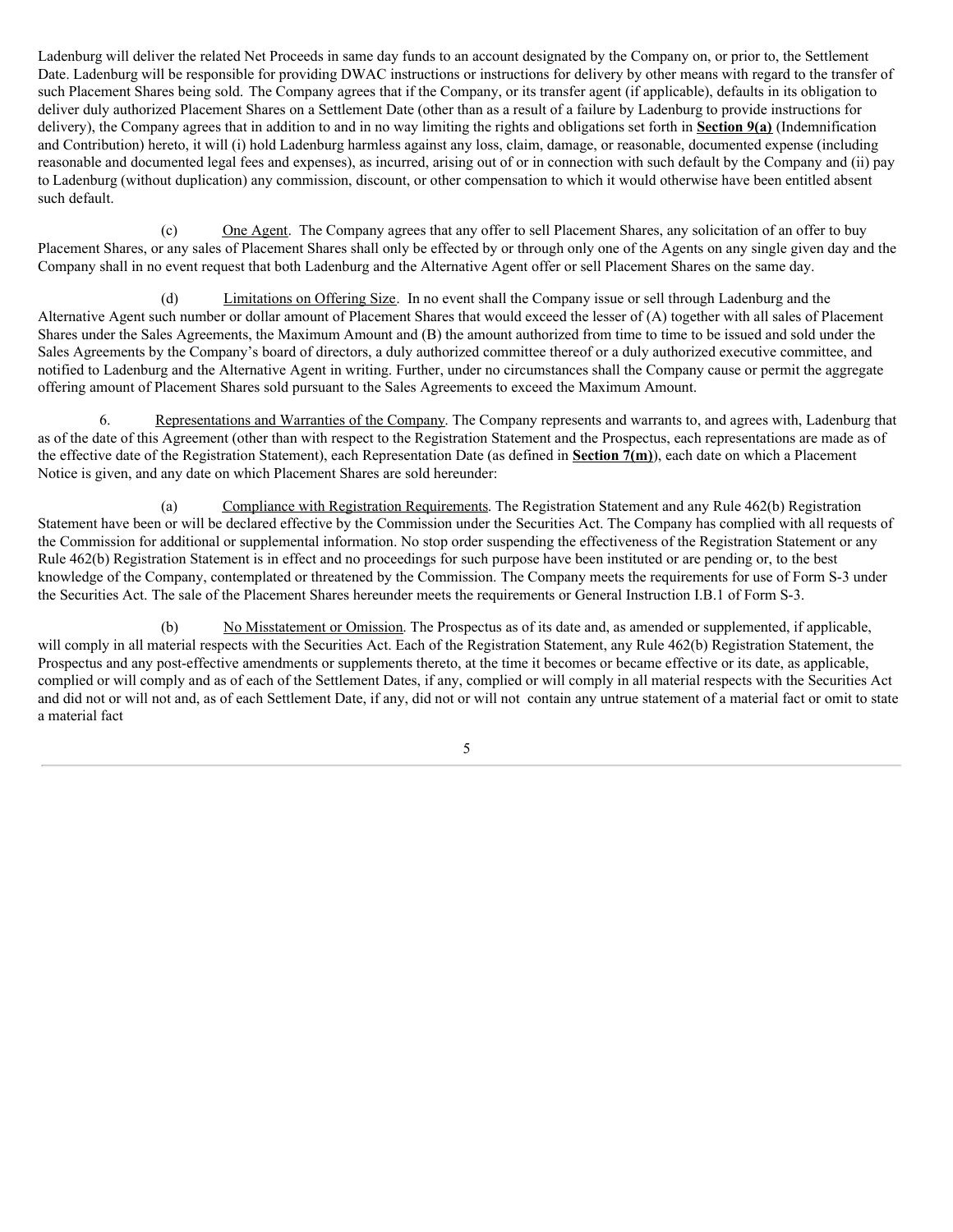Ladenburg will deliver the related Net Proceeds in same day funds to an account designated by the Company on, or prior to, the Settlement Date. Ladenburg will be responsible for providing DWAC instructions or instructions for delivery by other means with regard to the transfer of such Placement Shares being sold. The Company agrees that if the Company, or its transfer agent (if applicable), defaults in its obligation to deliver duly authorized Placement Shares on a Settlement Date (other than as a result of a failure by Ladenburg to provide instructions for delivery), the Company agrees that in addition to and in no way limiting the rights and obligations set forth in **Section 9(a)** (Indemnification and Contribution) hereto, it will (i) hold Ladenburg harmless against any loss, claim, damage, or reasonable, documented expense (including reasonable and documented legal fees and expenses), as incurred, arising out of or in connection with such default by the Company and (ii) pay to Ladenburg (without duplication) any commission, discount, or other compensation to which it would otherwise have been entitled absent such default.

(c) One Agent. The Company agrees that any offer to sell Placement Shares, any solicitation of an offer to buy Placement Shares, or any sales of Placement Shares shall only be effected by or through only one of the Agents on any single given day and the Company shall in no event request that both Ladenburg and the Alternative Agent offer or sell Placement Shares on the same day.

(d) Limitations on Offering Size. In no event shall the Company issue or sell through Ladenburg and the Alternative Agent such number or dollar amount of Placement Shares that would exceed the lesser of (A) together with all sales of Placement Shares under the Sales Agreements, the Maximum Amount and (B) the amount authorized from time to time to be issued and sold under the Sales Agreements by the Company's board of directors, a duly authorized committee thereof or a duly authorized executive committee, and notified to Ladenburg and the Alternative Agent in writing. Further, under no circumstances shall the Company cause or permit the aggregate offering amount of Placement Shares sold pursuant to the Sales Agreements to exceed the Maximum Amount.

6. Representations and Warranties of the Company. The Company represents and warrants to, and agrees with, Ladenburg that as of the date of this Agreement (other than with respect to the Registration Statement and the Prospectus, each representations are made as of the effective date of the Registration Statement), each Representation Date (as defined in **Section 7(m)**), each date on which a Placement Notice is given, and any date on which Placement Shares are sold hereunder:

(a) Compliance with Registration Requirements. The Registration Statement and any Rule 462(b) Registration Statement have been or will be declared effective by the Commission under the Securities Act. The Company has complied with all requests of the Commission for additional or supplemental information. No stop order suspending the effectiveness of the Registration Statement or any Rule 462(b) Registration Statement is in effect and no proceedings for such purpose have been instituted or are pending or, to the best knowledge of the Company, contemplated or threatened by the Commission. The Company meets the requirements for use of Form S-3 under the Securities Act. The sale of the Placement Shares hereunder meets the requirements or General Instruction I.B.1 of Form S-3.

(b) No Misstatement or Omission. The Prospectus as of its date and, as amended or supplemented, if applicable, will comply in all material respects with the Securities Act. Each of the Registration Statement, any Rule 462(b) Registration Statement, the Prospectus and any post-effective amendments or supplements thereto, at the time it becomes or became effective or its date, as applicable, complied or will comply and as of each of the Settlement Dates, if any, complied or will comply in all material respects with the Securities Act and did not or will not and, as of each Settlement Date, if any, did not or will not contain any untrue statement of a material fact or omit to state a material fact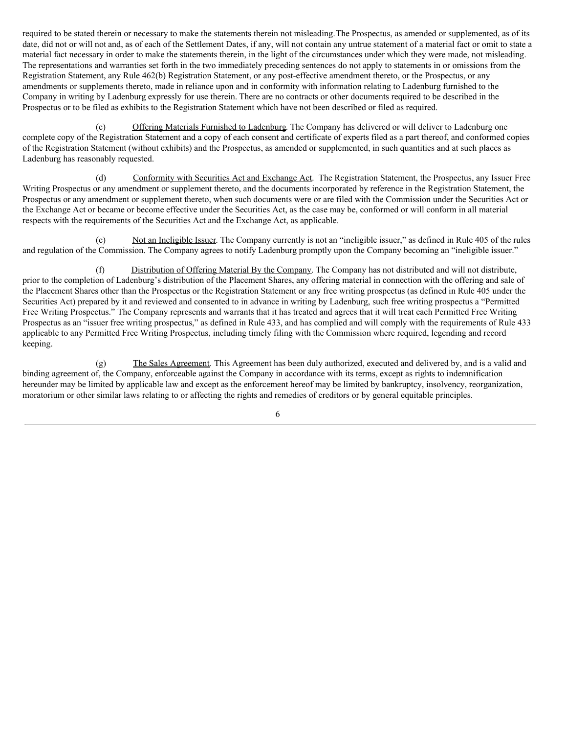required to be stated therein or necessary to make the statements therein not misleading.The Prospectus, as amended or supplemented, as of its date, did not or will not and, as of each of the Settlement Dates, if any, will not contain any untrue statement of a material fact or omit to state a material fact necessary in order to make the statements therein, in the light of the circumstances under which they were made, not misleading. The representations and warranties set forth in the two immediately preceding sentences do not apply to statements in or omissions from the Registration Statement, any Rule 462(b) Registration Statement, or any post-effective amendment thereto, or the Prospectus, or any amendments or supplements thereto, made in reliance upon and in conformity with information relating to Ladenburg furnished to the Company in writing by Ladenburg expressly for use therein. There are no contracts or other documents required to be described in the Prospectus or to be filed as exhibits to the Registration Statement which have not been described or filed as required.

(c) Offering Materials Furnished to Ladenburg. The Company has delivered or will deliver to Ladenburg one complete copy of the Registration Statement and a copy of each consent and certificate of experts filed as a part thereof, and conformed copies of the Registration Statement (without exhibits) and the Prospectus, as amended or supplemented, in such quantities and at such places as Ladenburg has reasonably requested.

(d) Conformity with Securities Act and Exchange Act. The Registration Statement, the Prospectus, any Issuer Free Writing Prospectus or any amendment or supplement thereto, and the documents incorporated by reference in the Registration Statement, the Prospectus or any amendment or supplement thereto, when such documents were or are filed with the Commission under the Securities Act or the Exchange Act or became or become effective under the Securities Act, as the case may be, conformed or will conform in all material respects with the requirements of the Securities Act and the Exchange Act, as applicable.

(e) Not an Ineligible Issuer. The Company currently is not an "ineligible issuer," as defined in Rule 405 of the rules and regulation of the Commission. The Company agrees to notify Ladenburg promptly upon the Company becoming an "ineligible issuer."

(f) Distribution of Offering Material By the Company. The Company has not distributed and will not distribute, prior to the completion of Ladenburg's distribution of the Placement Shares, any offering material in connection with the offering and sale of the Placement Shares other than the Prospectus or the Registration Statement or any free writing prospectus (as defined in Rule 405 under the Securities Act) prepared by it and reviewed and consented to in advance in writing by Ladenburg, such free writing prospectus a "Permitted Free Writing Prospectus." The Company represents and warrants that it has treated and agrees that it will treat each Permitted Free Writing Prospectus as an "issuer free writing prospectus," as defined in Rule 433, and has complied and will comply with the requirements of Rule 433 applicable to any Permitted Free Writing Prospectus, including timely filing with the Commission where required, legending and record keeping.

(g) The Sales Agreement. This Agreement has been duly authorized, executed and delivered by, and is a valid and binding agreement of, the Company, enforceable against the Company in accordance with its terms, except as rights to indemnification hereunder may be limited by applicable law and except as the enforcement hereof may be limited by bankruptcy, insolvency, reorganization, moratorium or other similar laws relating to or affecting the rights and remedies of creditors or by general equitable principles.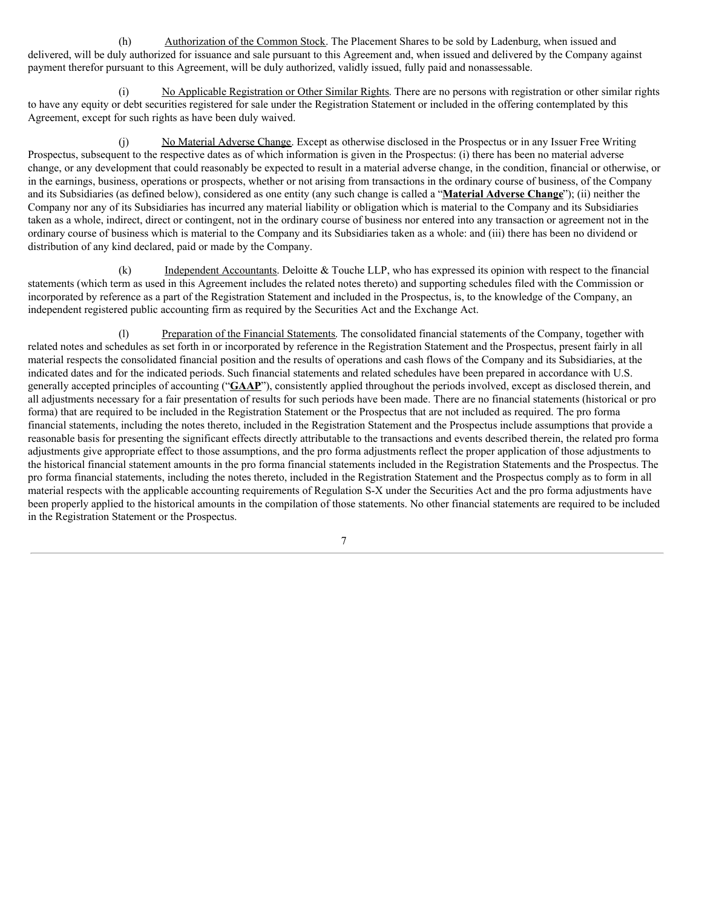(h) Authorization of the Common Stock. The Placement Shares to be sold by Ladenburg, when issued and delivered, will be duly authorized for issuance and sale pursuant to this Agreement and, when issued and delivered by the Company against payment therefor pursuant to this Agreement, will be duly authorized, validly issued, fully paid and nonassessable.

(i) No Applicable Registration or Other Similar Rights. There are no persons with registration or other similar rights to have any equity or debt securities registered for sale under the Registration Statement or included in the offering contemplated by this Agreement, except for such rights as have been duly waived.

(j) No Material Adverse Change. Except as otherwise disclosed in the Prospectus or in any Issuer Free Writing Prospectus, subsequent to the respective dates as of which information is given in the Prospectus: (i) there has been no material adverse change, or any development that could reasonably be expected to result in a material adverse change, in the condition, financial or otherwise, or in the earnings, business, operations or prospects, whether or not arising from transactions in the ordinary course of business, of the Company and its Subsidiaries (as defined below), considered as one entity (any such change is called a "**Material Adverse Change**"); (ii) neither the Company nor any of its Subsidiaries has incurred any material liability or obligation which is material to the Company and its Subsidiaries taken as a whole, indirect, direct or contingent, not in the ordinary course of business nor entered into any transaction or agreement not in the ordinary course of business which is material to the Company and its Subsidiaries taken as a whole: and (iii) there has been no dividend or distribution of any kind declared, paid or made by the Company.

(k) Independent Accountants. Deloitte & Touche LLP, who has expressed its opinion with respect to the financial statements (which term as used in this Agreement includes the related notes thereto) and supporting schedules filed with the Commission or incorporated by reference as a part of the Registration Statement and included in the Prospectus, is, to the knowledge of the Company, an independent registered public accounting firm as required by the Securities Act and the Exchange Act.

(l) Preparation of the Financial Statements. The consolidated financial statements of the Company, together with related notes and schedules as set forth in or incorporated by reference in the Registration Statement and the Prospectus, present fairly in all material respects the consolidated financial position and the results of operations and cash flows of the Company and its Subsidiaries, at the indicated dates and for the indicated periods. Such financial statements and related schedules have been prepared in accordance with U.S. generally accepted principles of accounting ("**GAAP**"), consistently applied throughout the periods involved, except as disclosed therein, and all adjustments necessary for a fair presentation of results for such periods have been made. There are no financial statements (historical or pro forma) that are required to be included in the Registration Statement or the Prospectus that are not included as required. The pro forma financial statements, including the notes thereto, included in the Registration Statement and the Prospectus include assumptions that provide a reasonable basis for presenting the significant effects directly attributable to the transactions and events described therein, the related pro forma adjustments give appropriate effect to those assumptions, and the pro forma adjustments reflect the proper application of those adjustments to the historical financial statement amounts in the pro forma financial statements included in the Registration Statements and the Prospectus. The pro forma financial statements, including the notes thereto, included in the Registration Statement and the Prospectus comply as to form in all material respects with the applicable accounting requirements of Regulation S-X under the Securities Act and the pro forma adjustments have been properly applied to the historical amounts in the compilation of those statements. No other financial statements are required to be included in the Registration Statement or the Prospectus.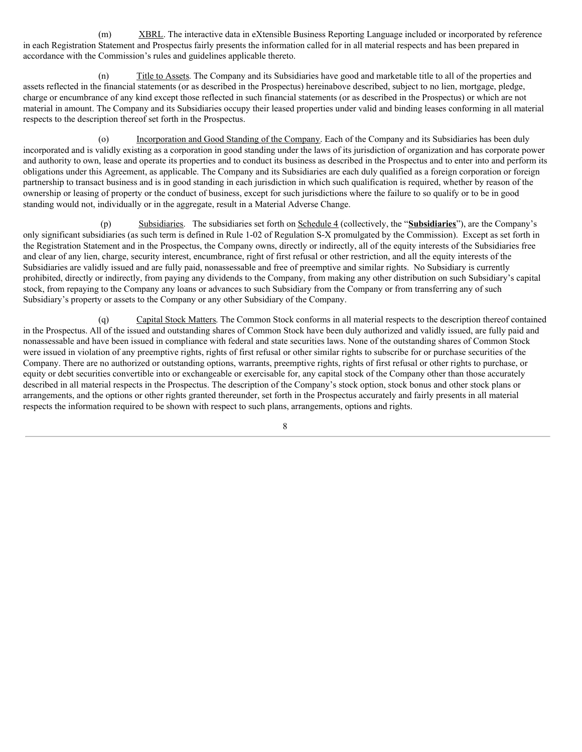(m) XBRL. The interactive data in eXtensible Business Reporting Language included or incorporated by reference in each Registration Statement and Prospectus fairly presents the information called for in all material respects and has been prepared in accordance with the Commission's rules and guidelines applicable thereto.

(n) Title to Assets. The Company and its Subsidiaries have good and marketable title to all of the properties and assets reflected in the financial statements (or as described in the Prospectus) hereinabove described, subject to no lien, mortgage, pledge, charge or encumbrance of any kind except those reflected in such financial statements (or as described in the Prospectus) or which are not material in amount. The Company and its Subsidiaries occupy their leased properties under valid and binding leases conforming in all material respects to the description thereof set forth in the Prospectus.

(o) Incorporation and Good Standing of the Company. Each of the Company and its Subsidiaries has been duly incorporated and is validly existing as a corporation in good standing under the laws of its jurisdiction of organization and has corporate power and authority to own, lease and operate its properties and to conduct its business as described in the Prospectus and to enter into and perform its obligations under this Agreement, as applicable. The Company and its Subsidiaries are each duly qualified as a foreign corporation or foreign partnership to transact business and is in good standing in each jurisdiction in which such qualification is required, whether by reason of the ownership or leasing of property or the conduct of business, except for such jurisdictions where the failure to so qualify or to be in good standing would not, individually or in the aggregate, result in a Material Adverse Change.

(p) Subsidiaries. The subsidiaries set forth on Schedule 4 (collectively, the "**Subsidiaries**"), are the Company's only significant subsidiaries (as such term is defined in Rule 1-02 of Regulation S-X promulgated by the Commission). Except as set forth in the Registration Statement and in the Prospectus, the Company owns, directly or indirectly, all of the equity interests of the Subsidiaries free and clear of any lien, charge, security interest, encumbrance, right of first refusal or other restriction, and all the equity interests of the Subsidiaries are validly issued and are fully paid, nonassessable and free of preemptive and similar rights. No Subsidiary is currently prohibited, directly or indirectly, from paying any dividends to the Company, from making any other distribution on such Subsidiary's capital stock, from repaying to the Company any loans or advances to such Subsidiary from the Company or from transferring any of such Subsidiary's property or assets to the Company or any other Subsidiary of the Company.

(q) Capital Stock Matters. The Common Stock conforms in all material respects to the description thereof contained in the Prospectus. All of the issued and outstanding shares of Common Stock have been duly authorized and validly issued, are fully paid and nonassessable and have been issued in compliance with federal and state securities laws. None of the outstanding shares of Common Stock were issued in violation of any preemptive rights, rights of first refusal or other similar rights to subscribe for or purchase securities of the Company. There are no authorized or outstanding options, warrants, preemptive rights, rights of first refusal or other rights to purchase, or equity or debt securities convertible into or exchangeable or exercisable for, any capital stock of the Company other than those accurately described in all material respects in the Prospectus. The description of the Company's stock option, stock bonus and other stock plans or arrangements, and the options or other rights granted thereunder, set forth in the Prospectus accurately and fairly presents in all material respects the information required to be shown with respect to such plans, arrangements, options and rights.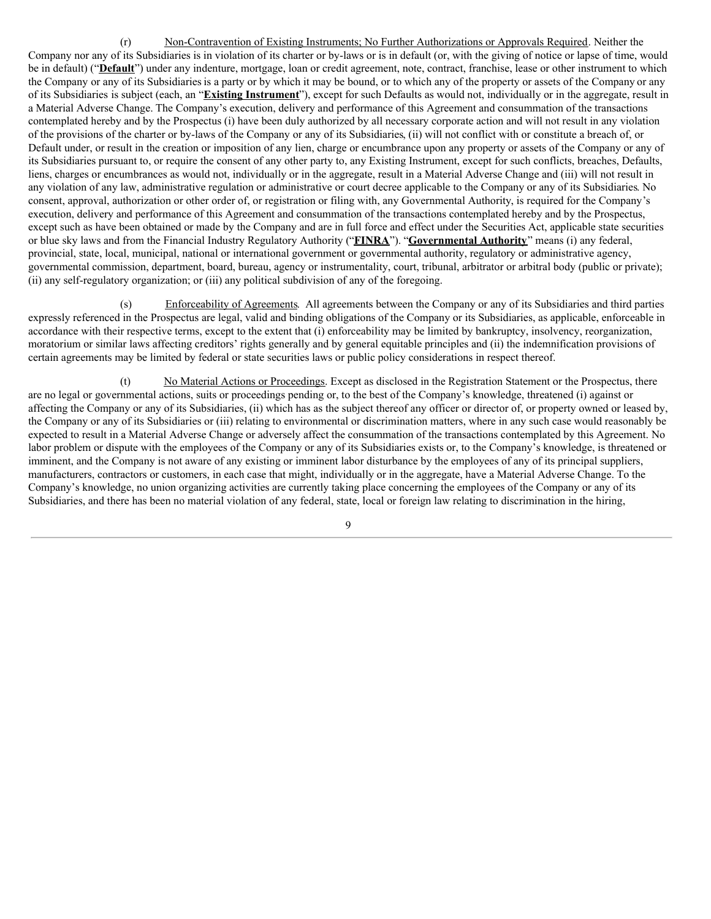(r) Non-Contravention of Existing Instruments; No Further Authorizations or Approvals Required. Neither the Company nor any of its Subsidiaries is in violation of its charter or by-laws or is in default (or, with the giving of notice or lapse of time, would be in default) ("**Default**") under any indenture, mortgage, loan or credit agreement, note, contract, franchise, lease or other instrument to which the Company or any of its Subsidiaries is a party or by which it may be bound, or to which any of the property or assets of the Company or any of its Subsidiaries is subject (each, an "**Existing Instrument**"), except for such Defaults as would not, individually or in the aggregate, result in a Material Adverse Change. The Company's execution, delivery and performance of this Agreement and consummation of the transactions contemplated hereby and by the Prospectus (i) have been duly authorized by all necessary corporate action and will not result in any violation of the provisions of the charter or by-laws of the Company or any of its Subsidiaries, (ii) will not conflict with or constitute a breach of, or Default under, or result in the creation or imposition of any lien, charge or encumbrance upon any property or assets of the Company or any of its Subsidiaries pursuant to, or require the consent of any other party to, any Existing Instrument, except for such conflicts, breaches, Defaults, liens, charges or encumbrances as would not, individually or in the aggregate, result in a Material Adverse Change and (iii) will not result in any violation of any law, administrative regulation or administrative or court decree applicable to the Company or any of its Subsidiaries. No consent, approval, authorization or other order of, or registration or filing with, any Governmental Authority, is required for the Company's execution, delivery and performance of this Agreement and consummation of the transactions contemplated hereby and by the Prospectus, except such as have been obtained or made by the Company and are in full force and effect under the Securities Act, applicable state securities or blue sky laws and from the Financial Industry Regulatory Authority ("**FINRA**"). "**Governmental Authority**" means (i) any federal, provincial, state, local, municipal, national or international government or governmental authority, regulatory or administrative agency, governmental commission, department, board, bureau, agency or instrumentality, court, tribunal, arbitrator or arbitral body (public or private); (ii) any self-regulatory organization; or (iii) any political subdivision of any of the foregoing.

(s) Enforceability of Agreements. All agreements between the Company or any of its Subsidiaries and third parties expressly referenced in the Prospectus are legal, valid and binding obligations of the Company or its Subsidiaries, as applicable, enforceable in accordance with their respective terms, except to the extent that (i) enforceability may be limited by bankruptcy, insolvency, reorganization, moratorium or similar laws affecting creditors' rights generally and by general equitable principles and (ii) the indemnification provisions of certain agreements may be limited by federal or state securities laws or public policy considerations in respect thereof.

(t) No Material Actions or Proceedings. Except as disclosed in the Registration Statement or the Prospectus, there are no legal or governmental actions, suits or proceedings pending or, to the best of the Company's knowledge, threatened (i) against or affecting the Company or any of its Subsidiaries, (ii) which has as the subject thereof any officer or director of, or property owned or leased by, the Company or any of its Subsidiaries or (iii) relating to environmental or discrimination matters, where in any such case would reasonably be expected to result in a Material Adverse Change or adversely affect the consummation of the transactions contemplated by this Agreement. No labor problem or dispute with the employees of the Company or any of its Subsidiaries exists or, to the Company's knowledge, is threatened or imminent, and the Company is not aware of any existing or imminent labor disturbance by the employees of any of its principal suppliers, manufacturers, contractors or customers, in each case that might, individually or in the aggregate, have a Material Adverse Change. To the Company's knowledge, no union organizing activities are currently taking place concerning the employees of the Company or any of its Subsidiaries, and there has been no material violation of any federal, state, local or foreign law relating to discrimination in the hiring,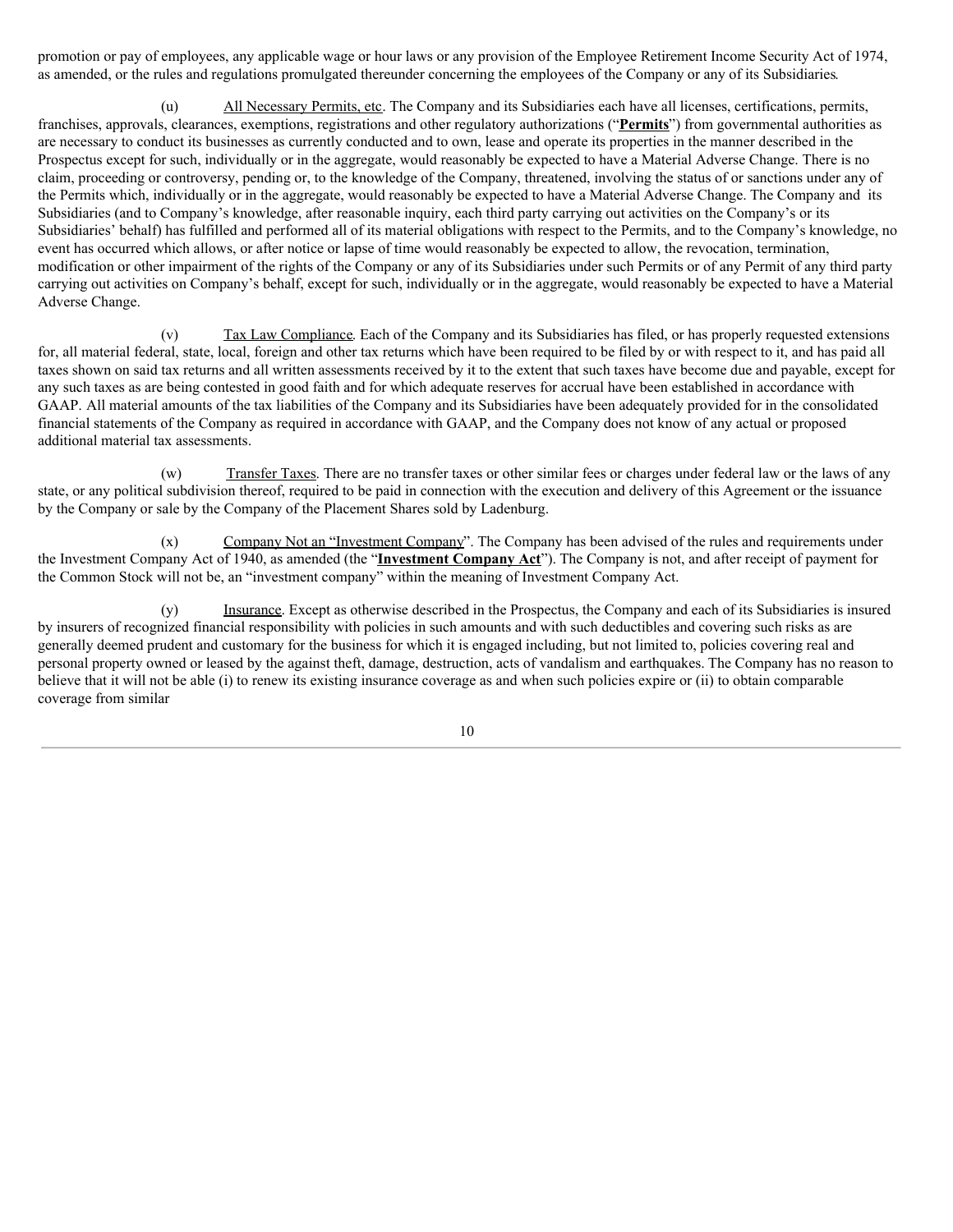promotion or pay of employees, any applicable wage or hour laws or any provision of the Employee Retirement Income Security Act of 1974, as amended, or the rules and regulations promulgated thereunder concerning the employees of the Company or any of its Subsidiaries.

(u) All Necessary Permits, etc. The Company and its Subsidiaries each have all licenses, certifications, permits, franchises, approvals, clearances, exemptions, registrations and other regulatory authorizations ("**Permits**") from governmental authorities as are necessary to conduct its businesses as currently conducted and to own, lease and operate its properties in the manner described in the Prospectus except for such, individually or in the aggregate, would reasonably be expected to have a Material Adverse Change. There is no claim, proceeding or controversy, pending or, to the knowledge of the Company, threatened, involving the status of or sanctions under any of the Permits which, individually or in the aggregate, would reasonably be expected to have a Material Adverse Change. The Company and its Subsidiaries (and to Company's knowledge, after reasonable inquiry, each third party carrying out activities on the Company's or its Subsidiaries' behalf) has fulfilled and performed all of its material obligations with respect to the Permits, and to the Company's knowledge, no event has occurred which allows, or after notice or lapse of time would reasonably be expected to allow, the revocation, termination, modification or other impairment of the rights of the Company or any of its Subsidiaries under such Permits or of any Permit of any third party carrying out activities on Company's behalf, except for such, individually or in the aggregate, would reasonably be expected to have a Material Adverse Change.

(v) Tax Law Compliance. Each of the Company and its Subsidiaries has filed, or has properly requested extensions for, all material federal, state, local, foreign and other tax returns which have been required to be filed by or with respect to it, and has paid all taxes shown on said tax returns and all written assessments received by it to the extent that such taxes have become due and payable, except for any such taxes as are being contested in good faith and for which adequate reserves for accrual have been established in accordance with GAAP. All material amounts of the tax liabilities of the Company and its Subsidiaries have been adequately provided for in the consolidated financial statements of the Company as required in accordance with GAAP, and the Company does not know of any actual or proposed additional material tax assessments.

(w) Transfer Taxes. There are no transfer taxes or other similar fees or charges under federal law or the laws of any state, or any political subdivision thereof, required to be paid in connection with the execution and delivery of this Agreement or the issuance by the Company or sale by the Company of the Placement Shares sold by Ladenburg.

(x) Company Not an "Investment Company". The Company has been advised of the rules and requirements under the Investment Company Act of 1940, as amended (the "**Investment Company Act**"). The Company is not, and after receipt of payment for the Common Stock will not be, an "investment company" within the meaning of Investment Company Act.

(y) Insurance. Except as otherwise described in the Prospectus, the Company and each of its Subsidiaries is insured by insurers of recognized financial responsibility with policies in such amounts and with such deductibles and covering such risks as are generally deemed prudent and customary for the business for which it is engaged including, but not limited to, policies covering real and personal property owned or leased by the against theft, damage, destruction, acts of vandalism and earthquakes. The Company has no reason to believe that it will not be able (i) to renew its existing insurance coverage as and when such policies expire or (ii) to obtain comparable coverage from similar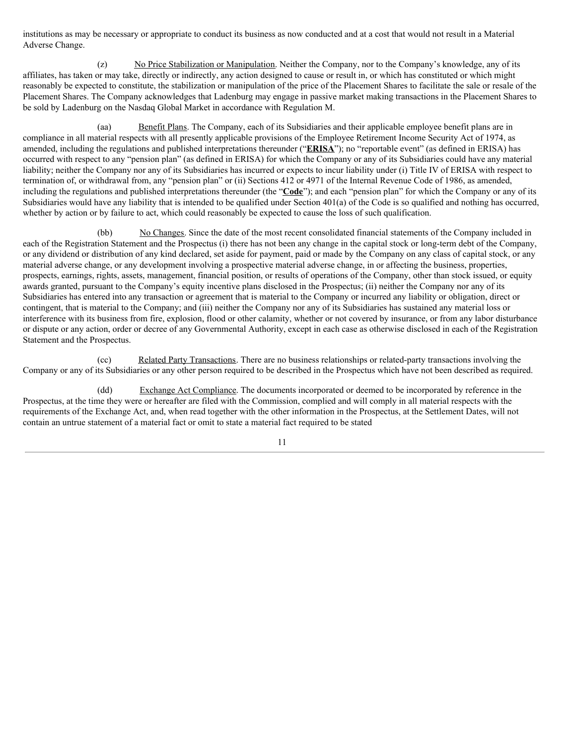institutions as may be necessary or appropriate to conduct its business as now conducted and at a cost that would not result in a Material Adverse Change.

(z) No Price Stabilization or Manipulation. Neither the Company, nor to the Company's knowledge, any of its affiliates, has taken or may take, directly or indirectly, any action designed to cause or result in, or which has constituted or which might reasonably be expected to constitute, the stabilization or manipulation of the price of the Placement Shares to facilitate the sale or resale of the Placement Shares. The Company acknowledges that Ladenburg may engage in passive market making transactions in the Placement Shares to be sold by Ladenburg on the Nasdaq Global Market in accordance with Regulation M.

(aa) Benefit Plans. The Company, each of its Subsidiaries and their applicable employee benefit plans are in compliance in all material respects with all presently applicable provisions of the Employee Retirement Income Security Act of 1974, as amended, including the regulations and published interpretations thereunder ("**ERISA**"); no "reportable event" (as defined in ERISA) has occurred with respect to any "pension plan" (as defined in ERISA) for which the Company or any of its Subsidiaries could have any material liability; neither the Company nor any of its Subsidiaries has incurred or expects to incur liability under (i) Title IV of ERISA with respect to termination of, or withdrawal from, any "pension plan" or (ii) Sections 412 or 4971 of the Internal Revenue Code of 1986, as amended, including the regulations and published interpretations thereunder (the "**Code**"); and each "pension plan" for which the Company or any of its Subsidiaries would have any liability that is intended to be qualified under Section 401(a) of the Code is so qualified and nothing has occurred, whether by action or by failure to act, which could reasonably be expected to cause the loss of such qualification.

(bb) No Changes. Since the date of the most recent consolidated financial statements of the Company included in each of the Registration Statement and the Prospectus (i) there has not been any change in the capital stock or long-term debt of the Company, or any dividend or distribution of any kind declared, set aside for payment, paid or made by the Company on any class of capital stock, or any material adverse change, or any development involving a prospective material adverse change, in or affecting the business, properties, prospects, earnings, rights, assets, management, financial position, or results of operations of the Company, other than stock issued, or equity awards granted, pursuant to the Company's equity incentive plans disclosed in the Prospectus; (ii) neither the Company nor any of its Subsidiaries has entered into any transaction or agreement that is material to the Company or incurred any liability or obligation, direct or contingent, that is material to the Company; and (iii) neither the Company nor any of its Subsidiaries has sustained any material loss or interference with its business from fire, explosion, flood or other calamity, whether or not covered by insurance, or from any labor disturbance or dispute or any action, order or decree of any Governmental Authority, except in each case as otherwise disclosed in each of the Registration Statement and the Prospectus.

(cc) Related Party Transactions. There are no business relationships or related-party transactions involving the Company or any of its Subsidiaries or any other person required to be described in the Prospectus which have not been described as required.

(dd) Exchange Act Compliance. The documents incorporated or deemed to be incorporated by reference in the Prospectus, at the time they were or hereafter are filed with the Commission, complied and will comply in all material respects with the requirements of the Exchange Act, and, when read together with the other information in the Prospectus, at the Settlement Dates, will not contain an untrue statement of a material fact or omit to state a material fact required to be stated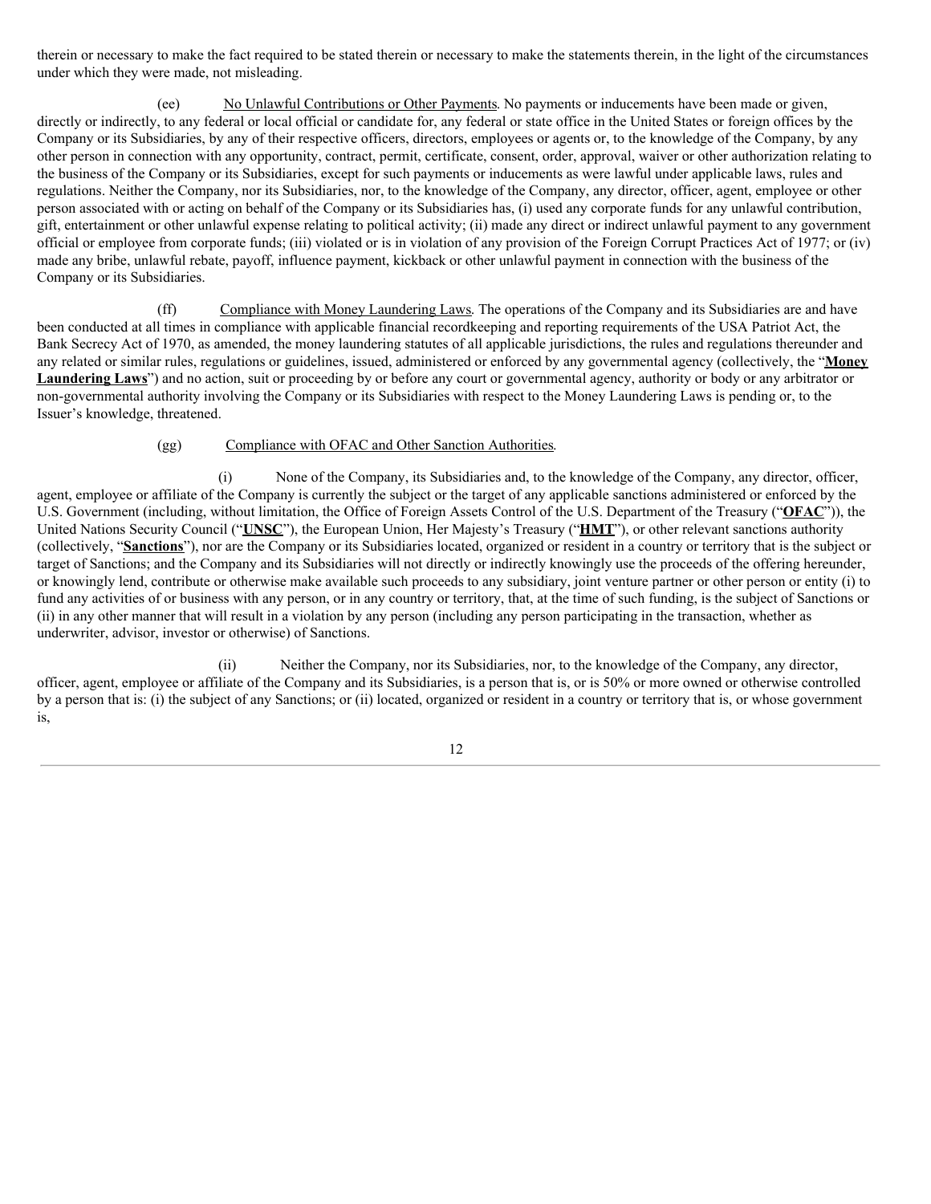therein or necessary to make the fact required to be stated therein or necessary to make the statements therein, in the light of the circumstances under which they were made, not misleading.

(ee) No Unlawful Contributions or Other Payments. No payments or inducements have been made or given, directly or indirectly, to any federal or local official or candidate for, any federal or state office in the United States or foreign offices by the Company or its Subsidiaries, by any of their respective officers, directors, employees or agents or, to the knowledge of the Company, by any other person in connection with any opportunity, contract, permit, certificate, consent, order, approval, waiver or other authorization relating to the business of the Company or its Subsidiaries, except for such payments or inducements as were lawful under applicable laws, rules and regulations. Neither the Company, nor its Subsidiaries, nor, to the knowledge of the Company, any director, officer, agent, employee or other person associated with or acting on behalf of the Company or its Subsidiaries has, (i) used any corporate funds for any unlawful contribution, gift, entertainment or other unlawful expense relating to political activity; (ii) made any direct or indirect unlawful payment to any government official or employee from corporate funds; (iii) violated or is in violation of any provision of the Foreign Corrupt Practices Act of 1977; or (iv) made any bribe, unlawful rebate, payoff, influence payment, kickback or other unlawful payment in connection with the business of the Company or its Subsidiaries.

(ff) Compliance with Money Laundering Laws. The operations of the Company and its Subsidiaries are and have been conducted at all times in compliance with applicable financial recordkeeping and reporting requirements of the USA Patriot Act, the Bank Secrecy Act of 1970, as amended, the money laundering statutes of all applicable jurisdictions, the rules and regulations thereunder and any related or similar rules, regulations or guidelines, issued, administered or enforced by any governmental agency (collectively, the "**Money Laundering Laws**") and no action, suit or proceeding by or before any court or governmental agency, authority or body or any arbitrator or non-governmental authority involving the Company or its Subsidiaries with respect to the Money Laundering Laws is pending or, to the Issuer's knowledge, threatened.

(gg) Compliance with OFAC and Other Sanction Authorities.

(i) None of the Company, its Subsidiaries and, to the knowledge of the Company, any director, officer, agent, employee or affiliate of the Company is currently the subject or the target of any applicable sanctions administered or enforced by the U.S. Government (including, without limitation, the Office of Foreign Assets Control of the U.S. Department of the Treasury ("**OFAC**")), the United Nations Security Council ("**UNSC**"), the European Union, Her Majesty's Treasury ("**HMT**"), or other relevant sanctions authority (collectively, "**Sanctions**"), nor are the Company or its Subsidiaries located, organized or resident in a country or territory that is the subject or target of Sanctions; and the Company and its Subsidiaries will not directly or indirectly knowingly use the proceeds of the offering hereunder, or knowingly lend, contribute or otherwise make available such proceeds to any subsidiary, joint venture partner or other person or entity (i) to fund any activities of or business with any person, or in any country or territory, that, at the time of such funding, is the subject of Sanctions or (ii) in any other manner that will result in a violation by any person (including any person participating in the transaction, whether as underwriter, advisor, investor or otherwise) of Sanctions.

(ii) Neither the Company, nor its Subsidiaries, nor, to the knowledge of the Company, any director, officer, agent, employee or affiliate of the Company and its Subsidiaries, is a person that is, or is 50% or more owned or otherwise controlled by a person that is: (i) the subject of any Sanctions; or (ii) located, organized or resident in a country or territory that is, or whose government is,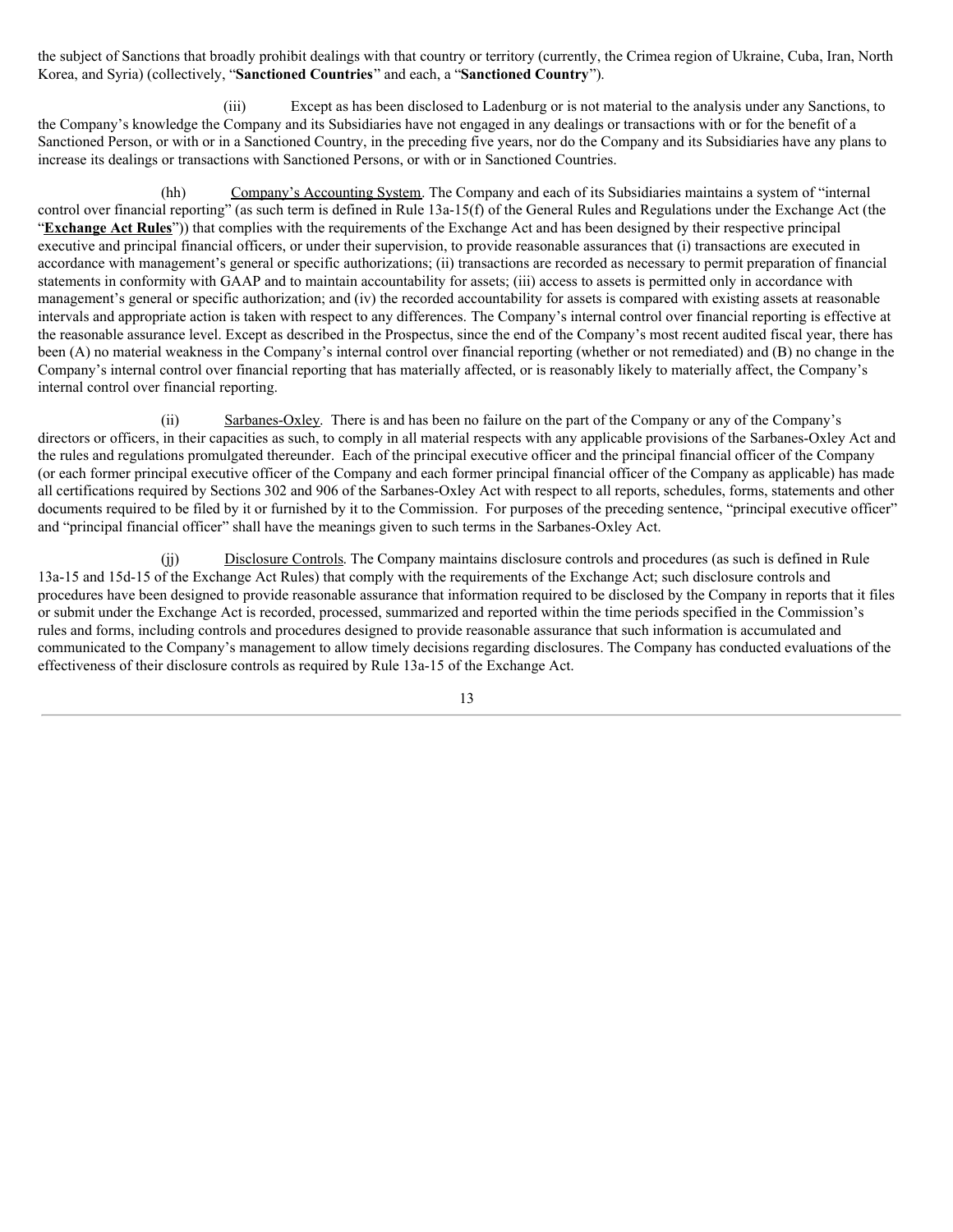the subject of Sanctions that broadly prohibit dealings with that country or territory (currently, the Crimea region of Ukraine, Cuba, Iran, North Korea, and Syria) (collectively, "**Sanctioned Countries**" and each, a "**Sanctioned Country**").

(iii) Except as has been disclosed to Ladenburg or is not material to the analysis under any Sanctions, to the Company's knowledge the Company and its Subsidiaries have not engaged in any dealings or transactions with or for the benefit of a Sanctioned Person, or with or in a Sanctioned Country, in the preceding five years, nor do the Company and its Subsidiaries have any plans to increase its dealings or transactions with Sanctioned Persons, or with or in Sanctioned Countries.

(hh) Company's Accounting System. The Company and each of its Subsidiaries maintains a system of "internal control over financial reporting" (as such term is defined in Rule 13a-15(f) of the General Rules and Regulations under the Exchange Act (the "**Exchange Act Rules**")) that complies with the requirements of the Exchange Act and has been designed by their respective principal executive and principal financial officers, or under their supervision, to provide reasonable assurances that (i) transactions are executed in accordance with management's general or specific authorizations; (ii) transactions are recorded as necessary to permit preparation of financial statements in conformity with GAAP and to maintain accountability for assets; (iii) access to assets is permitted only in accordance with management's general or specific authorization; and (iv) the recorded accountability for assets is compared with existing assets at reasonable intervals and appropriate action is taken with respect to any differences. The Company's internal control over financial reporting is effective at the reasonable assurance level. Except as described in the Prospectus, since the end of the Company's most recent audited fiscal year, there has been (A) no material weakness in the Company's internal control over financial reporting (whether or not remediated) and (B) no change in the Company's internal control over financial reporting that has materially affected, or is reasonably likely to materially affect, the Company's internal control over financial reporting.

(ii) Sarbanes-Oxley. There is and has been no failure on the part of the Company or any of the Company's directors or officers, in their capacities as such, to comply in all material respects with any applicable provisions of the Sarbanes-Oxley Act and the rules and regulations promulgated thereunder. Each of the principal executive officer and the principal financial officer of the Company (or each former principal executive officer of the Company and each former principal financial officer of the Company as applicable) has made all certifications required by Sections 302 and 906 of the Sarbanes-Oxley Act with respect to all reports, schedules, forms, statements and other documents required to be filed by it or furnished by it to the Commission. For purposes of the preceding sentence, "principal executive officer" and "principal financial officer" shall have the meanings given to such terms in the Sarbanes-Oxley Act.

(jj) Disclosure Controls. The Company maintains disclosure controls and procedures (as such is defined in Rule 13a-15 and 15d-15 of the Exchange Act Rules) that comply with the requirements of the Exchange Act; such disclosure controls and procedures have been designed to provide reasonable assurance that information required to be disclosed by the Company in reports that it files or submit under the Exchange Act is recorded, processed, summarized and reported within the time periods specified in the Commission's rules and forms, including controls and procedures designed to provide reasonable assurance that such information is accumulated and communicated to the Company's management to allow timely decisions regarding disclosures. The Company has conducted evaluations of the effectiveness of their disclosure controls as required by Rule 13a-15 of the Exchange Act.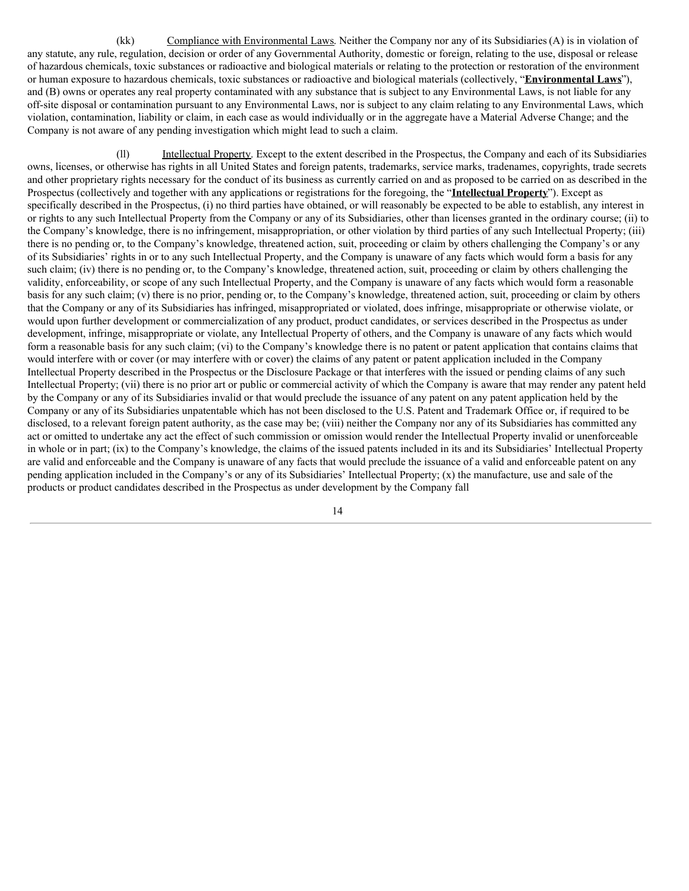(kk) Compliance with Environmental Laws. Neither the Company nor any of its Subsidiaries (A) is in violation of any statute, any rule, regulation, decision or order of any Governmental Authority, domestic or foreign, relating to the use, disposal or release of hazardous chemicals, toxic substances or radioactive and biological materials or relating to the protection or restoration of the environment or human exposure to hazardous chemicals, toxic substances or radioactive and biological materials (collectively, "**Environmental Laws**"), and (B) owns or operates any real property contaminated with any substance that is subject to any Environmental Laws, is not liable for any off-site disposal or contamination pursuant to any Environmental Laws, nor is subject to any claim relating to any Environmental Laws, which violation, contamination, liability or claim, in each case as would individually or in the aggregate have a Material Adverse Change; and the Company is not aware of any pending investigation which might lead to such a claim.

(ll) Intellectual Property. Except to the extent described in the Prospectus, the Company and each of its Subsidiaries owns, licenses, or otherwise has rights in all United States and foreign patents, trademarks, service marks, tradenames, copyrights, trade secrets and other proprietary rights necessary for the conduct of its business as currently carried on and as proposed to be carried on as described in the Prospectus (collectively and together with any applications or registrations for the foregoing, the "**Intellectual Property**"). Except as specifically described in the Prospectus, (i) no third parties have obtained, or will reasonably be expected to be able to establish, any interest in or rights to any such Intellectual Property from the Company or any of its Subsidiaries, other than licenses granted in the ordinary course; (ii) to the Company's knowledge, there is no infringement, misappropriation, or other violation by third parties of any such Intellectual Property; (iii) there is no pending or, to the Company's knowledge, threatened action, suit, proceeding or claim by others challenging the Company's or any of its Subsidiaries' rights in or to any such Intellectual Property, and the Company is unaware of any facts which would form a basis for any such claim; (iv) there is no pending or, to the Company's knowledge, threatened action, suit, proceeding or claim by others challenging the validity, enforceability, or scope of any such Intellectual Property, and the Company is unaware of any facts which would form a reasonable basis for any such claim; (v) there is no prior, pending or, to the Company's knowledge, threatened action, suit, proceeding or claim by others that the Company or any of its Subsidiaries has infringed, misappropriated or violated, does infringe, misappropriate or otherwise violate, or would upon further development or commercialization of any product, product candidates, or services described in the Prospectus as under development, infringe, misappropriate or violate, any Intellectual Property of others, and the Company is unaware of any facts which would form a reasonable basis for any such claim; (vi) to the Company's knowledge there is no patent or patent application that contains claims that would interfere with or cover (or may interfere with or cover) the claims of any patent or patent application included in the Company Intellectual Property described in the Prospectus or the Disclosure Package or that interferes with the issued or pending claims of any such Intellectual Property; (vii) there is no prior art or public or commercial activity of which the Company is aware that may render any patent held by the Company or any of its Subsidiaries invalid or that would preclude the issuance of any patent on any patent application held by the Company or any of its Subsidiaries unpatentable which has not been disclosed to the U.S. Patent and Trademark Office or, if required to be disclosed, to a relevant foreign patent authority, as the case may be; (viii) neither the Company nor any of its Subsidiaries has committed any act or omitted to undertake any act the effect of such commission or omission would render the Intellectual Property invalid or unenforceable in whole or in part; (ix) to the Company's knowledge, the claims of the issued patents included in its and its Subsidiaries' Intellectual Property are valid and enforceable and the Company is unaware of any facts that would preclude the issuance of a valid and enforceable patent on any pending application included in the Company's or any of its Subsidiaries' Intellectual Property; (x) the manufacture, use and sale of the products or product candidates described in the Prospectus as under development by the Company fall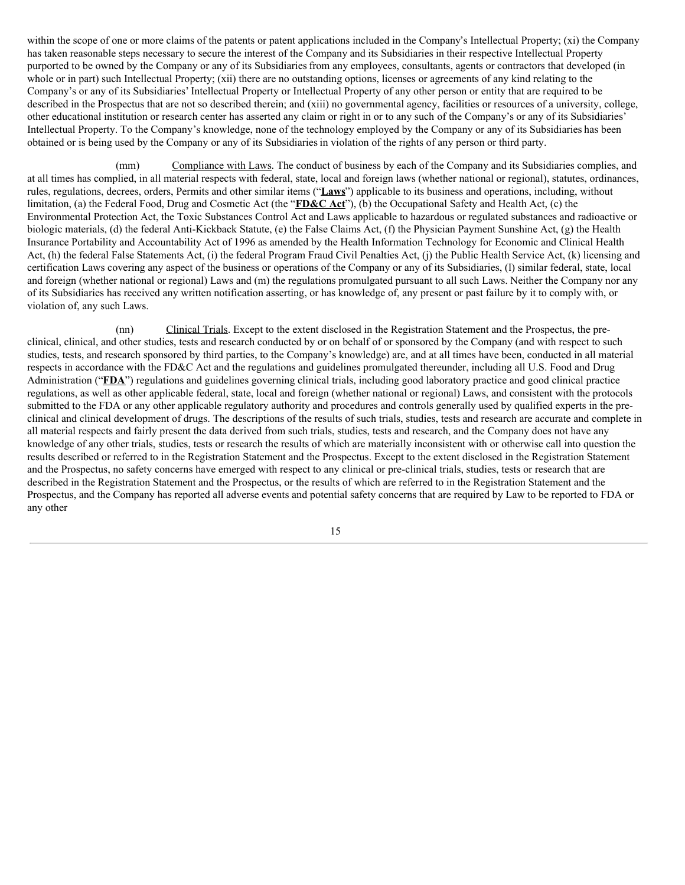within the scope of one or more claims of the patents or patent applications included in the Company's Intellectual Property; (xi) the Company has taken reasonable steps necessary to secure the interest of the Company and its Subsidiaries in their respective Intellectual Property purported to be owned by the Company or any of its Subsidiaries from any employees, consultants, agents or contractors that developed (in whole or in part) such Intellectual Property; (xii) there are no outstanding options, licenses or agreements of any kind relating to the Company's or any of its Subsidiaries' Intellectual Property or Intellectual Property of any other person or entity that are required to be described in the Prospectus that are not so described therein; and (xiii) no governmental agency, facilities or resources of a university, college, other educational institution or research center has asserted any claim or right in or to any such of the Company's or any of its Subsidiaries' Intellectual Property. To the Company's knowledge, none of the technology employed by the Company or any of its Subsidiaries has been obtained or is being used by the Company or any of its Subsidiaries in violation of the rights of any person or third party.

(mm) Compliance with Laws. The conduct of business by each of the Company and its Subsidiaries complies, and at all times has complied, in all material respects with federal, state, local and foreign laws (whether national or regional), statutes, ordinances, rules, regulations, decrees, orders, Permits and other similar items ("**Laws**") applicable to its business and operations, including, without limitation, (a) the Federal Food, Drug and Cosmetic Act (the "**FD&C Act**"), (b) the Occupational Safety and Health Act, (c) the Environmental Protection Act, the Toxic Substances Control Act and Laws applicable to hazardous or regulated substances and radioactive or biologic materials, (d) the federal Anti-Kickback Statute, (e) the False Claims Act, (f) the Physician Payment Sunshine Act, (g) the Health Insurance Portability and Accountability Act of 1996 as amended by the Health Information Technology for Economic and Clinical Health Act, (h) the federal False Statements Act, (i) the federal Program Fraud Civil Penalties Act, (j) the Public Health Service Act, (k) licensing and certification Laws covering any aspect of the business or operations of the Company or any of its Subsidiaries, (l) similar federal, state, local and foreign (whether national or regional) Laws and (m) the regulations promulgated pursuant to all such Laws. Neither the Company nor any of its Subsidiaries has received any written notification asserting, or has knowledge of, any present or past failure by it to comply with, or violation of, any such Laws.

(nn) Clinical Trials. Except to the extent disclosed in the Registration Statement and the Prospectus, the pre-clinical, clinical, and other studies, tests and research conducted by or on behalf of or sponsored by the Company (and with respect to such studies, tests, and research sponsored by third parties, to the Company's knowledge) are, and at all times have been, conducted in all material respects in accordance with the FD&C Act and the regulations and guidelines promulgated thereunder, including all U.S. Food and Drug Administration ("**FDA**") regulations and guidelines governing clinical trials, including good laboratory practice and good clinical practice regulations, as well as other applicable federal, state, local and foreign (whether national or regional) Laws, and consistent with the protocols submitted to the FDA or any other applicable regulatory authority and procedures and controls generally used by qualified experts in the pre-clinical and clinical development of drugs. The descriptions of the results of such trials, studies, tests and research are accurate and complete in all material respects and fairly present the data derived from such trials, studies, tests and research, and the Company does not have any knowledge of any other trials, studies, tests or research the results of which are materially inconsistent with or otherwise call into question the results described or referred to in the Registration Statement and the Prospectus. Except to the extent disclosed in the Registration Statement and the Prospectus, no safety concerns have emerged with respect to any clinical or pre-clinical trials, studies, tests or research that are described in the Registration Statement and the Prospectus, or the results of which are referred to in the Registration Statement and the Prospectus, and the Company has reported all adverse events and potential safety concerns that are required by Law to be reported to FDA or any other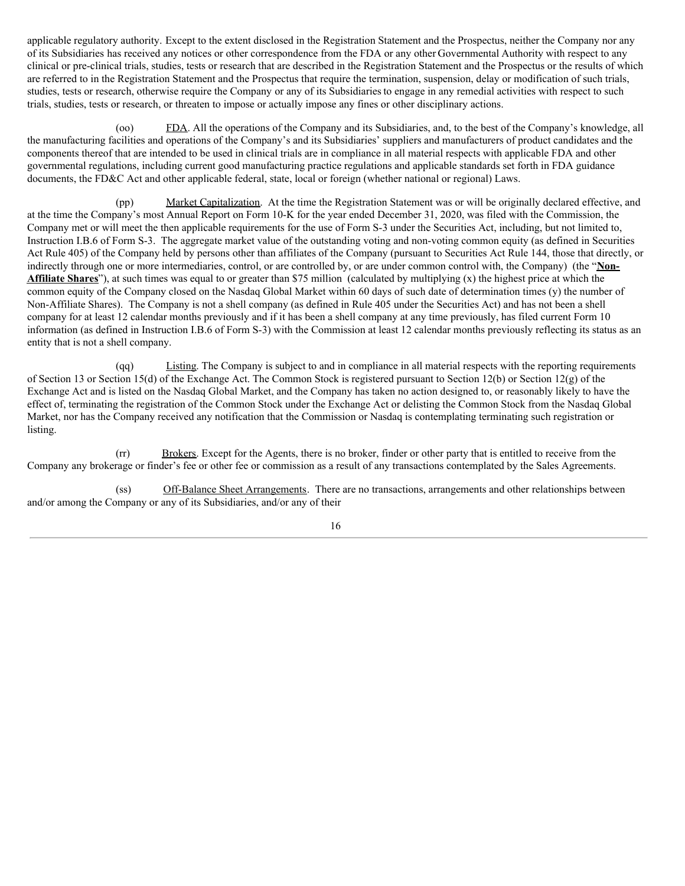applicable regulatory authority. Except to the extent disclosed in the Registration Statement and the Prospectus, neither the Company nor any of its Subsidiaries has received any notices or other correspondence from the FDA or any other Governmental Authority with respect to any clinical or pre-clinical trials, studies, tests or research that are described in the Registration Statement and the Prospectus or the results of which are referred to in the Registration Statement and the Prospectus that require the termination, suspension, delay or modification of such trials, studies, tests or research, otherwise require the Company or any of its Subsidiaries to engage in any remedial activities with respect to such trials, studies, tests or research, or threaten to impose or actually impose any fines or other disciplinary actions.

(oo) FDA. All the operations of the Company and its Subsidiaries, and, to the best of the Company's knowledge, all the manufacturing facilities and operations of the Company's and its Subsidiaries' suppliers and manufacturers of product candidates and the components thereof that are intended to be used in clinical trials are in compliance in all material respects with applicable FDA and other governmental regulations, including current good manufacturing practice regulations and applicable standards set forth in FDA guidance documents, the FD&C Act and other applicable federal, state, local or foreign (whether national or regional) Laws.

(pp) Market Capitalization. At the time the Registration Statement was or will be originally declared effective, and at the time the Company's most Annual Report on Form 10-K for the year ended December 31, 2020, was filed with the Commission, the Company met or will meet the then applicable requirements for the use of Form S-3 under the Securities Act, including, but not limited to, Instruction I.B.6 of Form S-3. The aggregate market value of the outstanding voting and non-voting common equity (as defined in Securities Act Rule 405) of the Company held by persons other than affiliates of the Company (pursuant to Securities Act Rule 144, those that directly, or indirectly through one or more intermediaries, control, or are controlled by, or are under common control with, the Company) (the "**Non-Affiliate Shares**"), at such times was equal to or greater than $75 million (calculated by multiplying (x) the highest price at which the common equity of the Company closed on the Nasdaq Global Market within 60 days of such date of determination times (y) the number of Non-Affiliate Shares). The Company is not a shell company (as defined in Rule 405 under the Securities Act) and has not been a shell company for at least 12 calendar months previously and if it has been a shell company at any time previously, has filed current Form 10 information (as defined in Instruction I.B.6 of Form S-3) with the Commission at least 12 calendar months previously reflecting its status as an entity that is not a shell company.

(qq) Listing. The Company is subject to and in compliance in all material respects with the reporting requirements of Section 13 or Section 15(d) of the Exchange Act. The Common Stock is registered pursuant to Section 12(b) or Section 12(g) of the Exchange Act and is listed on the Nasdaq Global Market, and the Company has taken no action designed to, or reasonably likely to have the effect of, terminating the registration of the Common Stock under the Exchange Act or delisting the Common Stock from the Nasdaq Global Market, nor has the Company received any notification that the Commission or Nasdaq is contemplating terminating such registration or listing.

(rr) Brokers. Except for the Agents, there is no broker, finder or other party that is entitled to receive from the Company any brokerage or finder's fee or other fee or commission as a result of any transactions contemplated by the Sales Agreements.

(ss) Off-Balance Sheet Arrangements. There are no transactions, arrangements and other relationships between and/or among the Company or any of its Subsidiaries, and/or any of their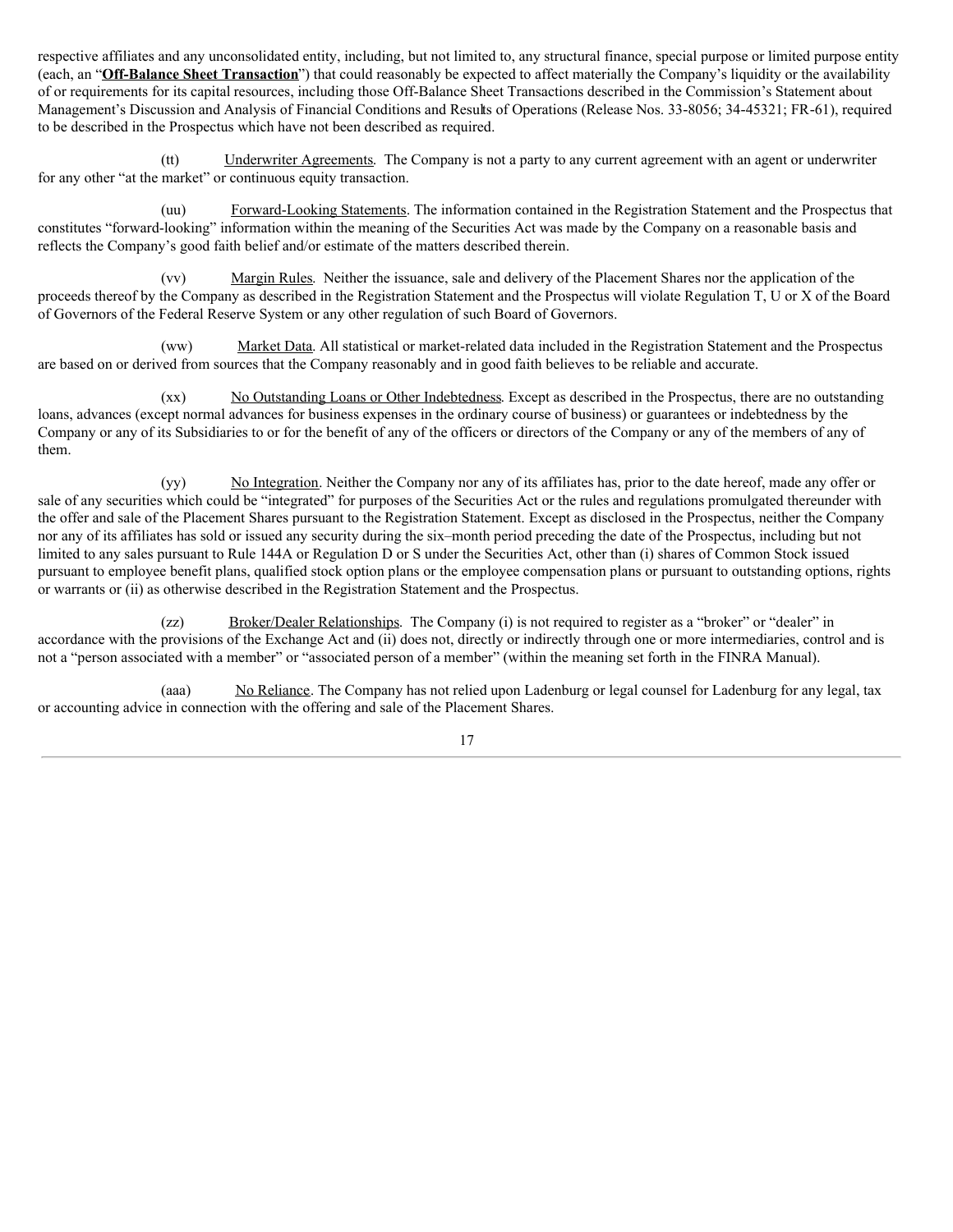respective affiliates and any unconsolidated entity, including, but not limited to, any structural finance, special purpose or limited purpose entity (each, an "**Off-Balance Sheet Transaction**") that could reasonably be expected to affect materially the Company's liquidity or the availability of or requirements for its capital resources, including those Off-Balance Sheet Transactions described in the Commission's Statement about Management's Discussion and Analysis of Financial Conditions and Results of Operations (Release Nos. 33-8056; 34-45321; FR-61), required to be described in the Prospectus which have not been described as required.

(tt) Underwriter Agreements. The Company is not a party to any current agreement with an agent or underwriter for any other "at the market" or continuous equity transaction.

(uu) Forward-Looking Statements. The information contained in the Registration Statement and the Prospectus that constitutes "forward-looking" information within the meaning of the Securities Act was made by the Company on a reasonable basis and reflects the Company's good faith belief and/or estimate of the matters described therein.

(vv) Margin Rules. Neither the issuance, sale and delivery of the Placement Shares nor the application of the proceeds thereof by the Company as described in the Registration Statement and the Prospectus will violate Regulation T, U or X of the Board of Governors of the Federal Reserve System or any other regulation of such Board of Governors.

(ww) Market Data. All statistical or market-related data included in the Registration Statement and the Prospectus are based on or derived from sources that the Company reasonably and in good faith believes to be reliable and accurate.

(xx) No Outstanding Loans or Other Indebtedness. Except as described in the Prospectus, there are no outstanding loans, advances (except normal advances for business expenses in the ordinary course of business) or guarantees or indebtedness by the Company or any of its Subsidiaries to or for the benefit of any of the officers or directors of the Company or any of the members of any of them.

(yy) No Integration. Neither the Company nor any of its affiliates has, prior to the date hereof, made any offer or sale of any securities which could be "integrated" for purposes of the Securities Act or the rules and regulations promulgated thereunder with the offer and sale of the Placement Shares pursuant to the Registration Statement. Except as disclosed in the Prospectus, neither the Company nor any of its affiliates has sold or issued any security during the six–month period preceding the date of the Prospectus, including but not limited to any sales pursuant to Rule 144A or Regulation D or S under the Securities Act, other than (i) shares of Common Stock issued pursuant to employee benefit plans, qualified stock option plans or the employee compensation plans or pursuant to outstanding options, rights or warrants or (ii) as otherwise described in the Registration Statement and the Prospectus.

(zz) Broker/Dealer Relationships. The Company (i) is not required to register as a "broker" or "dealer" in accordance with the provisions of the Exchange Act and (ii) does not, directly or indirectly through one or more intermediaries, control and is not a "person associated with a member" or "associated person of a member" (within the meaning set forth in the FINRA Manual).

(aaa) No Reliance. The Company has not relied upon Ladenburg or legal counsel for Ladenburg for any legal, tax or accounting advice in connection with the offering and sale of the Placement Shares.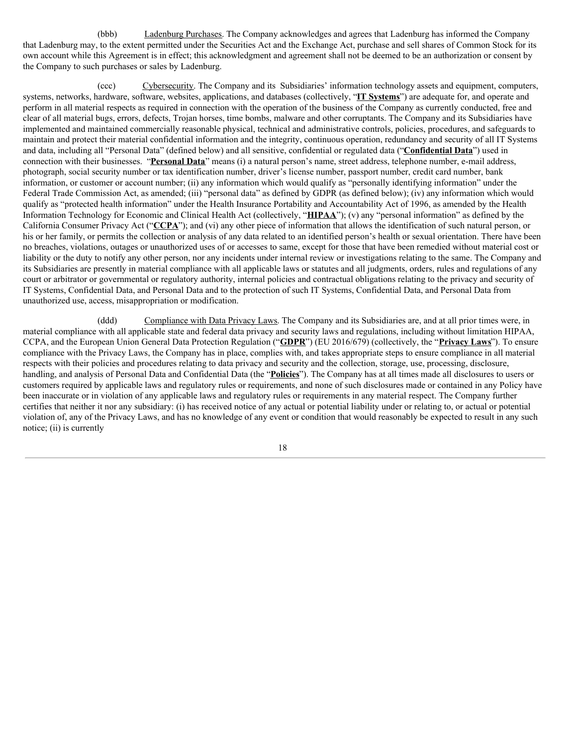(bbb) Ladenburg Purchases. The Company acknowledges and agrees that Ladenburg has informed the Company that Ladenburg may, to the extent permitted under the Securities Act and the Exchange Act, purchase and sell shares of Common Stock for its own account while this Agreement is in effect; this acknowledgment and agreement shall not be deemed to be an authorization or consent by the Company to such purchases or sales by Ladenburg.

(ccc) Cybersecurity. The Company and its Subsidiaries' information technology assets and equipment, computers, systems, networks, hardware, software, websites, applications, and databases (collectively, "**IT Systems**") are adequate for, and operate and perform in all material respects as required in connection with the operation of the business of the Company as currently conducted, free and clear of all material bugs, errors, defects, Trojan horses, time bombs, malware and other corruptants. The Company and its Subsidiaries have implemented and maintained commercially reasonable physical, technical and administrative controls, policies, procedures, and safeguards to maintain and protect their material confidential information and the integrity, continuous operation, redundancy and security of all IT Systems and data, including all "Personal Data" (defined below) and all sensitive, confidential or regulated data ("**Confidential Data**") used in connection with their businesses. "**Personal Data**" means (i) a natural person's name, street address, telephone number, e-mail address, photograph, social security number or tax identification number, driver's license number, passport number, credit card number, bank information, or customer or account number; (ii) any information which would qualify as "personally identifying information" under the Federal Trade Commission Act, as amended; (iii) "personal data" as defined by GDPR (as defined below); (iv) any information which would qualify as "protected health information" under the Health Insurance Portability and Accountability Act of 1996, as amended by the Health Information Technology for Economic and Clinical Health Act (collectively, "**HIPAA**"); (v) any "personal information" as defined by the California Consumer Privacy Act ("**CCPA**"); and (vi) any other piece of information that allows the identification of such natural person, or his or her family, or permits the collection or analysis of any data related to an identified person's health or sexual orientation. There have been no breaches, violations, outages or unauthorized uses of or accesses to same, except for those that have been remedied without material cost or liability or the duty to notify any other person, nor any incidents under internal review or investigations relating to the same. The Company and its Subsidiaries are presently in material compliance with all applicable laws or statutes and all judgments, orders, rules and regulations of any court or arbitrator or governmental or regulatory authority, internal policies and contractual obligations relating to the privacy and security of IT Systems, Confidential Data, and Personal Data and to the protection of such IT Systems, Confidential Data, and Personal Data from unauthorized use, access, misappropriation or modification.

(ddd) Compliance with Data Privacy Laws. The Company and its Subsidiaries are, and at all prior times were, in material compliance with all applicable state and federal data privacy and security laws and regulations, including without limitation HIPAA, CCPA, and the European Union General Data Protection Regulation ("**GDPR**") (EU 2016/679) (collectively, the "**Privacy Laws**"). To ensure compliance with the Privacy Laws, the Company has in place, complies with, and takes appropriate steps to ensure compliance in all material respects with their policies and procedures relating to data privacy and security and the collection, storage, use, processing, disclosure, handling, and analysis of Personal Data and Confidential Data (the "**Policies**"). The Company has at all times made all disclosures to users or customers required by applicable laws and regulatory rules or requirements, and none of such disclosures made or contained in any Policy have been inaccurate or in violation of any applicable laws and regulatory rules or requirements in any material respect. The Company further certifies that neither it nor any subsidiary: (i) has received notice of any actual or potential liability under or relating to, or actual or potential violation of, any of the Privacy Laws, and has no knowledge of any event or condition that would reasonably be expected to result in any such notice; (ii) is currently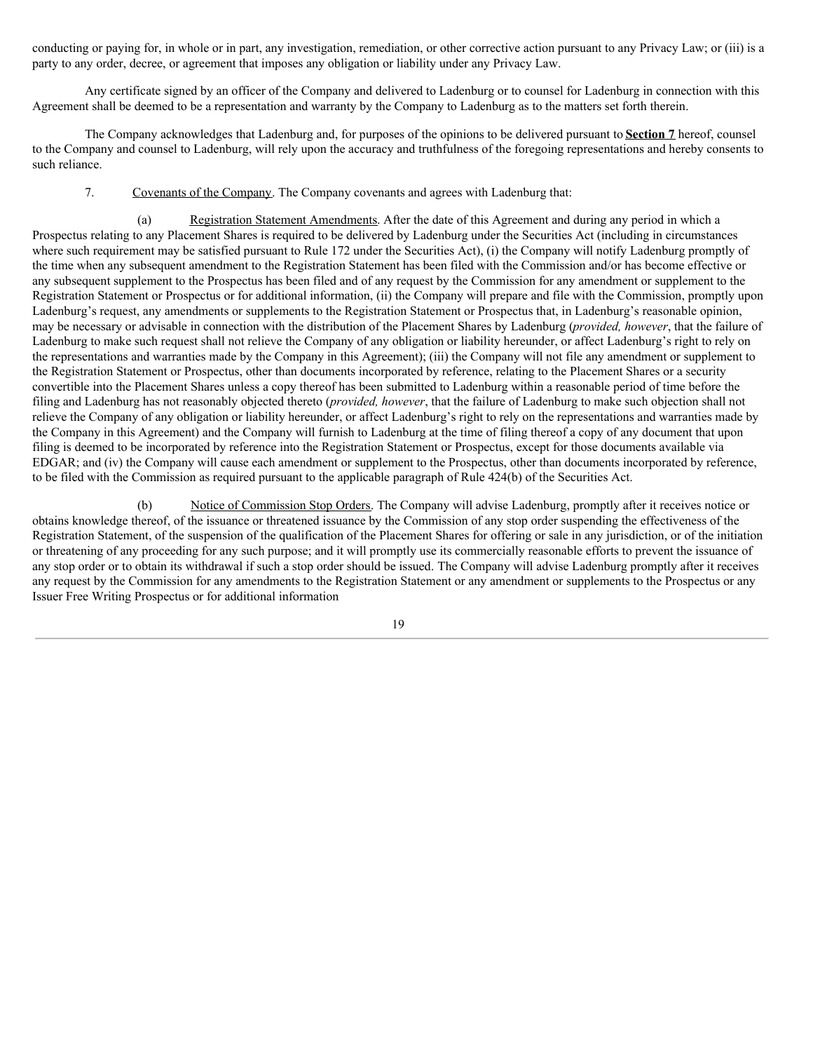conducting or paying for, in whole or in part, any investigation, remediation, or other corrective action pursuant to any Privacy Law; or (iii) is a party to any order, decree, or agreement that imposes any obligation or liability under any Privacy Law.

Any certificate signed by an officer of the Company and delivered to Ladenburg or to counsel for Ladenburg in connection with this Agreement shall be deemed to be a representation and warranty by the Company to Ladenburg as to the matters set forth therein.

The Company acknowledges that Ladenburg and, for purposes of the opinions to be delivered pursuant to **Section 7** hereof, counsel to the Company and counsel to Ladenburg, will rely upon the accuracy and truthfulness of the foregoing representations and hereby consents to such reliance.

7. Covenants of the Company. The Company covenants and agrees with Ladenburg that:

(a) Registration Statement Amendments. After the date of this Agreement and during any period in which a Prospectus relating to any Placement Shares is required to be delivered by Ladenburg under the Securities Act (including in circumstances where such requirement may be satisfied pursuant to Rule 172 under the Securities Act), (i) the Company will notify Ladenburg promptly of the time when any subsequent amendment to the Registration Statement has been filed with the Commission and/or has become effective or any subsequent supplement to the Prospectus has been filed and of any request by the Commission for any amendment or supplement to the Registration Statement or Prospectus or for additional information, (ii) the Company will prepare and file with the Commission, promptly upon Ladenburg's request, any amendments or supplements to the Registration Statement or Prospectus that, in Ladenburg's reasonable opinion, may be necessary or advisable in connection with the distribution of the Placement Shares by Ladenburg (*provided, however*, that the failure of Ladenburg to make such request shall not relieve the Company of any obligation or liability hereunder, or affect Ladenburg's right to rely on the representations and warranties made by the Company in this Agreement); (iii) the Company will not file any amendment or supplement to the Registration Statement or Prospectus, other than documents incorporated by reference, relating to the Placement Shares or a security convertible into the Placement Shares unless a copy thereof has been submitted to Ladenburg within a reasonable period of time before the filing and Ladenburg has not reasonably objected thereto (*provided, however*, that the failure of Ladenburg to make such objection shall not relieve the Company of any obligation or liability hereunder, or affect Ladenburg's right to rely on the representations and warranties made by the Company in this Agreement) and the Company will furnish to Ladenburg at the time of filing thereof a copy of any document that upon filing is deemed to be incorporated by reference into the Registration Statement or Prospectus, except for those documents available via EDGAR; and (iv) the Company will cause each amendment or supplement to the Prospectus, other than documents incorporated by reference, to be filed with the Commission as required pursuant to the applicable paragraph of Rule 424(b) of the Securities Act.

(b) Notice of Commission Stop Orders. The Company will advise Ladenburg, promptly after it receives notice or obtains knowledge thereof, of the issuance or threatened issuance by the Commission of any stop order suspending the effectiveness of the Registration Statement, of the suspension of the qualification of the Placement Shares for offering or sale in any jurisdiction, or of the initiation or threatening of any proceeding for any such purpose; and it will promptly use its commercially reasonable efforts to prevent the issuance of any stop order or to obtain its withdrawal if such a stop order should be issued. The Company will advise Ladenburg promptly after it receives any request by the Commission for any amendments to the Registration Statement or any amendment or supplements to the Prospectus or any Issuer Free Writing Prospectus or for additional information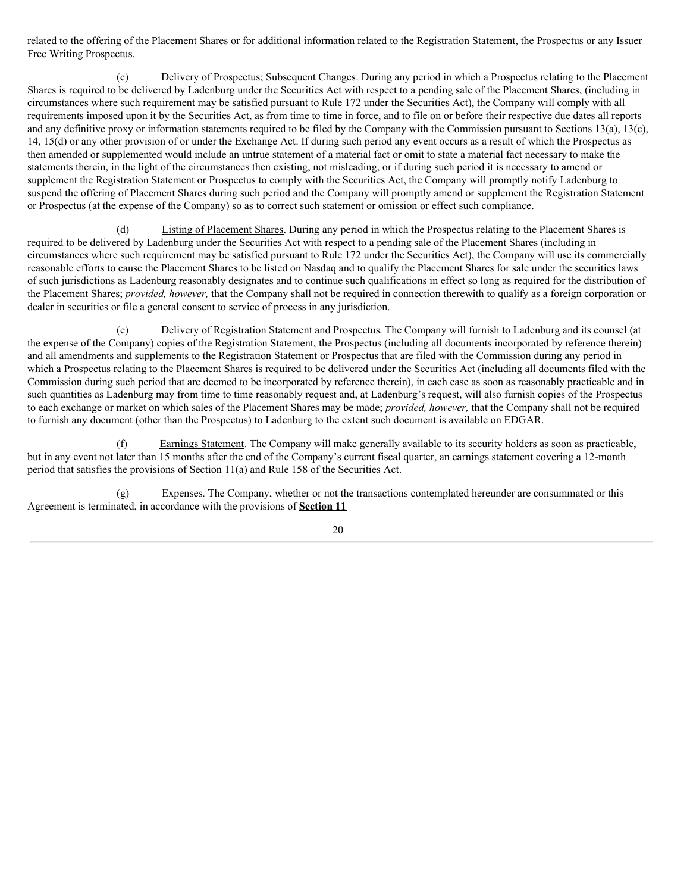related to the offering of the Placement Shares or for additional information related to the Registration Statement, the Prospectus or any Issuer Free Writing Prospectus.

(c) Delivery of Prospectus; Subsequent Changes. During any period in which a Prospectus relating to the Placement Shares is required to be delivered by Ladenburg under the Securities Act with respect to a pending sale of the Placement Shares, (including in circumstances where such requirement may be satisfied pursuant to Rule 172 under the Securities Act), the Company will comply with all requirements imposed upon it by the Securities Act, as from time to time in force, and to file on or before their respective due dates all reports and any definitive proxy or information statements required to be filed by the Company with the Commission pursuant to Sections 13(a), 13(c), 14, 15(d) or any other provision of or under the Exchange Act. If during such period any event occurs as a result of which the Prospectus as then amended or supplemented would include an untrue statement of a material fact or omit to state a material fact necessary to make the statements therein, in the light of the circumstances then existing, not misleading, or if during such period it is necessary to amend or supplement the Registration Statement or Prospectus to comply with the Securities Act, the Company will promptly notify Ladenburg to suspend the offering of Placement Shares during such period and the Company will promptly amend or supplement the Registration Statement or Prospectus (at the expense of the Company) so as to correct such statement or omission or effect such compliance.

(d) Listing of Placement Shares. During any period in which the Prospectus relating to the Placement Shares is required to be delivered by Ladenburg under the Securities Act with respect to a pending sale of the Placement Shares (including in circumstances where such requirement may be satisfied pursuant to Rule 172 under the Securities Act), the Company will use its commercially reasonable efforts to cause the Placement Shares to be listed on Nasdaq and to qualify the Placement Shares for sale under the securities laws of such jurisdictions as Ladenburg reasonably designates and to continue such qualifications in effect so long as required for the distribution of the Placement Shares; *provided, however,* that the Company shall not be required in connection therewith to qualify as a foreign corporation or dealer in securities or file a general consent to service of process in any jurisdiction.

(e) Delivery of Registration Statement and Prospectus*.* The Company will furnish to Ladenburg and its counsel (at the expense of the Company) copies of the Registration Statement, the Prospectus (including all documents incorporated by reference therein) and all amendments and supplements to the Registration Statement or Prospectus that are filed with the Commission during any period in which a Prospectus relating to the Placement Shares is required to be delivered under the Securities Act (including all documents filed with the Commission during such period that are deemed to be incorporated by reference therein), in each case as soon as reasonably practicable and in such quantities as Ladenburg may from time to time reasonably request and, at Ladenburg's request, will also furnish copies of the Prospectus to each exchange or market on which sales of the Placement Shares may be made; *provided, however,* that the Company shall not be required to furnish any document (other than the Prospectus) to Ladenburg to the extent such document is available on EDGAR.

(f) Earnings Statement. The Company will make generally available to its security holders as soon as practicable, but in any event not later than 15 months after the end of the Company's current fiscal quarter, an earnings statement covering a 12-month period that satisfies the provisions of Section 11(a) and Rule 158 of the Securities Act.

(g) Expenses*.* The Company, whether or not the transactions contemplated hereunder are consummated or this Agreement is terminated, in accordance with the provisions of **Section 11**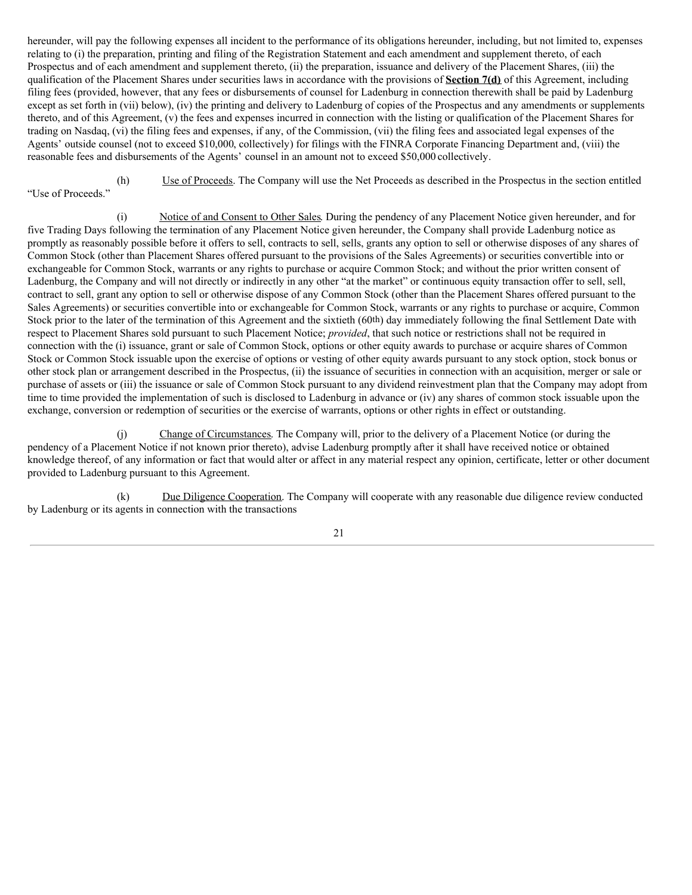hereunder, will pay the following expenses all incident to the performance of its obligations hereunder, including, but not limited to, expenses relating to (i) the preparation, printing and filing of the Registration Statement and each amendment and supplement thereto, of each Prospectus and of each amendment and supplement thereto, (ii) the preparation, issuance and delivery of the Placement Shares, (iii) the qualification of the Placement Shares under securities laws in accordance with the provisions of **Section 7(d)** of this Agreement, including filing fees (provided, however, that any fees or disbursements of counsel for Ladenburg in connection therewith shall be paid by Ladenburg except as set forth in (vii) below), (iv) the printing and delivery to Ladenburg of copies of the Prospectus and any amendments or supplements thereto, and of this Agreement, (v) the fees and expenses incurred in connection with the listing or qualification of the Placement Shares for trading on Nasdaq, (vi) the filing fees and expenses, if any, of the Commission, (vii) the filing fees and associated legal expenses of the Agents' outside counsel (not to exceed $10,000, collectively) for filings with the FINRA Corporate Financing Department and, (viii) the reasonable fees and disbursements of the Agents' counsel in an amount not to exceed $50,000 collectively.

(h) Use of Proceeds. The Company will use the Net Proceeds as described in the Prospectus in the section entitled "Use of Proceeds."

(i) Notice of and Consent to Other Sales. During the pendency of any Placement Notice given hereunder, and for five Trading Days following the termination of any Placement Notice given hereunder, the Company shall provide Ladenburg notice as promptly as reasonably possible before it offers to sell, contracts to sell, sells, grants any option to sell or otherwise disposes of any shares of Common Stock (other than Placement Shares offered pursuant to the provisions of the Sales Agreements) or securities convertible into or exchangeable for Common Stock, warrants or any rights to purchase or acquire Common Stock; and without the prior written consent of Ladenburg, the Company and will not directly or indirectly in any other "at the market" or continuous equity transaction offer to sell, sell, contract to sell, grant any option to sell or otherwise dispose of any Common Stock (other than the Placement Shares offered pursuant to the Sales Agreements) or securities convertible into or exchangeable for Common Stock, warrants or any rights to purchase or acquire, Common Stock prior to the later of the termination of this Agreement and the sixtieth (60th) day immediately following the final Settlement Date with respect to Placement Shares sold pursuant to such Placement Notice; *provided*, that such notice or restrictions shall not be required in connection with the (i) issuance, grant or sale of Common Stock, options or other equity awards to purchase or acquire shares of Common Stock or Common Stock issuable upon the exercise of options or vesting of other equity awards pursuant to any stock option, stock bonus or other stock plan or arrangement described in the Prospectus, (ii) the issuance of securities in connection with an acquisition, merger or sale or purchase of assets or (iii) the issuance or sale of Common Stock pursuant to any dividend reinvestment plan that the Company may adopt from time to time provided the implementation of such is disclosed to Ladenburg in advance or (iv) any shares of common stock issuable upon the exchange, conversion or redemption of securities or the exercise of warrants, options or other rights in effect or outstanding.

(j) Change of Circumstances. The Company will, prior to the delivery of a Placement Notice (or during the pendency of a Placement Notice if not known prior thereto), advise Ladenburg promptly after it shall have received notice or obtained knowledge thereof, of any information or fact that would alter or affect in any material respect any opinion, certificate, letter or other document provided to Ladenburg pursuant to this Agreement.

(k) Due Diligence Cooperation. The Company will cooperate with any reasonable due diligence review conducted by Ladenburg or its agents in connection with the transactions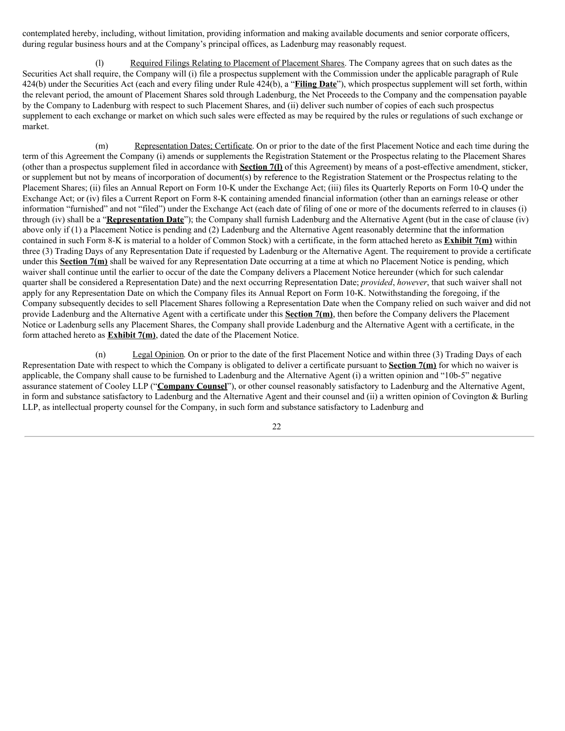contemplated hereby, including, without limitation, providing information and making available documents and senior corporate officers, during regular business hours and at the Company's principal offices, as Ladenburg may reasonably request.

(l) Required Filings Relating to Placement of Placement Shares. The Company agrees that on such dates as the Securities Act shall require, the Company will (i) file a prospectus supplement with the Commission under the applicable paragraph of Rule 424(b) under the Securities Act (each and every filing under Rule 424(b), a "**Filing Date**"), which prospectus supplement will set forth, within the relevant period, the amount of Placement Shares sold through Ladenburg, the Net Proceeds to the Company and the compensation payable by the Company to Ladenburg with respect to such Placement Shares, and (ii) deliver such number of copies of each such prospectus supplement to each exchange or market on which such sales were effected as may be required by the rules or regulations of such exchange or market.

(m) Representation Dates; Certificate. On or prior to the date of the first Placement Notice and each time during the term of this Agreement the Company (i) amends or supplements the Registration Statement or the Prospectus relating to the Placement Shares (other than a prospectus supplement filed in accordance with **Section 7(l)** of this Agreement) by means of a post-effective amendment, sticker, or supplement but not by means of incorporation of document(s) by reference to the Registration Statement or the Prospectus relating to the Placement Shares; (ii) files an Annual Report on Form 10-K under the Exchange Act; (iii) files its Quarterly Reports on Form 10-Q under the Exchange Act; or (iv) files a Current Report on Form 8-K containing amended financial information (other than an earnings release or other information "furnished" and not "filed") under the Exchange Act (each date of filing of one or more of the documents referred to in clauses (i) through (iv) shall be a "**Representation Date**"); the Company shall furnish Ladenburg and the Alternative Agent (but in the case of clause (iv) above only if (1) a Placement Notice is pending and (2) Ladenburg and the Alternative Agent reasonably determine that the information contained in such Form 8-K is material to a holder of Common Stock) with a certificate, in the form attached hereto as **Exhibit 7(m)** within three (3) Trading Days of any Representation Date if requested by Ladenburg or the Alternative Agent. The requirement to provide a certificate under this **Section 7(m)** shall be waived for any Representation Date occurring at a time at which no Placement Notice is pending, which waiver shall continue until the earlier to occur of the date the Company delivers a Placement Notice hereunder (which for such calendar quarter shall be considered a Representation Date) and the next occurring Representation Date; *provided*, *however*, that such waiver shall not apply for any Representation Date on which the Company files its Annual Report on Form 10-K. Notwithstanding the foregoing, if the Company subsequently decides to sell Placement Shares following a Representation Date when the Company relied on such waiver and did not provide Ladenburg and the Alternative Agent with a certificate under this **Section 7(m)**, then before the Company delivers the Placement Notice or Ladenburg sells any Placement Shares, the Company shall provide Ladenburg and the Alternative Agent with a certificate, in the form attached hereto as **Exhibit 7(m)**, dated the date of the Placement Notice.

(n) Legal Opinion. On or prior to the date of the first Placement Notice and within three (3) Trading Days of each Representation Date with respect to which the Company is obligated to deliver a certificate pursuant to **Section 7(m)** for which no waiver is applicable, the Company shall cause to be furnished to Ladenburg and the Alternative Agent (i) a written opinion and "10b-5" negative assurance statement of Cooley LLP ("**Company Counsel**"), or other counsel reasonably satisfactory to Ladenburg and the Alternative Agent, in form and substance satisfactory to Ladenburg and the Alternative Agent and their counsel and (ii) a written opinion of Covington & Burling LLP, as intellectual property counsel for the Company, in such form and substance satisfactory to Ladenburg and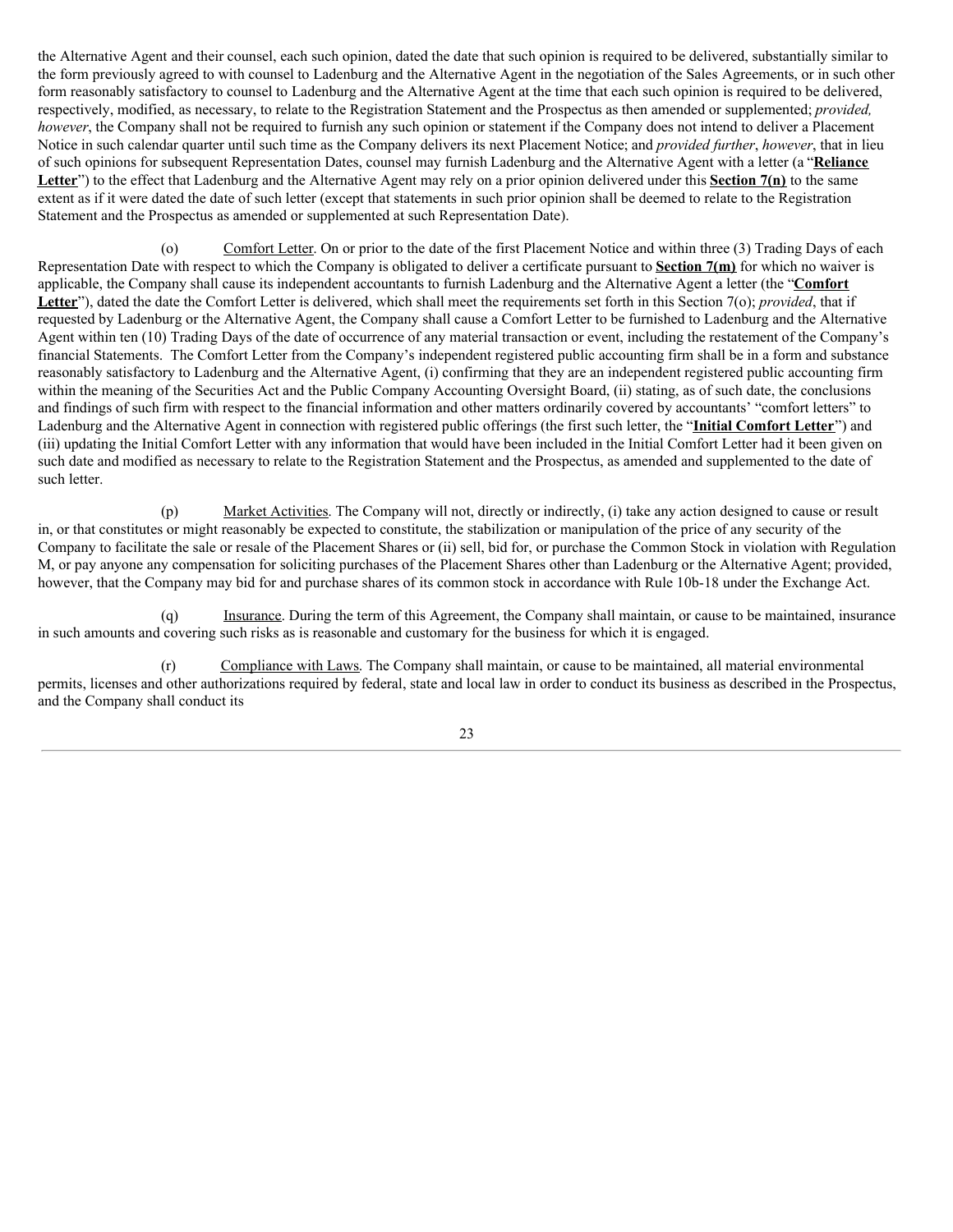the Alternative Agent and their counsel, each such opinion, dated the date that such opinion is required to be delivered, substantially similar to the form previously agreed to with counsel to Ladenburg and the Alternative Agent in the negotiation of the Sales Agreements, or in such other form reasonably satisfactory to counsel to Ladenburg and the Alternative Agent at the time that each such opinion is required to be delivered, respectively, modified, as necessary, to relate to the Registration Statement and the Prospectus as then amended or supplemented; *provided, however*, the Company shall not be required to furnish any such opinion or statement if the Company does not intend to deliver a Placement Notice in such calendar quarter until such time as the Company delivers its next Placement Notice; and *provided further*, *however*, that in lieu of such opinions for subsequent Representation Dates, counsel may furnish Ladenburg and the Alternative Agent with a letter (a "**Reliance Letter**") to the effect that Ladenburg and the Alternative Agent may rely on a prior opinion delivered under this **Section 7(n)** to the same extent as if it were dated the date of such letter (except that statements in such prior opinion shall be deemed to relate to the Registration Statement and the Prospectus as amended or supplemented at such Representation Date).

(o) Comfort Letter. On or prior to the date of the first Placement Notice and within three (3) Trading Days of each Representation Date with respect to which the Company is obligated to deliver a certificate pursuant to **Section 7(m)** for which no waiver is applicable, the Company shall cause its independent accountants to furnish Ladenburg and the Alternative Agent a letter (the "**Comfort Letter**"), dated the date the Comfort Letter is delivered, which shall meet the requirements set forth in this Section 7(o); *provided*, that if requested by Ladenburg or the Alternative Agent, the Company shall cause a Comfort Letter to be furnished to Ladenburg and the Alternative Agent within ten (10) Trading Days of the date of occurrence of any material transaction or event, including the restatement of the Company's financial Statements. The Comfort Letter from the Company's independent registered public accounting firm shall be in a form and substance reasonably satisfactory to Ladenburg and the Alternative Agent, (i) confirming that they are an independent registered public accounting firm within the meaning of the Securities Act and the Public Company Accounting Oversight Board, (ii) stating, as of such date, the conclusions and findings of such firm with respect to the financial information and other matters ordinarily covered by accountants' "comfort letters" to Ladenburg and the Alternative Agent in connection with registered public offerings (the first such letter, the "**Initial Comfort Letter**") and (iii) updating the Initial Comfort Letter with any information that would have been included in the Initial Comfort Letter had it been given on such date and modified as necessary to relate to the Registration Statement and the Prospectus, as amended and supplemented to the date of such letter.

(p) Market Activities. The Company will not, directly or indirectly, (i) take any action designed to cause or result in, or that constitutes or might reasonably be expected to constitute, the stabilization or manipulation of the price of any security of the Company to facilitate the sale or resale of the Placement Shares or (ii) sell, bid for, or purchase the Common Stock in violation with Regulation M, or pay anyone any compensation for soliciting purchases of the Placement Shares other than Ladenburg or the Alternative Agent; provided, however, that the Company may bid for and purchase shares of its common stock in accordance with Rule 10b-18 under the Exchange Act.

(q) Insurance. During the term of this Agreement, the Company shall maintain, or cause to be maintained, insurance in such amounts and covering such risks as is reasonable and customary for the business for which it is engaged.

(r) Compliance with Laws. The Company shall maintain, or cause to be maintained, all material environmental permits, licenses and other authorizations required by federal, state and local law in order to conduct its business as described in the Prospectus, and the Company shall conduct its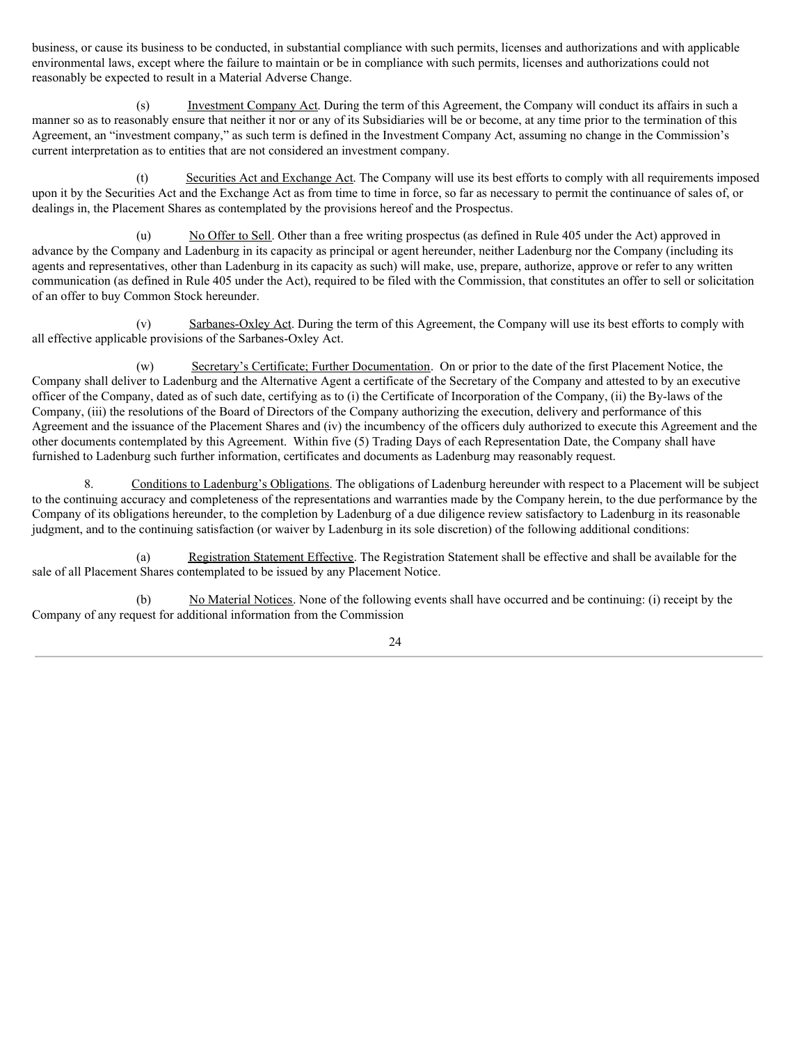business, or cause its business to be conducted, in substantial compliance with such permits, licenses and authorizations and with applicable environmental laws, except where the failure to maintain or be in compliance with such permits, licenses and authorizations could not reasonably be expected to result in a Material Adverse Change.

(s) Investment Company Act. During the term of this Agreement, the Company will conduct its affairs in such a manner so as to reasonably ensure that neither it nor or any of its Subsidiaries will be or become, at any time prior to the termination of this Agreement, an "investment company," as such term is defined in the Investment Company Act, assuming no change in the Commission's current interpretation as to entities that are not considered an investment company.

(t) Securities Act and Exchange Act. The Company will use its best efforts to comply with all requirements imposed upon it by the Securities Act and the Exchange Act as from time to time in force, so far as necessary to permit the continuance of sales of, or dealings in, the Placement Shares as contemplated by the provisions hereof and the Prospectus.

(u) No Offer to Sell. Other than a free writing prospectus (as defined in Rule 405 under the Act) approved in advance by the Company and Ladenburg in its capacity as principal or agent hereunder, neither Ladenburg nor the Company (including its agents and representatives, other than Ladenburg in its capacity as such) will make, use, prepare, authorize, approve or refer to any written communication (as defined in Rule 405 under the Act), required to be filed with the Commission, that constitutes an offer to sell or solicitation of an offer to buy Common Stock hereunder.

(v) Sarbanes-Oxley Act. During the term of this Agreement, the Company will use its best efforts to comply with all effective applicable provisions of the Sarbanes-Oxley Act.

(w) Secretary's Certificate; Further Documentation. On or prior to the date of the first Placement Notice, the Company shall deliver to Ladenburg and the Alternative Agent a certificate of the Secretary of the Company and attested to by an executive officer of the Company, dated as of such date, certifying as to (i) the Certificate of Incorporation of the Company, (ii) the By-laws of the Company, (iii) the resolutions of the Board of Directors of the Company authorizing the execution, delivery and performance of this Agreement and the issuance of the Placement Shares and (iv) the incumbency of the officers duly authorized to execute this Agreement and the other documents contemplated by this Agreement. Within five (5) Trading Days of each Representation Date, the Company shall have furnished to Ladenburg such further information, certificates and documents as Ladenburg may reasonably request.

8. Conditions to Ladenburg's Obligations. The obligations of Ladenburg hereunder with respect to a Placement will be subject to the continuing accuracy and completeness of the representations and warranties made by the Company herein, to the due performance by the Company of its obligations hereunder, to the completion by Ladenburg of a due diligence review satisfactory to Ladenburg in its reasonable judgment, and to the continuing satisfaction (or waiver by Ladenburg in its sole discretion) of the following additional conditions:

(a) Registration Statement Effective. The Registration Statement shall be effective and shall be available for the sale of all Placement Shares contemplated to be issued by any Placement Notice.

(b) No Material Notices. None of the following events shall have occurred and be continuing: (i) receipt by the Company of any request for additional information from the Commission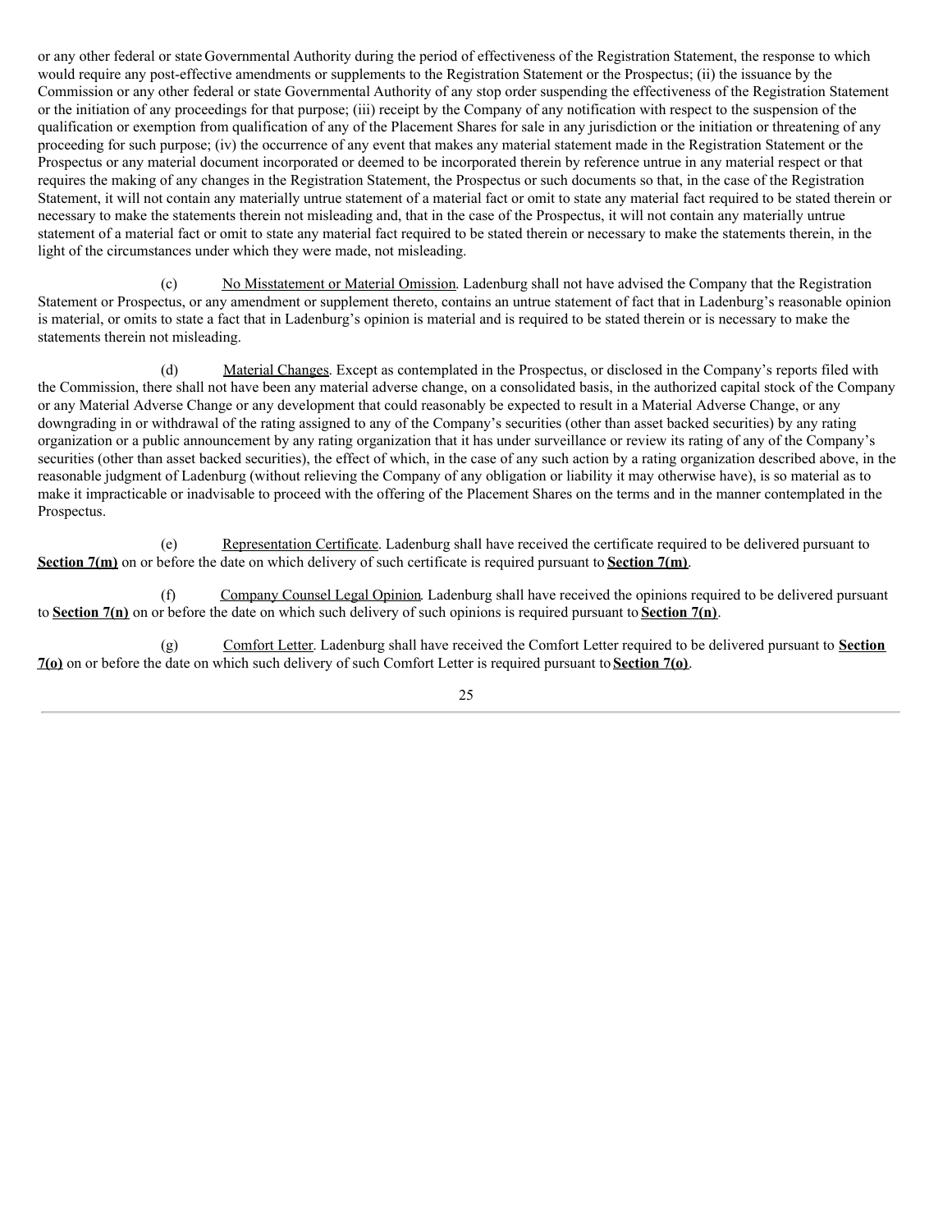or any other federal or state Governmental Authority during the period of effectiveness of the Registration Statement, the response to which would require any post-effective amendments or supplements to the Registration Statement or the Prospectus; (ii) the issuance by the Commission or any other federal or state Governmental Authority of any stop order suspending the effectiveness of the Registration Statement or the initiation of any proceedings for that purpose; (iii) receipt by the Company of any notification with respect to the suspension of the qualification or exemption from qualification of any of the Placement Shares for sale in any jurisdiction or the initiation or threatening of any proceeding for such purpose; (iv) the occurrence of any event that makes any material statement made in the Registration Statement or the Prospectus or any material document incorporated or deemed to be incorporated therein by reference untrue in any material respect or that requires the making of any changes in the Registration Statement, the Prospectus or such documents so that, in the case of the Registration Statement, it will not contain any materially untrue statement of a material fact or omit to state any material fact required to be stated therein or necessary to make the statements therein not misleading and, that in the case of the Prospectus, it will not contain any materially untrue statement of a material fact or omit to state any material fact required to be stated therein or necessary to make the statements therein, in the light of the circumstances under which they were made, not misleading.

(c) No Misstatement or Material Omission. Ladenburg shall not have advised the Company that the Registration Statement or Prospectus, or any amendment or supplement thereto, contains an untrue statement of fact that in Ladenburg's reasonable opinion is material, or omits to state a fact that in Ladenburg's opinion is material and is required to be stated therein or is necessary to make the statements therein not misleading.

(d) Material Changes. Except as contemplated in the Prospectus, or disclosed in the Company's reports filed with the Commission, there shall not have been any material adverse change, on a consolidated basis, in the authorized capital stock of the Company or any Material Adverse Change or any development that could reasonably be expected to result in a Material Adverse Change, or any downgrading in or withdrawal of the rating assigned to any of the Company's securities (other than asset backed securities) by any rating organization or a public announcement by any rating organization that it has under surveillance or review its rating of any of the Company's securities (other than asset backed securities), the effect of which, in the case of any such action by a rating organization described above, in the reasonable judgment of Ladenburg (without relieving the Company of any obligation or liability it may otherwise have), is so material as to make it impracticable or inadvisable to proceed with the offering of the Placement Shares on the terms and in the manner contemplated in the Prospectus.

(e) Representation Certificate. Ladenburg shall have received the certificate required to be delivered pursuant to **Section 7(m)** on or before the date on which delivery of such certificate is required pursuant to **Section 7(m)**.

(f) Company Counsel Legal Opinion. Ladenburg shall have received the opinions required to be delivered pursuant to **Section 7(n)** on or before the date on which such delivery of such opinions is required pursuant to **Section 7(n)**.

(g) Comfort Letter. Ladenburg shall have received the Comfort Letter required to be delivered pursuant to **Section 7(o)** on or before the date on which such delivery of such Comfort Letter is required pursuant to **Section 7(o)**.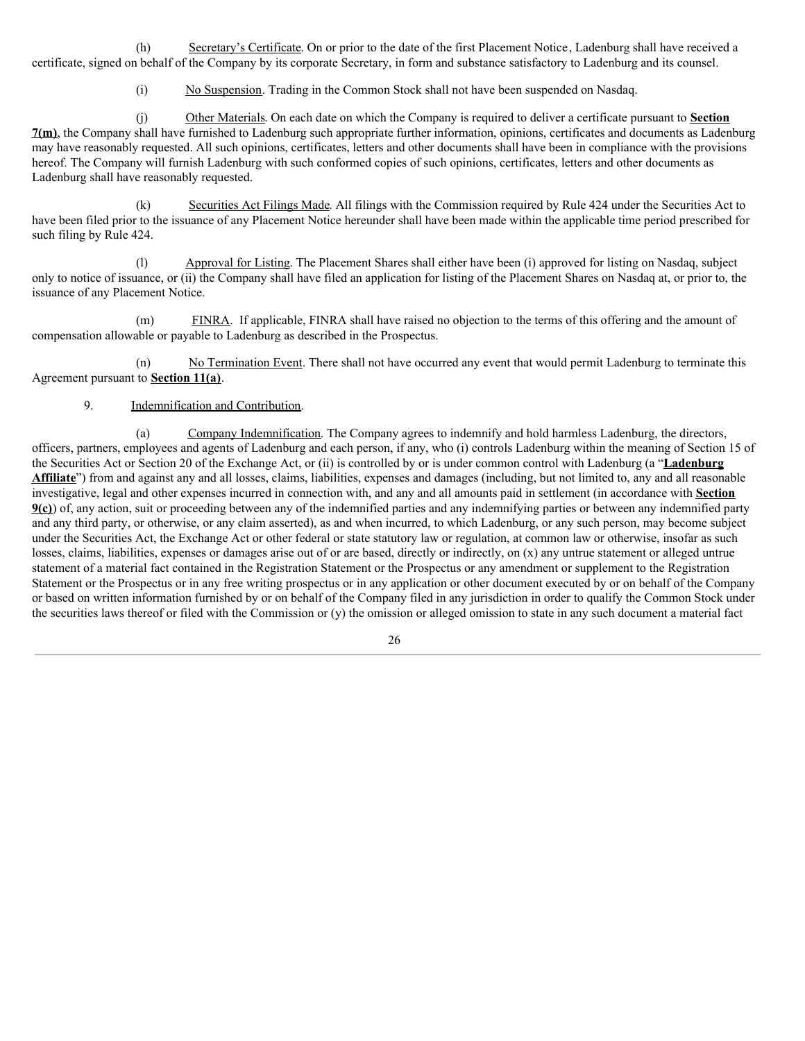(h) Secretary's Certificate. On or prior to the date of the first Placement Notice, Ladenburg shall have received a certificate, signed on behalf of the Company by its corporate Secretary, in form and substance satisfactory to Ladenburg and its counsel.

(i) No Suspension. Trading in the Common Stock shall not have been suspended on Nasdaq.

(j) Other Materials. On each date on which the Company is required to deliver a certificate pursuant to **Section 7(m)**, the Company shall have furnished to Ladenburg such appropriate further information, opinions, certificates and documents as Ladenburg may have reasonably requested. All such opinions, certificates, letters and other documents shall have been in compliance with the provisions hereof. The Company will furnish Ladenburg with such conformed copies of such opinions, certificates, letters and other documents as Ladenburg shall have reasonably requested.

(k) Securities Act Filings Made. All filings with the Commission required by Rule 424 under the Securities Act to have been filed prior to the issuance of any Placement Notice hereunder shall have been made within the applicable time period prescribed for such filing by Rule 424.

(l) Approval for Listing. The Placement Shares shall either have been (i) approved for listing on Nasdaq, subject only to notice of issuance, or (ii) the Company shall have filed an application for listing of the Placement Shares on Nasdaq at, or prior to, the issuance of any Placement Notice.

(m) FINRA. If applicable, FINRA shall have raised no objection to the terms of this offering and the amount of compensation allowable or payable to Ladenburg as described in the Prospectus.

(n) No Termination Event. There shall not have occurred any event that would permit Ladenburg to terminate this Agreement pursuant to **Section 11(a)**.

9. Indemnification and Contribution.

(a) Company Indemnification. The Company agrees to indemnify and hold harmless Ladenburg, the directors, officers, partners, employees and agents of Ladenburg and each person, if any, who (i) controls Ladenburg within the meaning of Section 15 of the Securities Act or Section 20 of the Exchange Act, or (ii) is controlled by or is under common control with Ladenburg (a "**Ladenburg Affiliate**") from and against any and all losses, claims, liabilities, expenses and damages (including, but not limited to, any and all reasonable investigative, legal and other expenses incurred in connection with, and any and all amounts paid in settlement (in accordance with **Section 9(c)**) of, any action, suit or proceeding between any of the indemnified parties and any indemnifying parties or between any indemnified party and any third party, or otherwise, or any claim asserted), as and when incurred, to which Ladenburg, or any such person, may become subject under the Securities Act, the Exchange Act or other federal or state statutory law or regulation, at common law or otherwise, insofar as such losses, claims, liabilities, expenses or damages arise out of or are based, directly or indirectly, on (x) any untrue statement or alleged untrue statement of a material fact contained in the Registration Statement or the Prospectus or any amendment or supplement to the Registration Statement or the Prospectus or in any free writing prospectus or in any application or other document executed by or on behalf of the Company or based on written information furnished by or on behalf of the Company filed in any jurisdiction in order to qualify the Common Stock under the securities laws thereof or filed with the Commission or (y) the omission or alleged omission to state in any such document a material fact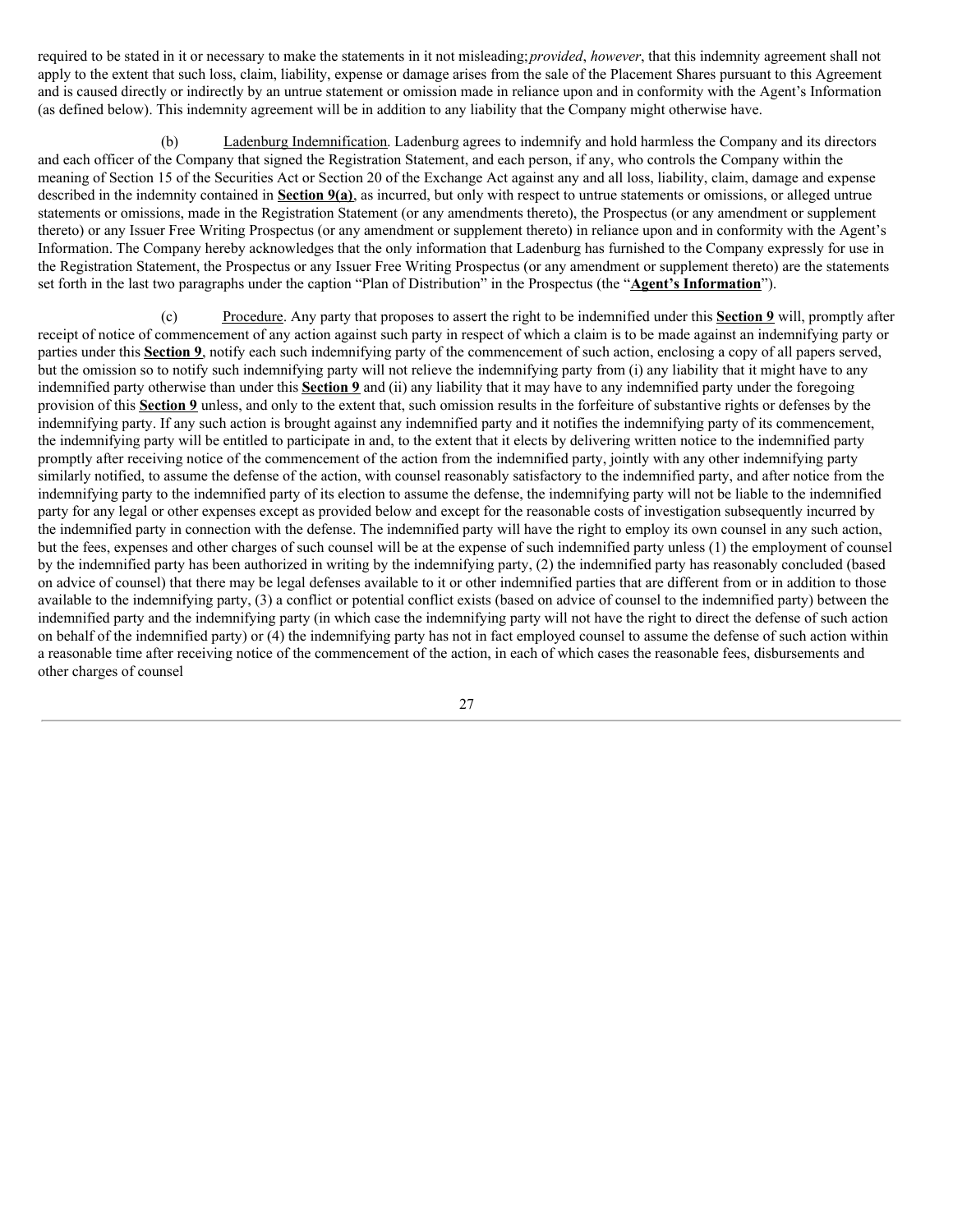required to be stated in it or necessary to make the statements in it not misleading; *provided*, *however*, that this indemnity agreement shall not apply to the extent that such loss, claim, liability, expense or damage arises from the sale of the Placement Shares pursuant to this Agreement and is caused directly or indirectly by an untrue statement or omission made in reliance upon and in conformity with the Agent's Information (as defined below). This indemnity agreement will be in addition to any liability that the Company might otherwise have.

(b) Ladenburg Indemnification. Ladenburg agrees to indemnify and hold harmless the Company and its directors and each officer of the Company that signed the Registration Statement, and each person, if any, who controls the Company within the meaning of Section 15 of the Securities Act or Section 20 of the Exchange Act against any and all loss, liability, claim, damage and expense described in the indemnity contained in **Section 9(a)**, as incurred, but only with respect to untrue statements or omissions, or alleged untrue statements or omissions, made in the Registration Statement (or any amendments thereto), the Prospectus (or any amendment or supplement thereto) or any Issuer Free Writing Prospectus (or any amendment or supplement thereto) in reliance upon and in conformity with the Agent's Information. The Company hereby acknowledges that the only information that Ladenburg has furnished to the Company expressly for use in the Registration Statement, the Prospectus or any Issuer Free Writing Prospectus (or any amendment or supplement thereto) are the statements set forth in the last two paragraphs under the caption "Plan of Distribution" in the Prospectus (the "**Agent's Information**").

(c) Procedure. Any party that proposes to assert the right to be indemnified under this **Section 9** will, promptly after receipt of notice of commencement of any action against such party in respect of which a claim is to be made against an indemnifying party or parties under this **Section 9**, notify each such indemnifying party of the commencement of such action, enclosing a copy of all papers served, but the omission so to notify such indemnifying party will not relieve the indemnifying party from (i) any liability that it might have to any indemnified party otherwise than under this **Section 9** and (ii) any liability that it may have to any indemnified party under the foregoing provision of this **Section 9** unless, and only to the extent that, such omission results in the forfeiture of substantive rights or defenses by the indemnifying party. If any such action is brought against any indemnified party and it notifies the indemnifying party of its commencement, the indemnifying party will be entitled to participate in and, to the extent that it elects by delivering written notice to the indemnified party promptly after receiving notice of the commencement of the action from the indemnified party, jointly with any other indemnifying party similarly notified, to assume the defense of the action, with counsel reasonably satisfactory to the indemnified party, and after notice from the indemnifying party to the indemnified party of its election to assume the defense, the indemnifying party will not be liable to the indemnified party for any legal or other expenses except as provided below and except for the reasonable costs of investigation subsequently incurred by the indemnified party in connection with the defense. The indemnified party will have the right to employ its own counsel in any such action, but the fees, expenses and other charges of such counsel will be at the expense of such indemnified party unless (1) the employment of counsel by the indemnified party has been authorized in writing by the indemnifying party, (2) the indemnified party has reasonably concluded (based on advice of counsel) that there may be legal defenses available to it or other indemnified parties that are different from or in addition to those available to the indemnifying party, (3) a conflict or potential conflict exists (based on advice of counsel to the indemnified party) between the indemnified party and the indemnifying party (in which case the indemnifying party will not have the right to direct the defense of such action on behalf of the indemnified party) or (4) the indemnifying party has not in fact employed counsel to assume the defense of such action within a reasonable time after receiving notice of the commencement of the action, in each of which cases the reasonable fees, disbursements and other charges of counsel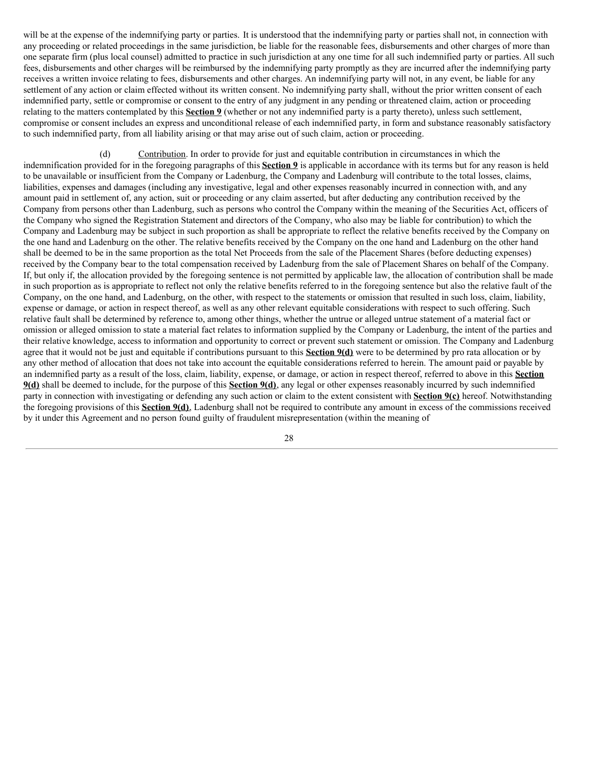will be at the expense of the indemnifying party or parties. It is understood that the indemnifying party or parties shall not, in connection with any proceeding or related proceedings in the same jurisdiction, be liable for the reasonable fees, disbursements and other charges of more than one separate firm (plus local counsel) admitted to practice in such jurisdiction at any one time for all such indemnified party or parties. All such fees, disbursements and other charges will be reimbursed by the indemnifying party promptly as they are incurred after the indemnifying party receives a written invoice relating to fees, disbursements and other charges. An indemnifying party will not, in any event, be liable for any settlement of any action or claim effected without its written consent. No indemnifying party shall, without the prior written consent of each indemnified party, settle or compromise or consent to the entry of any judgment in any pending or threatened claim, action or proceeding relating to the matters contemplated by this **Section 9** (whether or not any indemnified party is a party thereto), unless such settlement, compromise or consent includes an express and unconditional release of each indemnified party, in form and substance reasonably satisfactory to such indemnified party, from all liability arising or that may arise out of such claim, action or proceeding.

(d) Contribution. In order to provide for just and equitable contribution in circumstances in which the indemnification provided for in the foregoing paragraphs of this **Section 9** is applicable in accordance with its terms but for any reason is held to be unavailable or insufficient from the Company or Ladenburg, the Company and Ladenburg will contribute to the total losses, claims, liabilities, expenses and damages (including any investigative, legal and other expenses reasonably incurred in connection with, and any amount paid in settlement of, any action, suit or proceeding or any claim asserted, but after deducting any contribution received by the Company from persons other than Ladenburg, such as persons who control the Company within the meaning of the Securities Act, officers of the Company who signed the Registration Statement and directors of the Company, who also may be liable for contribution) to which the Company and Ladenburg may be subject in such proportion as shall be appropriate to reflect the relative benefits received by the Company on the one hand and Ladenburg on the other. The relative benefits received by the Company on the one hand and Ladenburg on the other hand shall be deemed to be in the same proportion as the total Net Proceeds from the sale of the Placement Shares (before deducting expenses) received by the Company bear to the total compensation received by Ladenburg from the sale of Placement Shares on behalf of the Company. If, but only if, the allocation provided by the foregoing sentence is not permitted by applicable law, the allocation of contribution shall be made in such proportion as is appropriate to reflect not only the relative benefits referred to in the foregoing sentence but also the relative fault of the Company, on the one hand, and Ladenburg, on the other, with respect to the statements or omission that resulted in such loss, claim, liability, expense or damage, or action in respect thereof, as well as any other relevant equitable considerations with respect to such offering. Such relative fault shall be determined by reference to, among other things, whether the untrue or alleged untrue statement of a material fact or omission or alleged omission to state a material fact relates to information supplied by the Company or Ladenburg, the intent of the parties and their relative knowledge, access to information and opportunity to correct or prevent such statement or omission. The Company and Ladenburg agree that it would not be just and equitable if contributions pursuant to this **Section 9(d)** were to be determined by pro rata allocation or by any other method of allocation that does not take into account the equitable considerations referred to herein. The amount paid or payable by an indemnified party as a result of the loss, claim, liability, expense, or damage, or action in respect thereof, referred to above in this **Section 9(d)** shall be deemed to include, for the purpose of this **Section 9(d)**, any legal or other expenses reasonably incurred by such indemnified party in connection with investigating or defending any such action or claim to the extent consistent with **Section 9(c)** hereof. Notwithstanding the foregoing provisions of this **Section 9(d)**, Ladenburg shall not be required to contribute any amount in excess of the commissions received by it under this Agreement and no person found guilty of fraudulent misrepresentation (within the meaning of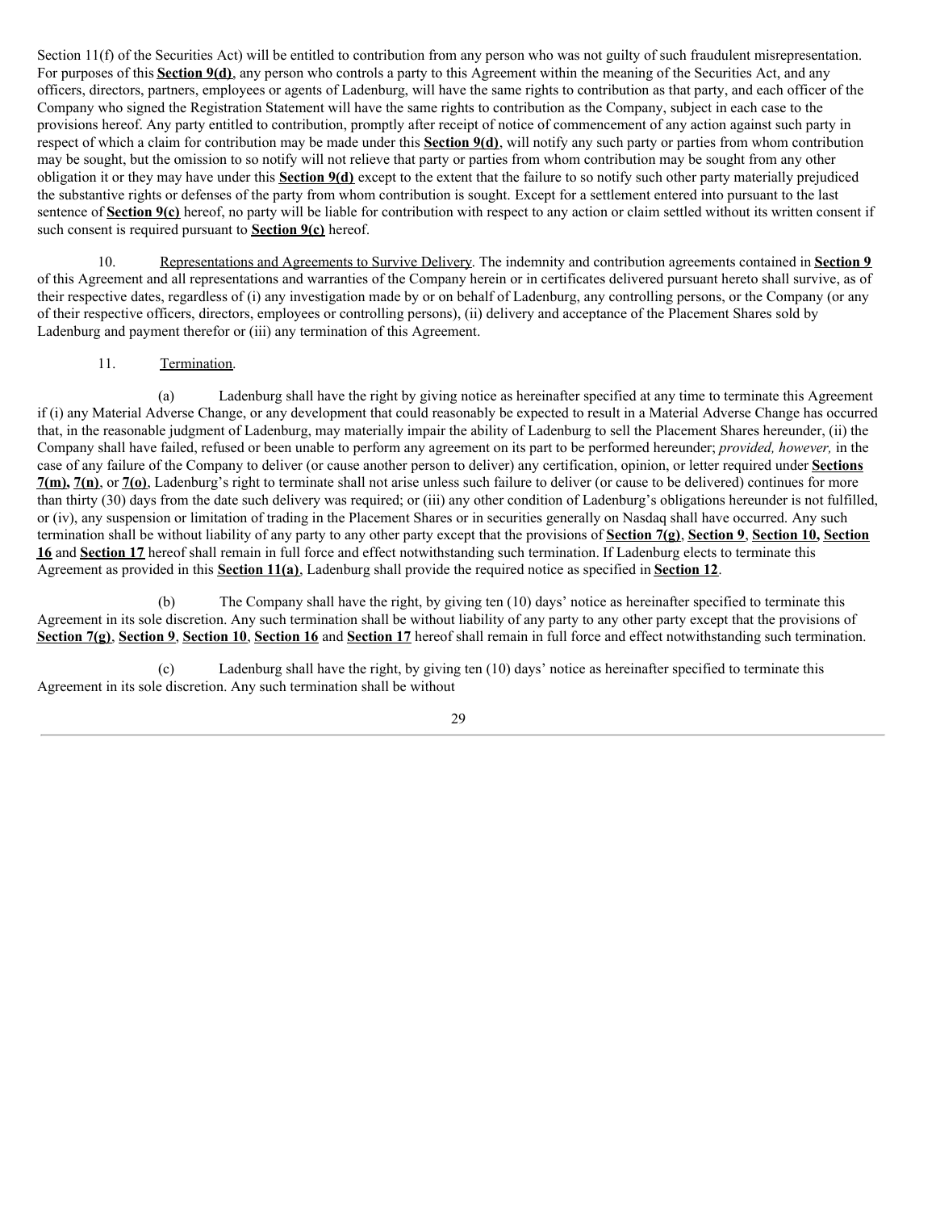Section 11(f) of the Securities Act) will be entitled to contribution from any person who was not guilty of such fraudulent misrepresentation. For purposes of this **Section 9(d)**, any person who controls a party to this Agreement within the meaning of the Securities Act, and any officers, directors, partners, employees or agents of Ladenburg, will have the same rights to contribution as that party, and each officer of the Company who signed the Registration Statement will have the same rights to contribution as the Company, subject in each case to the provisions hereof. Any party entitled to contribution, promptly after receipt of notice of commencement of any action against such party in respect of which a claim for contribution may be made under this **Section 9(d)**, will notify any such party or parties from whom contribution may be sought, but the omission to so notify will not relieve that party or parties from whom contribution may be sought from any other obligation it or they may have under this **Section 9(d)** except to the extent that the failure to so notify such other party materially prejudiced the substantive rights or defenses of the party from whom contribution is sought. Except for a settlement entered into pursuant to the last sentence of **Section 9(c)** hereof, no party will be liable for contribution with respect to any action or claim settled without its written consent if such consent is required pursuant to **Section 9(c)** hereof.

10. Representations and Agreements to Survive Delivery. The indemnity and contribution agreements contained in **Section 9** of this Agreement and all representations and warranties of the Company herein or in certificates delivered pursuant hereto shall survive, as of their respective dates, regardless of (i) any investigation made by or on behalf of Ladenburg, any controlling persons, or the Company (or any of their respective officers, directors, employees or controlling persons), (ii) delivery and acceptance of the Placement Shares sold by Ladenburg and payment therefor or (iii) any termination of this Agreement.

11. Termination.

(a) Ladenburg shall have the right by giving notice as hereinafter specified at any time to terminate this Agreement if (i) any Material Adverse Change, or any development that could reasonably be expected to result in a Material Adverse Change has occurred that, in the reasonable judgment of Ladenburg, may materially impair the ability of Ladenburg to sell the Placement Shares hereunder, (ii) the Company shall have failed, refused or been unable to perform any agreement on its part to be performed hereunder; *provided, however,* in the case of any failure of the Company to deliver (or cause another person to deliver) any certification, opinion, or letter required under **Sections 7(m), 7(n)**, or **7(o)**, Ladenburg's right to terminate shall not arise unless such failure to deliver (or cause to be delivered) continues for more than thirty (30) days from the date such delivery was required; or (iii) any other condition of Ladenburg's obligations hereunder is not fulfilled, or (iv), any suspension or limitation of trading in the Placement Shares or in securities generally on Nasdaq shall have occurred. Any such termination shall be without liability of any party to any other party except that the provisions of **Section 7(g)**, **Section 9**, **Section 10, Section 16** and **Section 17** hereof shall remain in full force and effect notwithstanding such termination. If Ladenburg elects to terminate this Agreement as provided in this **Section 11(a)**, Ladenburg shall provide the required notice as specified in **Section 12**.

(b) The Company shall have the right, by giving ten (10) days' notice as hereinafter specified to terminate this Agreement in its sole discretion. Any such termination shall be without liability of any party to any other party except that the provisions of **Section 7(g)**, **Section 9**, **Section 10**, **Section 16** and **Section 17** hereof shall remain in full force and effect notwithstanding such termination.

(c) Ladenburg shall have the right, by giving ten (10) days' notice as hereinafter specified to terminate this Agreement in its sole discretion. Any such termination shall be without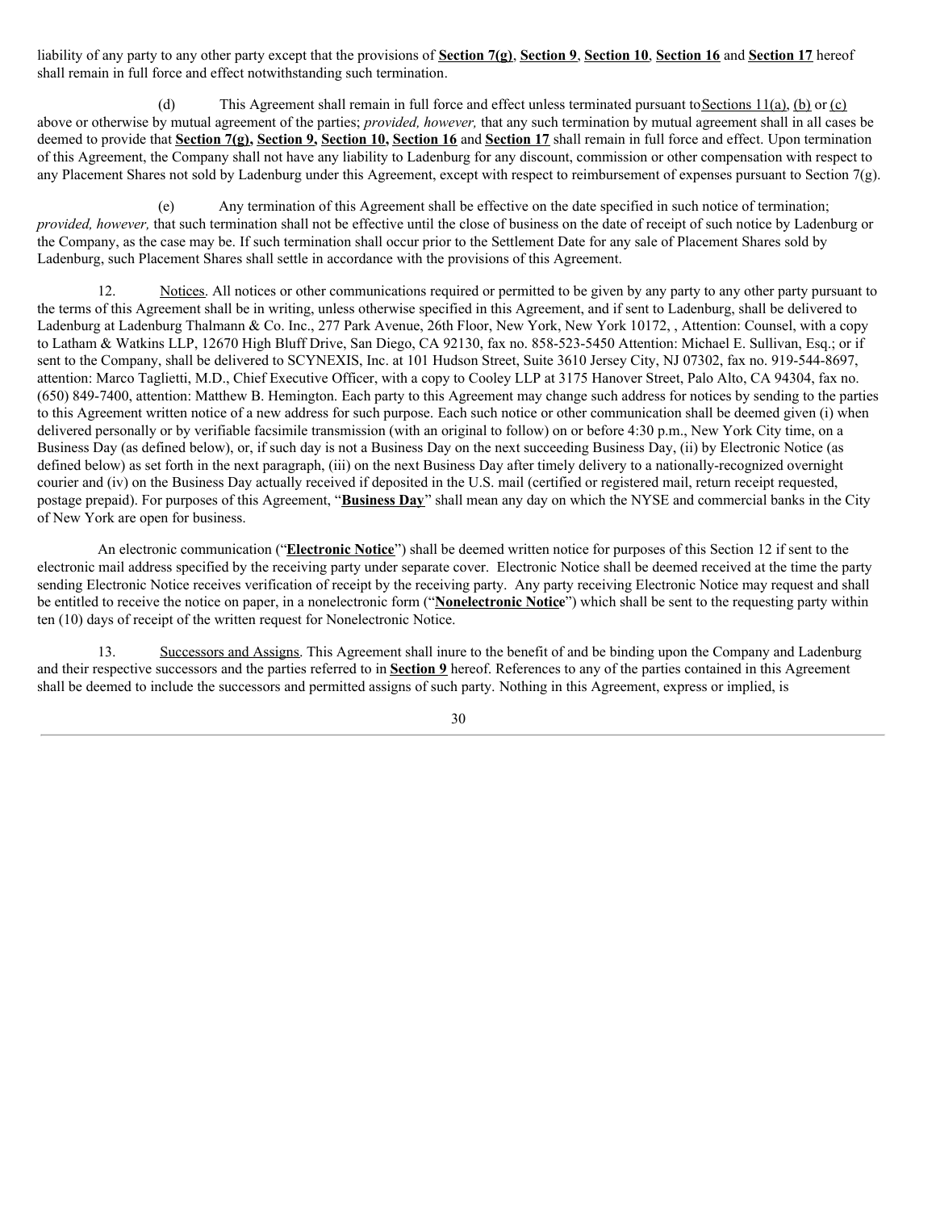liability of any party to any other party except that the provisions of **Section 7(g)**, **Section 9**, **Section 10**, **Section 16** and **Section 17** hereof shall remain in full force and effect notwithstanding such termination.

(d) This Agreement shall remain in full force and effect unless terminated pursuant to Sections 11(a), (b) or (c) above or otherwise by mutual agreement of the parties; *provided, however,* that any such termination by mutual agreement shall in all cases be deemed to provide that **Section 7(g), Section 9, Section 10, Section 16** and **Section 17** shall remain in full force and effect. Upon termination of this Agreement, the Company shall not have any liability to Ladenburg for any discount, commission or other compensation with respect to any Placement Shares not sold by Ladenburg under this Agreement, except with respect to reimbursement of expenses pursuant to Section 7(g).

(e) Any termination of this Agreement shall be effective on the date specified in such notice of termination; *provided, however,* that such termination shall not be effective until the close of business on the date of receipt of such notice by Ladenburg or the Company, as the case may be. If such termination shall occur prior to the Settlement Date for any sale of Placement Shares sold by Ladenburg, such Placement Shares shall settle in accordance with the provisions of this Agreement.

12. Notices. All notices or other communications required or permitted to be given by any party to any other party pursuant to the terms of this Agreement shall be in writing, unless otherwise specified in this Agreement, and if sent to Ladenburg, shall be delivered to Ladenburg at Ladenburg Thalmann & Co. Inc., 277 Park Avenue, 26th Floor, New York, New York 10172, , Attention: Counsel, with a copy to Latham & Watkins LLP, 12670 High Bluff Drive, San Diego, CA 92130, fax no. 858-523-5450 Attention: Michael E. Sullivan, Esq.; or if sent to the Company, shall be delivered to SCYNEXIS, Inc. at 101 Hudson Street, Suite 3610 Jersey City, NJ 07302, fax no. 919-544-8697, attention: Marco Taglietti, M.D., Chief Executive Officer, with a copy to Cooley LLP at 3175 Hanover Street, Palo Alto, CA 94304, fax no. (650) 849-7400, attention: Matthew B. Hemington. Each party to this Agreement may change such address for notices by sending to the parties to this Agreement written notice of a new address for such purpose. Each such notice or other communication shall be deemed given (i) when delivered personally or by verifiable facsimile transmission (with an original to follow) on or before 4:30 p.m., New York City time, on a Business Day (as defined below), or, if such day is not a Business Day on the next succeeding Business Day, (ii) by Electronic Notice (as defined below) as set forth in the next paragraph, (iii) on the next Business Day after timely delivery to a nationally-recognized overnight courier and (iv) on the Business Day actually received if deposited in the U.S. mail (certified or registered mail, return receipt requested, postage prepaid). For purposes of this Agreement, "**Business Day**" shall mean any day on which the NYSE and commercial banks in the City of New York are open for business.

An electronic communication ("**Electronic Notice**") shall be deemed written notice for purposes of this Section 12 if sent to the electronic mail address specified by the receiving party under separate cover. Electronic Notice shall be deemed received at the time the party sending Electronic Notice receives verification of receipt by the receiving party. Any party receiving Electronic Notice may request and shall be entitled to receive the notice on paper, in a nonelectronic form ("**Nonelectronic Notice**") which shall be sent to the requesting party within ten (10) days of receipt of the written request for Nonelectronic Notice.

13. Successors and Assigns. This Agreement shall inure to the benefit of and be binding upon the Company and Ladenburg and their respective successors and the parties referred to in **Section 9** hereof. References to any of the parties contained in this Agreement shall be deemed to include the successors and permitted assigns of such party. Nothing in this Agreement, express or implied, is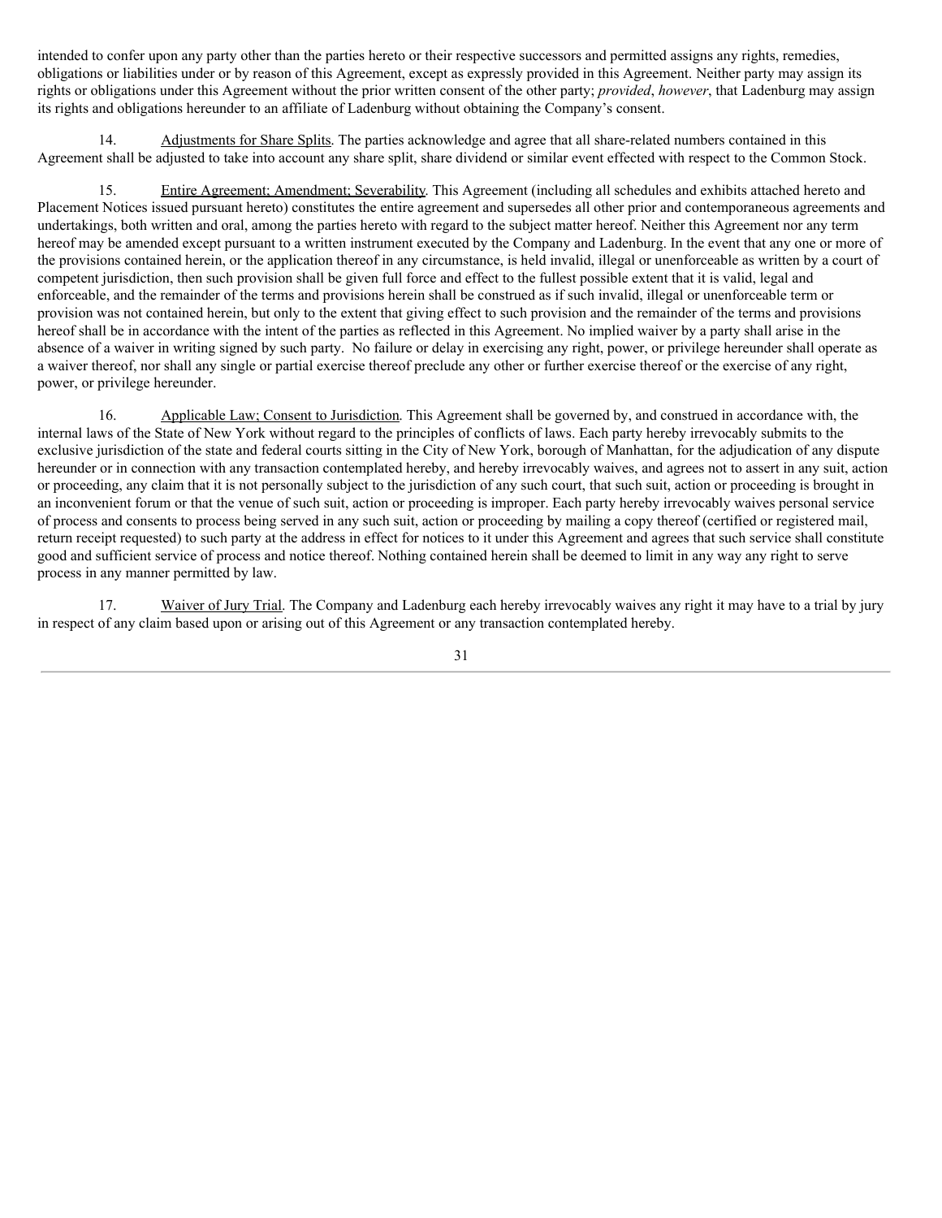intended to confer upon any party other than the parties hereto or their respective successors and permitted assigns any rights, remedies, obligations or liabilities under or by reason of this Agreement, except as expressly provided in this Agreement. Neither party may assign its rights or obligations under this Agreement without the prior written consent of the other party; *provided*, *however*, that Ladenburg may assign its rights and obligations hereunder to an affiliate of Ladenburg without obtaining the Company's consent.

14. Adjustments for Share Splits. The parties acknowledge and agree that all share-related numbers contained in this Agreement shall be adjusted to take into account any share split, share dividend or similar event effected with respect to the Common Stock.

15. Entire Agreement; Amendment; Severability. This Agreement (including all schedules and exhibits attached hereto and Placement Notices issued pursuant hereto) constitutes the entire agreement and supersedes all other prior and contemporaneous agreements and undertakings, both written and oral, among the parties hereto with regard to the subject matter hereof. Neither this Agreement nor any term hereof may be amended except pursuant to a written instrument executed by the Company and Ladenburg. In the event that any one or more of the provisions contained herein, or the application thereof in any circumstance, is held invalid, illegal or unenforceable as written by a court of competent jurisdiction, then such provision shall be given full force and effect to the fullest possible extent that it is valid, legal and enforceable, and the remainder of the terms and provisions herein shall be construed as if such invalid, illegal or unenforceable term or provision was not contained herein, but only to the extent that giving effect to such provision and the remainder of the terms and provisions hereof shall be in accordance with the intent of the parties as reflected in this Agreement. No implied waiver by a party shall arise in the absence of a waiver in writing signed by such party. No failure or delay in exercising any right, power, or privilege hereunder shall operate as a waiver thereof, nor shall any single or partial exercise thereof preclude any other or further exercise thereof or the exercise of any right, power, or privilege hereunder.

16. Applicable Law; Consent to Jurisdiction. This Agreement shall be governed by, and construed in accordance with, the internal laws of the State of New York without regard to the principles of conflicts of laws. Each party hereby irrevocably submits to the exclusive jurisdiction of the state and federal courts sitting in the City of New York, borough of Manhattan, for the adjudication of any dispute hereunder or in connection with any transaction contemplated hereby, and hereby irrevocably waives, and agrees not to assert in any suit, action or proceeding, any claim that it is not personally subject to the jurisdiction of any such court, that such suit, action or proceeding is brought in an inconvenient forum or that the venue of such suit, action or proceeding is improper. Each party hereby irrevocably waives personal service of process and consents to process being served in any such suit, action or proceeding by mailing a copy thereof (certified or registered mail, return receipt requested) to such party at the address in effect for notices to it under this Agreement and agrees that such service shall constitute good and sufficient service of process and notice thereof. Nothing contained herein shall be deemed to limit in any way any right to serve process in any manner permitted by law.

17. Waiver of Jury Trial. The Company and Ladenburg each hereby irrevocably waives any right it may have to a trial by jury in respect of any claim based upon or arising out of this Agreement or any transaction contemplated hereby.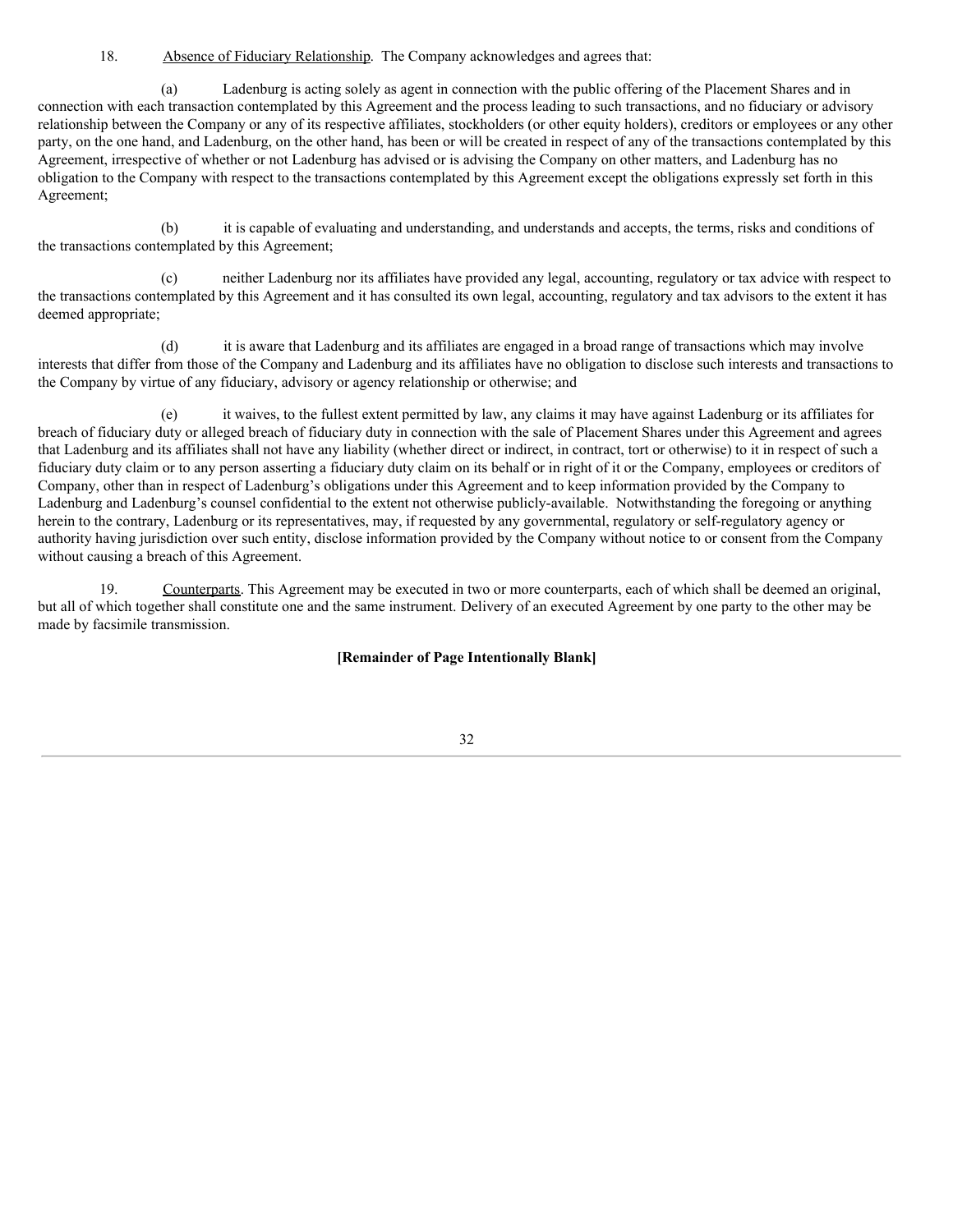18. Absence of Fiduciary Relationship. The Company acknowledges and agrees that:

(a) Ladenburg is acting solely as agent in connection with the public offering of the Placement Shares and in connection with each transaction contemplated by this Agreement and the process leading to such transactions, and no fiduciary or advisory relationship between the Company or any of its respective affiliates, stockholders (or other equity holders), creditors or employees or any other party, on the one hand, and Ladenburg, on the other hand, has been or will be created in respect of any of the transactions contemplated by this Agreement, irrespective of whether or not Ladenburg has advised or is advising the Company on other matters, and Ladenburg has no obligation to the Company with respect to the transactions contemplated by this Agreement except the obligations expressly set forth in this Agreement;

(b) it is capable of evaluating and understanding, and understands and accepts, the terms, risks and conditions of the transactions contemplated by this Agreement;

(c) neither Ladenburg nor its affiliates have provided any legal, accounting, regulatory or tax advice with respect to the transactions contemplated by this Agreement and it has consulted its own legal, accounting, regulatory and tax advisors to the extent it has deemed appropriate;

(d) it is aware that Ladenburg and its affiliates are engaged in a broad range of transactions which may involve interests that differ from those of the Company and Ladenburg and its affiliates have no obligation to disclose such interests and transactions to the Company by virtue of any fiduciary, advisory or agency relationship or otherwise; and

(e) it waives, to the fullest extent permitted by law, any claims it may have against Ladenburg or its affiliates for breach of fiduciary duty or alleged breach of fiduciary duty in connection with the sale of Placement Shares under this Agreement and agrees that Ladenburg and its affiliates shall not have any liability (whether direct or indirect, in contract, tort or otherwise) to it in respect of such a fiduciary duty claim or to any person asserting a fiduciary duty claim on its behalf or in right of it or the Company, employees or creditors of Company, other than in respect of Ladenburg's obligations under this Agreement and to keep information provided by the Company to Ladenburg and Ladenburg's counsel confidential to the extent not otherwise publicly-available. Notwithstanding the foregoing or anything herein to the contrary, Ladenburg or its representatives, may, if requested by any governmental, regulatory or self-regulatory agency or authority having jurisdiction over such entity, disclose information provided by the Company without notice to or consent from the Company without causing a breach of this Agreement.

19. Counterparts. This Agreement may be executed in two or more counterparts, each of which shall be deemed an original, but all of which together shall constitute one and the same instrument. Delivery of an executed Agreement by one party to the other may be made by facsimile transmission.

**[Remainder of Page Intentionally Blank]**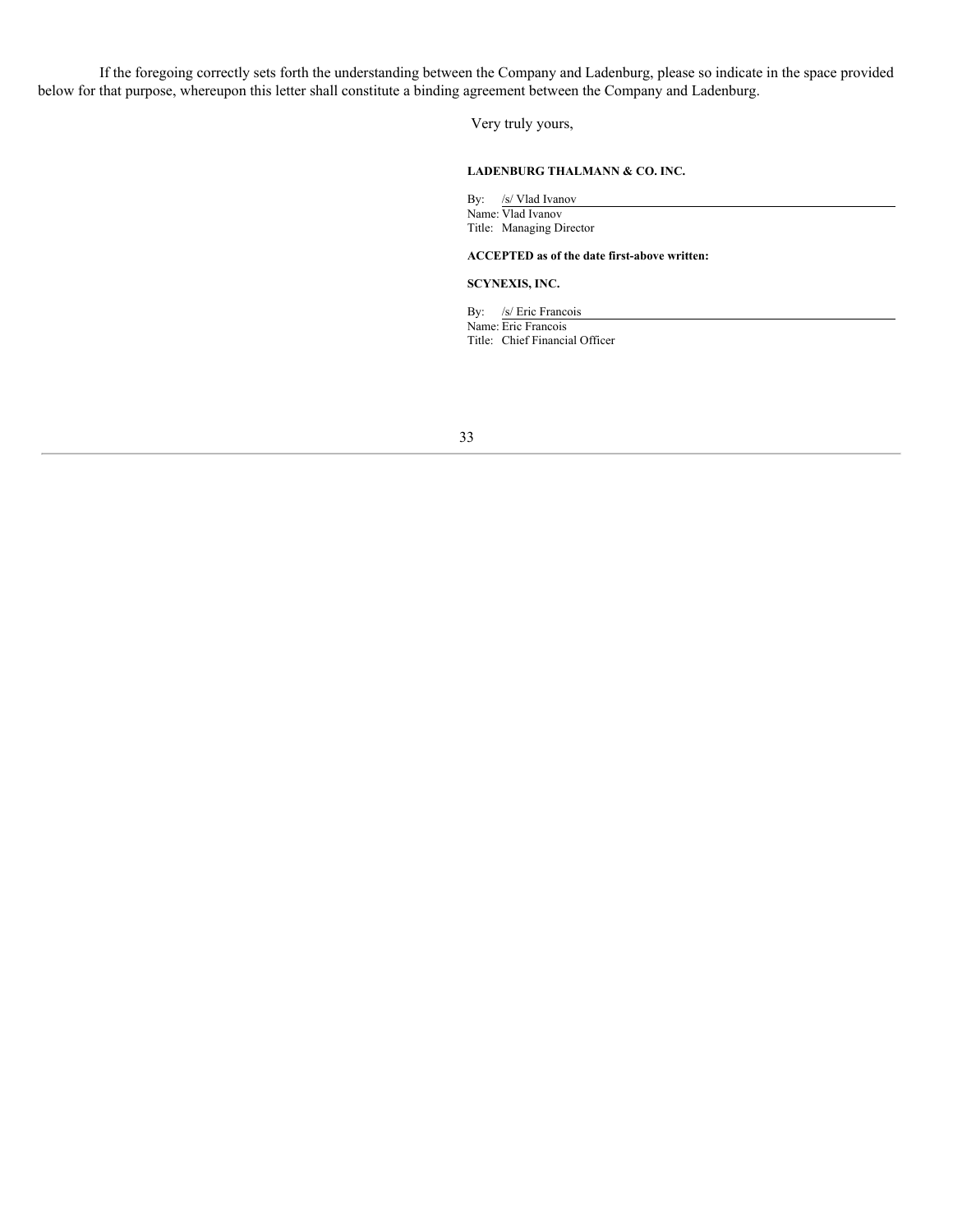If the foregoing correctly sets forth the understanding between the Company and Ladenburg, please so indicate in the space provided below for that purpose, whereupon this letter shall constitute a binding agreement between the Company and Ladenburg.

Very truly yours,

**LADENBURG THALMANN & CO. INC.**

By: /s/ Vlad Ivanov
Name: Vlad Ivanov
Title: Managing Director

**ACCEPTED as of the date first-above written:**

**SCYNEXIS, INC.**

By: /s/ Eric Francois
Name: Eric Francois
Title: Chief Financial Officer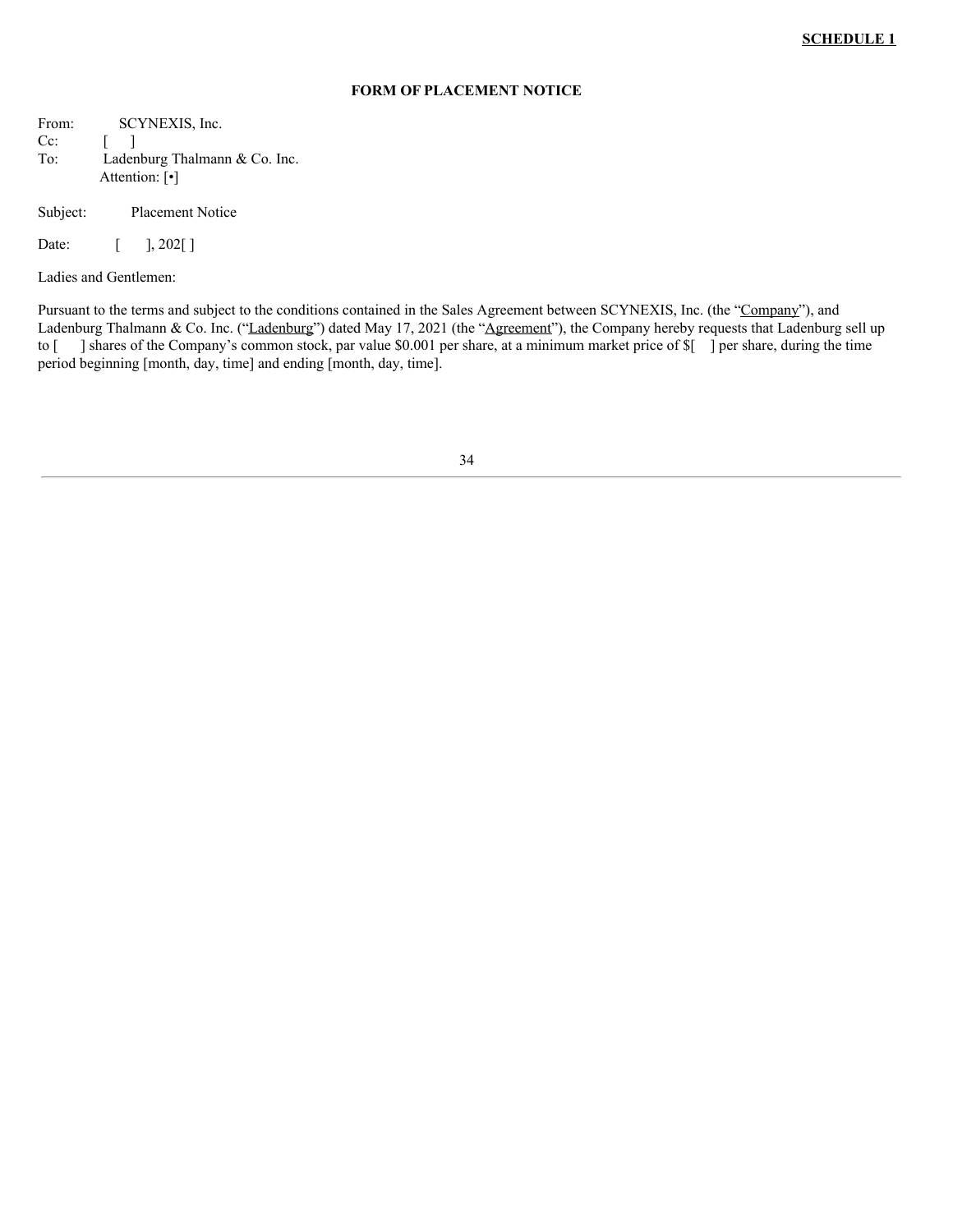**SCHEDULE 1**

**FORM OF PLACEMENT NOTICE**

From: SCYNEXIS, Inc.
Cc: [ ]
To: Ladenburg Thalmann & Co. Inc.
Attention: [•]

Subject: Placement Notice

Date: [ ], 202[ ]

Ladies and Gentlemen:

Pursuant to the terms and subject to the conditions contained in the Sales Agreement between SCYNEXIS, Inc. (the "Company"), and Ladenburg Thalmann & Co. Inc. ("Ladenburg") dated May 17, 2021 (the "Agreement"), the Company hereby requests that Ladenburg sell up to [ ] shares of the Company's common stock, par value $0.001 per share, at a minimum market price of $[ ] per share, during the time period beginning [month, day, time] and ending [month, day, time].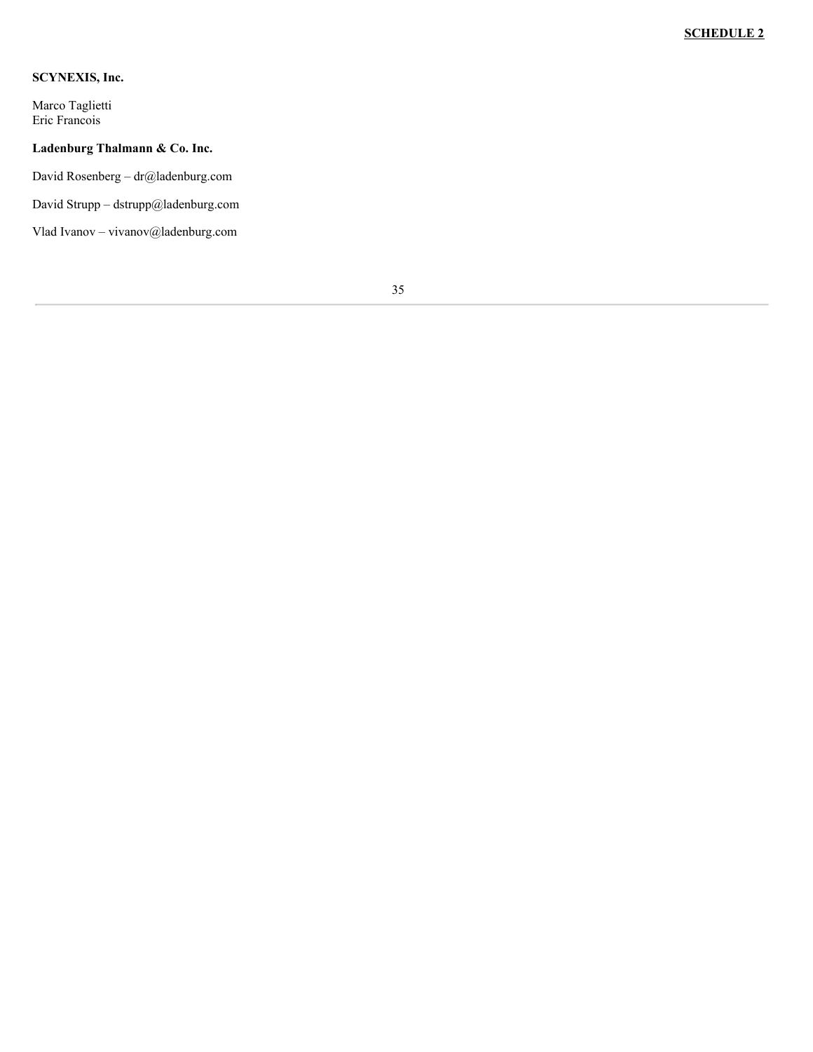**SCHEDULE 2**

**SCYNEXIS, Inc.**

Marco Taglietti
Eric Francois

**Ladenburg Thalmann & Co. Inc.**

David Rosenberg – dr@ladenburg.com

David Strupp – dstrupp@ladenburg.com

Vlad Ivanov – vivanov@ladenburg.com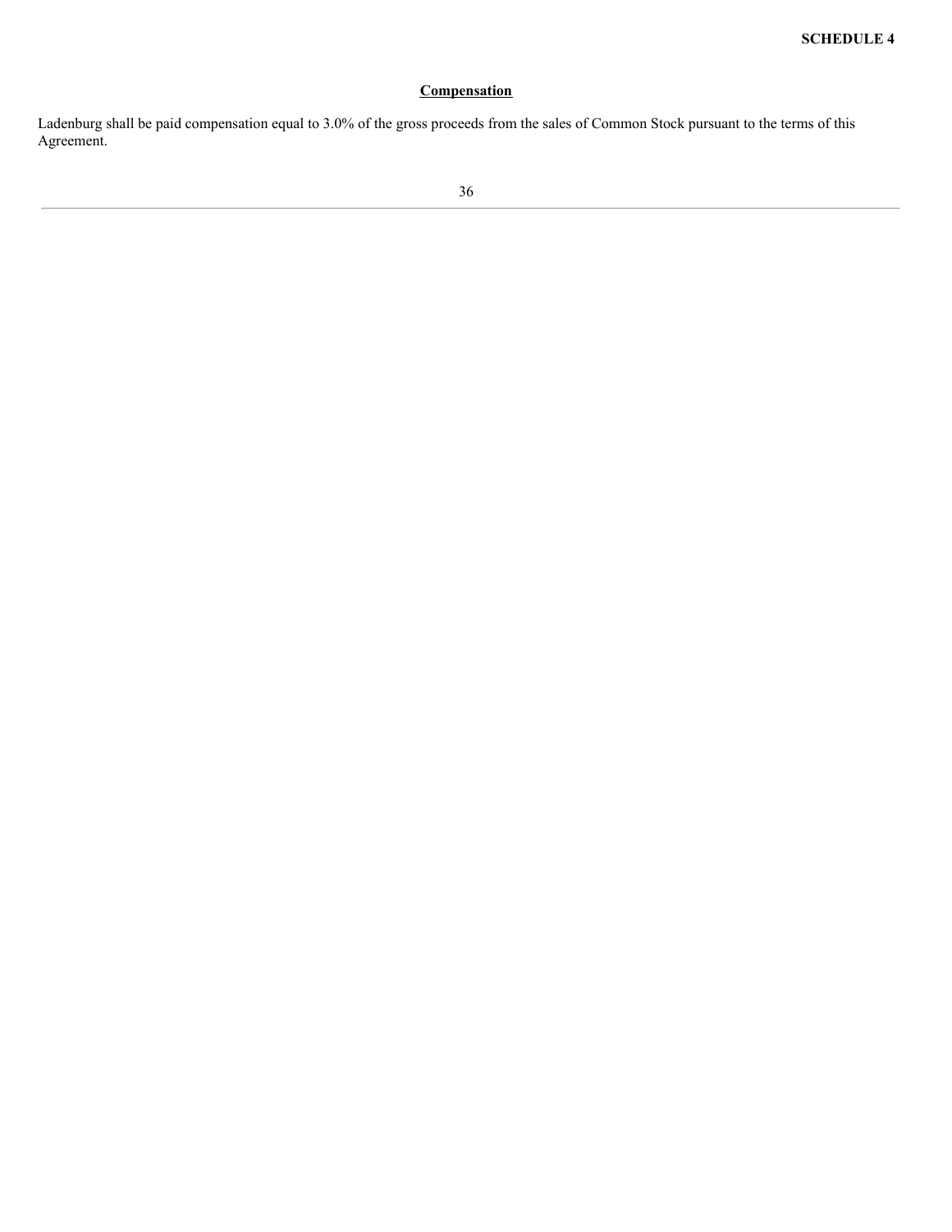**SCHEDULE 4**

## Compensation

Ladenburg shall be paid compensation equal to 3.0% of the gross proceeds from the sales of Common Stock pursuant to the terms of this Agreement.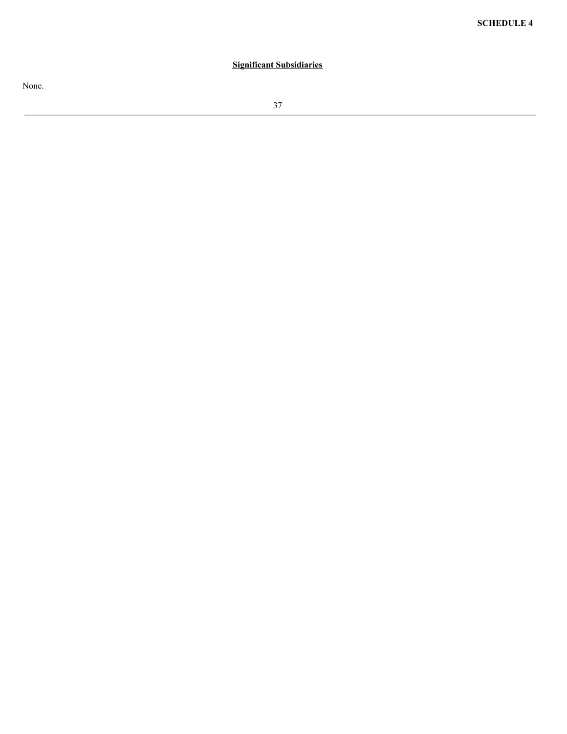**SCHEDULE 4**

**Significant Subsidiaries**

None.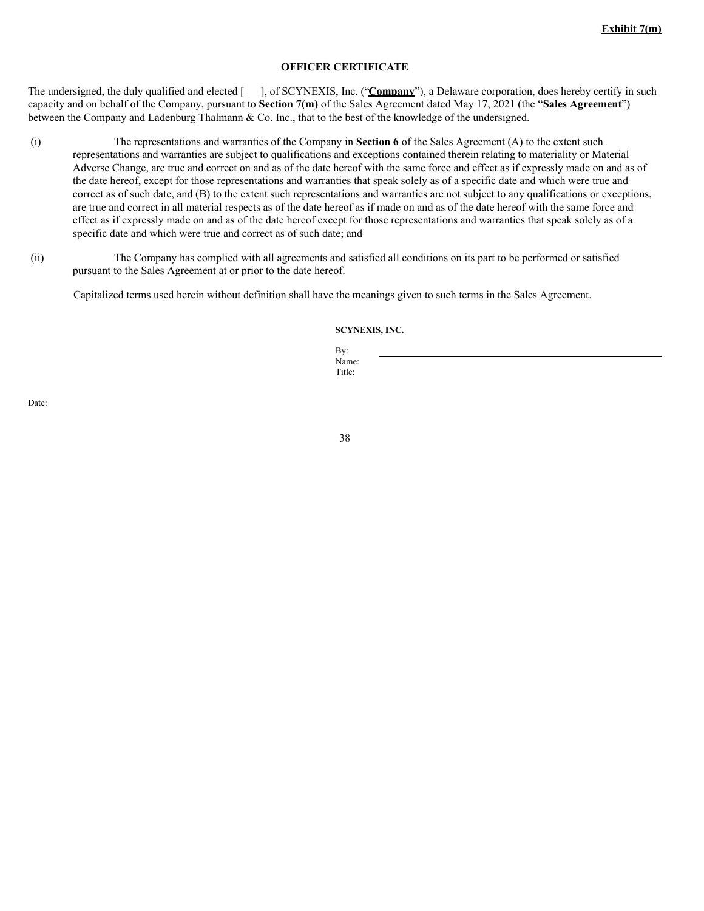**Exhibit 7(m)**

**OFFICER CERTIFICATE**

The undersigned, the duly qualified and elected [     ], of SCYNEXIS, Inc. ("**Company**"), a Delaware corporation, does hereby certify in such capacity and on behalf of the Company, pursuant to **Section 7(m)** of the Sales Agreement dated May 17, 2021 (the "**Sales Agreement**") between the Company and Ladenburg Thalmann & Co. Inc., that to the best of the knowledge of the undersigned.

(i) The representations and warranties of the Company in **Section 6** of the Sales Agreement (A) to the extent such representations and warranties are subject to qualifications and exceptions contained therein relating to materiality or Material Adverse Change, are true and correct on and as of the date hereof with the same force and effect as if expressly made on and as of the date hereof, except for those representations and warranties that speak solely as of a specific date and which were true and correct as of such date, and (B) to the extent such representations and warranties are not subject to any qualifications or exceptions, are true and correct in all material respects as of the date hereof as if made on and as of the date hereof with the same force and effect as if expressly made on and as of the date hereof except for those representations and warranties that speak solely as of a specific date and which were true and correct as of such date; and

(ii) The Company has complied with all agreements and satisfied all conditions on its part to be performed or satisfied pursuant to the Sales Agreement at or prior to the date hereof.

Capitalized terms used herein without definition shall have the meanings given to such terms in the Sales Agreement.

**SCYNEXIS, INC.**

By: \_\_\_\_\_\_\_\_\_\_\_\_\_\_\_\_\_\_\_\_\_\_\_\_\_\_\_\_\_\_
Name:
Title:

Date: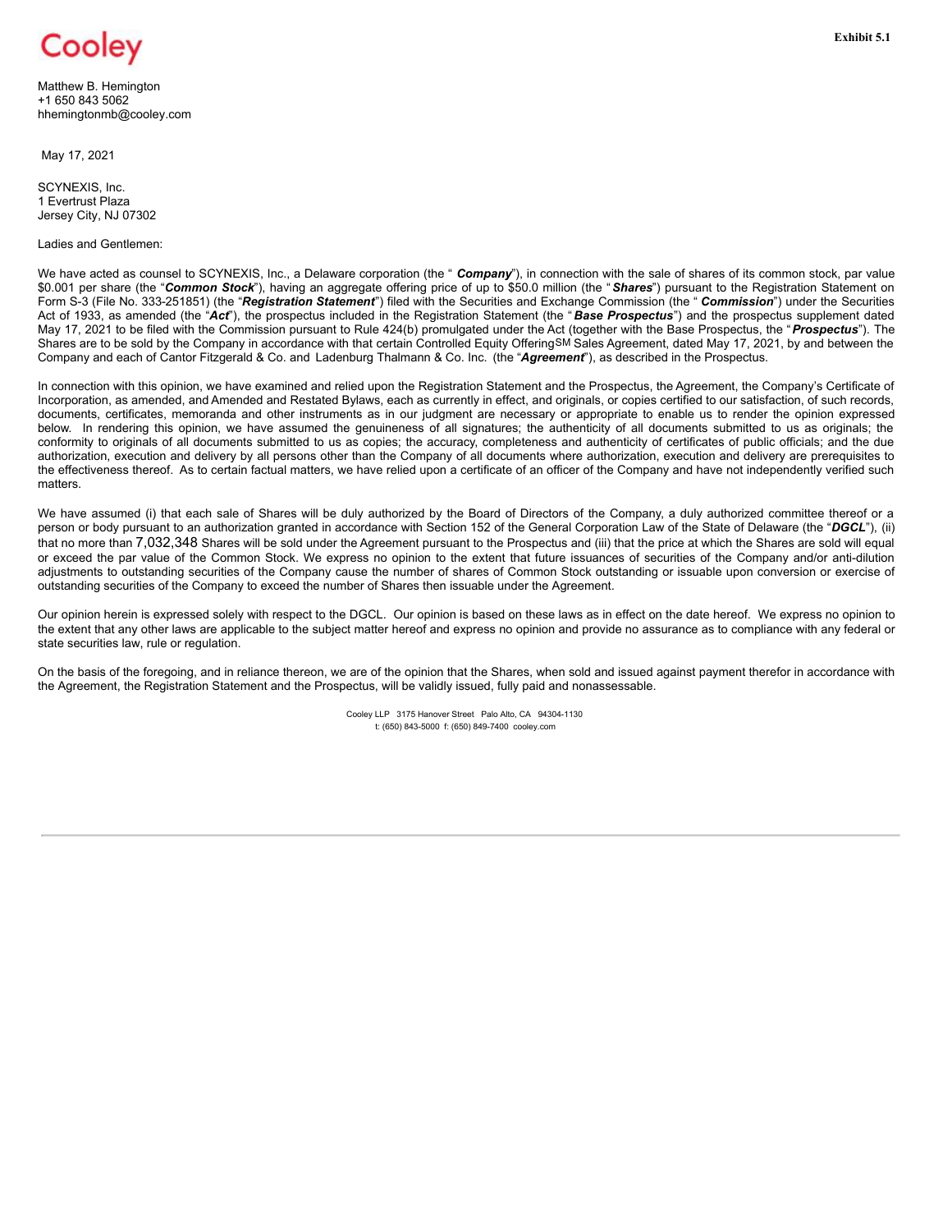Cooley

**Exhibit 5.1**

Matthew B. Hemington
+1 650 843 5062
hhemingtonmb@cooley.com

May 17, 2021

SCYNEXIS, Inc.
1 Evertrust Plaza
Jersey City, NJ 07302

Ladies and Gentlemen:

We have acted as counsel to SCYNEXIS, Inc., a Delaware corporation (the " ***Company***"), in connection with the sale of shares of its common stock, par value $0.001 per share (the "***Common Stock***"), having an aggregate offering price of up to $50.0 million (the " ***Shares***") pursuant to the Registration Statement on Form S-3 (File No. 333-251851) (the "***Registration Statement***") filed with the Securities and Exchange Commission (the " ***Commission***") under the Securities Act of 1933, as amended (the "***Act***"), the prospectus included in the Registration Statement (the " ***Base Prospectus***") and the prospectus supplement dated May 17, 2021 to be filed with the Commission pursuant to Rule 424(b) promulgated under the Act (together with the Base Prospectus, the " ***Prospectus***"). The Shares are to be sold by the Company in accordance with that certain Controlled Equity Offering[SM] Sales Agreement, dated May 17, 2021, by and between the Company and each of Cantor Fitzgerald & Co. and Ladenburg Thalmann & Co. Inc. (the "***Agreement***"), as described in the Prospectus.

In connection with this opinion, we have examined and relied upon the Registration Statement and the Prospectus, the Agreement, the Company's Certificate of Incorporation, as amended, and Amended and Restated Bylaws, each as currently in effect, and originals, or copies certified to our satisfaction, of such records, documents, certificates, memoranda and other instruments as in our judgment are necessary or appropriate to enable us to render the opinion expressed below. In rendering this opinion, we have assumed the genuineness of all signatures; the authenticity of all documents submitted to us as originals; the conformity to originals of all documents submitted to us as copies; the accuracy, completeness and authenticity of certificates of public officials; and the due authorization, execution and delivery by all persons other than the Company of all documents where authorization, execution and delivery are prerequisites to the effectiveness thereof. As to certain factual matters, we have relied upon a certificate of an officer of the Company and have not independently verified such matters.

We have assumed (i) that each sale of Shares will be duly authorized by the Board of Directors of the Company, a duly authorized committee thereof or a person or body pursuant to an authorization granted in accordance with Section 152 of the General Corporation Law of the State of Delaware (the "***DGCL***"), (ii) that no more than 7,032,348 Shares will be sold under the Agreement pursuant to the Prospectus and (iii) that the price at which the Shares are sold will equal or exceed the par value of the Common Stock. We express no opinion to the extent that future issuances of securities of the Company and/or anti-dilution adjustments to outstanding securities of the Company cause the number of shares of Common Stock outstanding or issuable upon conversion or exercise of outstanding securities of the Company to exceed the number of Shares then issuable under the Agreement.

Our opinion herein is expressed solely with respect to the DGCL. Our opinion is based on these laws as in effect on the date hereof. We express no opinion to the extent that any other laws are applicable to the subject matter hereof and express no opinion and provide no assurance as to compliance with any federal or state securities law, rule or regulation.

On the basis of the foregoing, and in reliance thereon, we are of the opinion that the Shares, when sold and issued against payment therefor in accordance with the Agreement, the Registration Statement and the Prospectus, will be validly issued, fully paid and nonassessable.

Cooley LLP 3175 Hanover Street Palo Alto, CA 94304-1130
t: (650) 843-5000 f: (650) 849-7400 cooley.com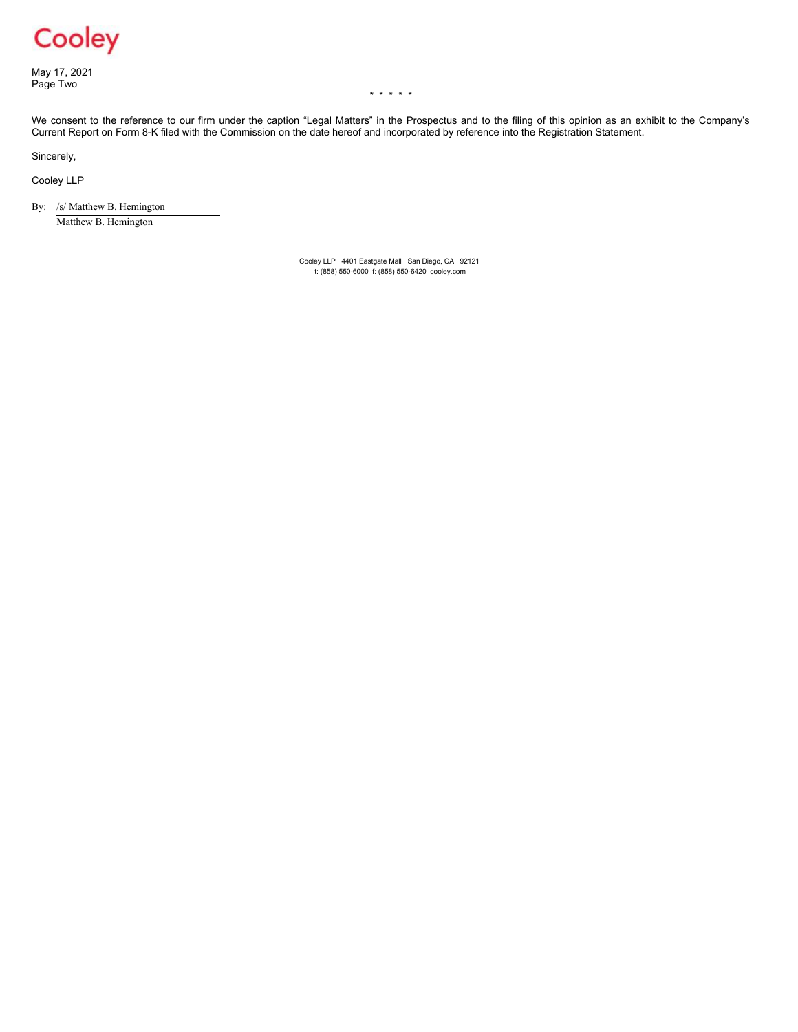\* \* \* \* \*

We consent to the reference to our firm under the caption "Legal Matters" in the Prospectus and to the filing of this opinion as an exhibit to the Company's Current Report on Form 8-K filed with the Commission on the date hereof and incorporated by reference into the Registration Statement.

Sincerely,

Cooley LLP

By: /s/ Matthew B. Hemington
Matthew B. Hemington